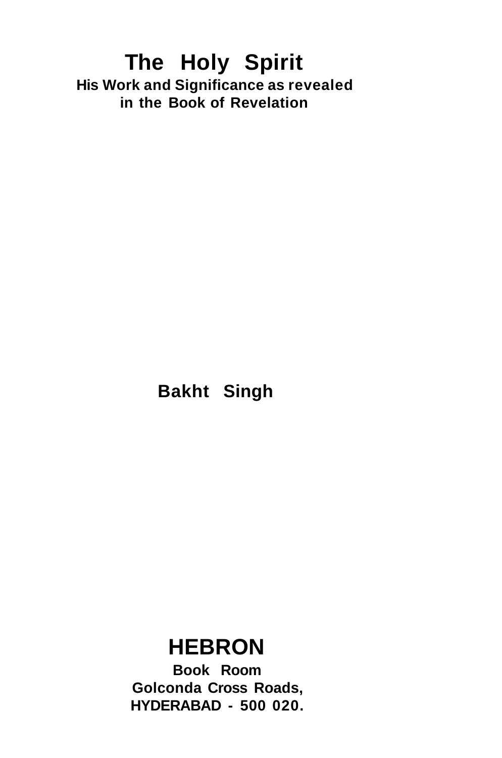# The Holy Spirit

**His Work and Significance as revealed in the Book of Revelation**

**Bakht Singh**

## HEBRON

**Book Room**
**Golconda Cross Roads,**
**HYDERABAD - 500 020.**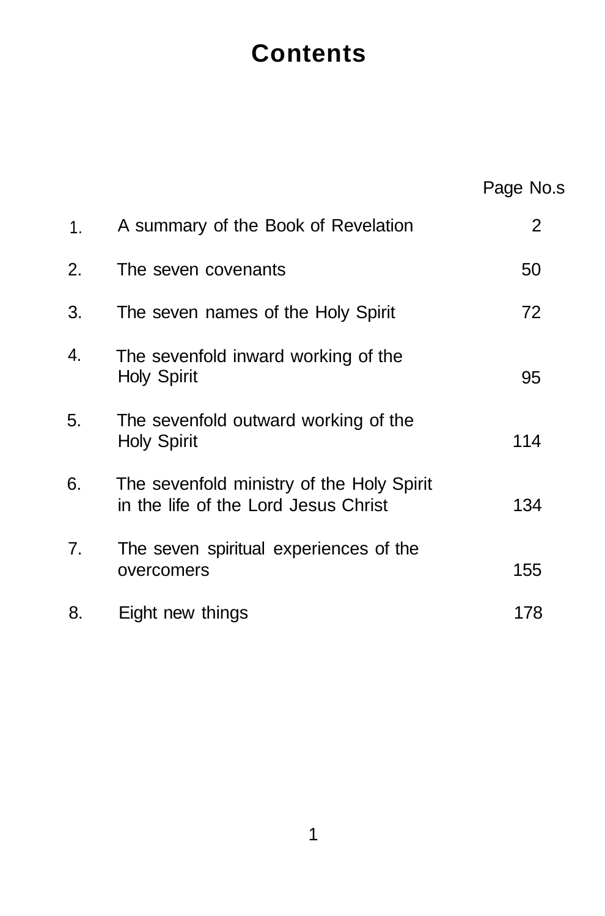# Contents

|  |  | Page No.s |
|---|---|---|
| 1. | A summary of the Book of Revelation | 2 |
| 2. | The seven covenants | 50 |
| 3. | The seven names of the Holy Spirit | 72 |
| 4. | The sevenfold inward working of the Holy Spirit | 95 |
| 5. | The sevenfold outward working of the Holy Spirit | 114 |
| 6. | The sevenfold ministry of the Holy Spirit in the life of the Lord Jesus Christ | 134 |
| 7. | The seven spiritual experiences of the overcomers | 155 |
| 8. | Eight new things | 178 |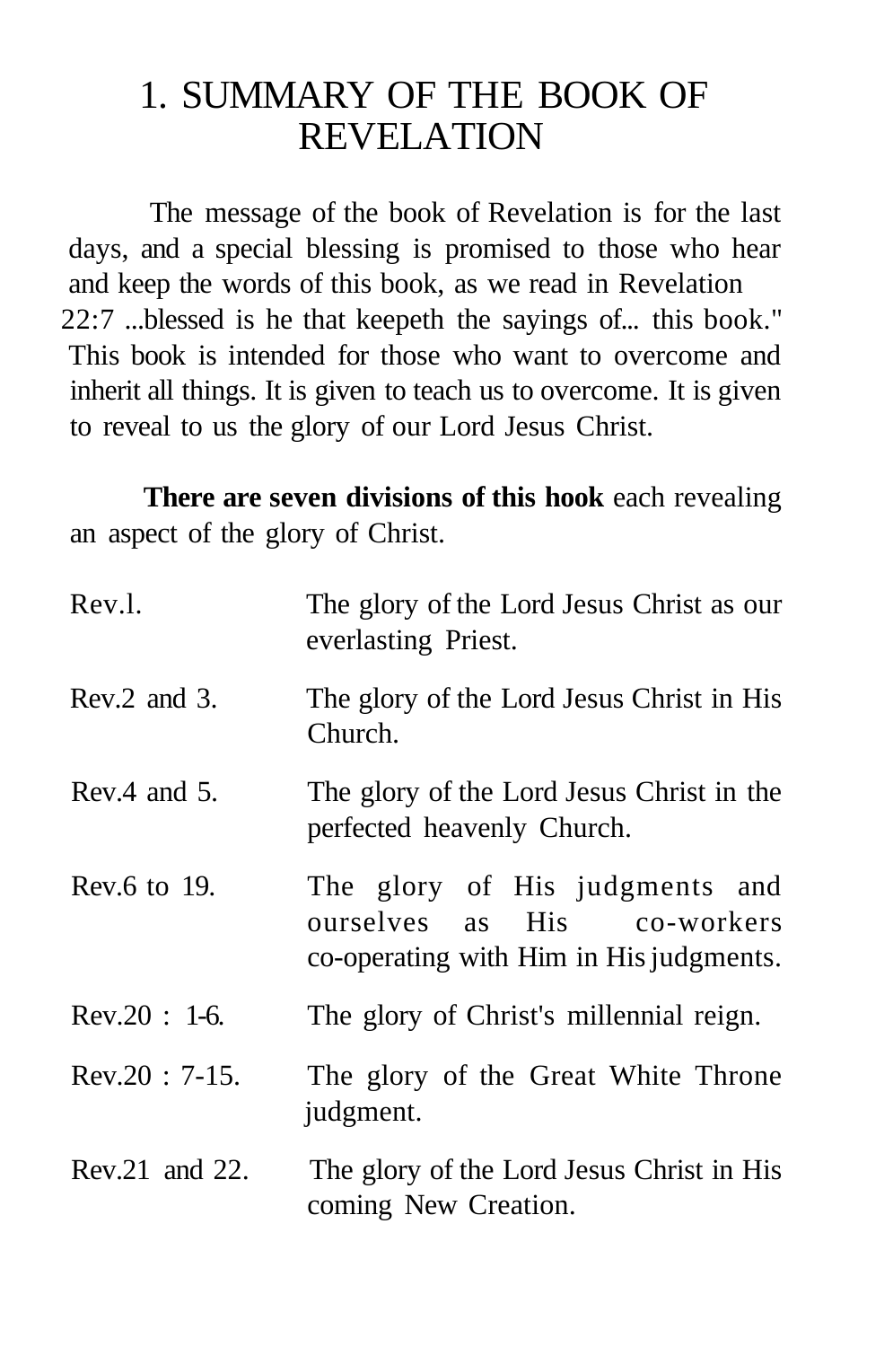# 1. SUMMARY OF THE BOOK OF REVELATION

The message of the book of Revelation is for the last days, and a special blessing is promised to those who hear and keep the words of this book, as we read in Revelation 22:7 ...blessed is he that keepeth the sayings of... this book." This book is intended for those who want to overcome and inherit all things. It is given to teach us to overcome. It is given to reveal to us the glory of our Lord Jesus Christ.

**There are seven divisions of this hook** each revealing an aspect of the glory of Christ.

| | |
|---|---|
| Rev.l. | The glory of the Lord Jesus Christ as our everlasting Priest. |
| Rev.2 and 3. | The glory of the Lord Jesus Christ in His Church. |
| Rev.4 and 5. | The glory of the Lord Jesus Christ in the perfected heavenly Church. |
| Rev.6 to 19. | The glory of His judgments and ourselves as His co-workers co-operating with Him in His judgments. |
| Rev.20 : 1-6. | The glory of Christ's millennial reign. |
| Rev.20 : 7-15. | The glory of the Great White Throne judgment. |
| Rev.21 and 22. | The glory of the Lord Jesus Christ in His coming New Creation. |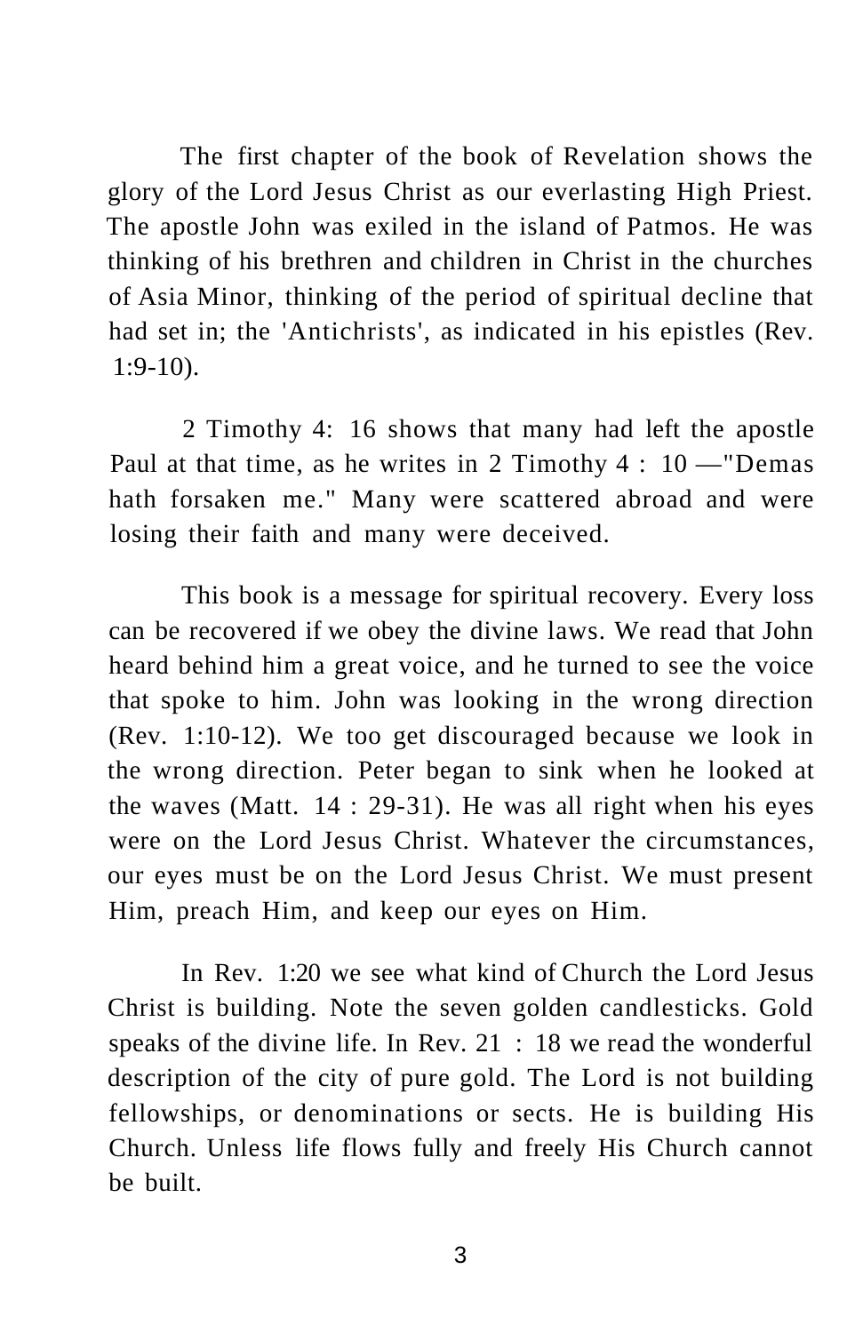The first chapter of the book of Revelation shows the glory of the Lord Jesus Christ as our everlasting High Priest. The apostle John was exiled in the island of Patmos. He was thinking of his brethren and children in Christ in the churches of Asia Minor, thinking of the period of spiritual decline that had set in; the 'Antichrists', as indicated in his epistles (Rev. 1:9-10).

2 Timothy 4: 16 shows that many had left the apostle Paul at that time, as he writes in 2 Timothy 4 : 10 —"Demas hath forsaken me." Many were scattered abroad and were losing their faith and many were deceived.

This book is a message for spiritual recovery. Every loss can be recovered if we obey the divine laws. We read that John heard behind him a great voice, and he turned to see the voice that spoke to him. John was looking in the wrong direction (Rev. 1:10-12). We too get discouraged because we look in the wrong direction. Peter began to sink when he looked at the waves (Matt. 14 : 29-31). He was all right when his eyes were on the Lord Jesus Christ. Whatever the circumstances, our eyes must be on the Lord Jesus Christ. We must present Him, preach Him, and keep our eyes on Him.

In Rev. 1:20 we see what kind of Church the Lord Jesus Christ is building. Note the seven golden candlesticks. Gold speaks of the divine life. In Rev. 21 : 18 we read the wonderful description of the city of pure gold. The Lord is not building fellowships, or denominations or sects. He is building His Church. Unless life flows fully and freely His Church cannot be built.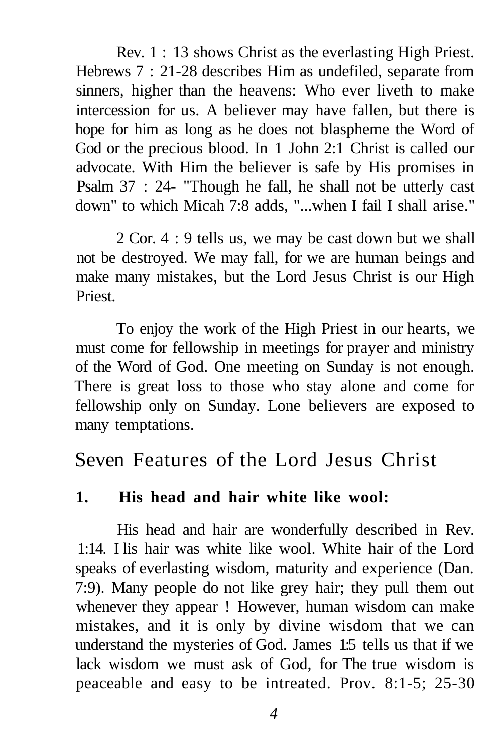Rev. 1 : 13 shows Christ as the everlasting High Priest. Hebrews 7 : 21-28 describes Him as undefiled, separate from sinners, higher than the heavens: Who ever liveth to make intercession for us. A believer may have fallen, but there is hope for him as long as he does not blaspheme the Word of God or the precious blood. In 1 John 2:1 Christ is called our advocate. With Him the believer is safe by His promises in Psalm 37 : 24- "Though he fall, he shall not be utterly cast down" to which Micah 7:8 adds, "...when I fail I shall arise."

2 Cor. 4 : 9 tells us, we may be cast down but we shall not be destroyed. We may fall, for we are human beings and make many mistakes, but the Lord Jesus Christ is our High Priest.

To enjoy the work of the High Priest in our hearts, we must come for fellowship in meetings for prayer and ministry of the Word of God. One meeting on Sunday is not enough. There is great loss to those who stay alone and come for fellowship only on Sunday. Lone believers are exposed to many temptations.

## Seven Features of the Lord Jesus Christ

### 1. His head and hair white like wool:

His head and hair are wonderfully described in Rev. 1:14. I lis hair was white like wool. White hair of the Lord speaks of everlasting wisdom, maturity and experience (Dan. 7:9). Many people do not like grey hair; they pull them out whenever they appear ! However, human wisdom can make mistakes, and it is only by divine wisdom that we can understand the mysteries of God. James 1:5 tells us that if we lack wisdom we must ask of God, for The true wisdom is peaceable and easy to be intreated. Prov. 8:1-5; 25-30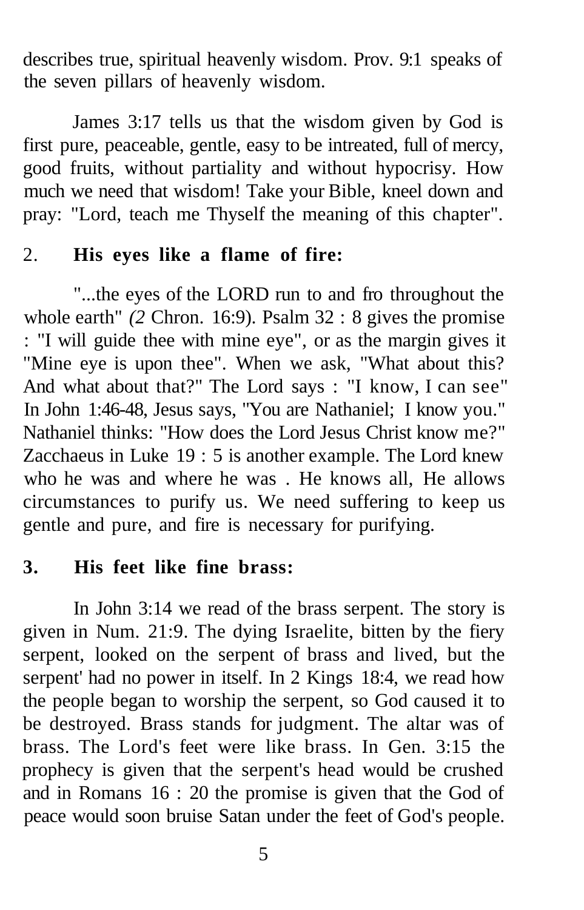describes true, spiritual heavenly wisdom. Prov. 9:1 speaks of the seven pillars of heavenly wisdom.

James 3:17 tells us that the wisdom given by God is first pure, peaceable, gentle, easy to be intreated, full of mercy, good fruits, without partiality and without hypocrisy. How much we need that wisdom! Take your Bible, kneel down and pray: "Lord, teach me Thyself the meaning of this chapter".

## 2. **His eyes like a flame of fire:**

"...the eyes of the LORD run to and fro throughout the whole earth" *(2* Chron. 16:9). Psalm 32 : 8 gives the promise : "I will guide thee with mine eye", or as the margin gives it "Mine eye is upon thee". When we ask, "What about this? And what about that?" The Lord says : "I know, I can see" In John 1:46-48, Jesus says, "You are Nathaniel; I know you." Nathaniel thinks: "How does the Lord Jesus Christ know me?" Zacchaeus in Luke 19 : 5 is another example. The Lord knew who he was and where he was . He knows all, He allows circumstances to purify us. We need suffering to keep us gentle and pure, and fire is necessary for purifying.

## 3. **His feet like fine brass:**

In John 3:14 we read of the brass serpent. The story is given in Num. 21:9. The dying Israelite, bitten by the fiery serpent, looked on the serpent of brass and lived, but the serpent' had no power in itself. In 2 Kings 18:4, we read how the people began to worship the serpent, so God caused it to be destroyed. Brass stands for judgment. The altar was of brass. The Lord's feet were like brass. In Gen. 3:15 the prophecy is given that the serpent's head would be crushed and in Romans 16 : 20 the promise is given that the God of peace would soon bruise Satan under the feet of God's people.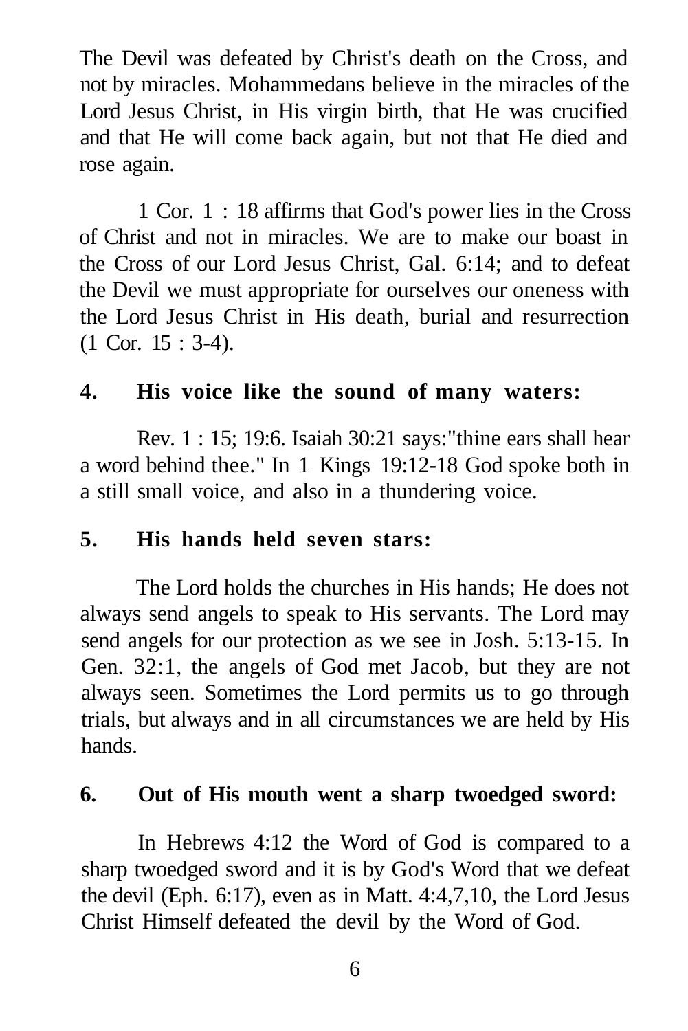The Devil was defeated by Christ's death on the Cross, and not by miracles. Mohammedans believe in the miracles of the Lord Jesus Christ, in His virgin birth, that He was crucified and that He will come back again, but not that He died and rose again.

1 Cor. 1 : 18 affirms that God's power lies in the Cross of Christ and not in miracles. We are to make our boast in the Cross of our Lord Jesus Christ, Gal. 6:14; and to defeat the Devil we must appropriate for ourselves our oneness with the Lord Jesus Christ in His death, burial and resurrection (1 Cor. 15 : 3-4).

**4. His voice like the sound of many waters:**

Rev. 1 : 15; 19:6. Isaiah 30:21 says:"thine ears shall hear a word behind thee." In 1 Kings 19:12-18 God spoke both in a still small voice, and also in a thundering voice.

**5. His hands held seven stars:**

The Lord holds the churches in His hands; He does not always send angels to speak to His servants. The Lord may send angels for our protection as we see in Josh. 5:13-15. In Gen. 32:1, the angels of God met Jacob, but they are not always seen. Sometimes the Lord permits us to go through trials, but always and in all circumstances we are held by His hands.

**6. Out of His mouth went a sharp twoedged sword:**

In Hebrews 4:12 the Word of God is compared to a sharp twoedged sword and it is by God's Word that we defeat the devil (Eph. 6:17), even as in Matt. 4:4,7,10, the Lord Jesus Christ Himself defeated the devil by the Word of God.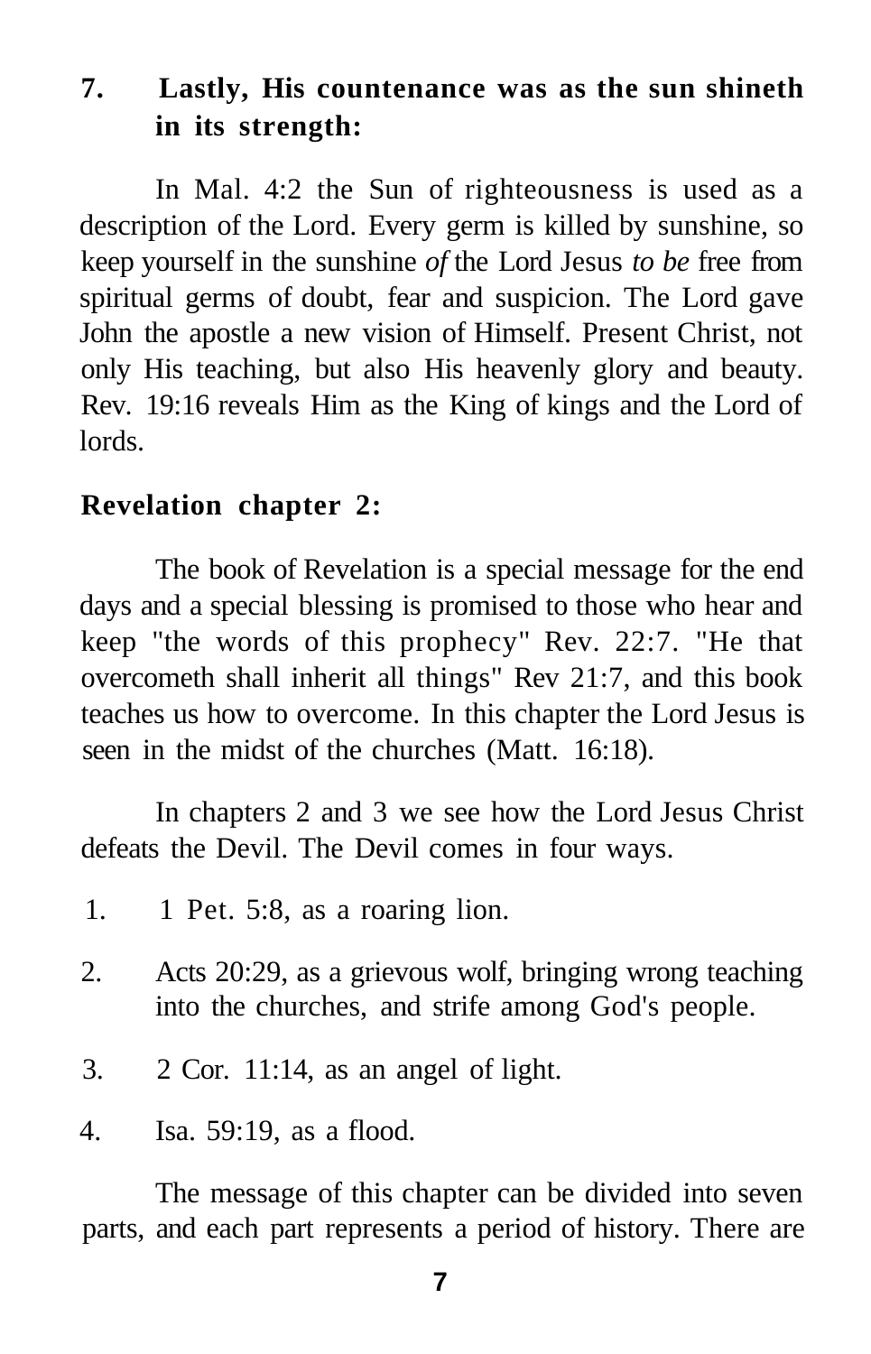**7. Lastly, His countenance was as the sun shineth in its strength:**

In Mal. 4:2 the Sun of righteousness is used as a description of the Lord. Every germ is killed by sunshine, so keep yourself in the sunshine *of* the Lord Jesus *to be* free from spiritual germs of doubt, fear and suspicion. The Lord gave John the apostle a new vision of Himself. Present Christ, not only His teaching, but also His heavenly glory and beauty. Rev. 19:16 reveals Him as the King of kings and the Lord of lords.

**Revelation chapter 2:**

The book of Revelation is a special message for the end days and a special blessing is promised to those who hear and keep "the words of this prophecy" Rev. 22:7. "He that overcometh shall inherit all things" Rev 21:7, and this book teaches us how to overcome. In this chapter the Lord Jesus is seen in the midst of the churches (Matt. 16:18).

In chapters 2 and 3 we see how the Lord Jesus Christ defeats the Devil. The Devil comes in four ways.

1. 1 Pet. 5:8, as a roaring lion.
2. Acts 20:29, as a grievous wolf, bringing wrong teaching into the churches, and strife among God's people.
3. 2 Cor. 11:14, as an angel of light.
4. Isa. 59:19, as a flood.

The message of this chapter can be divided into seven parts, and each part represents a period of history. There are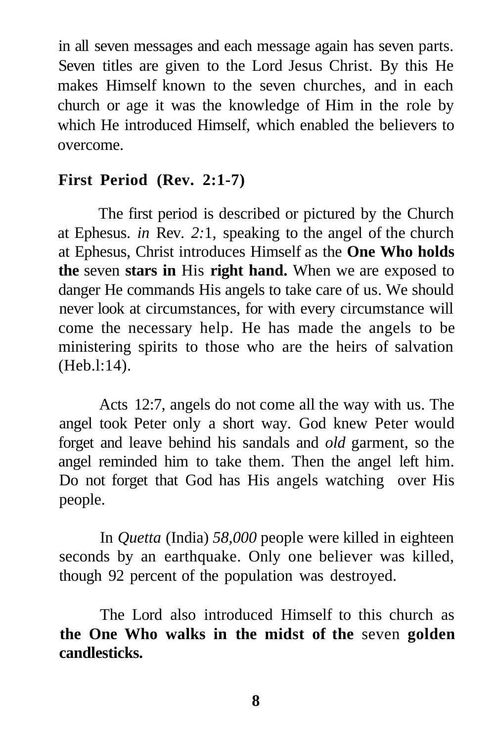in all seven messages and each message again has seven parts. Seven titles are given to the Lord Jesus Christ. By this He makes Himself known to the seven churches, and in each church or age it was the knowledge of Him in the role by which He introduced Himself, which enabled the believers to overcome.

## First Period (Rev. 2:1-7)

The first period is described or pictured by the Church at Ephesus. *in* Rev. *2:*1, speaking to the angel of the church at Ephesus, Christ introduces Himself as the **One Who holds the** seven **stars in** His **right hand.** When we are exposed to danger He commands His angels to take care of us. We should never look at circumstances, for with every circumstance will come the necessary help. He has made the angels to be ministering spirits to those who are the heirs of salvation (Heb.l:14).

Acts 12:7, angels do not come all the way with us. The angel took Peter only a short way. God knew Peter would forget and leave behind his sandals and *old* garment, so the angel reminded him to take them. Then the angel left him. Do not forget that God has His angels watching over His people.

In *Quetta* (India) *58,000* people were killed in eighteen seconds by an earthquake. Only one believer was killed, though 92 percent of the population was destroyed.

The Lord also introduced Himself to this church as **the One Who walks in the midst of the** seven **golden candlesticks.**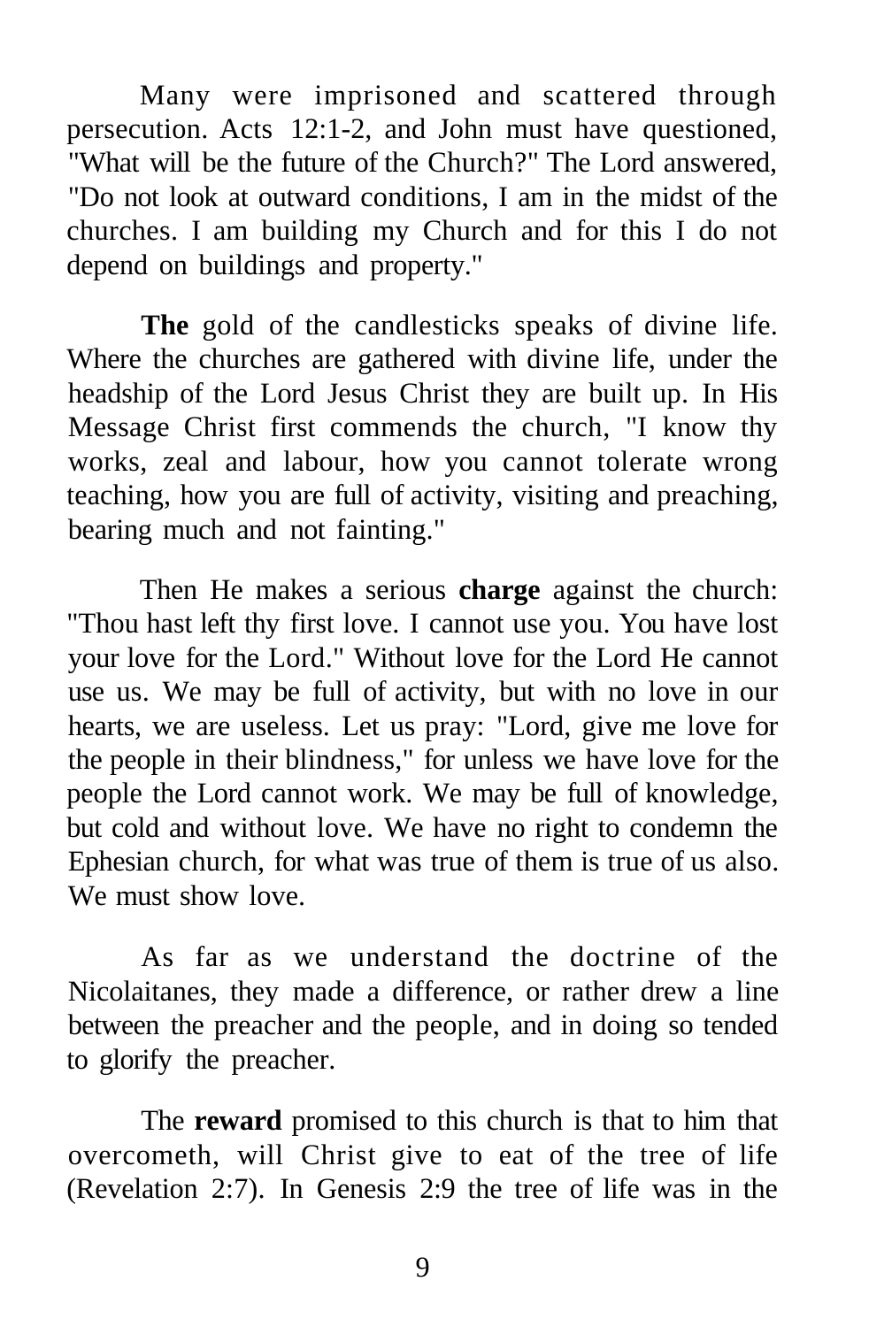Many were imprisoned and scattered through persecution. Acts 12:1-2, and John must have questioned, "What will be the future of the Church?" The Lord answered, "Do not look at outward conditions, I am in the midst of the churches. I am building my Church and for this I do not depend on buildings and property."

**The** gold of the candlesticks speaks of divine life. Where the churches are gathered with divine life, under the headship of the Lord Jesus Christ they are built up. In His Message Christ first commends the church, "I know thy works, zeal and labour, how you cannot tolerate wrong teaching, how you are full of activity, visiting and preaching, bearing much and not fainting."

Then He makes a serious **charge** against the church: "Thou hast left thy first love. I cannot use you. You have lost your love for the Lord." Without love for the Lord He cannot use us. We may be full of activity, but with no love in our hearts, we are useless. Let us pray: "Lord, give me love for the people in their blindness," for unless we have love for the people the Lord cannot work. We may be full of knowledge, but cold and without love. We have no right to condemn the Ephesian church, for what was true of them is true of us also. We must show love.

As far as we understand the doctrine of the Nicolaitanes, they made a difference, or rather drew a line between the preacher and the people, and in doing so tended to glorify the preacher.

The **reward** promised to this church is that to him that overcometh, will Christ give to eat of the tree of life (Revelation 2:7). In Genesis 2:9 the tree of life was in the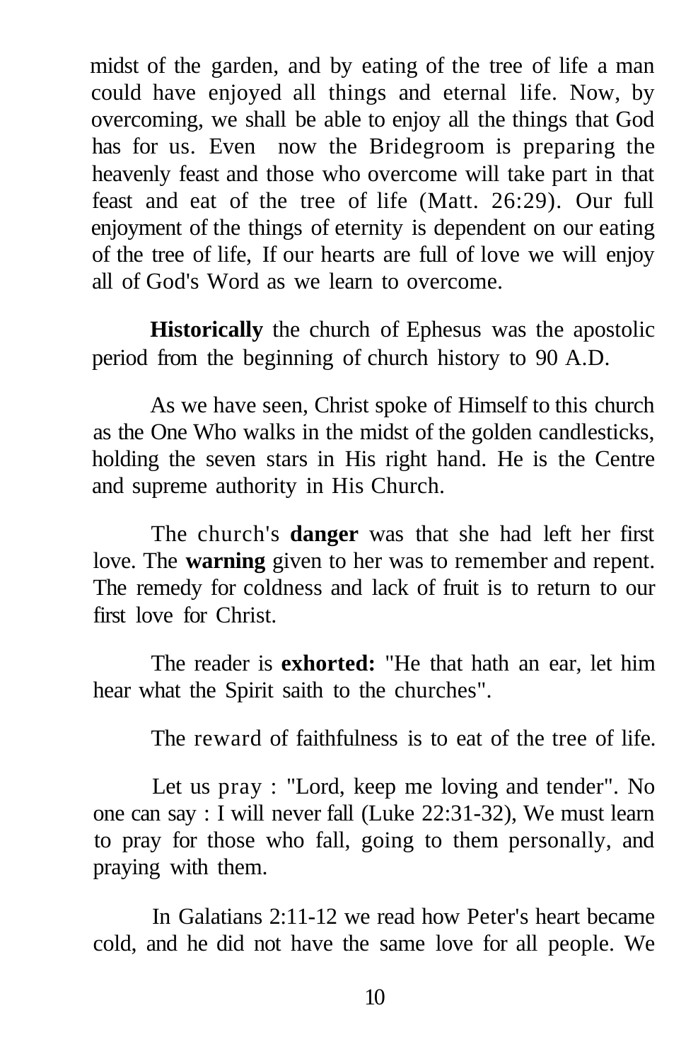midst of the garden, and by eating of the tree of life a man could have enjoyed all things and eternal life. Now, by overcoming, we shall be able to enjoy all the things that God has for us. Even now the Bridegroom is preparing the heavenly feast and those who overcome will take part in that feast and eat of the tree of life (Matt. 26:29). Our full enjoyment of the things of eternity is dependent on our eating of the tree of life, If our hearts are full of love we will enjoy all of God's Word as we learn to overcome.

**Historically** the church of Ephesus was the apostolic period from the beginning of church history to 90 A.D.

As we have seen, Christ spoke of Himself to this church as the One Who walks in the midst of the golden candlesticks, holding the seven stars in His right hand. He is the Centre and supreme authority in His Church.

The church's **danger** was that she had left her first love. The **warning** given to her was to remember and repent. The remedy for coldness and lack of fruit is to return to our first love for Christ.

The reader is **exhorted:** "He that hath an ear, let him hear what the Spirit saith to the churches".

The reward of faithfulness is to eat of the tree of life.

Let us pray : "Lord, keep me loving and tender". No one can say : I will never fall (Luke 22:31-32), We must learn to pray for those who fall, going to them personally, and praying with them.

In Galatians 2:11-12 we read how Peter's heart became cold, and he did not have the same love for all people. We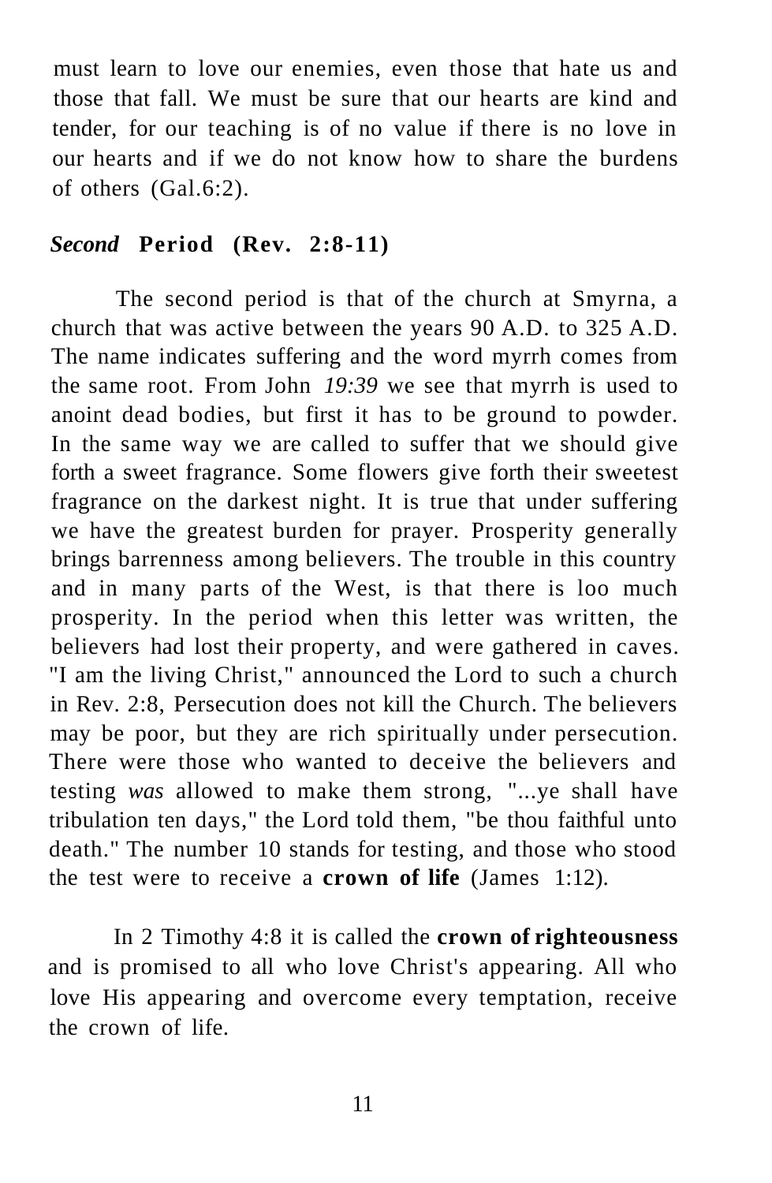must learn to love our enemies, even those that hate us and those that fall. We must be sure that our hearts are kind and tender, for our teaching is of no value if there is no love in our hearts and if we do not know how to share the burdens of others (Gal.6:2).

### *Second* **Period (Rev. 2:8-11)**

The second period is that of the church at Smyrna, a church that was active between the years 90 A.D. to 325 A.D. The name indicates suffering and the word myrrh comes from the same root. From John *19:39* we see that myrrh is used to anoint dead bodies, but first it has to be ground to powder. In the same way we are called to suffer that we should give forth a sweet fragrance. Some flowers give forth their sweetest fragrance on the darkest night. It is true that under suffering we have the greatest burden for prayer. Prosperity generally brings barrenness among believers. The trouble in this country and in many parts of the West, is that there is loo much prosperity. In the period when this letter was written, the believers had lost their property, and were gathered in caves. "I am the living Christ," announced the Lord to such a church in Rev. 2:8, Persecution does not kill the Church. The believers may be poor, but they are rich spiritually under persecution. There were those who wanted to deceive the believers and testing *was* allowed to make them strong, "...ye shall have tribulation ten days," the Lord told them, "be thou faithful unto death." The number 10 stands for testing, and those who stood the test were to receive a **crown of life** (James 1:12).

In 2 Timothy 4:8 it is called the **crown of righteousness** and is promised to all who love Christ's appearing. All who love His appearing and overcome every temptation, receive the crown of life.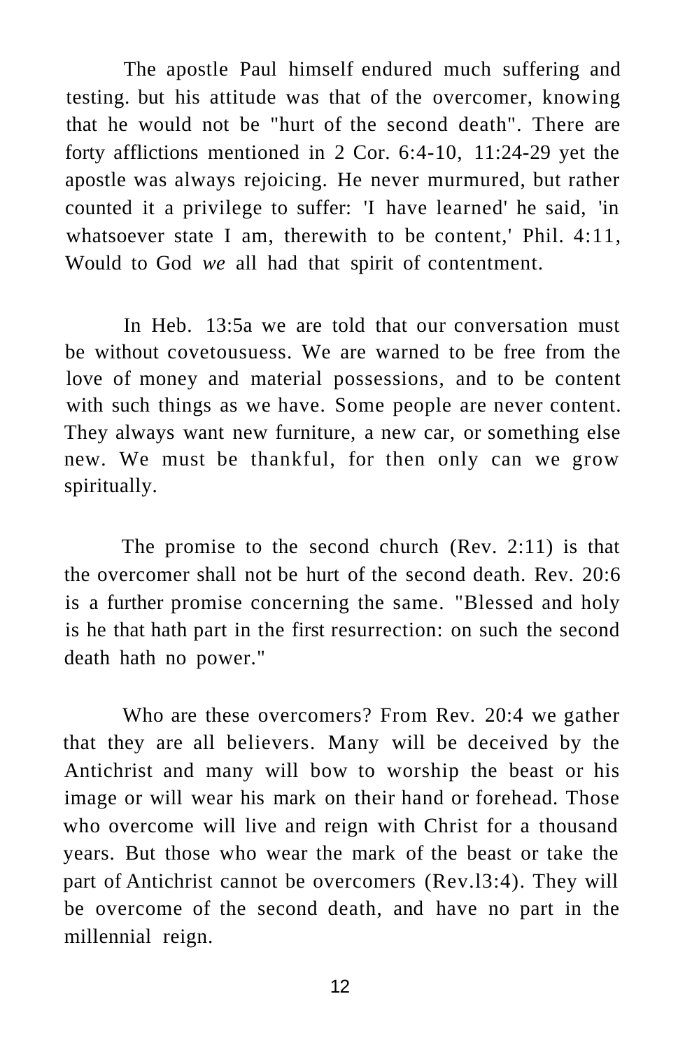The apostle Paul himself endured much suffering and testing. but his attitude was that of the overcomer, knowing that he would not be "hurt of the second death". There are forty afflictions mentioned in 2 Cor. 6:4-10, 11:24-29 yet the apostle was always rejoicing. He never murmured, but rather counted it a privilege to suffer: 'I have learned' he said, 'in whatsoever state I am, therewith to be content,' Phil. 4:11, Would to God *we* all had that spirit of contentment.

In Heb. 13:5a we are told that our conversation must be without covetousuess. We are warned to be free from the love of money and material possessions, and to be content with such things as we have. Some people are never content. They always want new furniture, a new car, or something else new. We must be thankful, for then only can we grow spiritually.

The promise to the second church (Rev. 2:11) is that the overcomer shall not be hurt of the second death. Rev. 20:6 is a further promise concerning the same. "Blessed and holy is he that hath part in the first resurrection: on such the second death hath no power."

Who are these overcomers? From Rev. 20:4 we gather that they are all believers. Many will be deceived by the Antichrist and many will bow to worship the beast or his image or will wear his mark on their hand or forehead. Those who overcome will live and reign with Christ for a thousand years. But those who wear the mark of the beast or take the part of Antichrist cannot be overcomers (Rev.l3:4). They will be overcome of the second death, and have no part in the millennial reign.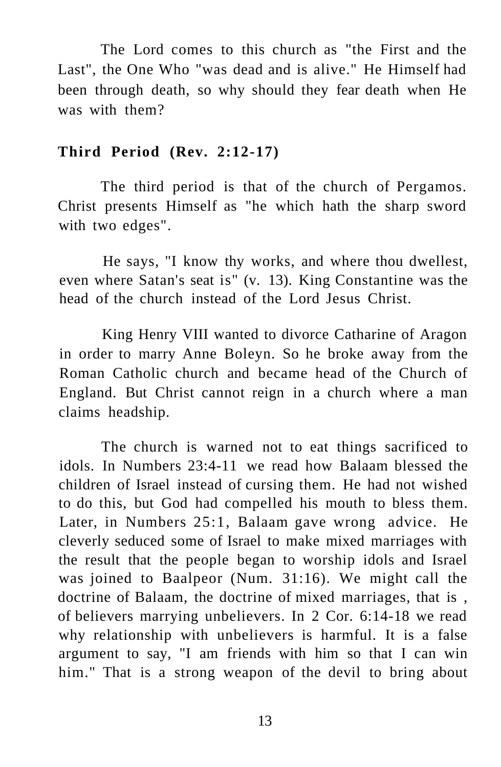The Lord comes to this church as "the First and the Last", the One Who "was dead and is alive." He Himself had been through death, so why should they fear death when He was with them?

### Third Period (Rev. 2:12-17)

The third period is that of the church of Pergamos. Christ presents Himself as "he which hath the sharp sword with two edges".

He says, "I know thy works, and where thou dwellest, even where Satan's seat is" (v. 13). King Constantine was the head of the church instead of the Lord Jesus Christ.

King Henry VIII wanted to divorce Catharine of Aragon in order to marry Anne Boleyn. So he broke away from the Roman Catholic church and became head of the Church of England. But Christ cannot reign in a church where a man claims headship.

The church is warned not to eat things sacrificed to idols. In Numbers 23:4-11 we read how Balaam blessed the children of Israel instead of cursing them. He had not wished to do this, but God had compelled his mouth to bless them. Later, in Numbers 25:1, Balaam gave wrong advice. He cleverly seduced some of Israel to make mixed marriages with the result that the people began to worship idols and Israel was joined to Baalpeor (Num. 31:16). We might call the doctrine of Balaam, the doctrine of mixed marriages, that is , of believers marrying unbelievers. In 2 Cor. 6:14-18 we read why relationship with unbelievers is harmful. It is a false argument to say, "I am friends with him so that I can win him." That is a strong weapon of the devil to bring about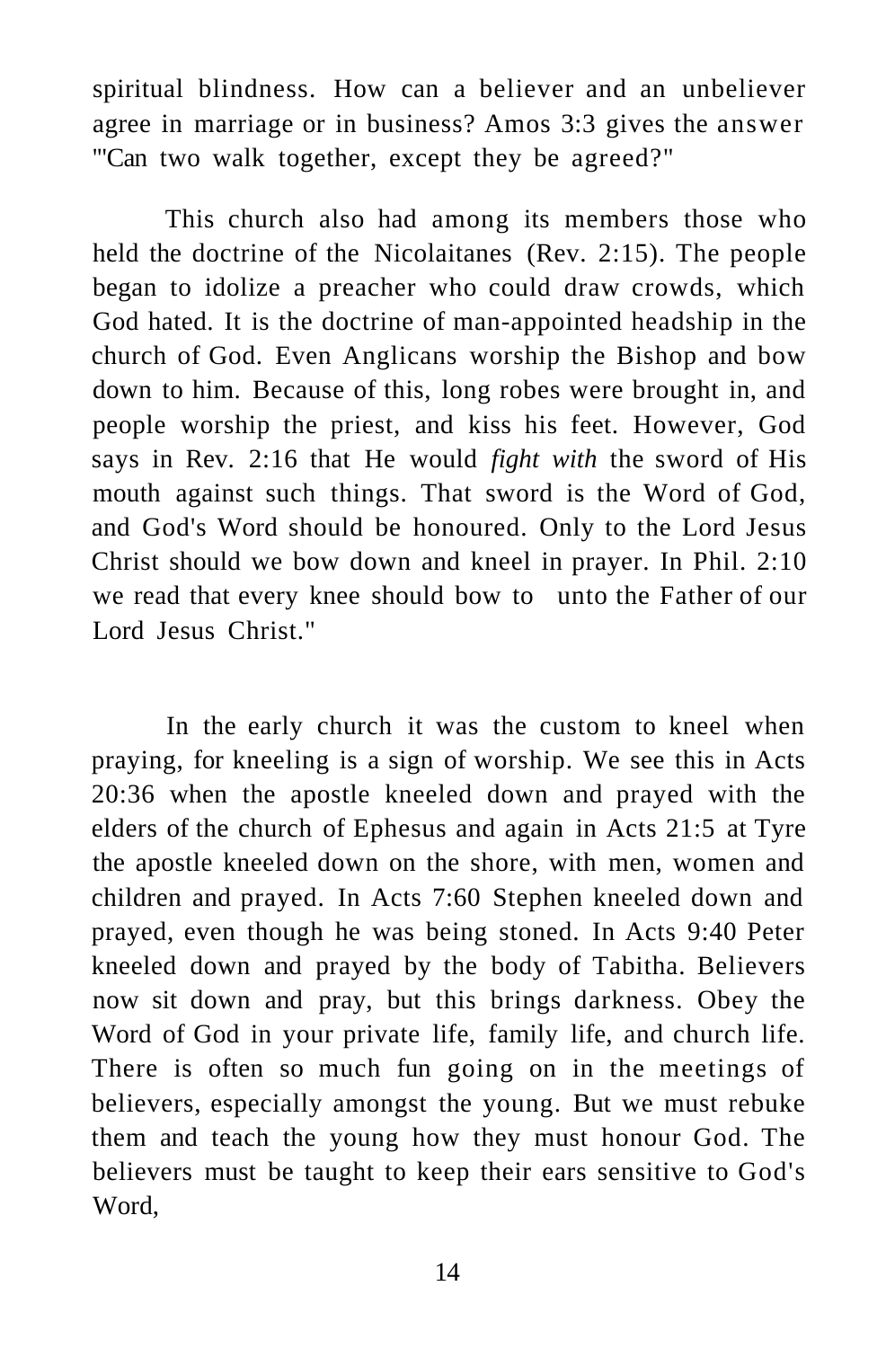spiritual blindness. How can a believer and an unbeliever agree in marriage or in business? Amos 3:3 gives the answer "'Can two walk together, except they be agreed?"

This church also had among its members those who held the doctrine of the Nicolaitanes (Rev. 2:15). The people began to idolize a preacher who could draw crowds, which God hated. It is the doctrine of man-appointed headship in the church of God. Even Anglicans worship the Bishop and bow down to him. Because of this, long robes were brought in, and people worship the priest, and kiss his feet. However, God says in Rev. 2:16 that He would *fight with* the sword of His mouth against such things. That sword is the Word of God, and God's Word should be honoured. Only to the Lord Jesus Christ should we bow down and kneel in prayer. In Phil. 2:10 we read that every knee should bow to unto the Father of our Lord Jesus Christ."

In the early church it was the custom to kneel when praying, for kneeling is a sign of worship. We see this in Acts 20:36 when the apostle kneeled down and prayed with the elders of the church of Ephesus and again in Acts 21:5 at Tyre the apostle kneeled down on the shore, with men, women and children and prayed. In Acts 7:60 Stephen kneeled down and prayed, even though he was being stoned. In Acts 9:40 Peter kneeled down and prayed by the body of Tabitha. Believers now sit down and pray, but this brings darkness. Obey the Word of God in your private life, family life, and church life. There is often so much fun going on in the meetings of believers, especially amongst the young. But we must rebuke them and teach the young how they must honour God. The believers must be taught to keep their ears sensitive to God's Word,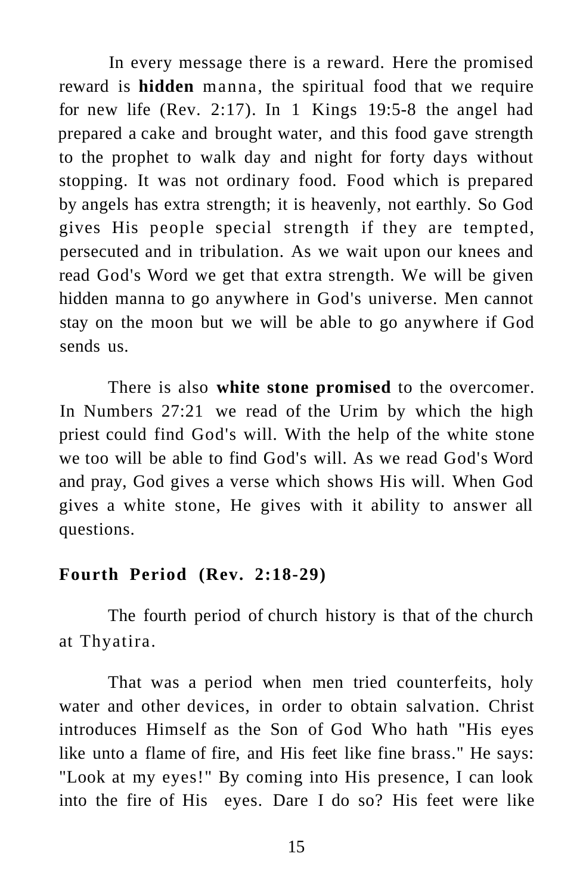In every message there is a reward. Here the promised reward is **hidden** manna, the spiritual food that we require for new life (Rev. 2:17). In 1 Kings 19:5-8 the angel had prepared a cake and brought water, and this food gave strength to the prophet to walk day and night for forty days without stopping. It was not ordinary food. Food which is prepared by angels has extra strength; it is heavenly, not earthly. So God gives His people special strength if they are tempted, persecuted and in tribulation. As we wait upon our knees and read God's Word we get that extra strength. We will be given hidden manna to go anywhere in God's universe. Men cannot stay on the moon but we will be able to go anywhere if God sends us.

There is also **white stone promised** to the overcomer. In Numbers 27:21 we read of the Urim by which the high priest could find God's will. With the help of the white stone we too will be able to find God's will. As we read God's Word and pray, God gives a verse which shows His will. When God gives a white stone, He gives with it ability to answer all questions.

**Fourth Period (Rev. 2:18-29)**

The fourth period of church history is that of the church at Thyatira.

That was a period when men tried counterfeits, holy water and other devices, in order to obtain salvation. Christ introduces Himself as the Son of God Who hath "His eyes like unto a flame of fire, and His feet like fine brass." He says: "Look at my eyes!" By coming into His presence, I can look into the fire of His eyes. Dare I do so? His feet were like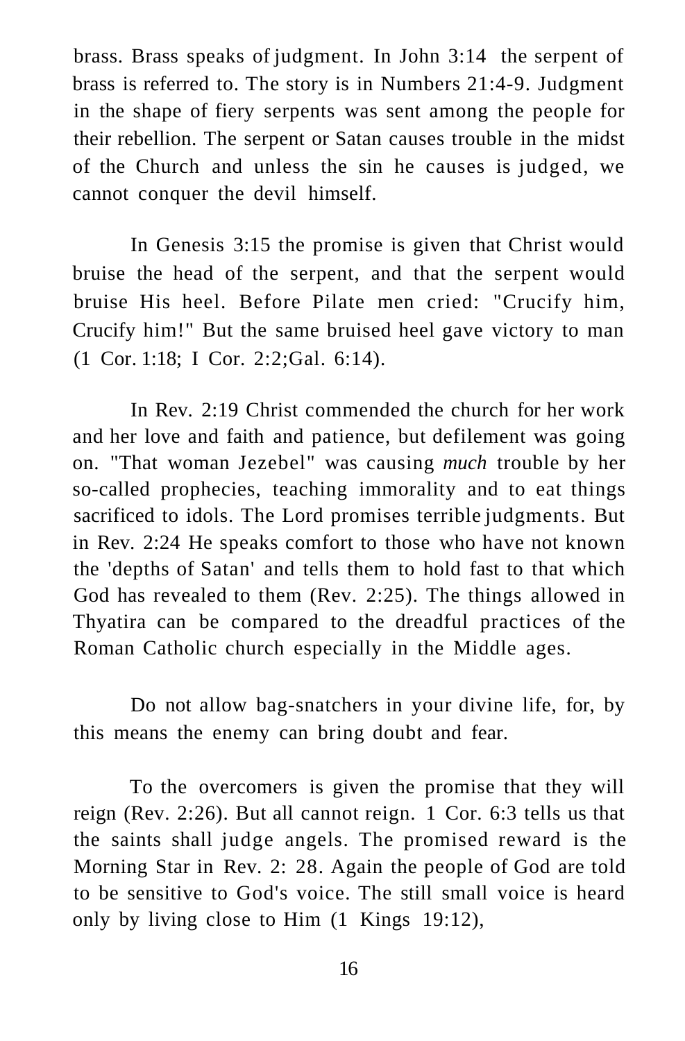brass. Brass speaks of judgment. In John 3:14 the serpent of brass is referred to. The story is in Numbers 21:4-9. Judgment in the shape of fiery serpents was sent among the people for their rebellion. The serpent or Satan causes trouble in the midst of the Church and unless the sin he causes is judged, we cannot conquer the devil himself.

In Genesis 3:15 the promise is given that Christ would bruise the head of the serpent, and that the serpent would bruise His heel. Before Pilate men cried: "Crucify him, Crucify him!" But the same bruised heel gave victory to man (1 Cor. 1:18; I Cor. 2:2;Gal. 6:14).

In Rev. 2:19 Christ commended the church for her work and her love and faith and patience, but defilement was going on. "That woman Jezebel" was causing *much* trouble by her so-called prophecies, teaching immorality and to eat things sacrificed to idols. The Lord promises terrible judgments. But in Rev. 2:24 He speaks comfort to those who have not known the 'depths of Satan' and tells them to hold fast to that which God has revealed to them (Rev. 2:25). The things allowed in Thyatira can be compared to the dreadful practices of the Roman Catholic church especially in the Middle ages.

Do not allow bag-snatchers in your divine life, for, by this means the enemy can bring doubt and fear.

To the overcomers is given the promise that they will reign (Rev. 2:26). But all cannot reign. 1 Cor. 6:3 tells us that the saints shall judge angels. The promised reward is the Morning Star in Rev. 2: 28. Again the people of God are told to be sensitive to God's voice. The still small voice is heard only by living close to Him (1 Kings 19:12),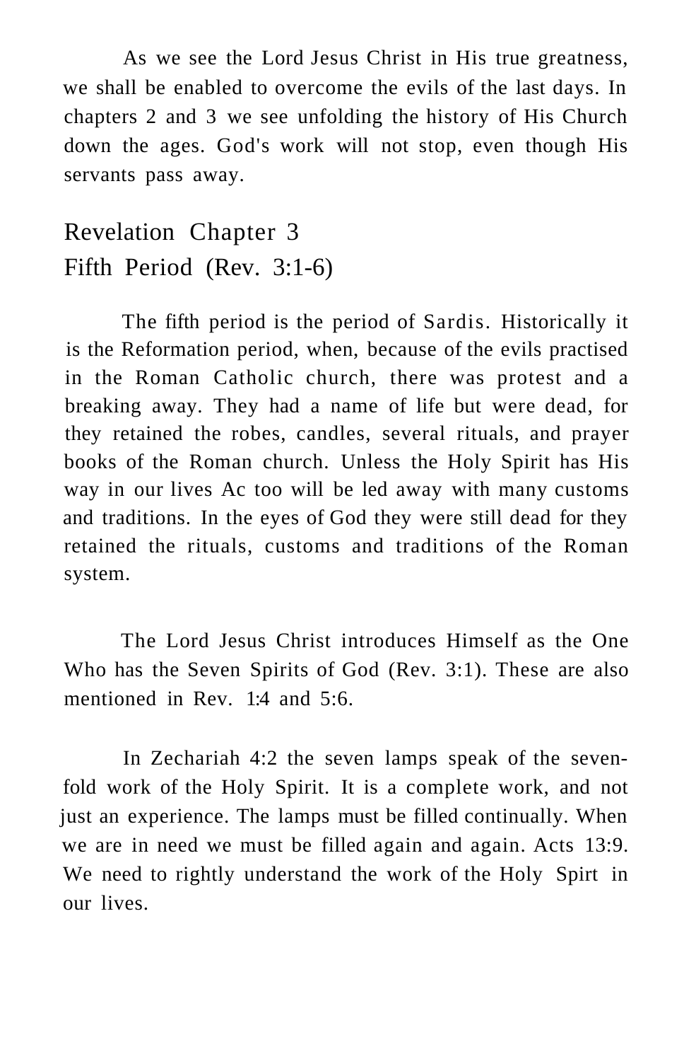As we see the Lord Jesus Christ in His true greatness, we shall be enabled to overcome the evils of the last days. In chapters 2 and 3 we see unfolding the history of His Church down the ages. God's work will not stop, even though His servants pass away.

## Revelation Chapter 3
## Fifth Period (Rev. 3:1-6)

The fifth period is the period of Sardis. Historically it is the Reformation period, when, because of the evils practised in the Roman Catholic church, there was protest and a breaking away. They had a name of life but were dead, for they retained the robes, candles, several rituals, and prayer books of the Roman church. Unless the Holy Spirit has His way in our lives Ac too will be led away with many customs and traditions. In the eyes of God they were still dead for they retained the rituals, customs and traditions of the Roman system.

The Lord Jesus Christ introduces Himself as the One Who has the Seven Spirits of God (Rev. 3:1). These are also mentioned in Rev. 1:4 and 5:6.

In Zechariah 4:2 the seven lamps speak of the seven-fold work of the Holy Spirit. It is a complete work, and not just an experience. The lamps must be filled continually. When we are in need we must be filled again and again. Acts 13:9. We need to rightly understand the work of the Holy Spirt in our lives.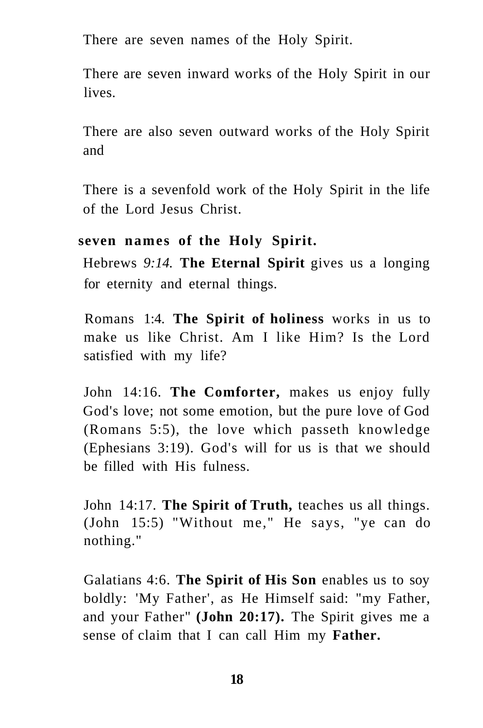There are seven names of the Holy Spirit.

There are seven inward works of the Holy Spirit in our lives.

There are also seven outward works of the Holy Spirit and

There is a sevenfold work of the Holy Spirit in the life of the Lord Jesus Christ.

### seven names of the Holy Spirit.

Hebrews *9:14.* **The Eternal Spirit** gives us a longing for eternity and eternal things.

Romans 1:4. **The Spirit of holiness** works in us to make us like Christ. Am I like Him? Is the Lord satisfied with my life?

John 14:16. **The Comforter,** makes us enjoy fully God's love; not some emotion, but the pure love of God (Romans 5:5), the love which passeth knowledge (Ephesians 3:19). God's will for us is that we should be filled with His fulness.

John 14:17. **The Spirit of Truth,** teaches us all things. (John 15:5) "Without me," He says, "ye can do nothing."

Galatians 4:6. **The Spirit of His Son** enables us to soy boldly: 'My Father', as He Himself said: "my Father, and your Father" **(John 20:17).** The Spirit gives me a sense of claim that I can call Him my **Father.**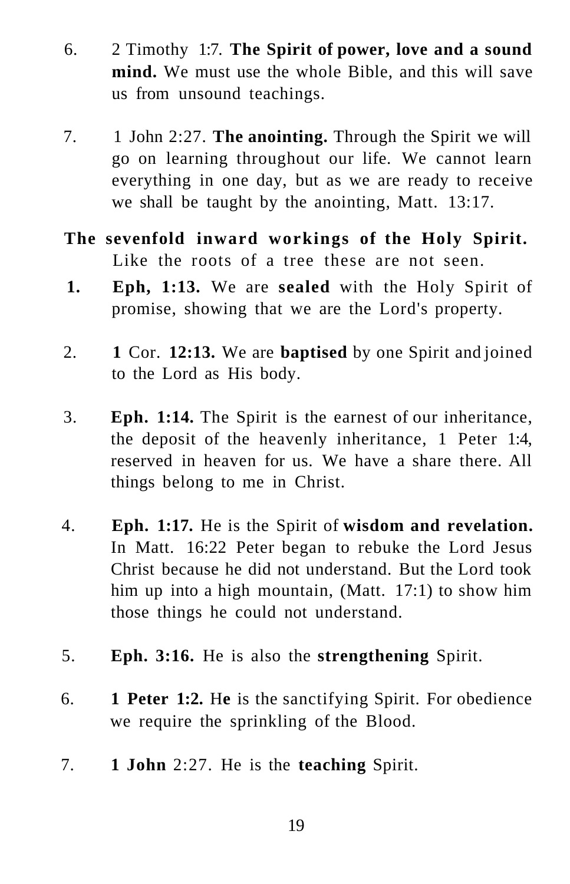6. 2 Timothy 1:7. **The Spirit of power, love and a sound mind.** We must use the whole Bible, and this will save us from unsound teachings.

7. 1 John 2:27. **The anointing.** Through the Spirit we will go on learning throughout our life. We cannot learn everything in one day, but as we are ready to receive we shall be taught by the anointing, Matt. 13:17.

**The sevenfold inward workings of the Holy Spirit.** Like the roots of a tree these are not seen.

1. **Eph, 1:13.** We are **sealed** with the Holy Spirit of promise, showing that we are the Lord's property.

2. **1** Cor. **12:13.** We are **baptised** by one Spirit and joined to the Lord as His body.

3. **Eph. 1:14.** The Spirit is the earnest of our inheritance, the deposit of the heavenly inheritance, 1 Peter 1:4, reserved in heaven for us. We have a share there. All things belong to me in Christ.

4. **Eph. 1:17.** He is the Spirit of **wisdom and revelation.** In Matt. 16:22 Peter began to rebuke the Lord Jesus Christ because he did not understand. But the Lord took him up into a high mountain, (Matt. 17:1) to show him those things he could not understand.

5. **Eph. 3:16.** He is also the **strengthening** Spirit.

6. **1 Peter 1:2.** H**e** is the sanctifying Spirit. For obedience we require the sprinkling of the Blood.

7. **1 John** 2:27. He is the **teaching** Spirit.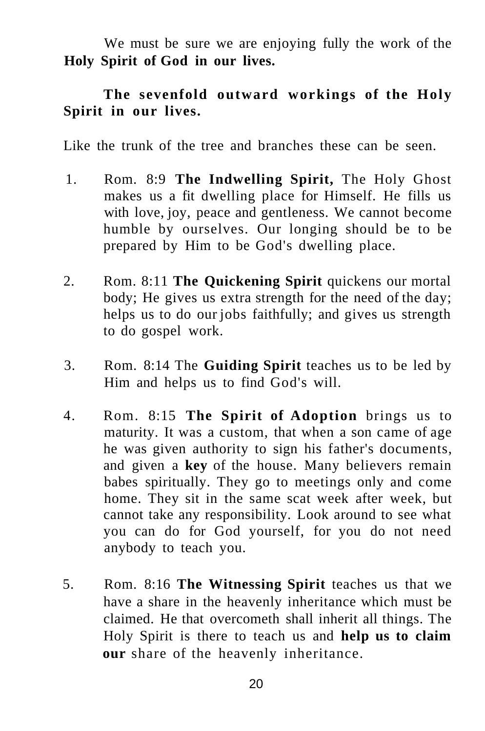We must be sure we are enjoying fully the work of the **Holy Spirit of God in our lives.**

**The sevenfold outward workings of the Holy Spirit in our lives.**

Like the trunk of the tree and branches these can be seen.

1. Rom. 8:9 **The Indwelling Spirit,** The Holy Ghost makes us a fit dwelling place for Himself. He fills us with love, joy, peace and gentleness. We cannot become humble by ourselves. Our longing should be to be prepared by Him to be God's dwelling place.

2. Rom. 8:11 **The Quickening Spirit** quickens our mortal body; He gives us extra strength for the need of the day; helps us to do our jobs faithfully; and gives us strength to do gospel work.

3. Rom. 8:14 The **Guiding Spirit** teaches us to be led by Him and helps us to find God's will.

4. Rom. 8:15 **The Spirit of Adoption** brings us to maturity. It was a custom, that when a son came of age he was given authority to sign his father's documents, and given a **key** of the house. Many believers remain babes spiritually. They go to meetings only and come home. They sit in the same scat week after week, but cannot take any responsibility. Look around to see what you can do for God yourself, for you do not need anybody to teach you.

5. Rom. 8:16 **The Witnessing Spirit** teaches us that we have a share in the heavenly inheritance which must be claimed. He that overcometh shall inherit all things. The Holy Spirit is there to teach us and **help us to claim our** share of the heavenly inheritance.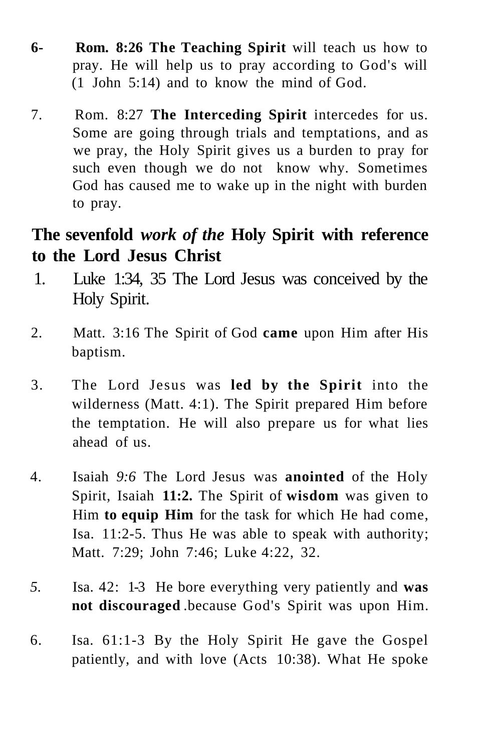6- **Rom. 8:26 The Teaching Spirit** will teach us how to pray. He will help us to pray according to God's will (1 John 5:14) and to know the mind of God.

7. Rom. 8:27 **The Interceding Spirit** intercedes for us. Some are going through trials and temptations, and as we pray, the Holy Spirit gives us a burden to pray for such even though we do not know why. Sometimes God has caused me to wake up in the night with burden to pray.

## The sevenfold *work of the* Holy Spirit with reference to the Lord Jesus Christ

1. Luke 1:34, 35 The Lord Jesus was conceived by the Holy Spirit.

2. Matt. 3:16 The Spirit of God **came** upon Him after His baptism.

3. The Lord Jesus was **led by the Spirit** into the wilderness (Matt. 4:1). The Spirit prepared Him before the temptation. He will also prepare us for what lies ahead of us.

4. Isaiah *9:6* The Lord Jesus was **anointed** of the Holy Spirit, Isaiah **11:2.** The Spirit of **wisdom** was given to Him **to equip Him** for the task for which He had come, Isa. 11:2-5. Thus He was able to speak with authority; Matt. 7:29; John 7:46; Luke 4:22, 32.

5. Isa. 42: 1-3 He bore everything very patiently and **was not discouraged** .because God's Spirit was upon Him.

6. Isa. 61:1-3 By the Holy Spirit He gave the Gospel patiently, and with love (Acts 10:38). What He spoke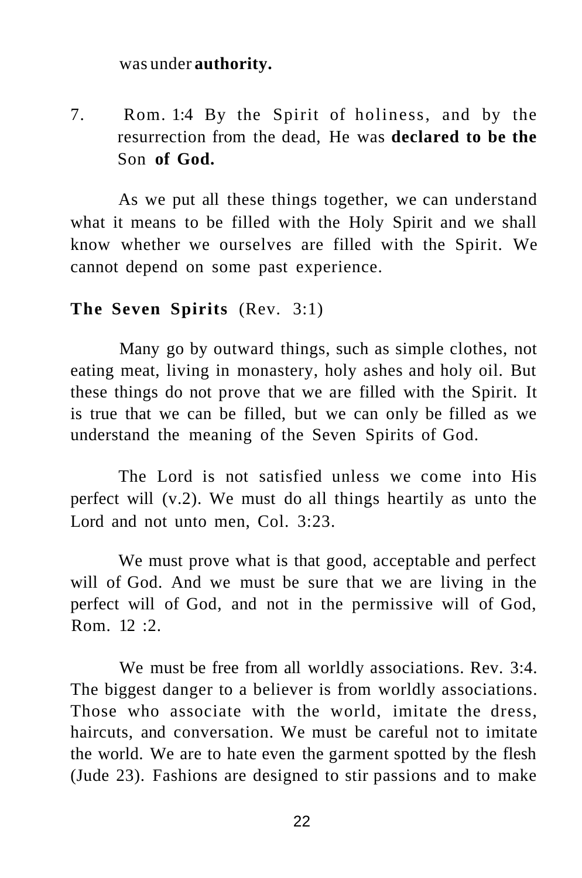was under **authority.**

7. Rom. 1:4 By the Spirit of holiness, and by the resurrection from the dead, He was **declared to be the** Son **of God.**

As we put all these things together, we can understand what it means to be filled with the Holy Spirit and we shall know whether we ourselves are filled with the Spirit. We cannot depend on some past experience.

**The Seven Spirits** (Rev. 3:1)

Many go by outward things, such as simple clothes, not eating meat, living in monastery, holy ashes and holy oil. But these things do not prove that we are filled with the Spirit. It is true that we can be filled, but we can only be filled as we understand the meaning of the Seven Spirits of God.

The Lord is not satisfied unless we come into His perfect will (v.2). We must do all things heartily as unto the Lord and not unto men, Col. 3:23.

We must prove what is that good, acceptable and perfect will of God. And we must be sure that we are living in the perfect will of God, and not in the permissive will of God, Rom. 12 :2.

We must be free from all worldly associations. Rev. 3:4. The biggest danger to a believer is from worldly associations. Those who associate with the world, imitate the dress, haircuts, and conversation. We must be careful not to imitate the world. We are to hate even the garment spotted by the flesh (Jude 23). Fashions are designed to stir passions and to make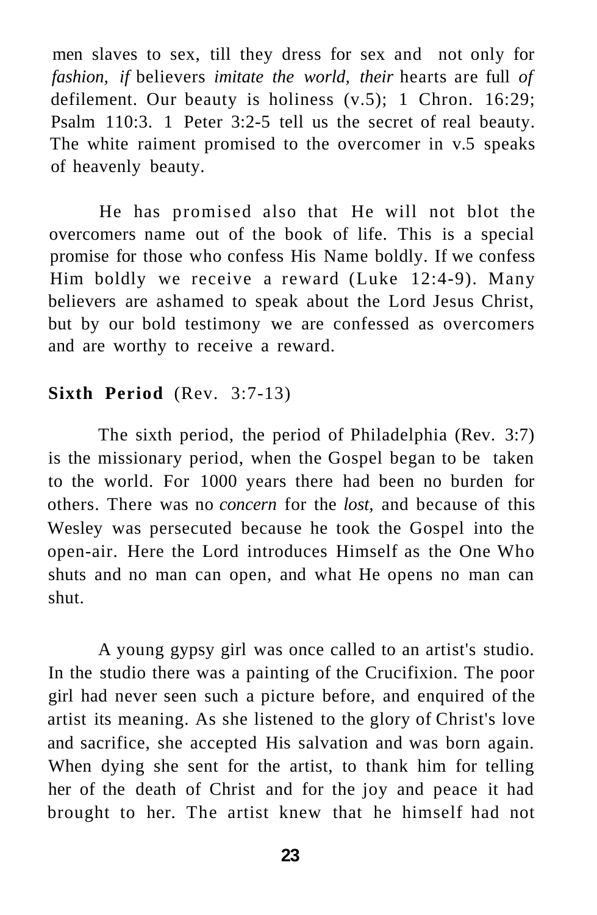men slaves to sex, till they dress for sex and not only for *fashion, if* believers *imitate the world, their* hearts are full *of* defilement. Our beauty is holiness (v.5); 1 Chron. 16:29; Psalm 110:3. 1 Peter 3:2-5 tell us the secret of real beauty. The white raiment promised to the overcomer in v.5 speaks of heavenly beauty.

He has promised also that He will not blot the overcomers name out of the book of life. This is a special promise for those who confess His Name boldly. If we confess Him boldly we receive a reward (Luke 12:4-9). Many believers are ashamed to speak about the Lord Jesus Christ, but by our bold testimony we are confessed as overcomers and are worthy to receive a reward.

**Sixth Period** (Rev. 3:7-13)

The sixth period, the period of Philadelphia (Rev. 3:7) is the missionary period, when the Gospel began to be taken to the world. For 1000 years there had been no burden for others. There was no *concern* for the *lost,* and because of this Wesley was persecuted because he took the Gospel into the open-air. Here the Lord introduces Himself as the One Who shuts and no man can open, and what He opens no man can shut.

A young gypsy girl was once called to an artist's studio. In the studio there was a painting of the Crucifixion. The poor girl had never seen such a picture before, and enquired of the artist its meaning. As she listened to the glory of Christ's love and sacrifice, she accepted His salvation and was born again. When dying she sent for the artist, to thank him for telling her of the death of Christ and for the joy and peace it had brought to her. The artist knew that he himself had not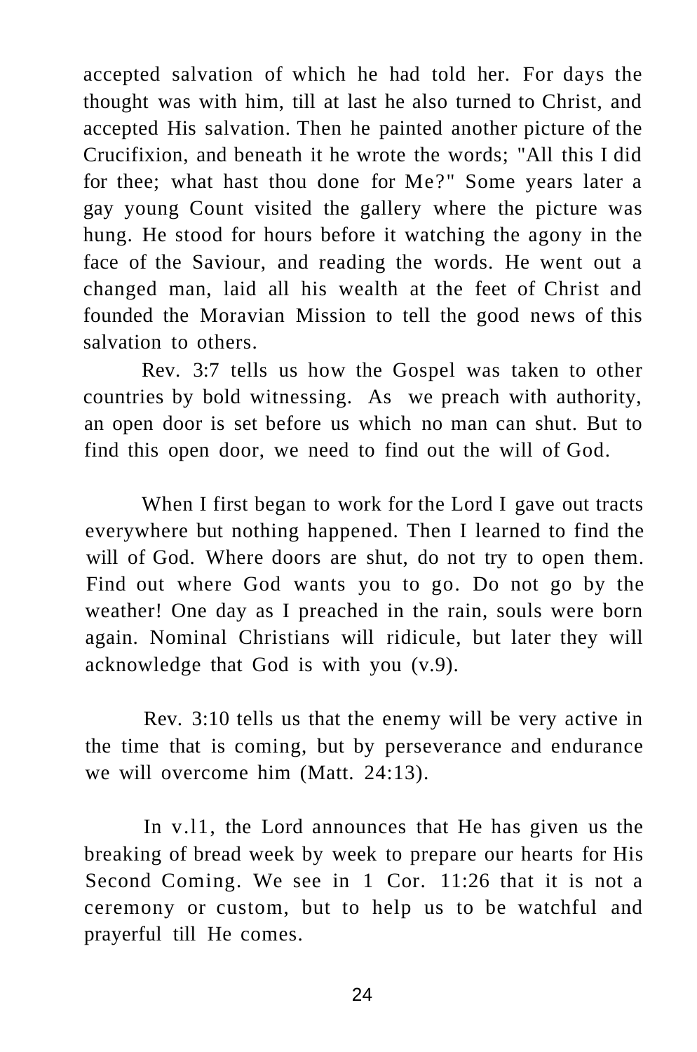accepted salvation of which he had told her. For days the thought was with him, till at last he also turned to Christ, and accepted His salvation. Then he painted another picture of the Crucifixion, and beneath it he wrote the words; "All this I did for thee; what hast thou done for Me?" Some years later a gay young Count visited the gallery where the picture was hung. He stood for hours before it watching the agony in the face of the Saviour, and reading the words. He went out a changed man, laid all his wealth at the feet of Christ and founded the Moravian Mission to tell the good news of this salvation to others.

Rev. 3:7 tells us how the Gospel was taken to other countries by bold witnessing. As we preach with authority, an open door is set before us which no man can shut. But to find this open door, we need to find out the will of God.

When I first began to work for the Lord I gave out tracts everywhere but nothing happened. Then I learned to find the will of God. Where doors are shut, do not try to open them. Find out where God wants you to go. Do not go by the weather! One day as I preached in the rain, souls were born again. Nominal Christians will ridicule, but later they will acknowledge that God is with you (v.9).

Rev. 3:10 tells us that the enemy will be very active in the time that is coming, but by perseverance and endurance we will overcome him (Matt. 24:13).

In v.11, the Lord announces that He has given us the breaking of bread week by week to prepare our hearts for His Second Coming. We see in 1 Cor. 11:26 that it is not a ceremony or custom, but to help us to be watchful and prayerful till He comes.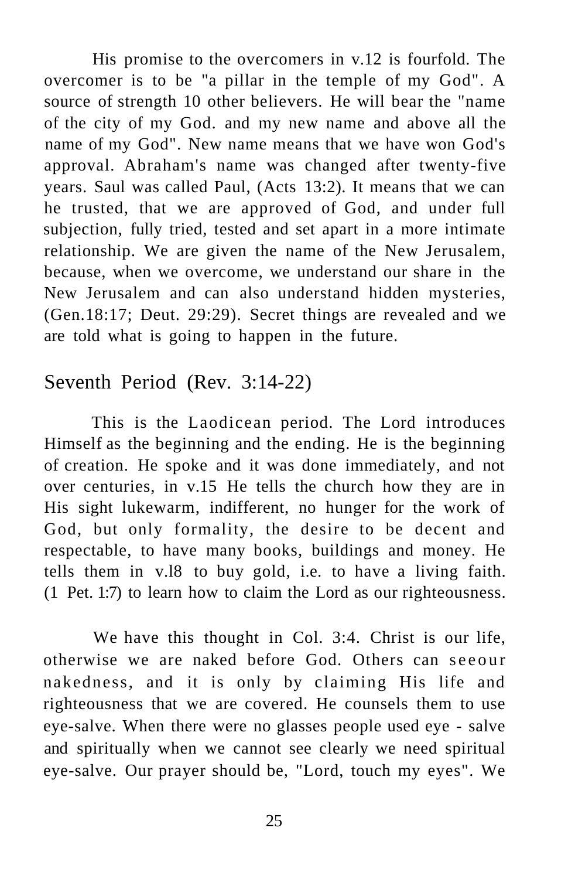His promise to the overcomers in v.12 is fourfold. The overcomer is to be "a pillar in the temple of my God". A source of strength 10 other believers. He will bear the "name of the city of my God. and my new name and above all the name of my God". New name means that we have won God's approval. Abraham's name was changed after twenty-five years. Saul was called Paul, (Acts 13:2). It means that we can he trusted, that we are approved of God, and under full subjection, fully tried, tested and set apart in a more intimate relationship. We are given the name of the New Jerusalem, because, when we overcome, we understand our share in the New Jerusalem and can also understand hidden mysteries, (Gen.18:17; Deut. 29:29). Secret things are revealed and we are told what is going to happen in the future.

## Seventh Period (Rev. 3:14-22)

This is the Laodicean period. The Lord introduces Himself as the beginning and the ending. He is the beginning of creation. He spoke and it was done immediately, and not over centuries, in v.15 He tells the church how they are in His sight lukewarm, indifferent, no hunger for the work of God, but only formality, the desire to be decent and respectable, to have many books, buildings and money. He tells them in v.l8 to buy gold, i.e. to have a living faith. (1 Pet. 1:7) to learn how to claim the Lord as our righteousness.

We have this thought in Col. 3:4. Christ is our life, otherwise we are naked before God. Others can seeour nakedness, and it is only by claiming His life and righteousness that we are covered. He counsels them to use eye-salve. When there were no glasses people used eye - salve and spiritually when we cannot see clearly we need spiritual eye-salve. Our prayer should be, "Lord, touch my eyes". We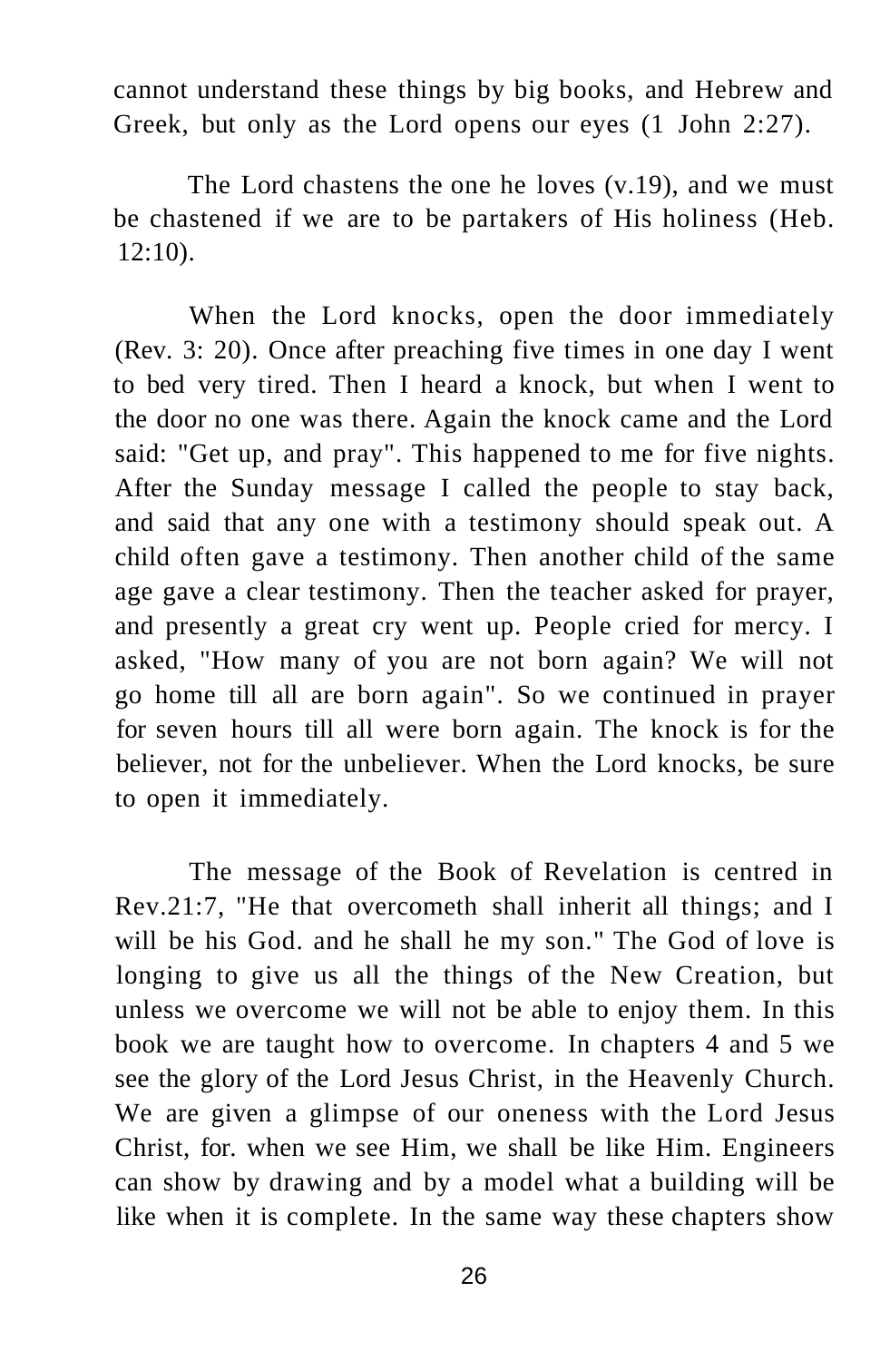cannot understand these things by big books, and Hebrew and Greek, but only as the Lord opens our eyes (1 John 2:27).

The Lord chastens the one he loves (v.19), and we must be chastened if we are to be partakers of His holiness (Heb. 12:10).

When the Lord knocks, open the door immediately (Rev. 3: 20). Once after preaching five times in one day I went to bed very tired. Then I heard a knock, but when I went to the door no one was there. Again the knock came and the Lord said: "Get up, and pray". This happened to me for five nights. After the Sunday message I called the people to stay back, and said that any one with a testimony should speak out. A child often gave a testimony. Then another child of the same age gave a clear testimony. Then the teacher asked for prayer, and presently a great cry went up. People cried for mercy. I asked, "How many of you are not born again? We will not go home till all are born again". So we continued in prayer for seven hours till all were born again. The knock is for the believer, not for the unbeliever. When the Lord knocks, be sure to open it immediately.

The message of the Book of Revelation is centred in Rev.21:7, "He that overcometh shall inherit all things; and I will be his God. and he shall he my son." The God of love is longing to give us all the things of the New Creation, but unless we overcome we will not be able to enjoy them. In this book we are taught how to overcome. In chapters 4 and 5 we see the glory of the Lord Jesus Christ, in the Heavenly Church. We are given a glimpse of our oneness with the Lord Jesus Christ, for. when we see Him, we shall be like Him. Engineers can show by drawing and by a model what a building will be like when it is complete. In the same way these chapters show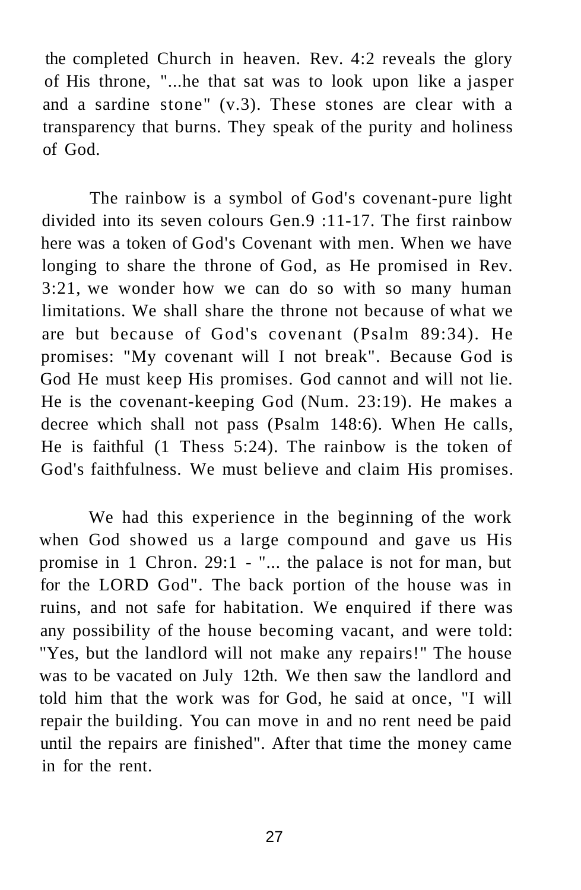the completed Church in heaven. Rev. 4:2 reveals the glory of His throne, "...he that sat was to look upon like a jasper and a sardine stone" (v.3). These stones are clear with a transparency that burns. They speak of the purity and holiness of God.

The rainbow is a symbol of God's covenant-pure light divided into its seven colours Gen.9 :11-17. The first rainbow here was a token of God's Covenant with men. When we have longing to share the throne of God, as He promised in Rev. 3:21, we wonder how we can do so with so many human limitations. We shall share the throne not because of what we are but because of God's covenant (Psalm 89:34). He promises: "My covenant will I not break". Because God is God He must keep His promises. God cannot and will not lie. He is the covenant-keeping God (Num. 23:19). He makes a decree which shall not pass (Psalm 148:6). When He calls, He is faithful (1 Thess 5:24). The rainbow is the token of God's faithfulness. We must believe and claim His promises.

We had this experience in the beginning of the work when God showed us a large compound and gave us His promise in 1 Chron. 29:1 - "... the palace is not for man, but for the LORD God". The back portion of the house was in ruins, and not safe for habitation. We enquired if there was any possibility of the house becoming vacant, and were told: "Yes, but the landlord will not make any repairs!" The house was to be vacated on July 12th. We then saw the landlord and told him that the work was for God, he said at once, "I will repair the building. You can move in and no rent need be paid until the repairs are finished". After that time the money came in for the rent.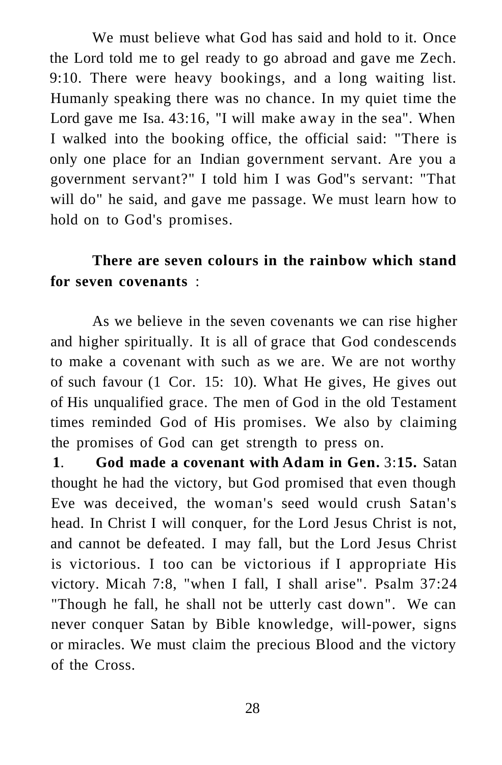We must believe what God has said and hold to it. Once the Lord told me to gel ready to go abroad and gave me Zech. 9:10. There were heavy bookings, and a long waiting list. Humanly speaking there was no chance. In my quiet time the Lord gave me Isa. 43:16, "I will make away in the sea". When I walked into the booking office, the official said: "There is only one place for an Indian government servant. Are you a government servant?" I told him I was God"s servant: "That will do" he said, and gave me passage. We must learn how to hold on to God's promises.

**There are seven colours in the rainbow which stand for seven covenants** :

As we believe in the seven covenants we can rise higher and higher spiritually. It is all of grace that God condescends to make a covenant with such as we are. We are not worthy of such favour (1 Cor. 15: 10). What He gives, He gives out of His unqualified grace. The men of God in the old Testament times reminded God of His promises. We also by claiming the promises of God can get strength to press on.

**1**. **God made a covenant with Adam in Gen.** 3:**15.** Satan thought he had the victory, but God promised that even though Eve was deceived, the woman's seed would crush Satan's head. In Christ I will conquer, for the Lord Jesus Christ is not, and cannot be defeated. I may fall, but the Lord Jesus Christ is victorious. I too can be victorious if I appropriate His victory. Micah 7:8, "when I fall, I shall arise". Psalm 37:24 "Though he fall, he shall not be utterly cast down". We can never conquer Satan by Bible knowledge, will-power, signs or miracles. We must claim the precious Blood and the victory of the Cross.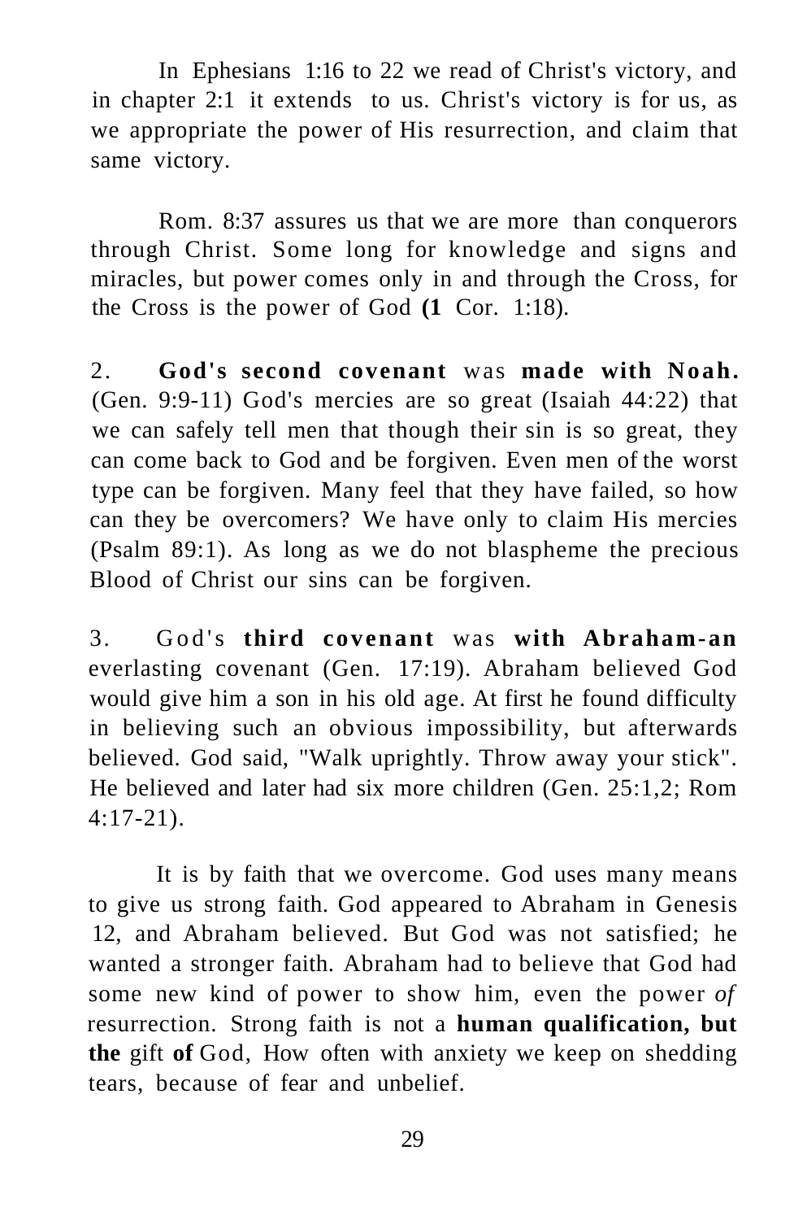In Ephesians 1:16 to 22 we read of Christ's victory, and in chapter 2:1 it extends to us. Christ's victory is for us, as we appropriate the power of His resurrection, and claim that same victory.

Rom. 8:37 assures us that we are more than conquerors through Christ. Some long for knowledge and signs and miracles, but power comes only in and through the Cross, for the Cross is the power of God **(1** Cor. 1:18).

2. **God's second covenant** was **made with Noah.** (Gen. 9:9-11) God's mercies are so great (Isaiah 44:22) that we can safely tell men that though their sin is so great, they can come back to God and be forgiven. Even men of the worst type can be forgiven. Many feel that they have failed, so how can they be overcomers? We have only to claim His mercies (Psalm 89:1). As long as we do not blaspheme the precious Blood of Christ our sins can be forgiven.

3. God's **third covenant** was **with Abraham-an** everlasting covenant (Gen. 17:19). Abraham believed God would give him a son in his old age. At first he found difficulty in believing such an obvious impossibility, but afterwards believed. God said, "Walk uprightly. Throw away your stick". He believed and later had six more children (Gen. 25:1,2; Rom 4:17-21).

It is by faith that we overcome. God uses many means to give us strong faith. God appeared to Abraham in Genesis 12, and Abraham believed. But God was not satisfied; he wanted a stronger faith. Abraham had to believe that God had some new kind of power to show him, even the power *of* resurrection. Strong faith is not a **human qualification, but the** gift **of** God, How often with anxiety we keep on shedding tears, because of fear and unbelief.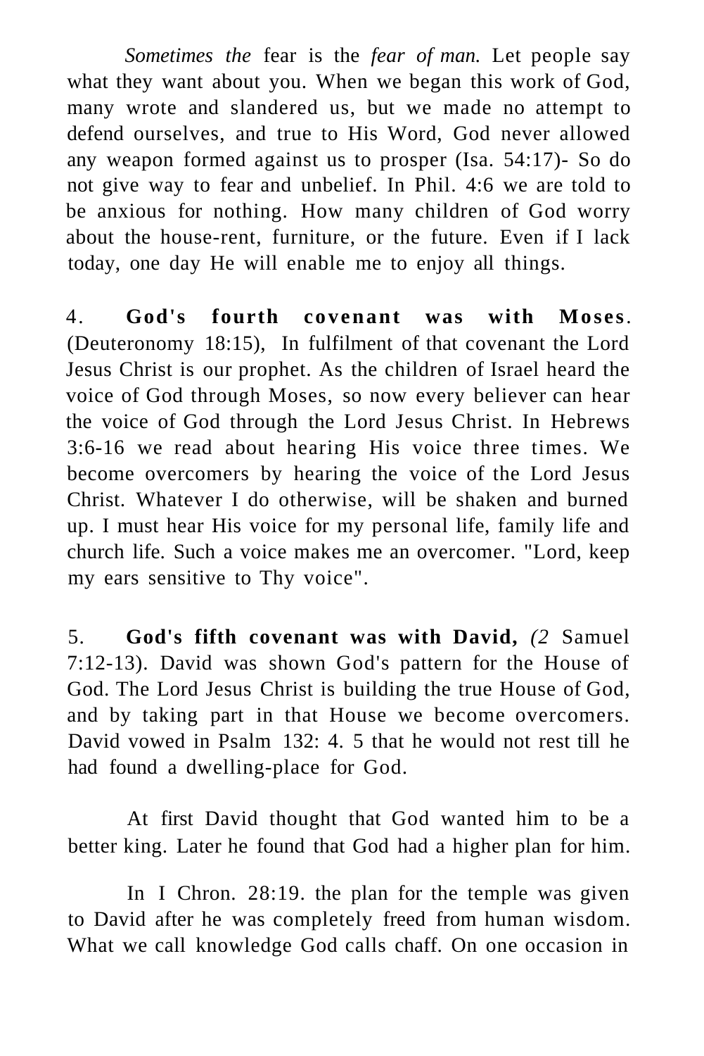*Sometimes the* fear is the *fear of man.* Let people say what they want about you. When we began this work of God, many wrote and slandered us, but we made no attempt to defend ourselves, and true to His Word, God never allowed any weapon formed against us to prosper (Isa. 54:17)- So do not give way to fear and unbelief. In Phil. 4:6 we are told to be anxious for nothing. How many children of God worry about the house-rent, furniture, or the future. Even if I lack today, one day He will enable me to enjoy all things.

4. **God's fourth covenant was with Moses**. (Deuteronomy 18:15), In fulfilment of that covenant the Lord Jesus Christ is our prophet. As the children of Israel heard the voice of God through Moses, so now every believer can hear the voice of God through the Lord Jesus Christ. In Hebrews 3:6-16 we read about hearing His voice three times. We become overcomers by hearing the voice of the Lord Jesus Christ. Whatever I do otherwise, will be shaken and burned up. I must hear His voice for my personal life, family life and church life. Such a voice makes me an overcomer. "Lord, keep my ears sensitive to Thy voice".

5. **God's fifth covenant was with David,** *(2* Samuel 7:12-13). David was shown God's pattern for the House of God. The Lord Jesus Christ is building the true House of God, and by taking part in that House we become overcomers. David vowed in Psalm 132: 4. 5 that he would not rest till he had found a dwelling-place for God.

At first David thought that God wanted him to be a better king. Later he found that God had a higher plan for him.

In I Chron. 28:19. the plan for the temple was given to David after he was completely freed from human wisdom. What we call knowledge God calls chaff. On one occasion in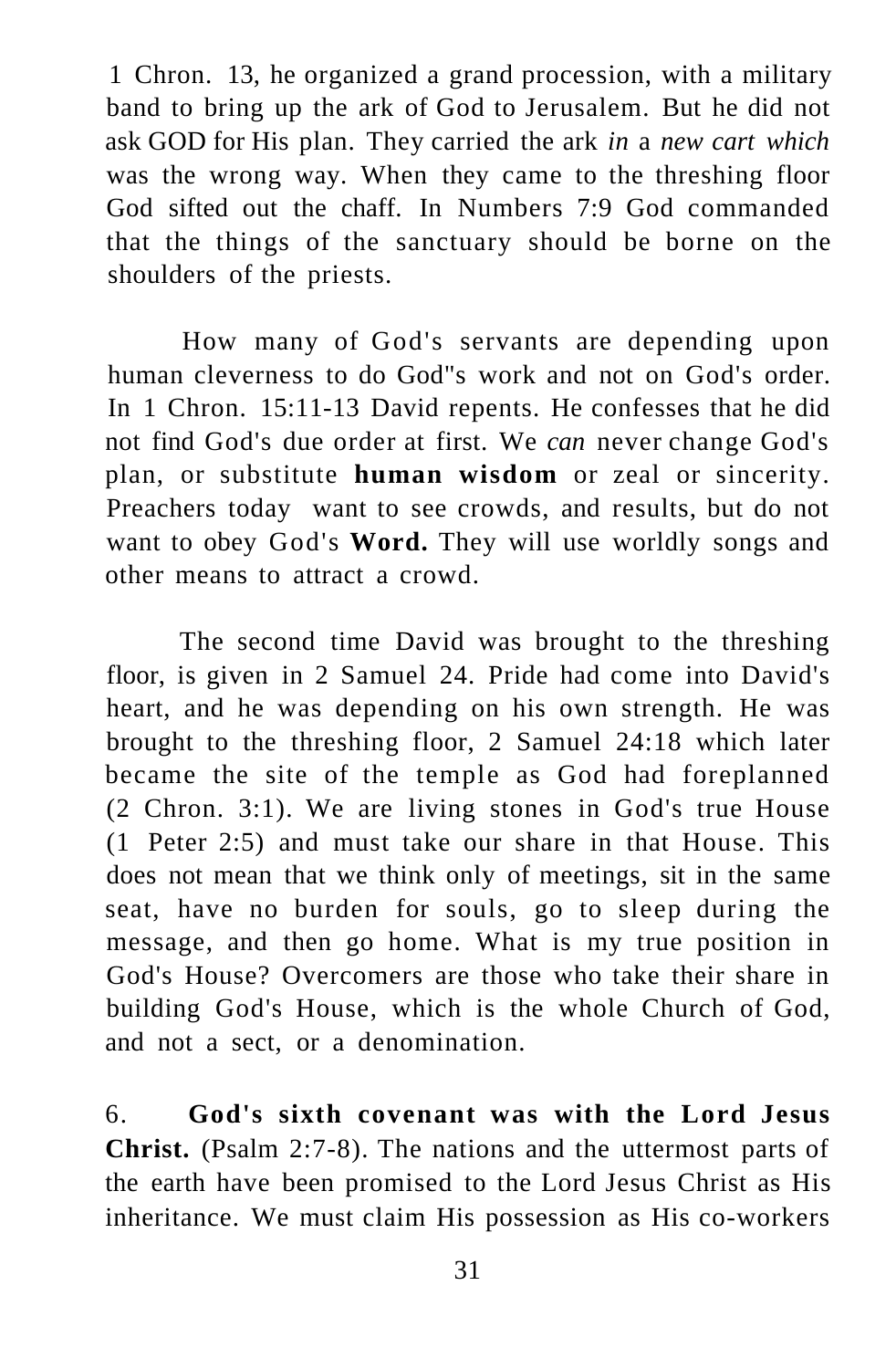1 Chron. 13, he organized a grand procession, with a military band to bring up the ark of God to Jerusalem. But he did not ask GOD for His plan. They carried the ark *in* a *new cart which* was the wrong way. When they came to the threshing floor God sifted out the chaff. In Numbers 7:9 God commanded that the things of the sanctuary should be borne on the shoulders of the priests.

How many of God's servants are depending upon human cleverness to do God"s work and not on God's order. In 1 Chron. 15:11-13 David repents. He confesses that he did not find God's due order at first. We *can* never change God's plan, or substitute **human wisdom** or zeal or sincerity. Preachers today want to see crowds, and results, but do not want to obey God's **Word.** They will use worldly songs and other means to attract a crowd.

The second time David was brought to the threshing floor, is given in 2 Samuel 24. Pride had come into David's heart, and he was depending on his own strength. He was brought to the threshing floor, 2 Samuel 24:18 which later became the site of the temple as God had foreplanned (2 Chron. 3:1). We are living stones in God's true House (1 Peter 2:5) and must take our share in that House. This does not mean that we think only of meetings, sit in the same seat, have no burden for souls, go to sleep during the message, and then go home. What is my true position in God's House? Overcomers are those who take their share in building God's House, which is the whole Church of God, and not a sect, or a denomination.

6. **God's sixth covenant was with the Lord Jesus Christ.** (Psalm 2:7-8). The nations and the uttermost parts of the earth have been promised to the Lord Jesus Christ as His inheritance. We must claim His possession as His co-workers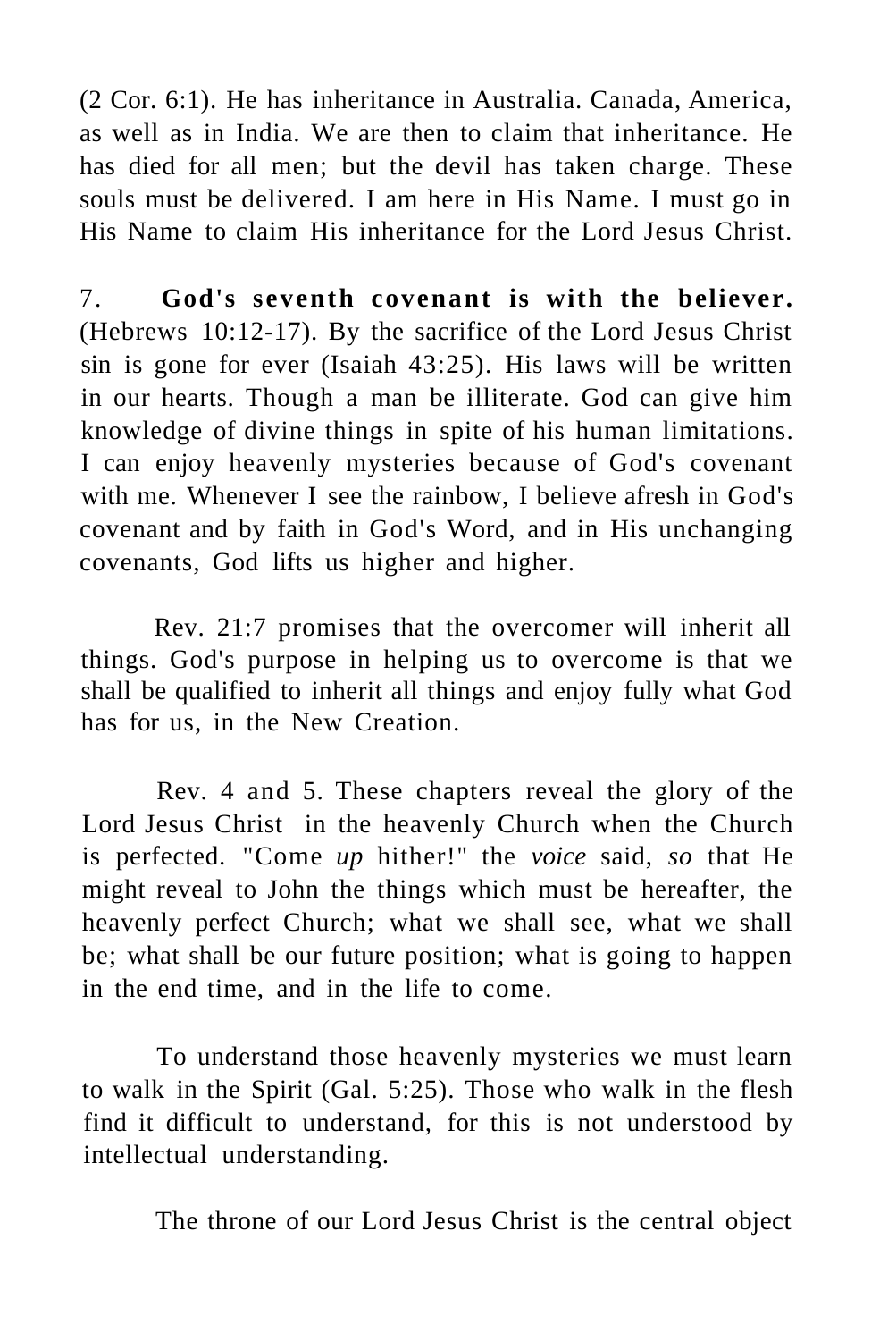(2 Cor. 6:1). He has inheritance in Australia. Canada, America, as well as in India. We are then to claim that inheritance. He has died for all men; but the devil has taken charge. These souls must be delivered. I am here in His Name. I must go in His Name to claim His inheritance for the Lord Jesus Christ.

7. **God's seventh covenant is with the believer.** (Hebrews 10:12-17). By the sacrifice of the Lord Jesus Christ sin is gone for ever (Isaiah 43:25). His laws will be written in our hearts. Though a man be illiterate. God can give him knowledge of divine things in spite of his human limitations. I can enjoy heavenly mysteries because of God's covenant with me. Whenever I see the rainbow, I believe afresh in God's covenant and by faith in God's Word, and in His unchanging covenants, God lifts us higher and higher.

Rev. 21:7 promises that the overcomer will inherit all things. God's purpose in helping us to overcome is that we shall be qualified to inherit all things and enjoy fully what God has for us, in the New Creation.

Rev. 4 and 5. These chapters reveal the glory of the Lord Jesus Christ in the heavenly Church when the Church is perfected. "Come *up* hither!" the *voice* said, *so* that He might reveal to John the things which must be hereafter, the heavenly perfect Church; what we shall see, what we shall be; what shall be our future position; what is going to happen in the end time, and in the life to come.

To understand those heavenly mysteries we must learn to walk in the Spirit (Gal. 5:25). Those who walk in the flesh find it difficult to understand, for this is not understood by intellectual understanding.

The throne of our Lord Jesus Christ is the central object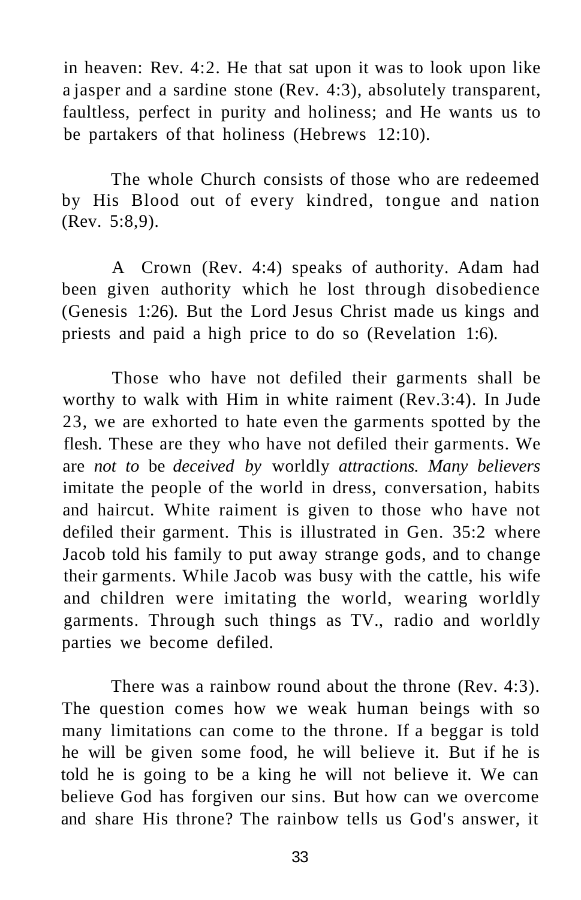in heaven: Rev. 4:2. He that sat upon it was to look upon like a jasper and a sardine stone (Rev. 4:3), absolutely transparent, faultless, perfect in purity and holiness; and He wants us to be partakers of that holiness (Hebrews 12:10).

The whole Church consists of those who are redeemed by His Blood out of every kindred, tongue and nation (Rev. 5:8,9).

A Crown (Rev. 4:4) speaks of authority. Adam had been given authority which he lost through disobedience (Genesis 1:26). But the Lord Jesus Christ made us kings and priests and paid a high price to do so (Revelation 1:6).

Those who have not defiled their garments shall be worthy to walk with Him in white raiment (Rev.3:4). In Jude 23, we are exhorted to hate even the garments spotted by the flesh. These are they who have not defiled their garments. We are *not to* be *deceived by* worldly *attractions. Many believers* imitate the people of the world in dress, conversation, habits and haircut. White raiment is given to those who have not defiled their garment. This is illustrated in Gen. 35:2 where Jacob told his family to put away strange gods, and to change their garments. While Jacob was busy with the cattle, his wife and children were imitating the world, wearing worldly garments. Through such things as TV., radio and worldly parties we become defiled.

There was a rainbow round about the throne (Rev. 4:3). The question comes how we weak human beings with so many limitations can come to the throne. If a beggar is told he will be given some food, he will believe it. But if he is told he is going to be a king he will not believe it. We can believe God has forgiven our sins. But how can we overcome and share His throne? The rainbow tells us God's answer, it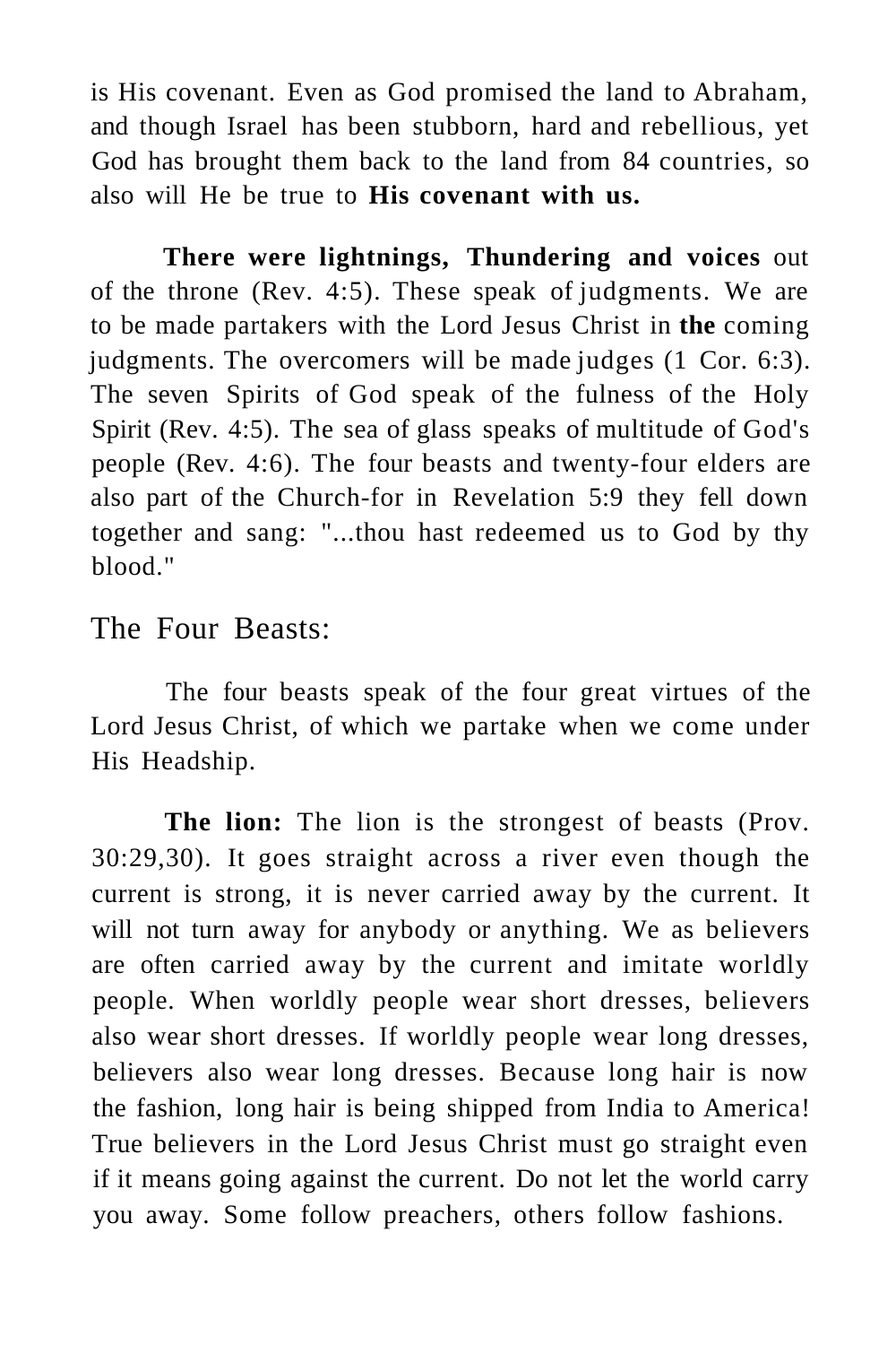is His covenant. Even as God promised the land to Abraham, and though Israel has been stubborn, hard and rebellious, yet God has brought them back to the land from 84 countries, so also will He be true to **His covenant with us.**

**There were lightnings, Thundering and voices** out of the throne (Rev. 4:5). These speak of judgments. We are to be made partakers with the Lord Jesus Christ in **the** coming judgments. The overcomers will be made judges (1 Cor. 6:3). The seven Spirits of God speak of the fulness of the Holy Spirit (Rev. 4:5). The sea of glass speaks of multitude of God's people (Rev. 4:6). The four beasts and twenty-four elders are also part of the Church-for in Revelation 5:9 they fell down together and sang: "...thou hast redeemed us to God by thy blood."

## The Four Beasts:

The four beasts speak of the four great virtues of the Lord Jesus Christ, of which we partake when we come under His Headship.

**The lion:** The lion is the strongest of beasts (Prov. 30:29,30). It goes straight across a river even though the current is strong, it is never carried away by the current. It will not turn away for anybody or anything. We as believers are often carried away by the current and imitate worldly people. When worldly people wear short dresses, believers also wear short dresses. If worldly people wear long dresses, believers also wear long dresses. Because long hair is now the fashion, long hair is being shipped from India to America! True believers in the Lord Jesus Christ must go straight even if it means going against the current. Do not let the world carry you away. Some follow preachers, others follow fashions.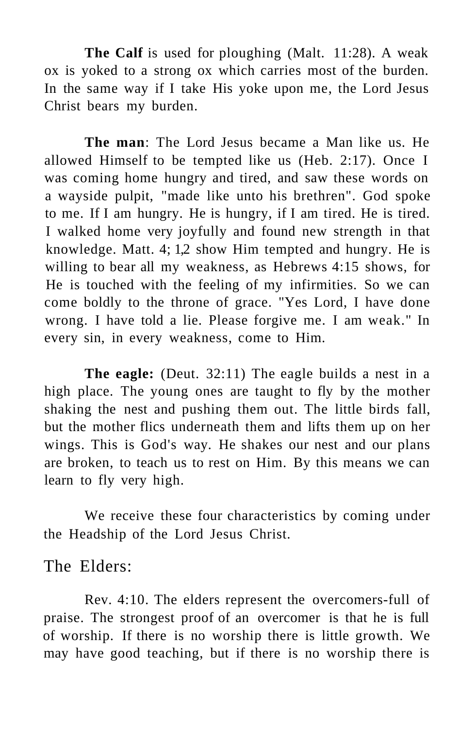**The Calf** is used for ploughing (Malt. 11:28). A weak ox is yoked to a strong ox which carries most of the burden. In the same way if I take His yoke upon me, the Lord Jesus Christ bears my burden.

**The man**: The Lord Jesus became a Man like us. He allowed Himself to be tempted like us (Heb. 2:17). Once I was coming home hungry and tired, and saw these words on a wayside pulpit, "made like unto his brethren". God spoke to me. If I am hungry. He is hungry, if I am tired. He is tired. I walked home very joyfully and found new strength in that knowledge. Matt. 4; 1,2 show Him tempted and hungry. He is willing to bear all my weakness, as Hebrews 4:15 shows, for He is touched with the feeling of my infirmities. So we can come boldly to the throne of grace. "Yes Lord, I have done wrong. I have told a lie. Please forgive me. I am weak." In every sin, in every weakness, come to Him.

**The eagle:** (Deut. 32:11) The eagle builds a nest in a high place. The young ones are taught to fly by the mother shaking the nest and pushing them out. The little birds fall, but the mother flics underneath them and lifts them up on her wings. This is God's way. He shakes our nest and our plans are broken, to teach us to rest on Him. By this means we can learn to fly very high.

We receive these four characteristics by coming under the Headship of the Lord Jesus Christ.

## The Elders:

Rev. 4:10. The elders represent the overcomers-full of praise. The strongest proof of an overcomer is that he is full of worship. If there is no worship there is little growth. We may have good teaching, but if there is no worship there is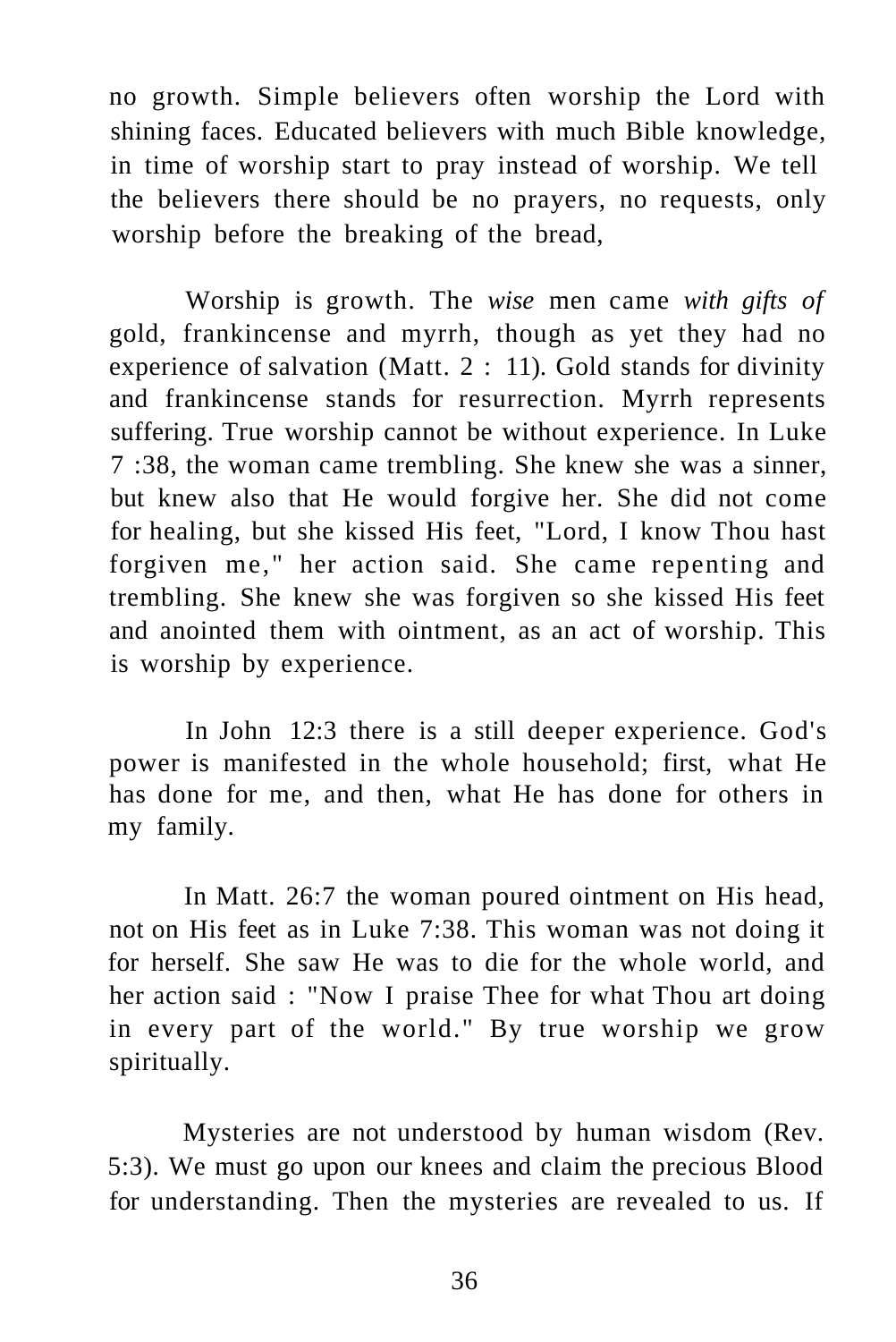no growth. Simple believers often worship the Lord with shining faces. Educated believers with much Bible knowledge, in time of worship start to pray instead of worship. We tell the believers there should be no prayers, no requests, only worship before the breaking of the bread,

Worship is growth. The *wise* men came *with gifts of* gold, frankincense and myrrh, though as yet they had no experience of salvation (Matt. 2 : 11). Gold stands for divinity and frankincense stands for resurrection. Myrrh represents suffering. True worship cannot be without experience. In Luke 7 :38, the woman came trembling. She knew she was a sinner, but knew also that He would forgive her. She did not come for healing, but she kissed His feet, "Lord, I know Thou hast forgiven me," her action said. She came repenting and trembling. She knew she was forgiven so she kissed His feet and anointed them with ointment, as an act of worship. This is worship by experience.

In John 12:3 there is a still deeper experience. God's power is manifested in the whole household; first, what He has done for me, and then, what He has done for others in my family.

In Matt. 26:7 the woman poured ointment on His head, not on His feet as in Luke 7:38. This woman was not doing it for herself. She saw He was to die for the whole world, and her action said : "Now I praise Thee for what Thou art doing in every part of the world." By true worship we grow spiritually.

Mysteries are not understood by human wisdom (Rev. 5:3). We must go upon our knees and claim the precious Blood for understanding. Then the mysteries are revealed to us. If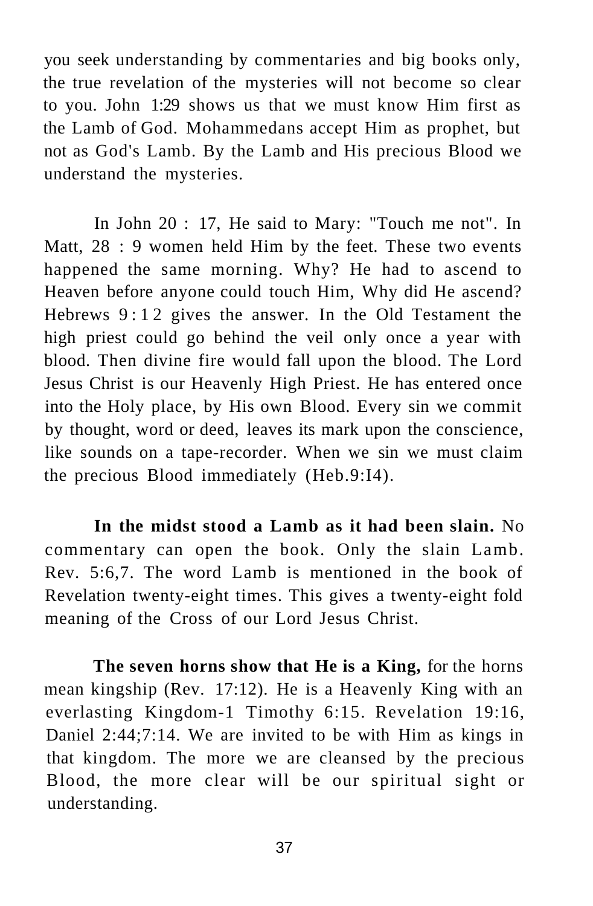you seek understanding by commentaries and big books only, the true revelation of the mysteries will not become so clear to you. John 1:29 shows us that we must know Him first as the Lamb of God. Mohammedans accept Him as prophet, but not as God's Lamb. By the Lamb and His precious Blood we understand the mysteries.

In John 20 : 17, He said to Mary: "Touch me not". In Matt, 28 : 9 women held Him by the feet. These two events happened the same morning. Why? He had to ascend to Heaven before anyone could touch Him, Why did He ascend? Hebrews 9:12 gives the answer. In the Old Testament the high priest could go behind the veil only once a year with blood. Then divine fire would fall upon the blood. The Lord Jesus Christ is our Heavenly High Priest. He has entered once into the Holy place, by His own Blood. Every sin we commit by thought, word or deed, leaves its mark upon the conscience, like sounds on a tape-recorder. When we sin we must claim the precious Blood immediately (Heb.9:I4).

**In the midst stood a Lamb as it had been slain.** No commentary can open the book. Only the slain Lamb. Rev. 5:6,7. The word Lamb is mentioned in the book of Revelation twenty-eight times. This gives a twenty-eight fold meaning of the Cross of our Lord Jesus Christ.

**The seven horns show that He is a King,** for the horns mean kingship (Rev. 17:12). He is a Heavenly King with an everlasting Kingdom-1 Timothy 6:15. Revelation 19:16, Daniel 2:44;7:14. We are invited to be with Him as kings in that kingdom. The more we are cleansed by the precious Blood, the more clear will be our spiritual sight or understanding.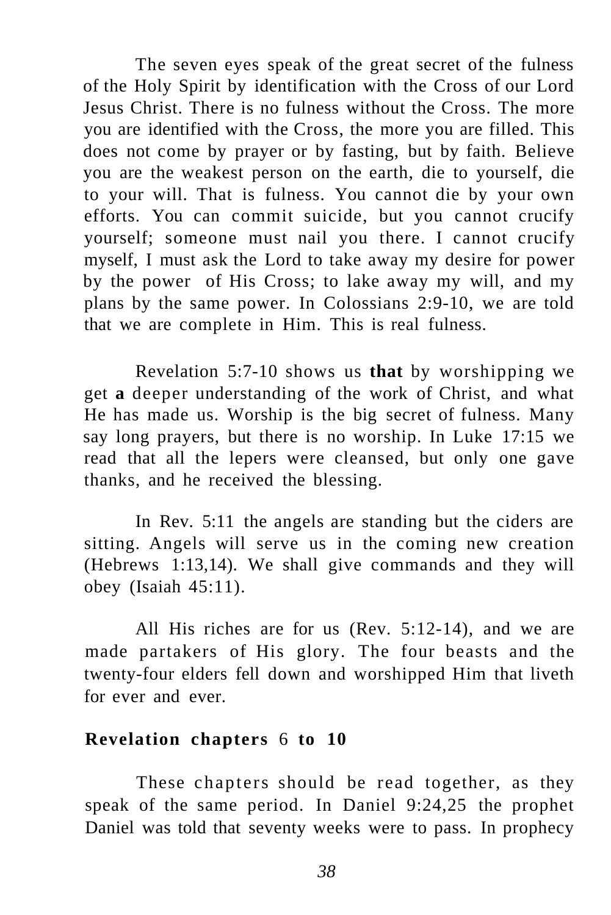The seven eyes speak of the great secret of the fulness of the Holy Spirit by identification with the Cross of our Lord Jesus Christ. There is no fulness without the Cross. The more you are identified with the Cross, the more you are filled. This does not come by prayer or by fasting, but by faith. Believe you are the weakest person on the earth, die to yourself, die to your will. That is fulness. You cannot die by your own efforts. You can commit suicide, but you cannot crucify yourself; someone must nail you there. I cannot crucify myself, I must ask the Lord to take away my desire for power by the power of His Cross; to lake away my will, and my plans by the same power. In Colossians 2:9-10, we are told that we are complete in Him. This is real fulness.

Revelation 5:7-10 shows us **that** by worshipping we get **a** deeper understanding of the work of Christ, and what He has made us. Worship is the big secret of fulness. Many say long prayers, but there is no worship. In Luke 17:15 we read that all the lepers were cleansed, but only one gave thanks, and he received the blessing.

In Rev. 5:11 the angels are standing but the ciders are sitting. Angels will serve us in the coming new creation (Hebrews 1:13,14). We shall give commands and they will obey (Isaiah 45:11).

All His riches are for us (Rev. 5:12-14), and we are made partakers of His glory. The four beasts and the twenty-four elders fell down and worshipped Him that liveth for ever and ever.

**Revelation chapters** 6 **to 10**

These chapters should be read together, as they speak of the same period. In Daniel 9:24,25 the prophet Daniel was told that seventy weeks were to pass. In prophecy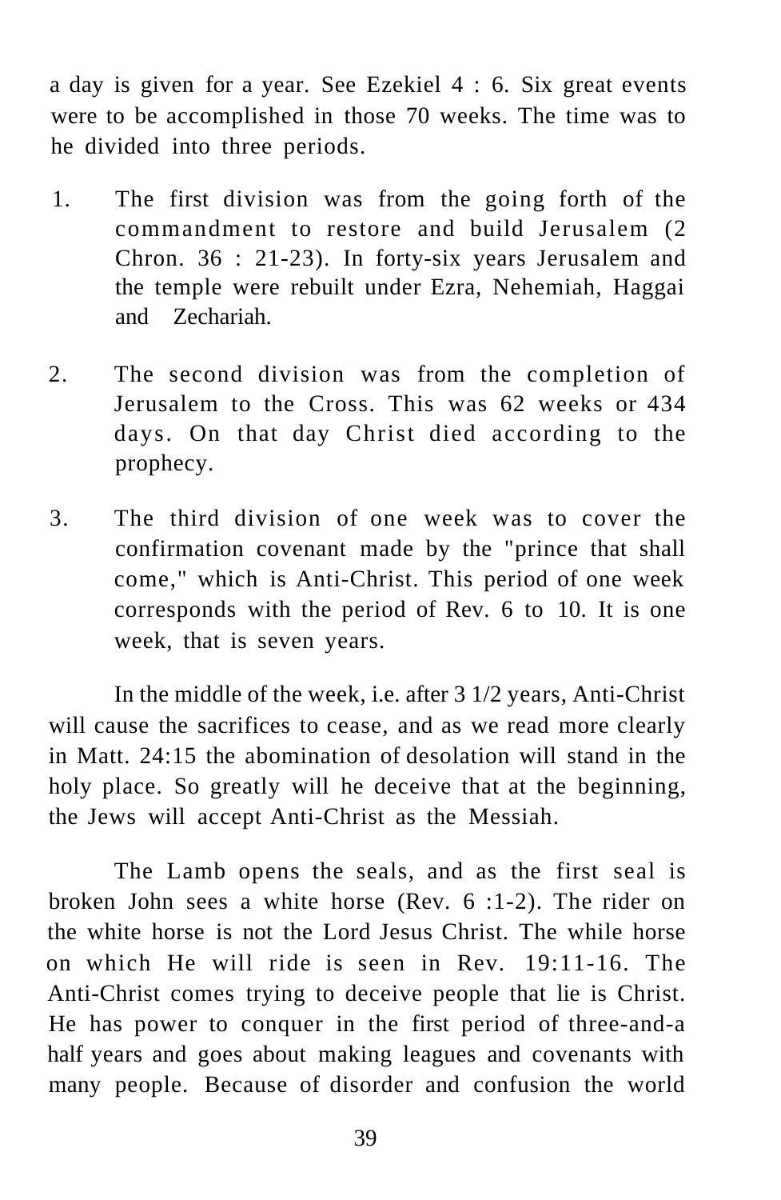a day is given for a year. See Ezekiel 4 : 6. Six great events were to be accomplished in those 70 weeks. The time was to he divided into three periods.

1. The first division was from the going forth of the commandment to restore and build Jerusalem (2 Chron. 36 : 21-23). In forty-six years Jerusalem and the temple were rebuilt under Ezra, Nehemiah, Haggai and Zechariah.

2. The second division was from the completion of Jerusalem to the Cross. This was 62 weeks or 434 days. On that day Christ died according to the prophecy.

3. The third division of one week was to cover the confirmation covenant made by the "prince that shall come," which is Anti-Christ. This period of one week corresponds with the period of Rev. 6 to 10. It is one week, that is seven years.

In the middle of the week, i.e. after 3 1/2 years, Anti-Christ will cause the sacrifices to cease, and as we read more clearly in Matt. 24:15 the abomination of desolation will stand in the holy place. So greatly will he deceive that at the beginning, the Jews will accept Anti-Christ as the Messiah.

The Lamb opens the seals, and as the first seal is broken John sees a white horse (Rev. 6 :1-2). The rider on the white horse is not the Lord Jesus Christ. The while horse on which He will ride is seen in Rev. 19:11-16. The Anti-Christ comes trying to deceive people that lie is Christ. He has power to conquer in the first period of three-and-a half years and goes about making leagues and covenants with many people. Because of disorder and confusion the world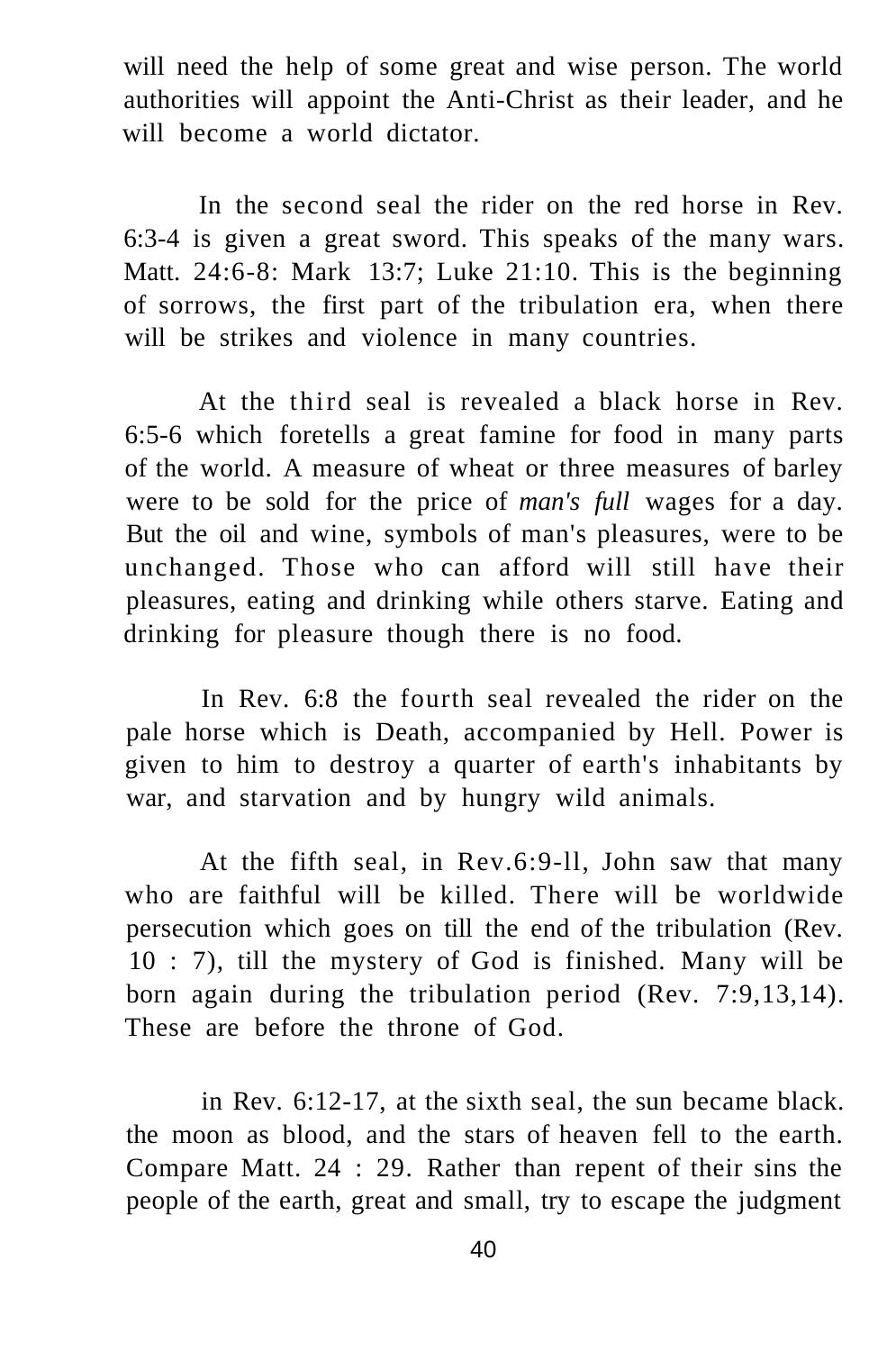will need the help of some great and wise person. The world authorities will appoint the Anti-Christ as their leader, and he will become a world dictator.

In the second seal the rider on the red horse in Rev. 6:3-4 is given a great sword. This speaks of the many wars. Matt. 24:6-8: Mark 13:7; Luke 21:10. This is the beginning of sorrows, the first part of the tribulation era, when there will be strikes and violence in many countries.

At the third seal is revealed a black horse in Rev. 6:5-6 which foretells a great famine for food in many parts of the world. A measure of wheat or three measures of barley were to be sold for the price of *man's full* wages for a day. But the oil and wine, symbols of man's pleasures, were to be unchanged. Those who can afford will still have their pleasures, eating and drinking while others starve. Eating and drinking for pleasure though there is no food.

In Rev. 6:8 the fourth seal revealed the rider on the pale horse which is Death, accompanied by Hell. Power is given to him to destroy a quarter of earth's inhabitants by war, and starvation and by hungry wild animals.

At the fifth seal, in Rev.6:9-ll, John saw that many who are faithful will be killed. There will be worldwide persecution which goes on till the end of the tribulation (Rev. 10 : 7), till the mystery of God is finished. Many will be born again during the tribulation period (Rev. 7:9,13,14). These are before the throne of God.

in Rev. 6:12-17, at the sixth seal, the sun became black. the moon as blood, and the stars of heaven fell to the earth. Compare Matt. 24 : 29. Rather than repent of their sins the people of the earth, great and small, try to escape the judgment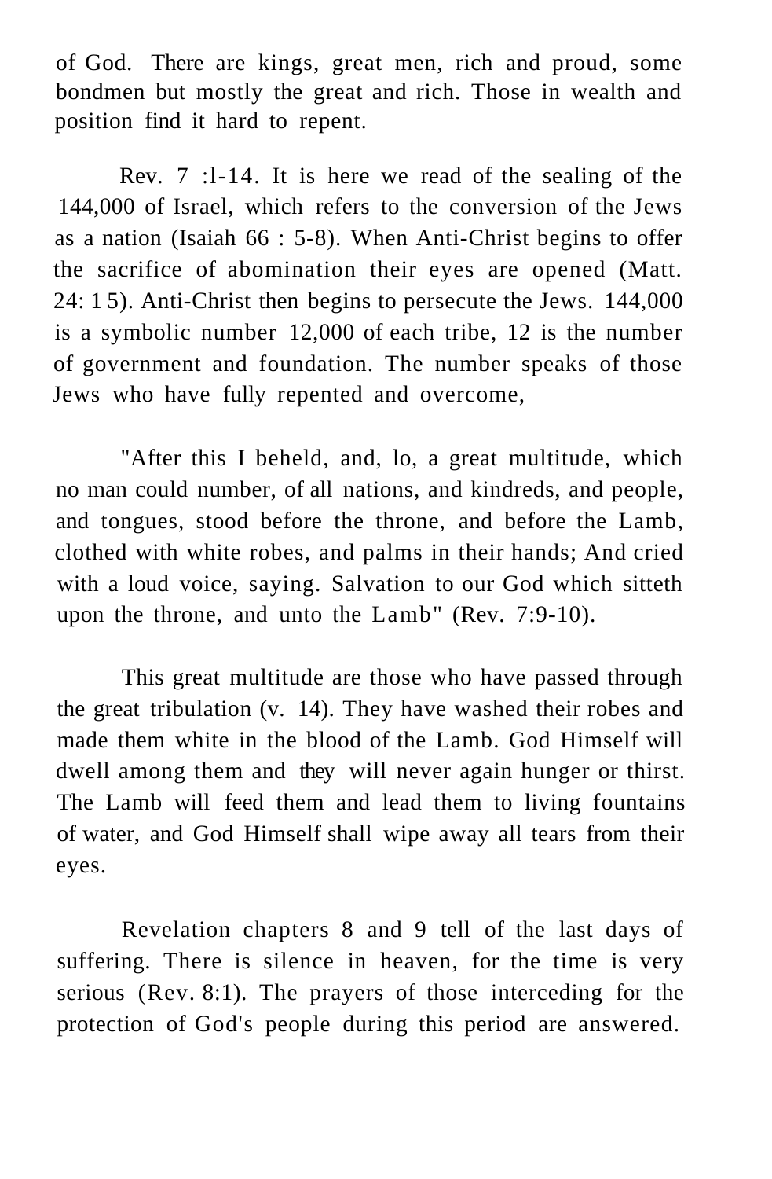of God. There are kings, great men, rich and proud, some bondmen but mostly the great and rich. Those in wealth and position find it hard to repent.

Rev. 7 :l-14. It is here we read of the sealing of the 144,000 of Israel, which refers to the conversion of the Jews as a nation (Isaiah 66 : 5-8). When Anti-Christ begins to offer the sacrifice of abomination their eyes are opened (Matt. 24: 1 5). Anti-Christ then begins to persecute the Jews. 144,000 is a symbolic number 12,000 of each tribe, 12 is the number of government and foundation. The number speaks of those Jews who have fully repented and overcome,

"After this I beheld, and, lo, a great multitude, which no man could number, of all nations, and kindreds, and people, and tongues, stood before the throne, and before the Lamb, clothed with white robes, and palms in their hands; And cried with a loud voice, saying. Salvation to our God which sitteth upon the throne, and unto the Lamb" (Rev. 7:9-10).

This great multitude are those who have passed through the great tribulation (v. 14). They have washed their robes and made them white in the blood of the Lamb. God Himself will dwell among them and they will never again hunger or thirst. The Lamb will feed them and lead them to living fountains of water, and God Himself shall wipe away all tears from their eyes.

Revelation chapters 8 and 9 tell of the last days of suffering. There is silence in heaven, for the time is very serious (Rev. 8:1). The prayers of those interceding for the protection of God's people during this period are answered.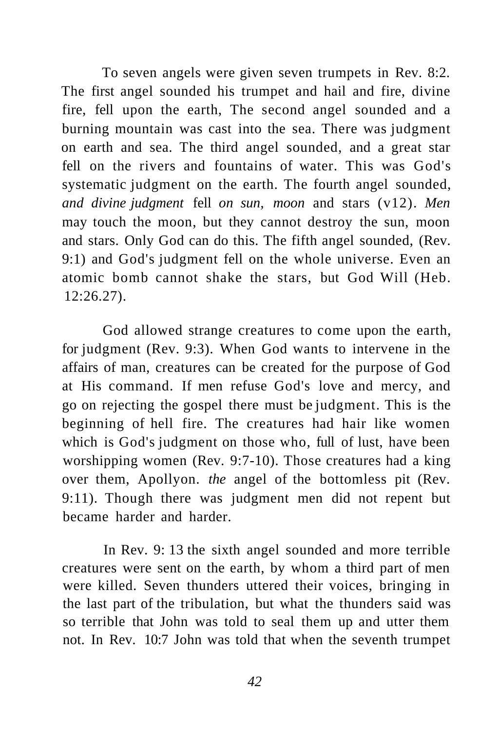To seven angels were given seven trumpets in Rev. 8:2. The first angel sounded his trumpet and hail and fire, divine fire, fell upon the earth, The second angel sounded and a burning mountain was cast into the sea. There was judgment on earth and sea. The third angel sounded, and a great star fell on the rivers and fountains of water. This was God's systematic judgment on the earth. The fourth angel sounded, *and divine judgment* fell *on sun, moon* and stars (v12). *Men* may touch the moon, but they cannot destroy the sun, moon and stars. Only God can do this. The fifth angel sounded, (Rev. 9:1) and God's judgment fell on the whole universe. Even an atomic bomb cannot shake the stars, but God Will (Heb. 12:26.27).

God allowed strange creatures to come upon the earth, for judgment (Rev. 9:3). When God wants to intervene in the affairs of man, creatures can be created for the purpose of God at His command. If men refuse God's love and mercy, and go on rejecting the gospel there must be judgment. This is the beginning of hell fire. The creatures had hair like women which is God's judgment on those who, full of lust, have been worshipping women (Rev. 9:7-10). Those creatures had a king over them, Apollyon. *the* angel of the bottomless pit (Rev. 9:11). Though there was judgment men did not repent but became harder and harder.

In Rev. 9: 13 the sixth angel sounded and more terrible creatures were sent on the earth, by whom a third part of men were killed. Seven thunders uttered their voices, bringing in the last part of the tribulation, but what the thunders said was so terrible that John was told to seal them up and utter them not. In Rev. 10:7 John was told that when the seventh trumpet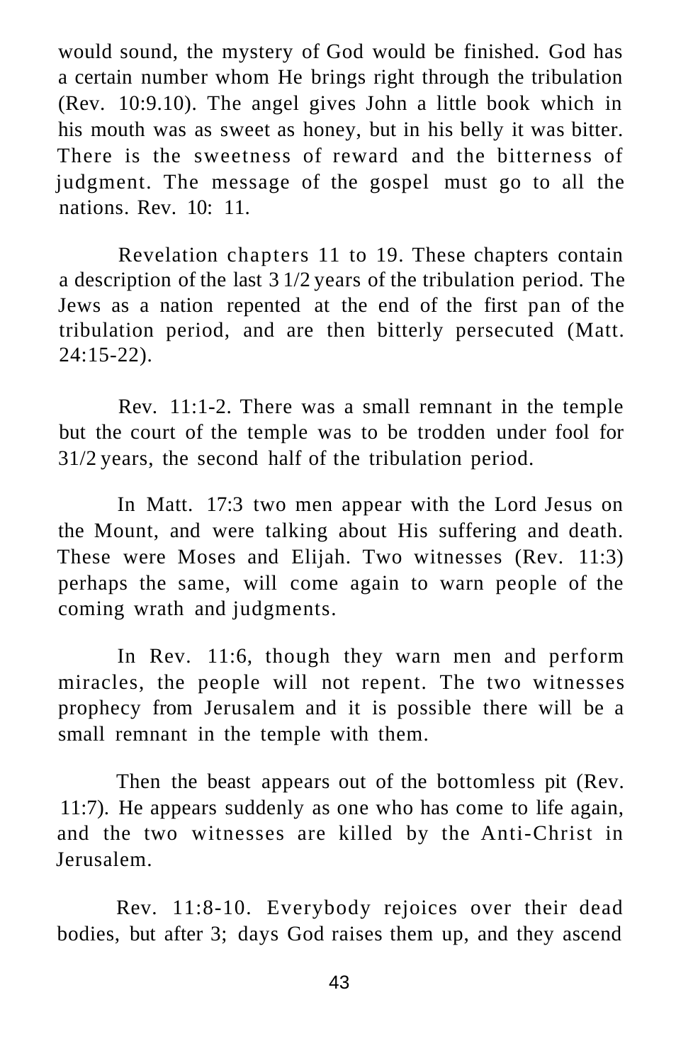would sound, the mystery of God would be finished. God has a certain number whom He brings right through the tribulation (Rev. 10:9.10). The angel gives John a little book which in his mouth was as sweet as honey, but in his belly it was bitter. There is the sweetness of reward and the bitterness of judgment. The message of the gospel must go to all the nations. Rev. 10: 11.

Revelation chapters 11 to 19. These chapters contain a description of the last 3 1/2 years of the tribulation period. The Jews as a nation repented at the end of the first pan of the tribulation period, and are then bitterly persecuted (Matt. 24:15-22).

Rev. 11:1-2. There was a small remnant in the temple but the court of the temple was to be trodden under fool for 31/2 years, the second half of the tribulation period.

In Matt. 17:3 two men appear with the Lord Jesus on the Mount, and were talking about His suffering and death. These were Moses and Elijah. Two witnesses (Rev. 11:3) perhaps the same, will come again to warn people of the coming wrath and judgments.

In Rev. 11:6, though they warn men and perform miracles, the people will not repent. The two witnesses prophecy from Jerusalem and it is possible there will be a small remnant in the temple with them.

Then the beast appears out of the bottomless pit (Rev. 11:7). He appears suddenly as one who has come to life again, and the two witnesses are killed by the Anti-Christ in Jerusalem.

Rev. 11:8-10. Everybody rejoices over their dead bodies, but after 3; days God raises them up, and they ascend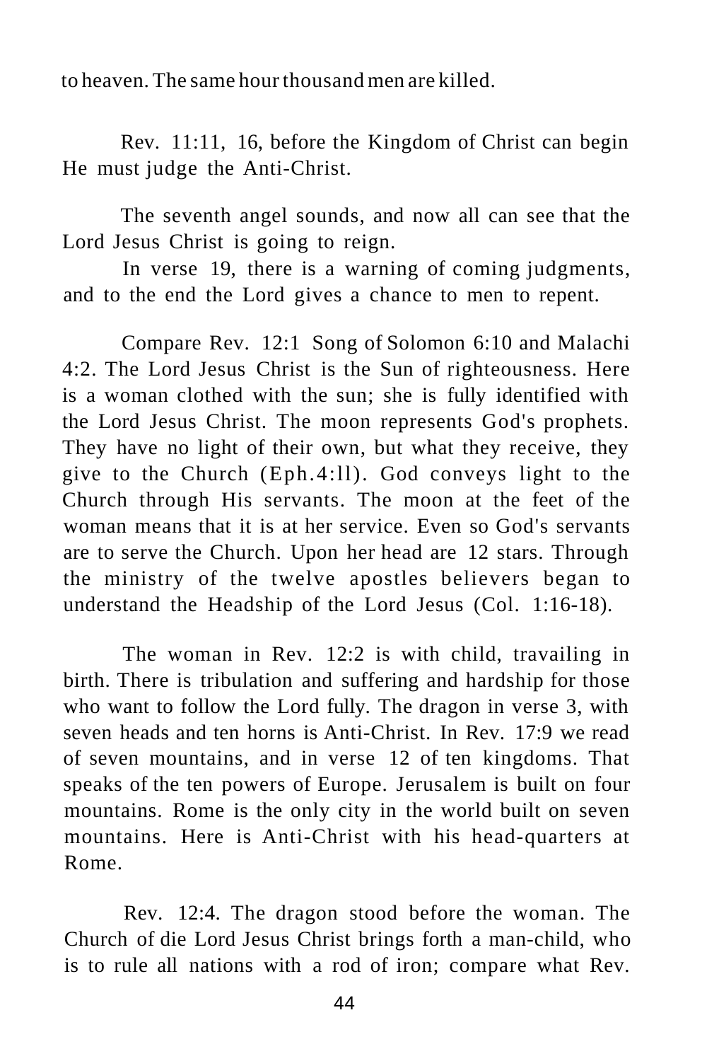to heaven. The same hour thousand men are killed.

Rev. 11:11, 16, before the Kingdom of Christ can begin He must judge the Anti-Christ.

The seventh angel sounds, and now all can see that the Lord Jesus Christ is going to reign.

In verse 19, there is a warning of coming judgments, and to the end the Lord gives a chance to men to repent.

Compare Rev. 12:1 Song of Solomon 6:10 and Malachi 4:2. The Lord Jesus Christ is the Sun of righteousness. Here is a woman clothed with the sun; she is fully identified with the Lord Jesus Christ. The moon represents God's prophets. They have no light of their own, but what they receive, they give to the Church (Eph.4:ll). God conveys light to the Church through His servants. The moon at the feet of the woman means that it is at her service. Even so God's servants are to serve the Church. Upon her head are 12 stars. Through the ministry of the twelve apostles believers began to understand the Headship of the Lord Jesus (Col. 1:16-18).

The woman in Rev. 12:2 is with child, travailing in birth. There is tribulation and suffering and hardship for those who want to follow the Lord fully. The dragon in verse 3, with seven heads and ten horns is Anti-Christ. In Rev. 17:9 we read of seven mountains, and in verse 12 of ten kingdoms. That speaks of the ten powers of Europe. Jerusalem is built on four mountains. Rome is the only city in the world built on seven mountains. Here is Anti-Christ with his head-quarters at Rome.

Rev. 12:4. The dragon stood before the woman. The Church of die Lord Jesus Christ brings forth a man-child, who is to rule all nations with a rod of iron; compare what Rev.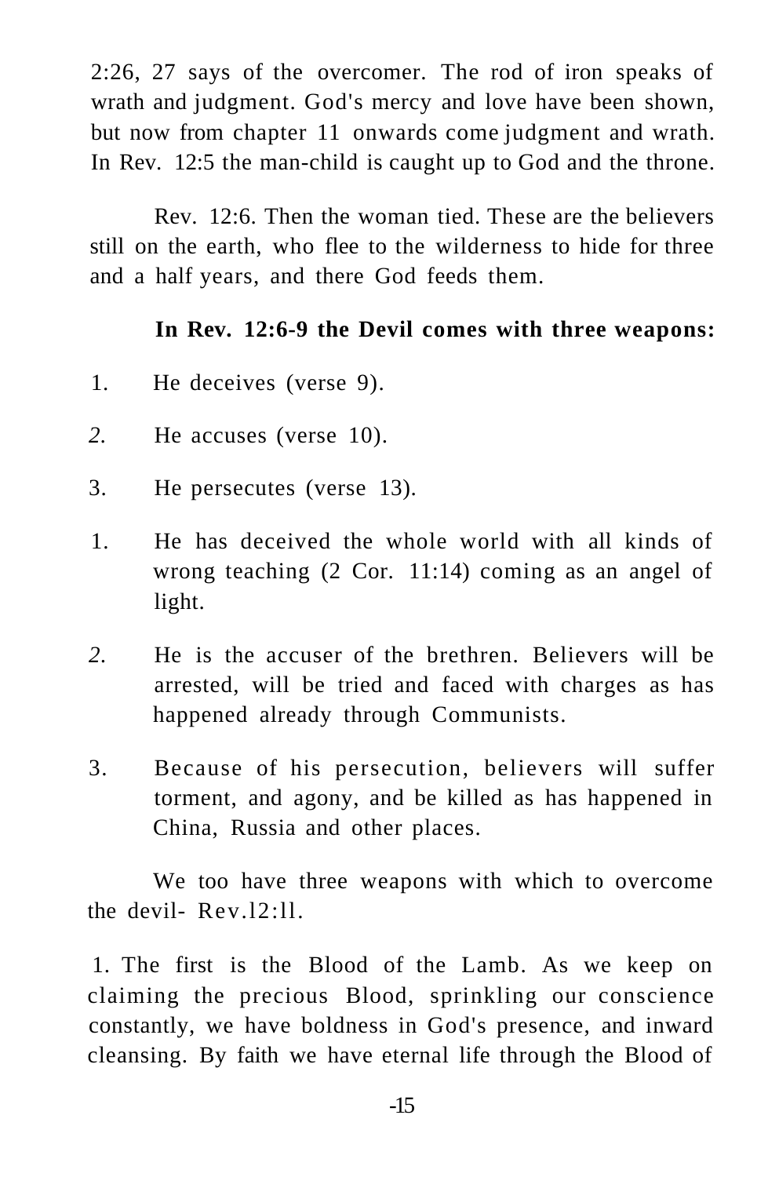2:26, 27 says of the overcomer. The rod of iron speaks of wrath and judgment. God's mercy and love have been shown, but now from chapter 11 onwards come judgment and wrath. In Rev. 12:5 the man-child is caught up to God and the throne.

Rev. 12:6. Then the woman tied. These are the believers still on the earth, who flee to the wilderness to hide for three and a half years, and there God feeds them.

**In Rev. 12:6-9 the Devil comes with three weapons:**

1. He deceives (verse 9).
2. He accuses (verse 10).
3. He persecutes (verse 13).

1. He has deceived the whole world with all kinds of wrong teaching (2 Cor. 11:14) coming as an angel of light.
2. He is the accuser of the brethren. Believers will be arrested, will be tried and faced with charges as has happened already through Communists.
3. Because of his persecution, believers will suffer torment, and agony, and be killed as has happened in China, Russia and other places.

We too have three weapons with which to overcome the devil- Rev.12:11.

1. The first is the Blood of the Lamb. As we keep on claiming the precious Blood, sprinkling our conscience constantly, we have boldness in God's presence, and inward cleansing. By faith we have eternal life through the Blood of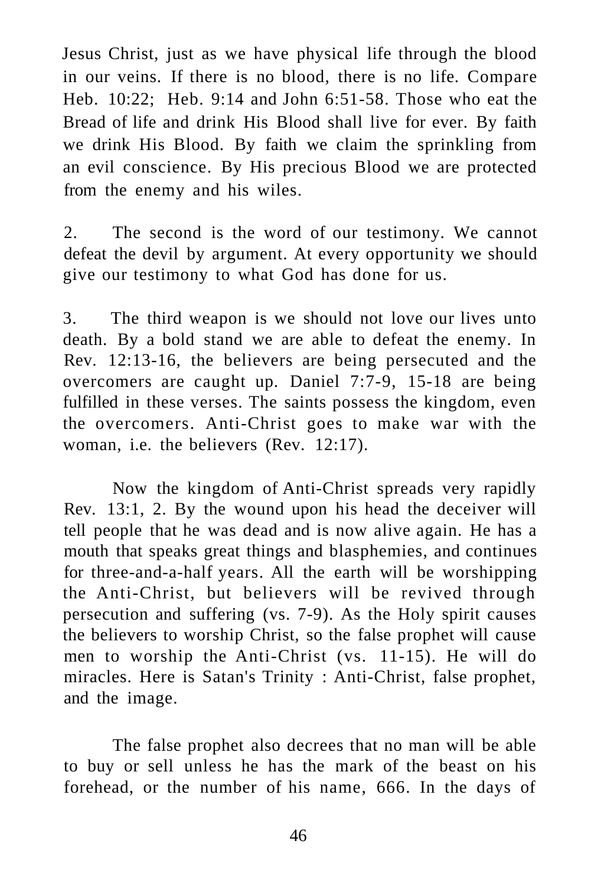Jesus Christ, just as we have physical life through the blood in our veins. If there is no blood, there is no life. Compare Heb. 10:22; Heb. 9:14 and John 6:51-58. Those who eat the Bread of life and drink His Blood shall live for ever. By faith we drink His Blood. By faith we claim the sprinkling from an evil conscience. By His precious Blood we are protected from the enemy and his wiles.

2. The second is the word of our testimony. We cannot defeat the devil by argument. At every opportunity we should give our testimony to what God has done for us.

3. The third weapon is we should not love our lives unto death. By a bold stand we are able to defeat the enemy. In Rev. 12:13-16, the believers are being persecuted and the overcomers are caught up. Daniel 7:7-9, 15-18 are being fulfilled in these verses. The saints possess the kingdom, even the overcomers. Anti-Christ goes to make war with the woman, i.e. the believers (Rev. 12:17).

Now the kingdom of Anti-Christ spreads very rapidly Rev. 13:1, 2. By the wound upon his head the deceiver will tell people that he was dead and is now alive again. He has a mouth that speaks great things and blasphemies, and continues for three-and-a-half years. All the earth will be worshipping the Anti-Christ, but believers will be revived through persecution and suffering (vs. 7-9). As the Holy spirit causes the believers to worship Christ, so the false prophet will cause men to worship the Anti-Christ (vs. 11-15). He will do miracles. Here is Satan's Trinity : Anti-Christ, false prophet, and the image.

The false prophet also decrees that no man will be able to buy or sell unless he has the mark of the beast on his forehead, or the number of his name, 666. In the days of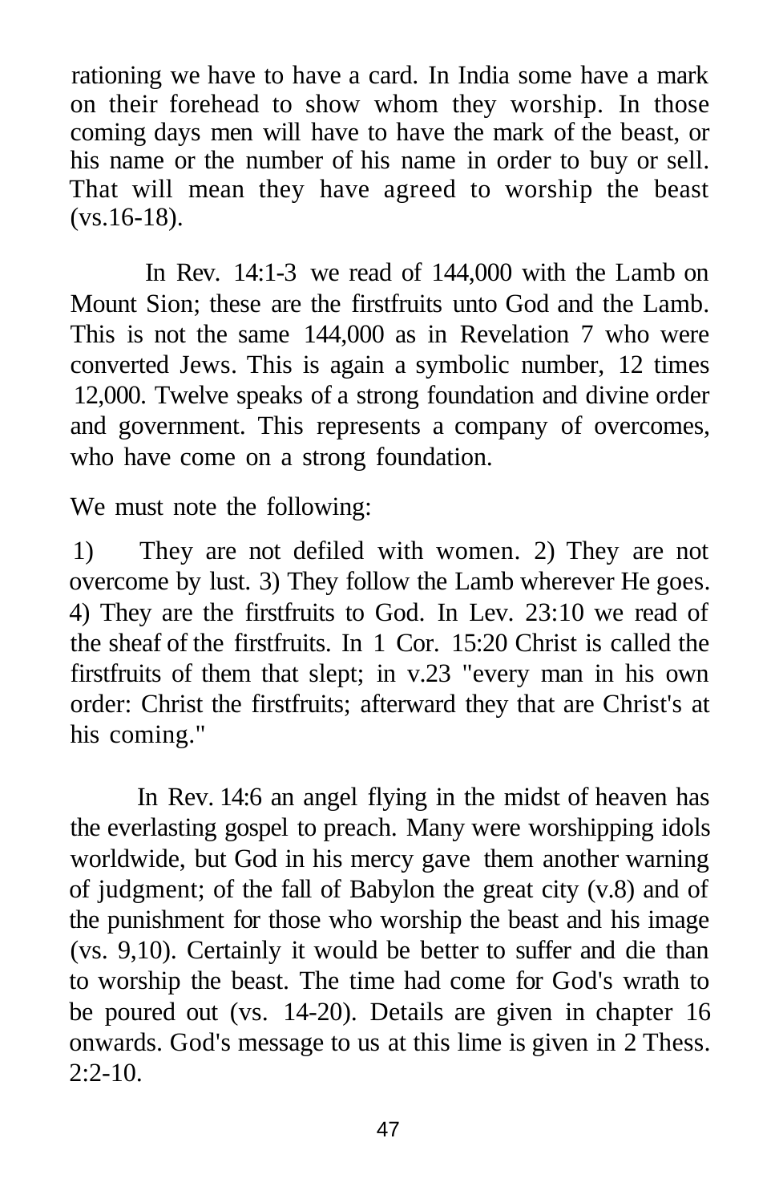rationing we have to have a card. In India some have a mark on their forehead to show whom they worship. In those coming days men will have to have the mark of the beast, or his name or the number of his name in order to buy or sell. That will mean they have agreed to worship the beast (vs.16-18).

In Rev. 14:1-3 we read of 144,000 with the Lamb on Mount Sion; these are the firstfruits unto God and the Lamb. This is not the same 144,000 as in Revelation 7 who were converted Jews. This is again a symbolic number, 12 times 12,000. Twelve speaks of a strong foundation and divine order and government. This represents a company of overcomes, who have come on a strong foundation.

We must note the following:

1) They are not defiled with women. 2) They are not overcome by lust. 3) They follow the Lamb wherever He goes. 4) They are the firstfruits to God. In Lev. 23:10 we read of the sheaf of the firstfruits. In 1 Cor. 15:20 Christ is called the firstfruits of them that slept; in v.23 "every man in his own order: Christ the firstfruits; afterward they that are Christ's at his coming."

In Rev. 14:6 an angel flying in the midst of heaven has the everlasting gospel to preach. Many were worshipping idols worldwide, but God in his mercy gave them another warning of judgment; of the fall of Babylon the great city (v.8) and of the punishment for those who worship the beast and his image (vs. 9,10). Certainly it would be better to suffer and die than to worship the beast. The time had come for God's wrath to be poured out (vs. 14-20). Details are given in chapter 16 onwards. God's message to us at this lime is given in 2 Thess. 2:2-10.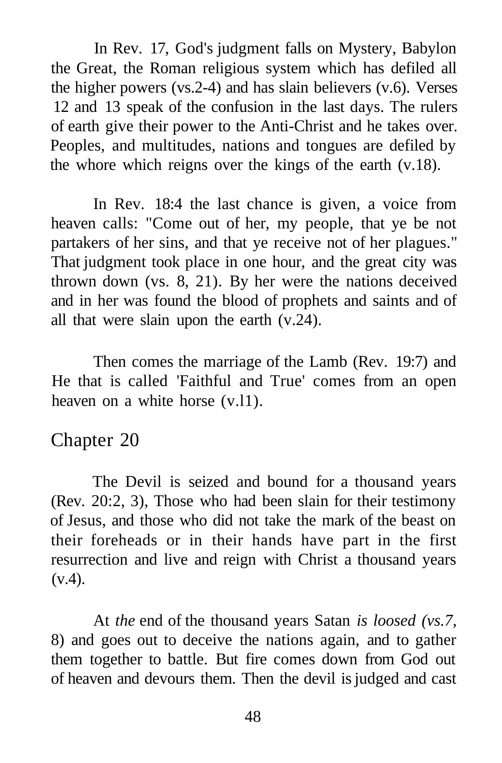In Rev. 17, God's judgment falls on Mystery, Babylon the Great, the Roman religious system which has defiled all the higher powers (vs.2-4) and has slain believers (v.6). Verses 12 and 13 speak of the confusion in the last days. The rulers of earth give their power to the Anti-Christ and he takes over. Peoples, and multitudes, nations and tongues are defiled by the whore which reigns over the kings of the earth (v.18).

In Rev. 18:4 the last chance is given, a voice from heaven calls: "Come out of her, my people, that ye be not partakers of her sins, and that ye receive not of her plagues." That judgment took place in one hour, and the great city was thrown down (vs. 8, 21). By her were the nations deceived and in her was found the blood of prophets and saints and of all that were slain upon the earth (v.24).

Then comes the marriage of the Lamb (Rev. 19:7) and He that is called 'Faithful and True' comes from an open heaven on a white horse (v.l1).

## Chapter 20

The Devil is seized and bound for a thousand years (Rev. 20:2, 3), Those who had been slain for their testimony of Jesus, and those who did not take the mark of the beast on their foreheads or in their hands have part in the first resurrection and live and reign with Christ a thousand years (v.4).

At *the* end of the thousand years Satan *is loosed (vs.7,* 8) and goes out to deceive the nations again, and to gather them together to battle. But fire comes down from God out of heaven and devours them. Then the devil is judged and cast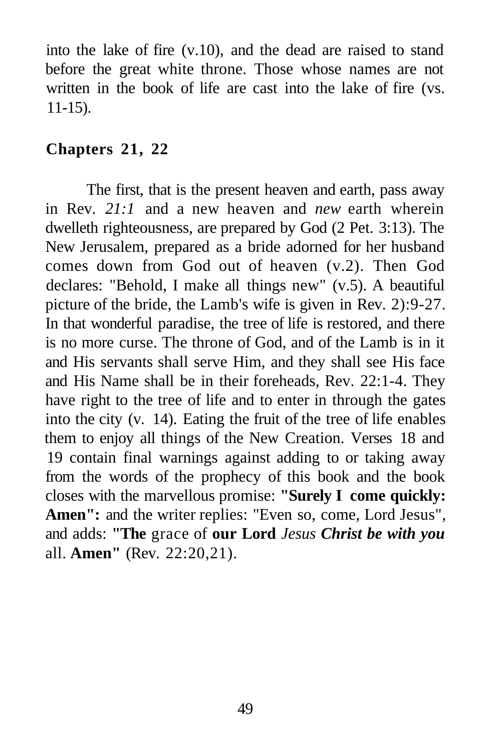into the lake of fire (v.10), and the dead are raised to stand before the great white throne. Those whose names are not written in the book of life are cast into the lake of fire (vs. 11-15).

## Chapters 21, 22

The first, that is the present heaven and earth, pass away in Rev. *21:1* and a new heaven and *new* earth wherein dwelleth righteousness, are prepared by God (2 Pet. 3:13). The New Jerusalem, prepared as a bride adorned for her husband comes down from God out of heaven (v.2). Then God declares: "Behold, I make all things new" (v.5). A beautiful picture of the bride, the Lamb's wife is given in Rev. 2):9-27. In that wonderful paradise, the tree of life is restored, and there is no more curse. The throne of God, and of the Lamb is in it and His servants shall serve Him, and they shall see His face and His Name shall be in their foreheads, Rev. 22:1-4. They have right to the tree of life and to enter in through the gates into the city (v. 14). Eating the fruit of the tree of life enables them to enjoy all things of the New Creation. Verses 18 and 19 contain final warnings against adding to or taking away from the words of the prophecy of this book and the book closes with the marvellous promise: **"Surely I come quickly: Amen":** and the writer replies: "Even so, come, Lord Jesus", and adds: **"The** grace of **our Lord** *Jesus* ***Christ be with you*** all. **Amen"** (Rev. 22:20,21).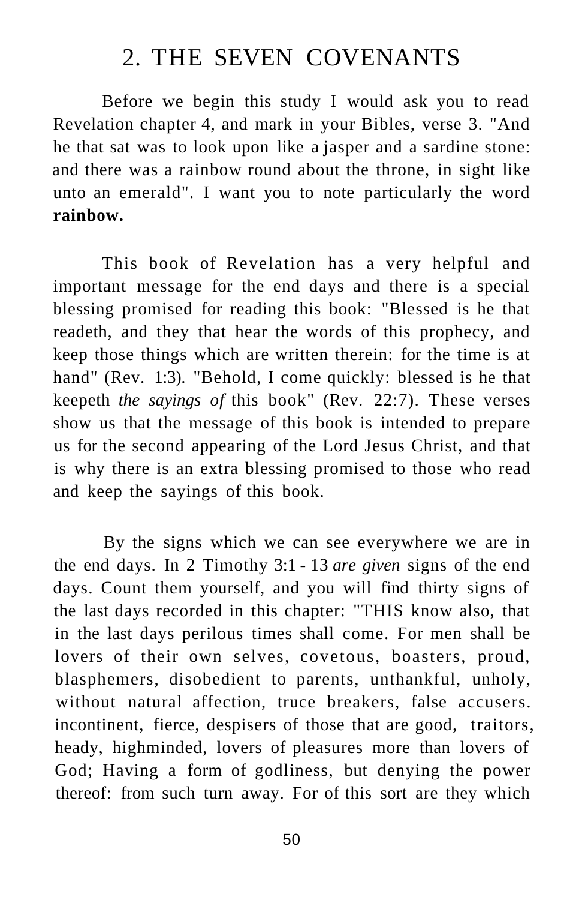# 2. THE SEVEN COVENANTS

Before we begin this study I would ask you to read Revelation chapter 4, and mark in your Bibles, verse 3. "And he that sat was to look upon like a jasper and a sardine stone: and there was a rainbow round about the throne, in sight like unto an emerald". I want you to note particularly the word **rainbow.**

This book of Revelation has a very helpful and important message for the end days and there is a special blessing promised for reading this book: "Blessed is he that readeth, and they that hear the words of this prophecy, and keep those things which are written therein: for the time is at hand" (Rev. 1:3). "Behold, I come quickly: blessed is he that keepeth *the sayings of* this book" (Rev. 22:7). These verses show us that the message of this book is intended to prepare us for the second appearing of the Lord Jesus Christ, and that is why there is an extra blessing promised to those who read and keep the sayings of this book.

By the signs which we can see everywhere we are in the end days. In 2 Timothy 3:1 - 13 *are given* signs of the end days. Count them yourself, and you will find thirty signs of the last days recorded in this chapter: "THIS know also, that in the last days perilous times shall come. For men shall be lovers of their own selves, covetous, boasters, proud, blasphemers, disobedient to parents, unthankful, unholy, without natural affection, truce breakers, false accusers. incontinent, fierce, despisers of those that are good, traitors, heady, highminded, lovers of pleasures more than lovers of God; Having a form of godliness, but denying the power thereof: from such turn away. For of this sort are they which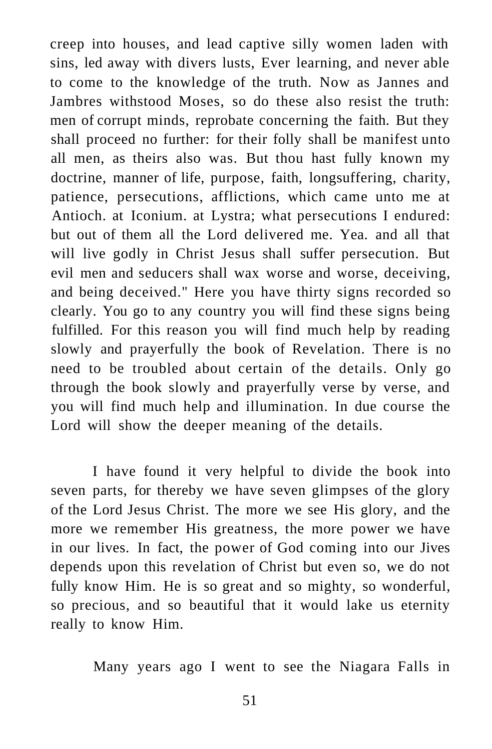creep into houses, and lead captive silly women laden with sins, led away with divers lusts, Ever learning, and never able to come to the knowledge of the truth. Now as Jannes and Jambres withstood Moses, so do these also resist the truth: men of corrupt minds, reprobate concerning the faith. But they shall proceed no further: for their folly shall be manifest unto all men, as theirs also was. But thou hast fully known my doctrine, manner of life, purpose, faith, longsuffering, charity, patience, persecutions, afflictions, which came unto me at Antioch. at Iconium. at Lystra; what persecutions I endured: but out of them all the Lord delivered me. Yea. and all that will live godly in Christ Jesus shall suffer persecution. But evil men and seducers shall wax worse and worse, deceiving, and being deceived." Here you have thirty signs recorded so clearly. You go to any country you will find these signs being fulfilled. For this reason you will find much help by reading slowly and prayerfully the book of Revelation. There is no need to be troubled about certain of the details. Only go through the book slowly and prayerfully verse by verse, and you will find much help and illumination. In due course the Lord will show the deeper meaning of the details.

I have found it very helpful to divide the book into seven parts, for thereby we have seven glimpses of the glory of the Lord Jesus Christ. The more we see His glory, and the more we remember His greatness, the more power we have in our lives. In fact, the power of God coming into our Jives depends upon this revelation of Christ but even so, we do not fully know Him. He is so great and so mighty, so wonderful, so precious, and so beautiful that it would lake us eternity really to know Him.

Many years ago I went to see the Niagara Falls in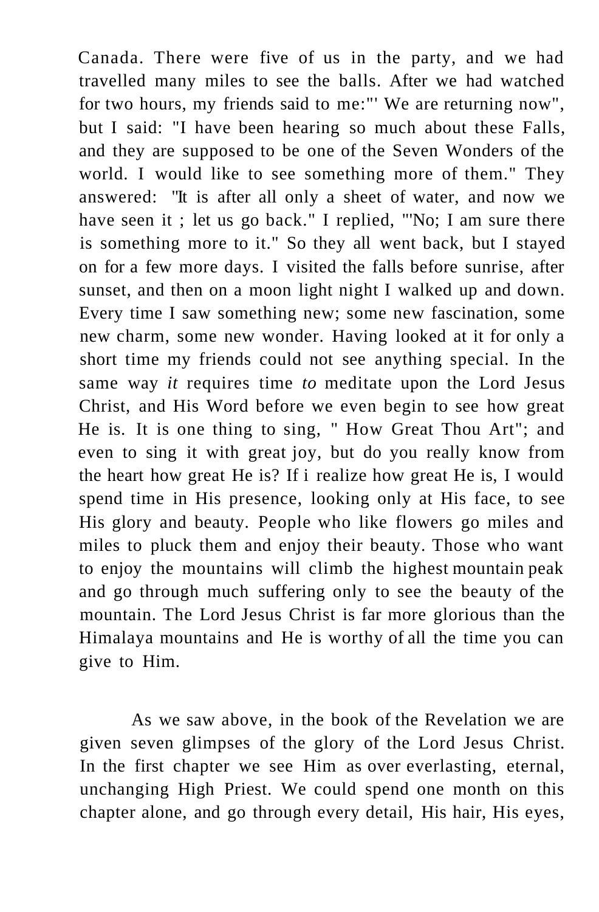Canada. There were five of us in the party, and we had travelled many miles to see the balls. After we had watched for two hours, my friends said to me:"' We are returning now", but I said: "I have been hearing so much about these Falls, and they are supposed to be one of the Seven Wonders of the world. I would like to see something more of them." They answered: "It is after all only a sheet of water, and now we have seen it ; let us go back." I replied, "'No; I am sure there is something more to it." So they all went back, but I stayed on for a few more days. I visited the falls before sunrise, after sunset, and then on a moon light night I walked up and down. Every time I saw something new; some new fascination, some new charm, some new wonder. Having looked at it for only a short time my friends could not see anything special. In the same way *it* requires time *to* meditate upon the Lord Jesus Christ, and His Word before we even begin to see how great He is. It is one thing to sing, " How Great Thou Art"; and even to sing it with great joy, but do you really know from the heart how great He is? If i realize how great He is, I would spend time in His presence, looking only at His face, to see His glory and beauty. People who like flowers go miles and miles to pluck them and enjoy their beauty. Those who want to enjoy the mountains will climb the highest mountain peak and go through much suffering only to see the beauty of the mountain. The Lord Jesus Christ is far more glorious than the Himalaya mountains and He is worthy of all the time you can give to Him.

As we saw above, in the book of the Revelation we are given seven glimpses of the glory of the Lord Jesus Christ. In the first chapter we see Him as over everlasting, eternal, unchanging High Priest. We could spend one month on this chapter alone, and go through every detail, His hair, His eyes,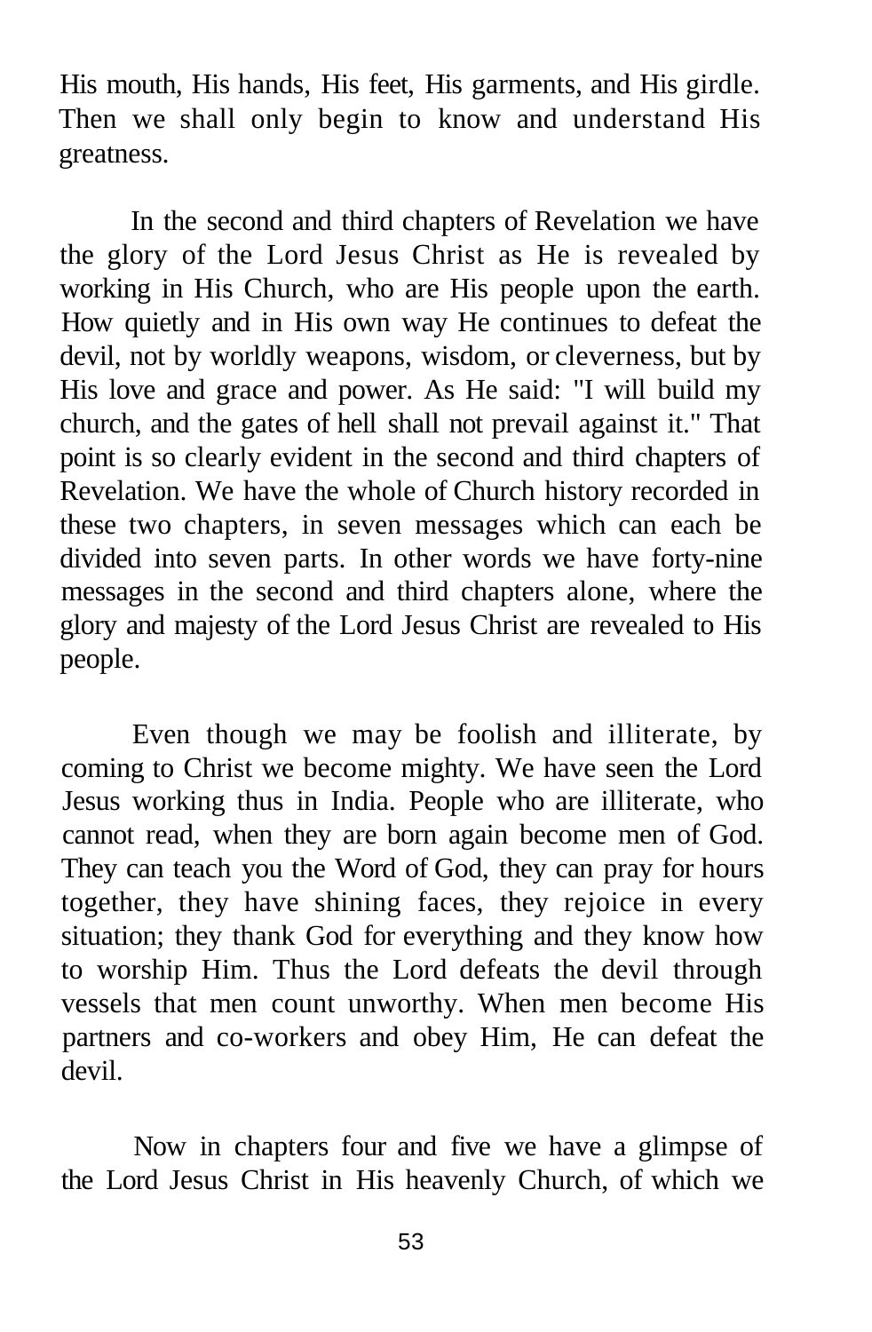His mouth, His hands, His feet, His garments, and His girdle. Then we shall only begin to know and understand His greatness.

In the second and third chapters of Revelation we have the glory of the Lord Jesus Christ as He is revealed by working in His Church, who are His people upon the earth. How quietly and in His own way He continues to defeat the devil, not by worldly weapons, wisdom, or cleverness, but by His love and grace and power. As He said: "I will build my church, and the gates of hell shall not prevail against it." That point is so clearly evident in the second and third chapters of Revelation. We have the whole of Church history recorded in these two chapters, in seven messages which can each be divided into seven parts. In other words we have forty-nine messages in the second and third chapters alone, where the glory and majesty of the Lord Jesus Christ are revealed to His people.

Even though we may be foolish and illiterate, by coming to Christ we become mighty. We have seen the Lord Jesus working thus in India. People who are illiterate, who cannot read, when they are born again become men of God. They can teach you the Word of God, they can pray for hours together, they have shining faces, they rejoice in every situation; they thank God for everything and they know how to worship Him. Thus the Lord defeats the devil through vessels that men count unworthy. When men become His partners and co-workers and obey Him, He can defeat the devil.

Now in chapters four and five we have a glimpse of the Lord Jesus Christ in His heavenly Church, of which we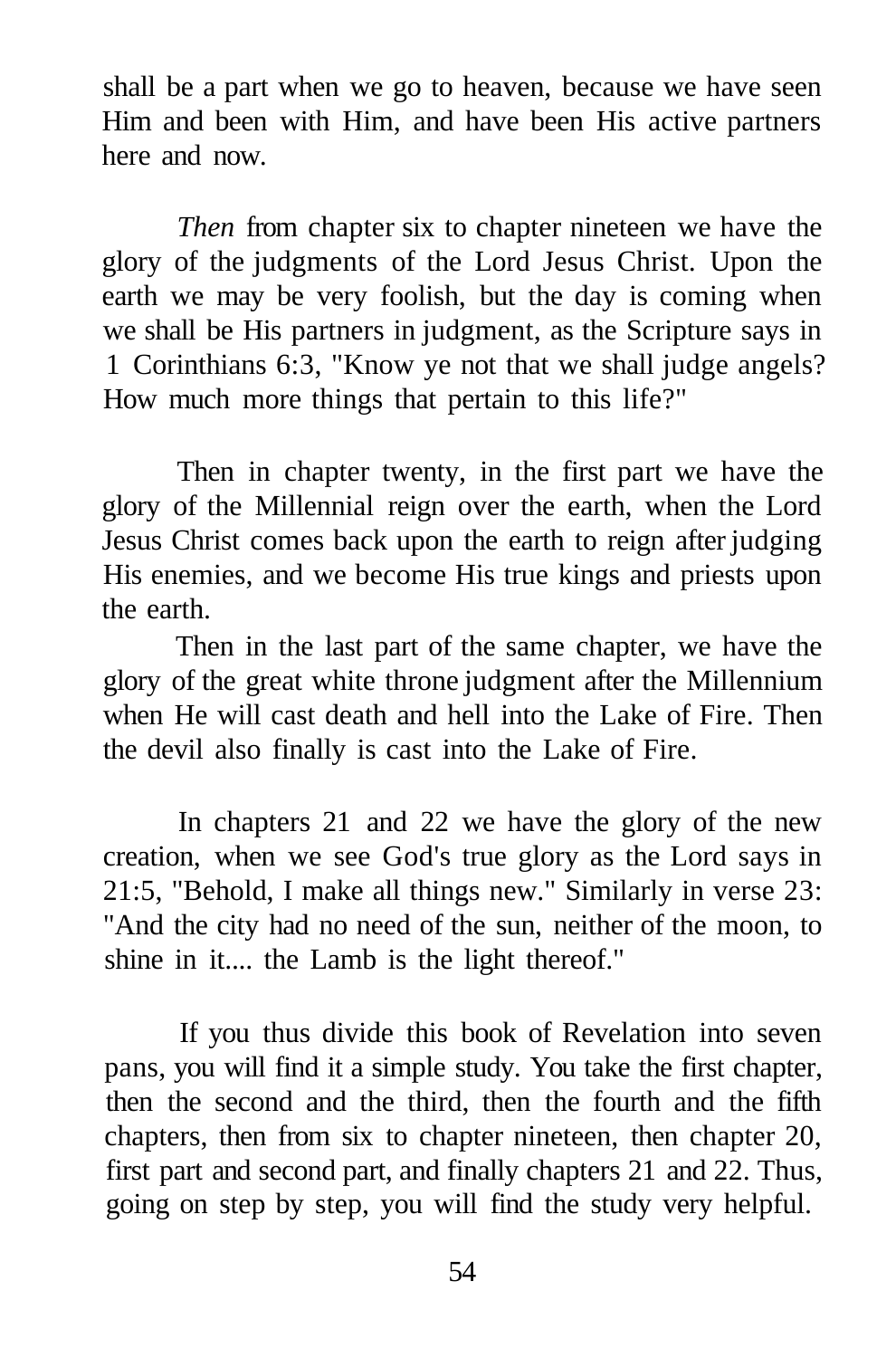shall be a part when we go to heaven, because we have seen Him and been with Him, and have been His active partners here and now.

*Then* from chapter six to chapter nineteen we have the glory of the judgments of the Lord Jesus Christ. Upon the earth we may be very foolish, but the day is coming when we shall be His partners in judgment, as the Scripture says in 1 Corinthians 6:3, "Know ye not that we shall judge angels? How much more things that pertain to this life?"

Then in chapter twenty, in the first part we have the glory of the Millennial reign over the earth, when the Lord Jesus Christ comes back upon the earth to reign after judging His enemies, and we become His true kings and priests upon the earth.

Then in the last part of the same chapter, we have the glory of the great white throne judgment after the Millennium when He will cast death and hell into the Lake of Fire. Then the devil also finally is cast into the Lake of Fire.

In chapters 21 and 22 we have the glory of the new creation, when we see God's true glory as the Lord says in 21:5, "Behold, I make all things new." Similarly in verse 23: "And the city had no need of the sun, neither of the moon, to shine in it.... the Lamb is the light thereof."

If you thus divide this book of Revelation into seven pans, you will find it a simple study. You take the first chapter, then the second and the third, then the fourth and the fifth chapters, then from six to chapter nineteen, then chapter 20, first part and second part, and finally chapters 21 and 22. Thus, going on step by step, you will find the study very helpful.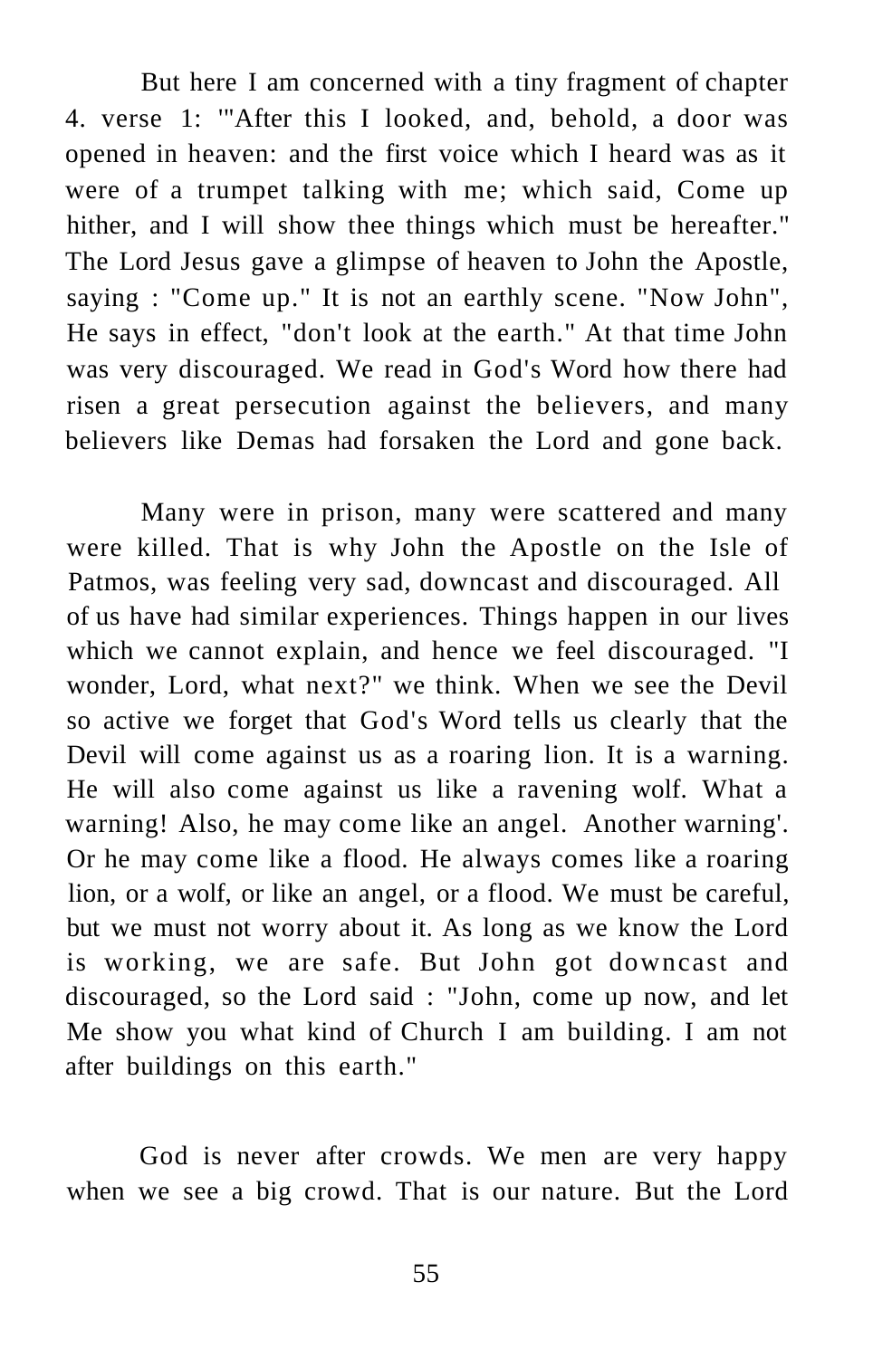But here I am concerned with a tiny fragment of chapter 4. verse 1: '"After this I looked, and, behold, a door was opened in heaven: and the first voice which I heard was as it were of a trumpet talking with me; which said, Come up hither, and I will show thee things which must be hereafter." The Lord Jesus gave a glimpse of heaven to John the Apostle, saying : "Come up." It is not an earthly scene. "Now John", He says in effect, "don't look at the earth." At that time John was very discouraged. We read in God's Word how there had risen a great persecution against the believers, and many believers like Demas had forsaken the Lord and gone back.

Many were in prison, many were scattered and many were killed. That is why John the Apostle on the Isle of Patmos, was feeling very sad, downcast and discouraged. All of us have had similar experiences. Things happen in our lives which we cannot explain, and hence we feel discouraged. "I wonder, Lord, what next?" we think. When we see the Devil so active we forget that God's Word tells us clearly that the Devil will come against us as a roaring lion. It is a warning. He will also come against us like a ravening wolf. What a warning! Also, he may come like an angel. Another warning'. Or he may come like a flood. He always comes like a roaring lion, or a wolf, or like an angel, or a flood. We must be careful, but we must not worry about it. As long as we know the Lord is working, we are safe. But John got downcast and discouraged, so the Lord said : "John, come up now, and let Me show you what kind of Church I am building. I am not after buildings on this earth."

God is never after crowds. We men are very happy when we see a big crowd. That is our nature. But the Lord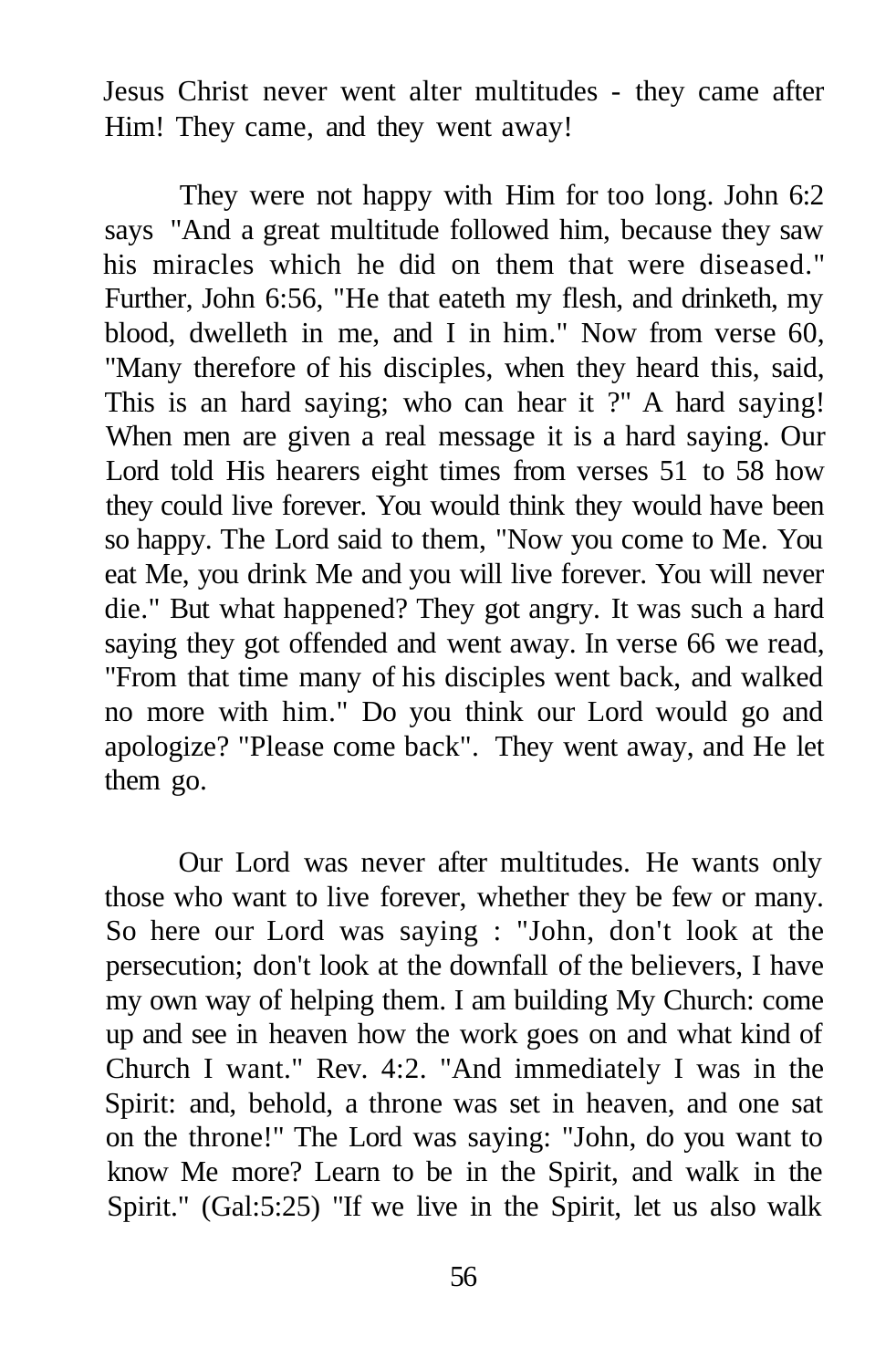Jesus Christ never went alter multitudes - they came after Him! They came, and they went away!

They were not happy with Him for too long. John 6:2 says "And a great multitude followed him, because they saw his miracles which he did on them that were diseased." Further, John 6:56, "He that eateth my flesh, and drinketh, my blood, dwelleth in me, and I in him." Now from verse 60, "Many therefore of his disciples, when they heard this, said, This is an hard saying; who can hear it ?" A hard saying! When men are given a real message it is a hard saying. Our Lord told His hearers eight times from verses 51 to 58 how they could live forever. You would think they would have been so happy. The Lord said to them, "Now you come to Me. You eat Me, you drink Me and you will live forever. You will never die." But what happened? They got angry. It was such a hard saying they got offended and went away. In verse 66 we read, "From that time many of his disciples went back, and walked no more with him." Do you think our Lord would go and apologize? "Please come back". They went away, and He let them go.

Our Lord was never after multitudes. He wants only those who want to live forever, whether they be few or many. So here our Lord was saying : "John, don't look at the persecution; don't look at the downfall of the believers, I have my own way of helping them. I am building My Church: come up and see in heaven how the work goes on and what kind of Church I want." Rev. 4:2. "And immediately I was in the Spirit: and, behold, a throne was set in heaven, and one sat on the throne!" The Lord was saying: "John, do you want to know Me more? Learn to be in the Spirit, and walk in the Spirit." (Gal:5:25) "If we live in the Spirit, let us also walk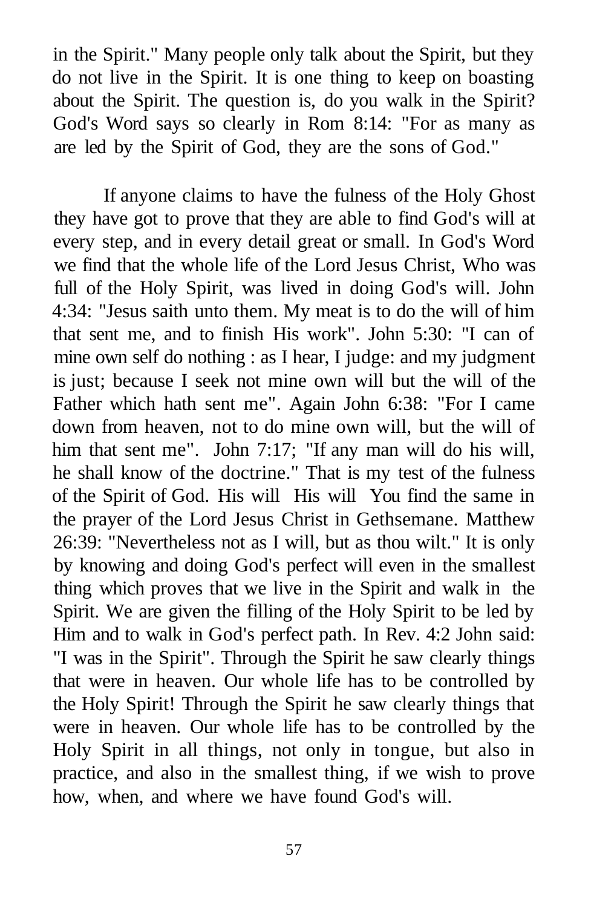in the Spirit." Many people only talk about the Spirit, but they do not live in the Spirit. It is one thing to keep on boasting about the Spirit. The question is, do you walk in the Spirit? God's Word says so clearly in Rom 8:14: "For as many as are led by the Spirit of God, they are the sons of God."

If anyone claims to have the fulness of the Holy Ghost they have got to prove that they are able to find God's will at every step, and in every detail great or small. In God's Word we find that the whole life of the Lord Jesus Christ, Who was full of the Holy Spirit, was lived in doing God's will. John 4:34: "Jesus saith unto them. My meat is to do the will of him that sent me, and to finish His work". John 5:30: "I can of mine own self do nothing : as I hear, I judge: and my judgment is just; because I seek not mine own will but the will of the Father which hath sent me". Again John 6:38: "For I came down from heaven, not to do mine own will, but the will of him that sent me". John 7:17; "If any man will do his will, he shall know of the doctrine." That is my test of the fulness of the Spirit of God. His will His will You find the same in the prayer of the Lord Jesus Christ in Gethsemane. Matthew 26:39: "Nevertheless not as I will, but as thou wilt." It is only by knowing and doing God's perfect will even in the smallest thing which proves that we live in the Spirit and walk in the Spirit. We are given the filling of the Holy Spirit to be led by Him and to walk in God's perfect path. In Rev. 4:2 John said: "I was in the Spirit". Through the Spirit he saw clearly things that were in heaven. Our whole life has to be controlled by the Holy Spirit! Through the Spirit he saw clearly things that were in heaven. Our whole life has to be controlled by the Holy Spirit in all things, not only in tongue, but also in practice, and also in the smallest thing, if we wish to prove how, when, and where we have found God's will.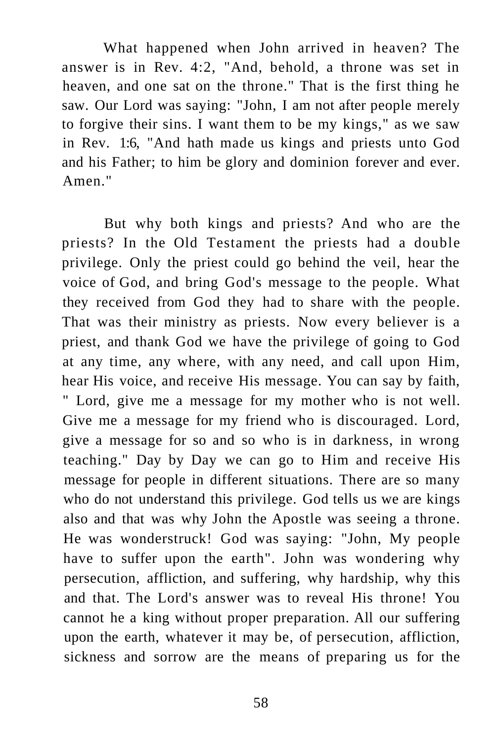What happened when John arrived in heaven? The answer is in Rev. 4:2, "And, behold, a throne was set in heaven, and one sat on the throne." That is the first thing he saw. Our Lord was saying: "John, I am not after people merely to forgive their sins. I want them to be my kings," as we saw in Rev. 1:6, "And hath made us kings and priests unto God and his Father; to him be glory and dominion forever and ever. Amen."

But why both kings and priests? And who are the priests? In the Old Testament the priests had a double privilege. Only the priest could go behind the veil, hear the voice of God, and bring God's message to the people. What they received from God they had to share with the people. That was their ministry as priests. Now every believer is a priest, and thank God we have the privilege of going to God at any time, any where, with any need, and call upon Him, hear His voice, and receive His message. You can say by faith, " Lord, give me a message for my mother who is not well. Give me a message for my friend who is discouraged. Lord, give a message for so and so who is in darkness, in wrong teaching." Day by Day we can go to Him and receive His message for people in different situations. There are so many who do not understand this privilege. God tells us we are kings also and that was why John the Apostle was seeing a throne. He was wonderstruck! God was saying: "John, My people have to suffer upon the earth". John was wondering why persecution, affliction, and suffering, why hardship, why this and that. The Lord's answer was to reveal His throne! You cannot he a king without proper preparation. All our suffering upon the earth, whatever it may be, of persecution, affliction, sickness and sorrow are the means of preparing us for the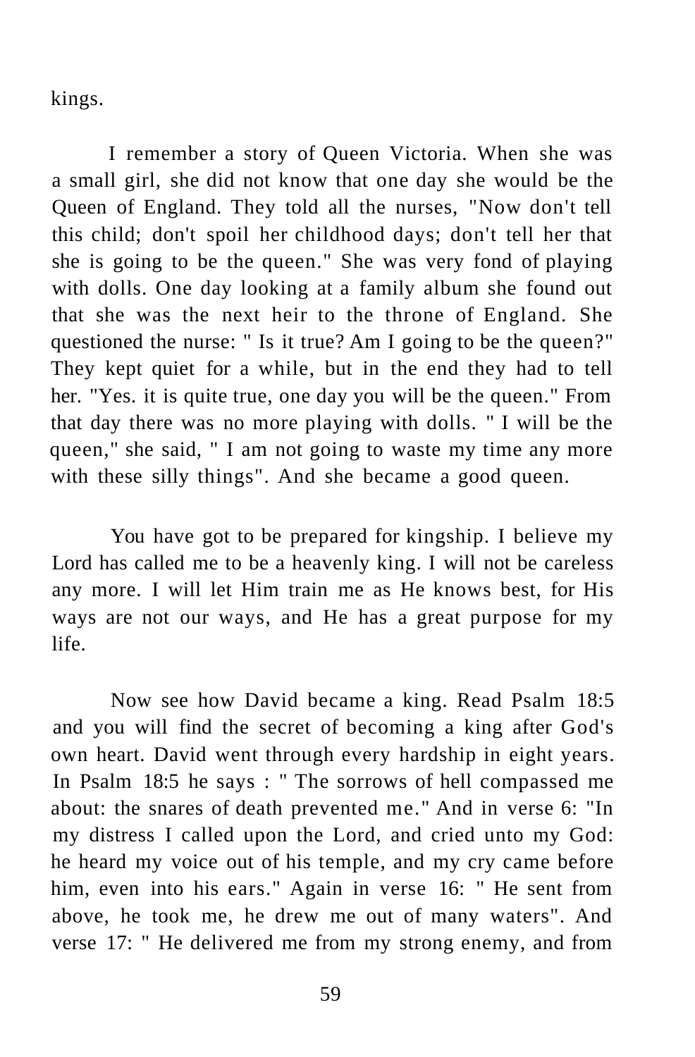kings.

I remember a story of Queen Victoria. When she was a small girl, she did not know that one day she would be the Queen of England. They told all the nurses, "Now don't tell this child; don't spoil her childhood days; don't tell her that she is going to be the queen." She was very fond of playing with dolls. One day looking at a family album she found out that she was the next heir to the throne of England. She questioned the nurse: " Is it true? Am I going to be the queen?" They kept quiet for a while, but in the end they had to tell her. "Yes. it is quite true, one day you will be the queen." From that day there was no more playing with dolls. " I will be the queen," she said, " I am not going to waste my time any more with these silly things". And she became a good queen.

You have got to be prepared for kingship. I believe my Lord has called me to be a heavenly king. I will not be careless any more. I will let Him train me as He knows best, for His ways are not our ways, and He has a great purpose for my life.

Now see how David became a king. Read Psalm 18:5 and you will find the secret of becoming a king after God's own heart. David went through every hardship in eight years. In Psalm 18:5 he says : " The sorrows of hell compassed me about: the snares of death prevented me." And in verse 6: "In my distress I called upon the Lord, and cried unto my God: he heard my voice out of his temple, and my cry came before him, even into his ears." Again in verse 16: " He sent from above, he took me, he drew me out of many waters". And verse 17: " He delivered me from my strong enemy, and from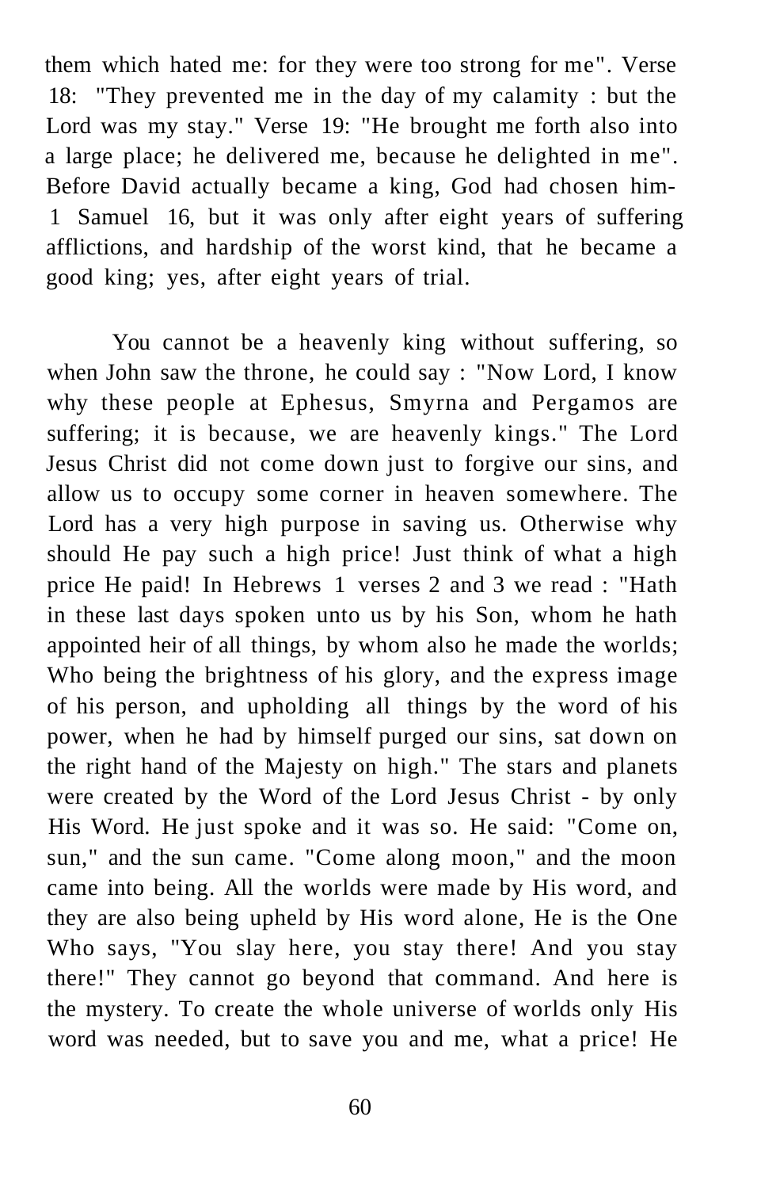them which hated me: for they were too strong for me". Verse 18: "They prevented me in the day of my calamity : but the Lord was my stay." Verse 19: "He brought me forth also into a large place; he delivered me, because he delighted in me". Before David actually became a king, God had chosen him- 1 Samuel 16, but it was only after eight years of suffering afflictions, and hardship of the worst kind, that he became a good king; yes, after eight years of trial.

You cannot be a heavenly king without suffering, so when John saw the throne, he could say : "Now Lord, I know why these people at Ephesus, Smyrna and Pergamos are suffering; it is because, we are heavenly kings." The Lord Jesus Christ did not come down just to forgive our sins, and allow us to occupy some corner in heaven somewhere. The Lord has a very high purpose in saving us. Otherwise why should He pay such a high price! Just think of what a high price He paid! In Hebrews 1 verses 2 and 3 we read : "Hath in these last days spoken unto us by his Son, whom he hath appointed heir of all things, by whom also he made the worlds; Who being the brightness of his glory, and the express image of his person, and upholding all things by the word of his power, when he had by himself purged our sins, sat down on the right hand of the Majesty on high." The stars and planets were created by the Word of the Lord Jesus Christ - by only His Word. He just spoke and it was so. He said: "Come on, sun," and the sun came. "Come along moon," and the moon came into being. All the worlds were made by His word, and they are also being upheld by His word alone, He is the One Who says, "You slay here, you stay there! And you stay there!" They cannot go beyond that command. And here is the mystery. To create the whole universe of worlds only His word was needed, but to save you and me, what a price! He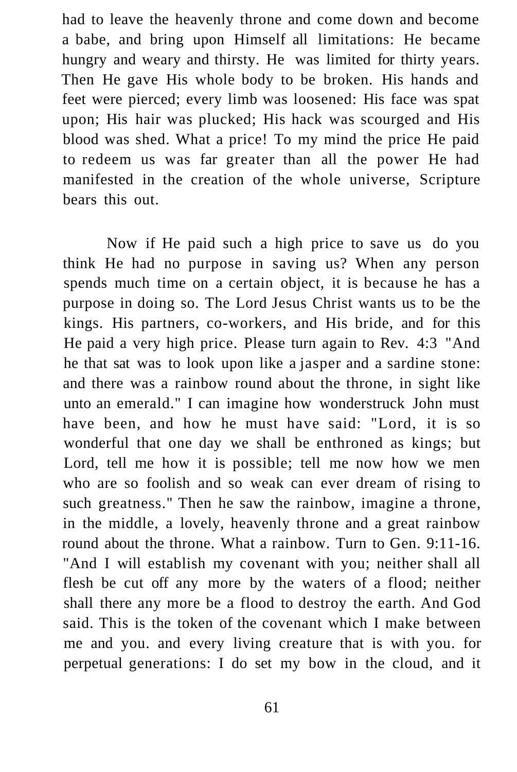had to leave the heavenly throne and come down and become a babe, and bring upon Himself all limitations: He became hungry and weary and thirsty. He was limited for thirty years. Then He gave His whole body to be broken. His hands and feet were pierced; every limb was loosened: His face was spat upon; His hair was plucked; His hack was scourged and His blood was shed. What a price! To my mind the price He paid to redeem us was far greater than all the power He had manifested in the creation of the whole universe, Scripture bears this out.

Now if He paid such a high price to save us do you think He had no purpose in saving us? When any person spends much time on a certain object, it is because he has a purpose in doing so. The Lord Jesus Christ wants us to be the kings. His partners, co-workers, and His bride, and for this He paid a very high price. Please turn again to Rev. 4:3 "And he that sat was to look upon like a jasper and a sardine stone: and there was a rainbow round about the throne, in sight like unto an emerald." I can imagine how wonderstruck John must have been, and how he must have said: "Lord, it is so wonderful that one day we shall be enthroned as kings; but Lord, tell me how it is possible; tell me now how we men who are so foolish and so weak can ever dream of rising to such greatness." Then he saw the rainbow, imagine a throne, in the middle, a lovely, heavenly throne and a great rainbow round about the throne. What a rainbow. Turn to Gen. 9:11-16. "And I will establish my covenant with you; neither shall all flesh be cut off any more by the waters of a flood; neither shall there any more be a flood to destroy the earth. And God said. This is the token of the covenant which I make between me and you. and every living creature that is with you. for perpetual generations: I do set my bow in the cloud, and it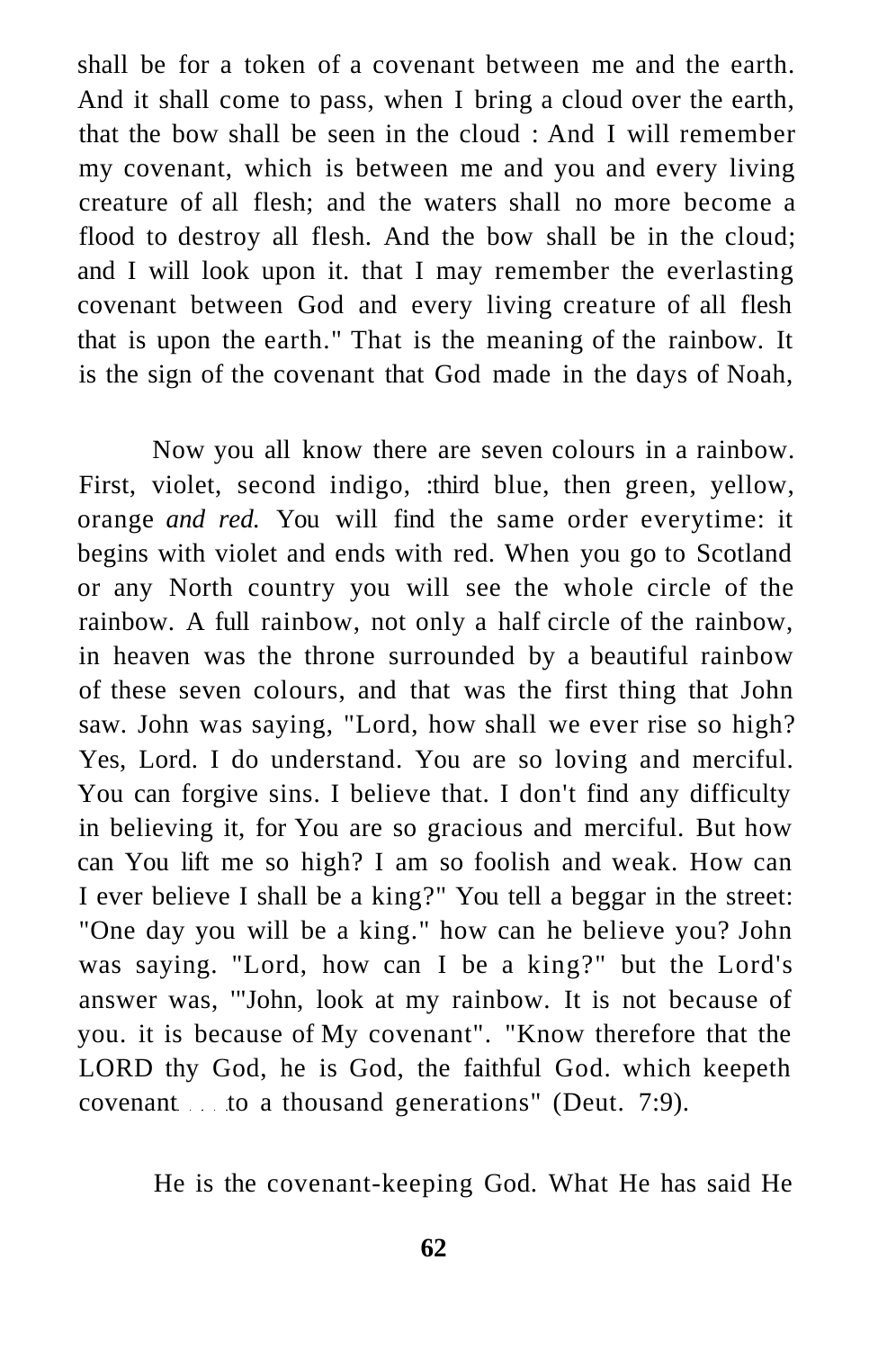shall be for a token of a covenant between me and the earth. And it shall come to pass, when I bring a cloud over the earth, that the bow shall be seen in the cloud : And I will remember my covenant, which is between me and you and every living creature of all flesh; and the waters shall no more become a flood to destroy all flesh. And the bow shall be in the cloud; and I will look upon it. that I may remember the everlasting covenant between God and every living creature of all flesh that is upon the earth." That is the meaning of the rainbow. It is the sign of the covenant that God made in the days of Noah,

Now you all know there are seven colours in a rainbow. First, violet, second indigo, :third blue, then green, yellow, orange *and red.* You will find the same order everytime: it begins with violet and ends with red. When you go to Scotland or any North country you will see the whole circle of the rainbow. A full rainbow, not only a half circle of the rainbow, in heaven was the throne surrounded by a beautiful rainbow of these seven colours, and that was the first thing that John saw. John was saying, "Lord, how shall we ever rise so high? Yes, Lord. I do understand. You are so loving and merciful. You can forgive sins. I believe that. I don't find any difficulty in believing it, for You are so gracious and merciful. But how can You lift me so high? I am so foolish and weak. How can I ever believe I shall be a king?" You tell a beggar in the street: "One day you will be a king." how can he believe you? John was saying. "Lord, how can I be a king?" but the Lord's answer was, '"John, look at my rainbow. It is not because of you. it is because of My covenant". "Know therefore that the LORD thy God, he is God, the faithful God. which keepeth covenant . . . to a thousand generations" (Deut. 7:9).

He is the covenant-keeping God. What He has said He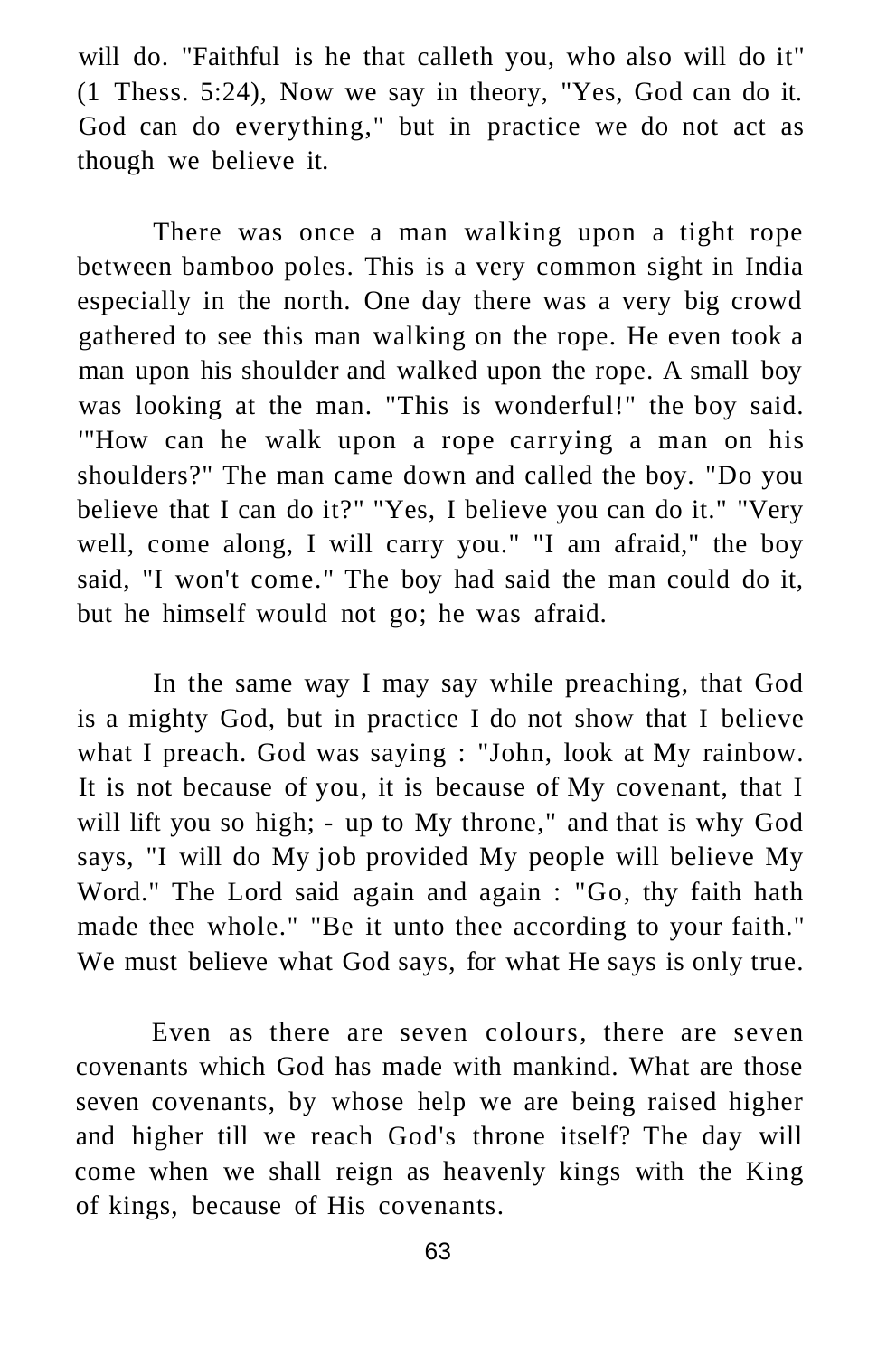will do. "Faithful is he that calleth you, who also will do it" (1 Thess. 5:24), Now we say in theory, "Yes, God can do it. God can do everything," but in practice we do not act as though we believe it.

There was once a man walking upon a tight rope between bamboo poles. This is a very common sight in India especially in the north. One day there was a very big crowd gathered to see this man walking on the rope. He even took a man upon his shoulder and walked upon the rope. A small boy was looking at the man. "This is wonderful!" the boy said. '"How can he walk upon a rope carrying a man on his shoulders?" The man came down and called the boy. "Do you believe that I can do it?" "Yes, I believe you can do it." "Very well, come along, I will carry you." "I am afraid," the boy said, "I won't come." The boy had said the man could do it, but he himself would not go; he was afraid.

In the same way I may say while preaching, that God is a mighty God, but in practice I do not show that I believe what I preach. God was saying : "John, look at My rainbow. It is not because of you, it is because of My covenant, that I will lift you so high; - up to My throne," and that is why God says, "I will do My job provided My people will believe My Word." The Lord said again and again : "Go, thy faith hath made thee whole." "Be it unto thee according to your faith." We must believe what God says, for what He says is only true.

Even as there are seven colours, there are seven covenants which God has made with mankind. What are those seven covenants, by whose help we are being raised higher and higher till we reach God's throne itself? The day will come when we shall reign as heavenly kings with the King of kings, because of His covenants.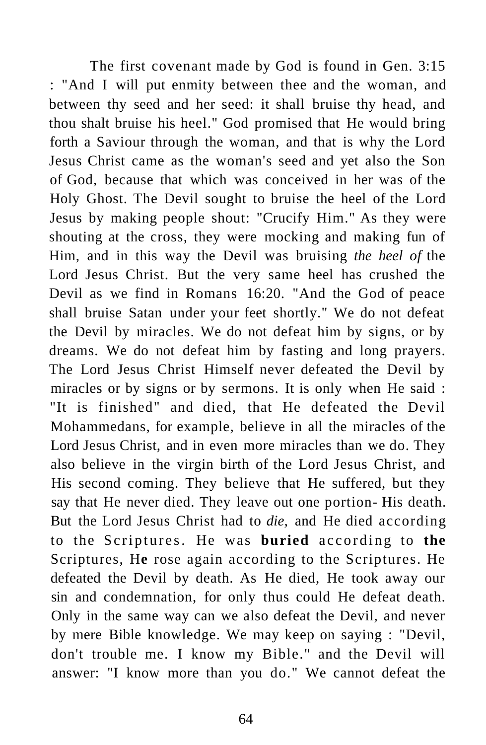The first covenant made by God is found in Gen. 3:15 : "And I will put enmity between thee and the woman, and between thy seed and her seed: it shall bruise thy head, and thou shalt bruise his heel." God promised that He would bring forth a Saviour through the woman, and that is why the Lord Jesus Christ came as the woman's seed and yet also the Son of God, because that which was conceived in her was of the Holy Ghost. The Devil sought to bruise the heel of the Lord Jesus by making people shout: "Crucify Him." As they were shouting at the cross, they were mocking and making fun of Him, and in this way the Devil was bruising *the heel of* the Lord Jesus Christ. But the very same heel has crushed the Devil as we find in Romans 16:20. "And the God of peace shall bruise Satan under your feet shortly." We do not defeat the Devil by miracles. We do not defeat him by signs, or by dreams. We do not defeat him by fasting and long prayers. The Lord Jesus Christ Himself never defeated the Devil by miracles or by signs or by sermons. It is only when He said : "It is finished" and died, that He defeated the Devil Mohammedans, for example, believe in all the miracles of the Lord Jesus Christ, and in even more miracles than we do. They also believe in the virgin birth of the Lord Jesus Christ, and His second coming. They believe that He suffered, but they say that He never died. They leave out one portion- His death. But the Lord Jesus Christ had to *die,* and He died according to the Scriptures. He was **buried** according to **the** Scriptures, H**e** rose again according to the Scriptures. He defeated the Devil by death. As He died, He took away our sin and condemnation, for only thus could He defeat death. Only in the same way can we also defeat the Devil, and never by mere Bible knowledge. We may keep on saying : "Devil, don't trouble me. I know my Bible." and the Devil will answer: "I know more than you do." We cannot defeat the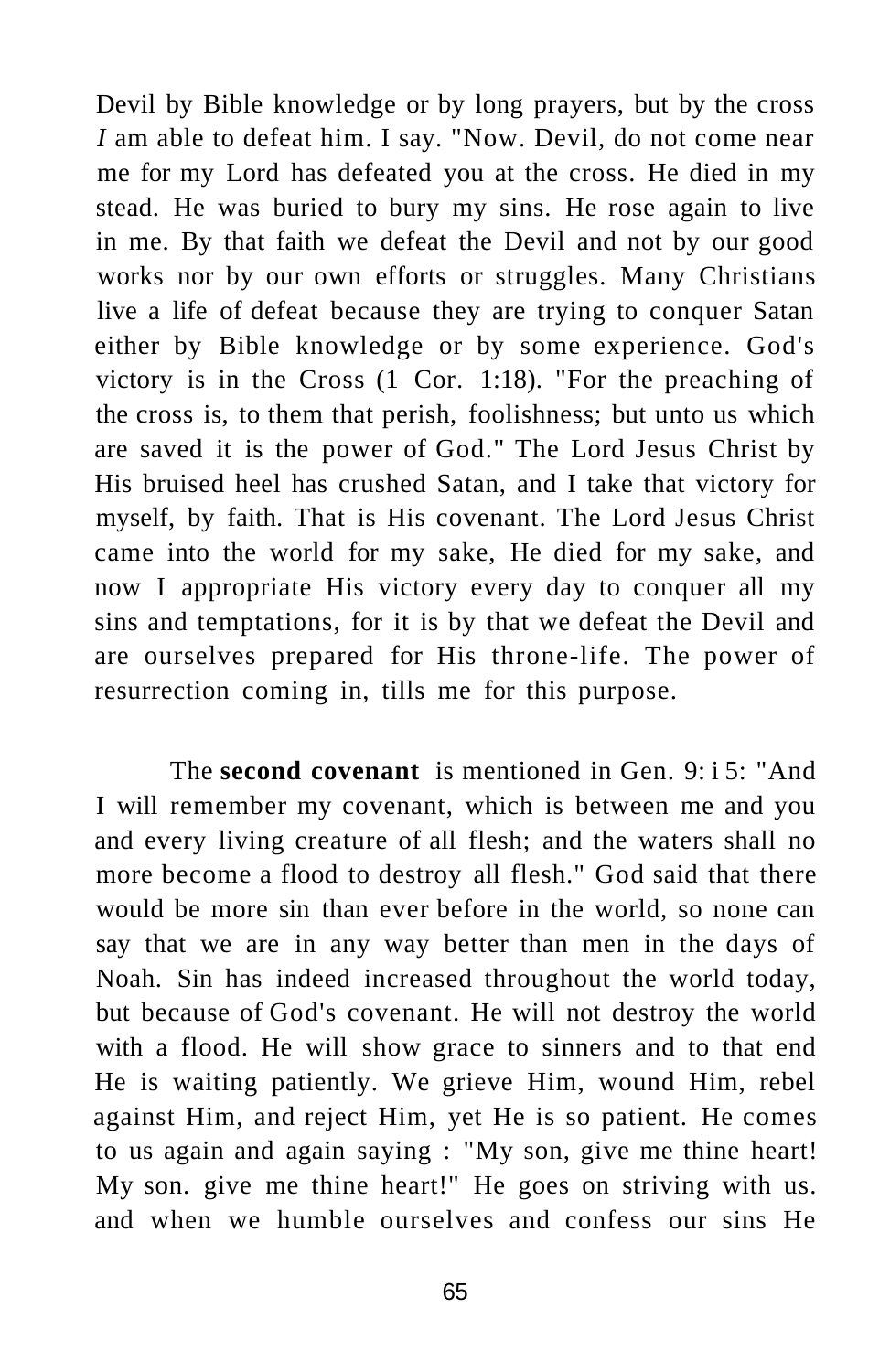Devil by Bible knowledge or by long prayers, but by the cross *I* am able to defeat him. I say. "Now. Devil, do not come near me for my Lord has defeated you at the cross. He died in my stead. He was buried to bury my sins. He rose again to live in me. By that faith we defeat the Devil and not by our good works nor by our own efforts or struggles. Many Christians live a life of defeat because they are trying to conquer Satan either by Bible knowledge or by some experience. God's victory is in the Cross (1 Cor. 1:18). "For the preaching of the cross is, to them that perish, foolishness; but unto us which are saved it is the power of God." The Lord Jesus Christ by His bruised heel has crushed Satan, and I take that victory for myself, by faith. That is His covenant. The Lord Jesus Christ came into the world for my sake, He died for my sake, and now I appropriate His victory every day to conquer all my sins and temptations, for it is by that we defeat the Devil and are ourselves prepared for His throne-life. The power of resurrection coming in, tills me for this purpose.

The **second covenant** is mentioned in Gen. 9: i 5: "And I will remember my covenant, which is between me and you and every living creature of all flesh; and the waters shall no more become a flood to destroy all flesh." God said that there would be more sin than ever before in the world, so none can say that we are in any way better than men in the days of Noah. Sin has indeed increased throughout the world today, but because of God's covenant. He will not destroy the world with a flood. He will show grace to sinners and to that end He is waiting patiently. We grieve Him, wound Him, rebel against Him, and reject Him, yet He is so patient. He comes to us again and again saying : "My son, give me thine heart! My son. give me thine heart!" He goes on striving with us. and when we humble ourselves and confess our sins He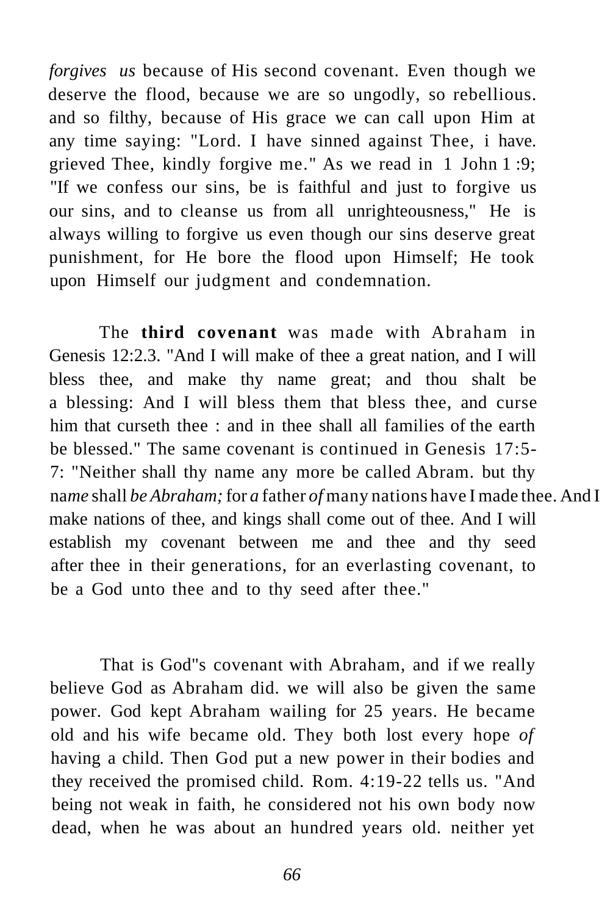*forgives us* because of His second covenant. Even though we deserve the flood, because we are so ungodly, so rebellious. and so filthy, because of His grace we can call upon Him at any time saying: "Lord. I have sinned against Thee, i have. grieved Thee, kindly forgive me." As we read in 1 John 1 :9; "If we confess our sins, be is faithful and just to forgive us our sins, and to cleanse us from all unrighteousness," He is always willing to forgive us even though our sins deserve great punishment, for He bore the flood upon Himself; He took upon Himself our judgment and condemnation.

The **third covenant** was made with Abraham in Genesis 12:2.3. "And I will make of thee a great nation, and I will bless thee, and make thy name great; and thou shalt be a blessing: And I will bless them that bless thee, and curse him that curseth thee : and in thee shall all families of the earth be blessed." The same covenant is continued in Genesis 17:5-7: "Neither shall thy name any more be called Abram. but thy na*me* shall *be Abraham;* for *a* father *of* many nations have I made thee. And I make nations of thee, and kings shall come out of thee. And I will establish my covenant between me and thee and thy seed after thee in their generations, for an everlasting covenant, to be a God unto thee and to thy seed after thee."

That is God"s covenant with Abraham, and if we really believe God as Abraham did. we will also be given the same power. God kept Abraham wailing for 25 years. He became old and his wife became old. They both lost every hope *of* having a child. Then God put a new power in their bodies and they received the promised child. Rom. 4:19-22 tells us. "And being not weak in faith, he considered not his own body now dead, when he was about an hundred years old. neither yet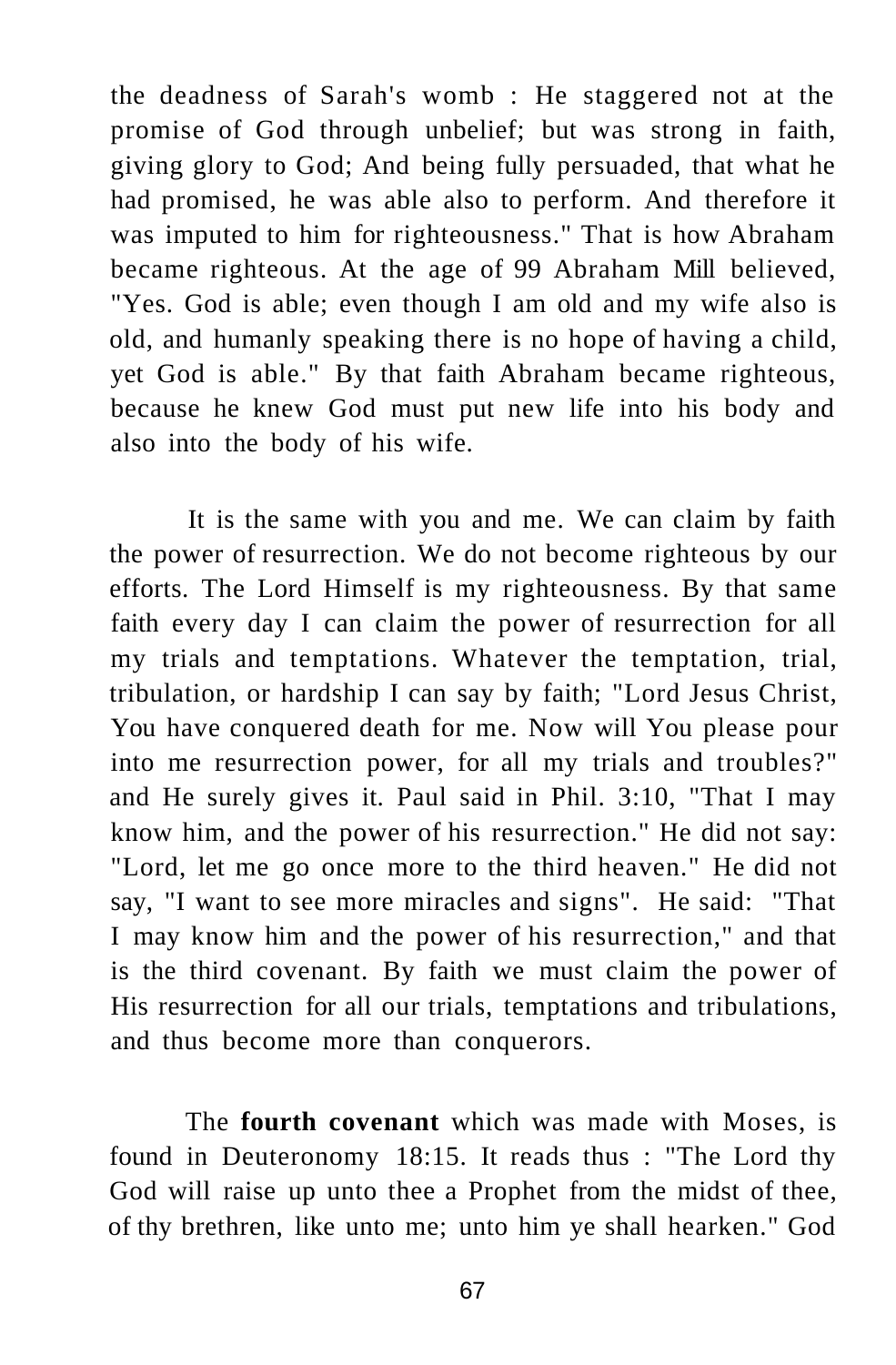the deadness of Sarah's womb : He staggered not at the promise of God through unbelief; but was strong in faith, giving glory to God; And being fully persuaded, that what he had promised, he was able also to perform. And therefore it was imputed to him for righteousness." That is how Abraham became righteous. At the age of 99 Abraham Mill believed, "Yes. God is able; even though I am old and my wife also is old, and humanly speaking there is no hope of having a child, yet God is able." By that faith Abraham became righteous, because he knew God must put new life into his body and also into the body of his wife.

It is the same with you and me. We can claim by faith the power of resurrection. We do not become righteous by our efforts. The Lord Himself is my righteousness. By that same faith every day I can claim the power of resurrection for all my trials and temptations. Whatever the temptation, trial, tribulation, or hardship I can say by faith; "Lord Jesus Christ, You have conquered death for me. Now will You please pour into me resurrection power, for all my trials and troubles?" and He surely gives it. Paul said in Phil. 3:10, "That I may know him, and the power of his resurrection." He did not say: "Lord, let me go once more to the third heaven." He did not say, "I want to see more miracles and signs". He said: "That I may know him and the power of his resurrection," and that is the third covenant. By faith we must claim the power of His resurrection for all our trials, temptations and tribulations, and thus become more than conquerors.

The **fourth covenant** which was made with Moses, is found in Deuteronomy 18:15. It reads thus : "The Lord thy God will raise up unto thee a Prophet from the midst of thee, of thy brethren, like unto me; unto him ye shall hearken." God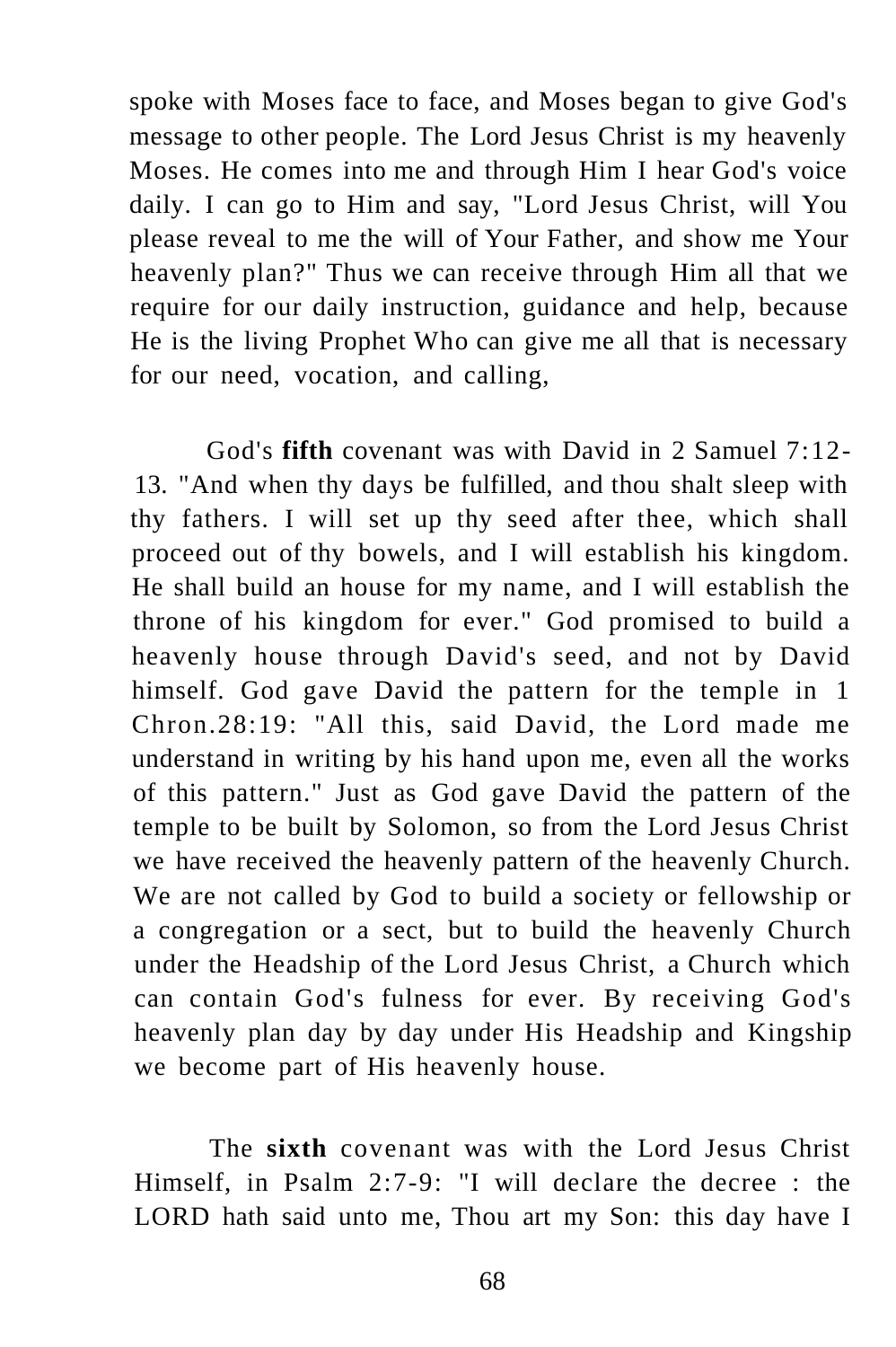spoke with Moses face to face, and Moses began to give God's message to other people. The Lord Jesus Christ is my heavenly Moses. He comes into me and through Him I hear God's voice daily. I can go to Him and say, "Lord Jesus Christ, will You please reveal to me the will of Your Father, and show me Your heavenly plan?" Thus we can receive through Him all that we require for our daily instruction, guidance and help, because He is the living Prophet Who can give me all that is necessary for our need, vocation, and calling,

God's **fifth** covenant was with David in 2 Samuel 7:12-13. "And when thy days be fulfilled, and thou shalt sleep with thy fathers. I will set up thy seed after thee, which shall proceed out of thy bowels, and I will establish his kingdom. He shall build an house for my name, and I will establish the throne of his kingdom for ever." God promised to build a heavenly house through David's seed, and not by David himself. God gave David the pattern for the temple in 1 Chron.28:19: "All this, said David, the Lord made me understand in writing by his hand upon me, even all the works of this pattern." Just as God gave David the pattern of the temple to be built by Solomon, so from the Lord Jesus Christ we have received the heavenly pattern of the heavenly Church. We are not called by God to build a society or fellowship or a congregation or a sect, but to build the heavenly Church under the Headship of the Lord Jesus Christ, a Church which can contain God's fulness for ever. By receiving God's heavenly plan day by day under His Headship and Kingship we become part of His heavenly house.

The **sixth** covenant was with the Lord Jesus Christ Himself, in Psalm 2:7-9: "I will declare the decree : the LORD hath said unto me, Thou art my Son: this day have I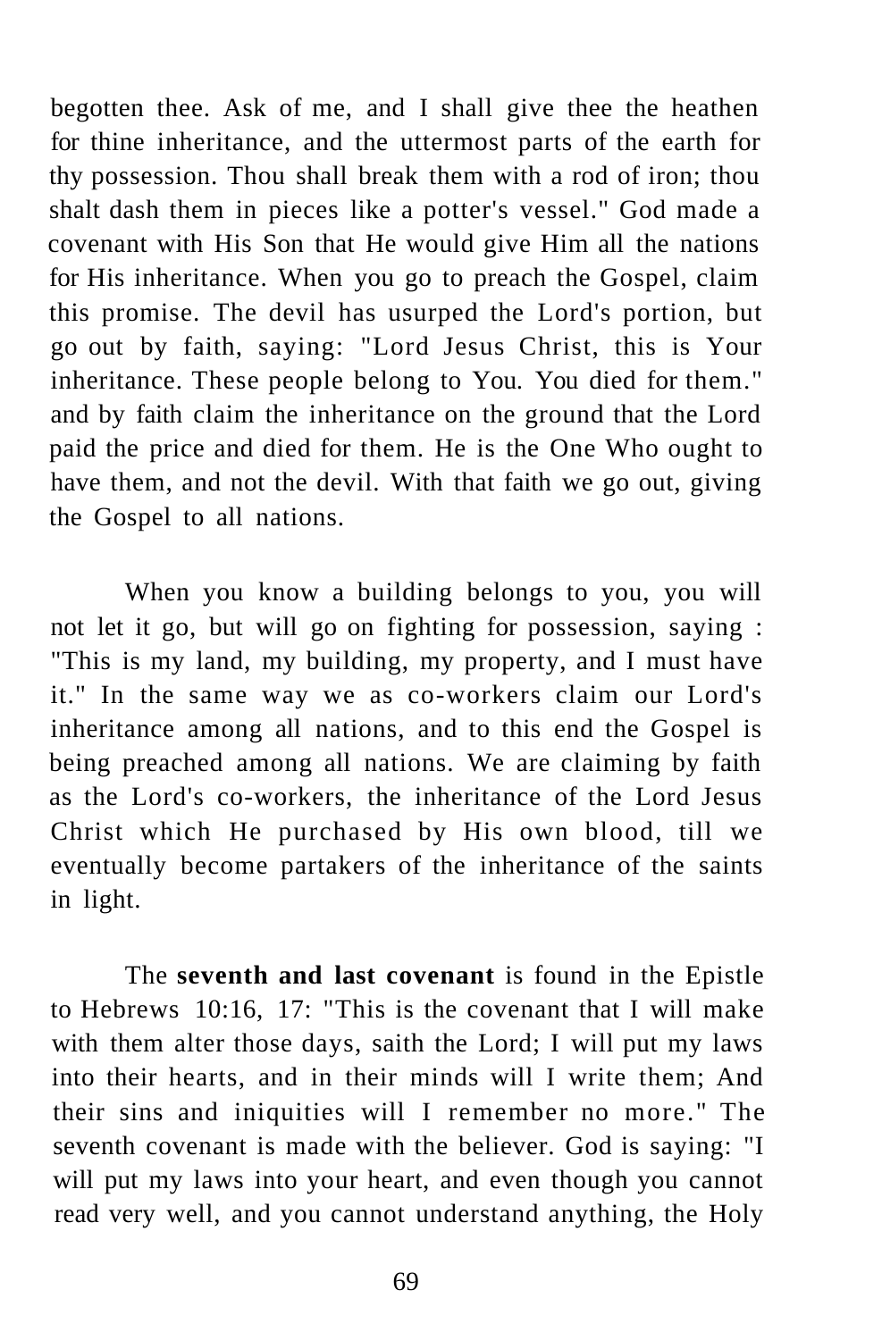begotten thee. Ask of me, and I shall give thee the heathen for thine inheritance, and the uttermost parts of the earth for thy possession. Thou shall break them with a rod of iron; thou shalt dash them in pieces like a potter's vessel." God made a covenant with His Son that He would give Him all the nations for His inheritance. When you go to preach the Gospel, claim this promise. The devil has usurped the Lord's portion, but go out by faith, saying: "Lord Jesus Christ, this is Your inheritance. These people belong to You. You died for them." and by faith claim the inheritance on the ground that the Lord paid the price and died for them. He is the One Who ought to have them, and not the devil. With that faith we go out, giving the Gospel to all nations.

When you know a building belongs to you, you will not let it go, but will go on fighting for possession, saying : "This is my land, my building, my property, and I must have it." In the same way we as co-workers claim our Lord's inheritance among all nations, and to this end the Gospel is being preached among all nations. We are claiming by faith as the Lord's co-workers, the inheritance of the Lord Jesus Christ which He purchased by His own blood, till we eventually become partakers of the inheritance of the saints in light.

The **seventh and last covenant** is found in the Epistle to Hebrews 10:16, 17: "This is the covenant that I will make with them alter those days, saith the Lord; I will put my laws into their hearts, and in their minds will I write them; And their sins and iniquities will I remember no more." The seventh covenant is made with the believer. God is saying: "I will put my laws into your heart, and even though you cannot read very well, and you cannot understand anything, the Holy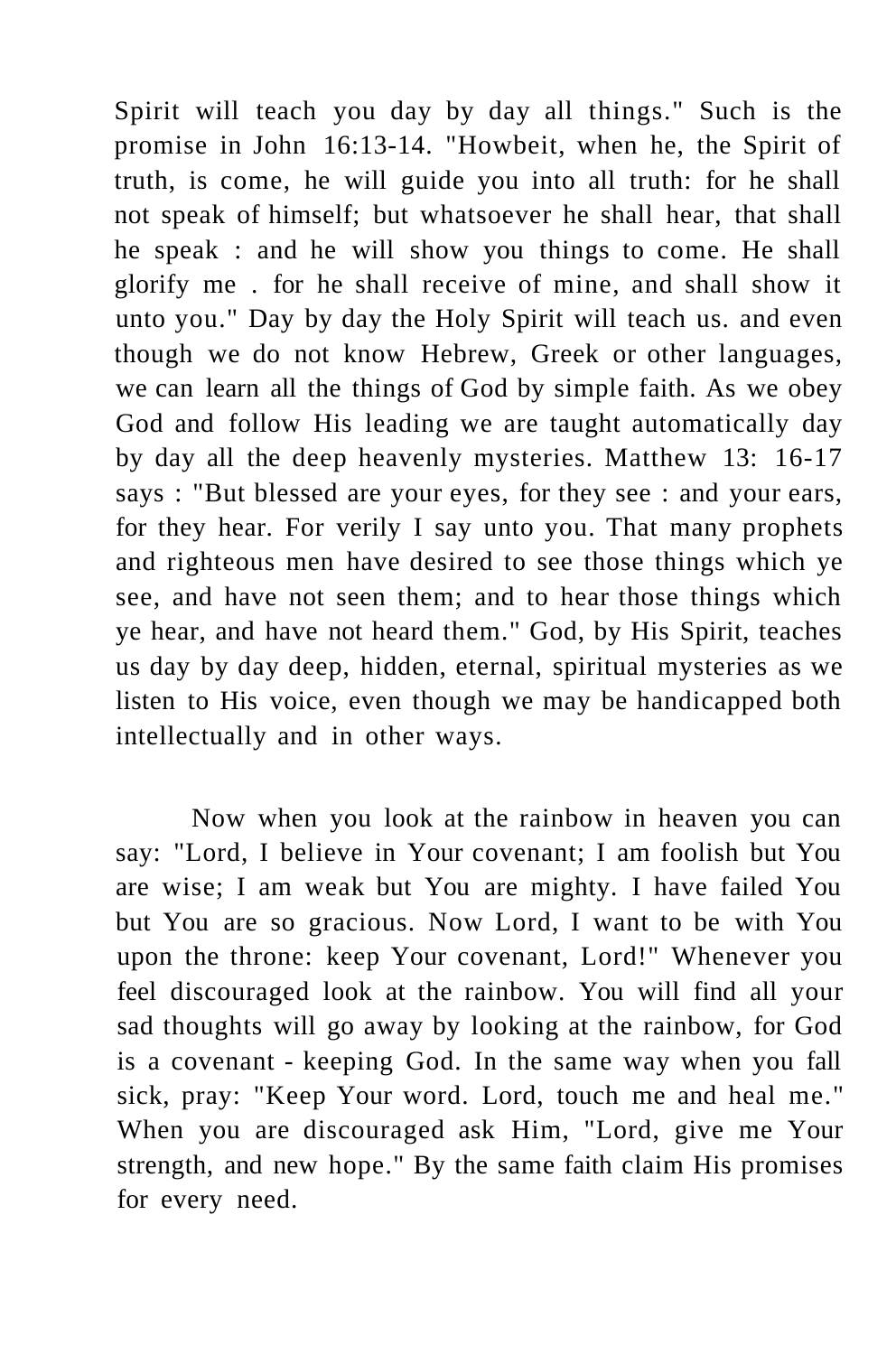Spirit will teach you day by day all things." Such is the promise in John 16:13-14. "Howbeit, when he, the Spirit of truth, is come, he will guide you into all truth: for he shall not speak of himself; but whatsoever he shall hear, that shall he speak : and he will show you things to come. He shall glorify me . for he shall receive of mine, and shall show it unto you." Day by day the Holy Spirit will teach us. and even though we do not know Hebrew, Greek or other languages, we can learn all the things of God by simple faith. As we obey God and follow His leading we are taught automatically day by day all the deep heavenly mysteries. Matthew 13: 16-17 says : "But blessed are your eyes, for they see : and your ears, for they hear. For verily I say unto you. That many prophets and righteous men have desired to see those things which ye see, and have not seen them; and to hear those things which ye hear, and have not heard them." God, by His Spirit, teaches us day by day deep, hidden, eternal, spiritual mysteries as we listen to His voice, even though we may be handicapped both intellectually and in other ways.

Now when you look at the rainbow in heaven you can say: "Lord, I believe in Your covenant; I am foolish but You are wise; I am weak but You are mighty. I have failed You but You are so gracious. Now Lord, I want to be with You upon the throne: keep Your covenant, Lord!" Whenever you feel discouraged look at the rainbow. You will find all your sad thoughts will go away by looking at the rainbow, for God is a covenant - keeping God. In the same way when you fall sick, pray: "Keep Your word. Lord, touch me and heal me." When you are discouraged ask Him, "Lord, give me Your strength, and new hope." By the same faith claim His promises for every need.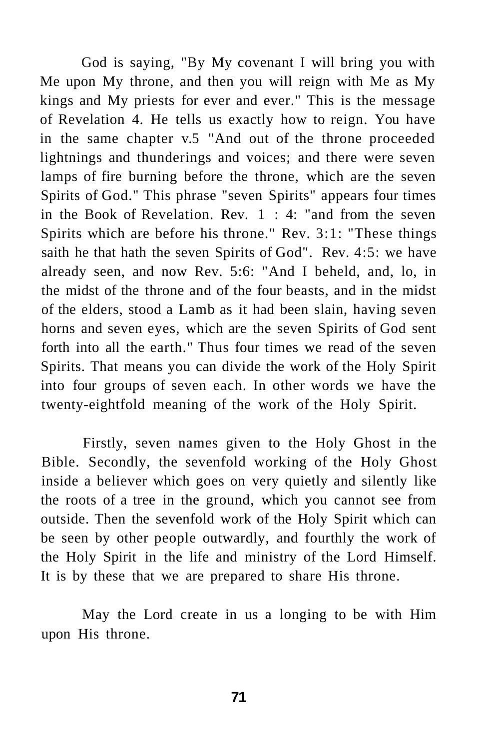God is saying, "By My covenant I will bring you with Me upon My throne, and then you will reign with Me as My kings and My priests for ever and ever." This is the message of Revelation 4. He tells us exactly how to reign. You have in the same chapter v.5 "And out of the throne proceeded lightnings and thunderings and voices; and there were seven lamps of fire burning before the throne, which are the seven Spirits of God." This phrase "seven Spirits" appears four times in the Book of Revelation. Rev. 1 : 4: "and from the seven Spirits which are before his throne." Rev. 3:1: "These things saith he that hath the seven Spirits of God". Rev. 4:5: we have already seen, and now Rev. 5:6: "And I beheld, and, lo, in the midst of the throne and of the four beasts, and in the midst of the elders, stood a Lamb as it had been slain, having seven horns and seven eyes, which are the seven Spirits of God sent forth into all the earth." Thus four times we read of the seven Spirits. That means you can divide the work of the Holy Spirit into four groups of seven each. In other words we have the twenty-eightfold meaning of the work of the Holy Spirit.

Firstly, seven names given to the Holy Ghost in the Bible. Secondly, the sevenfold working of the Holy Ghost inside a believer which goes on very quietly and silently like the roots of a tree in the ground, which you cannot see from outside. Then the sevenfold work of the Holy Spirit which can be seen by other people outwardly, and fourthly the work of the Holy Spirit in the life and ministry of the Lord Himself. It is by these that we are prepared to share His throne.

May the Lord create in us a longing to be with Him upon His throne.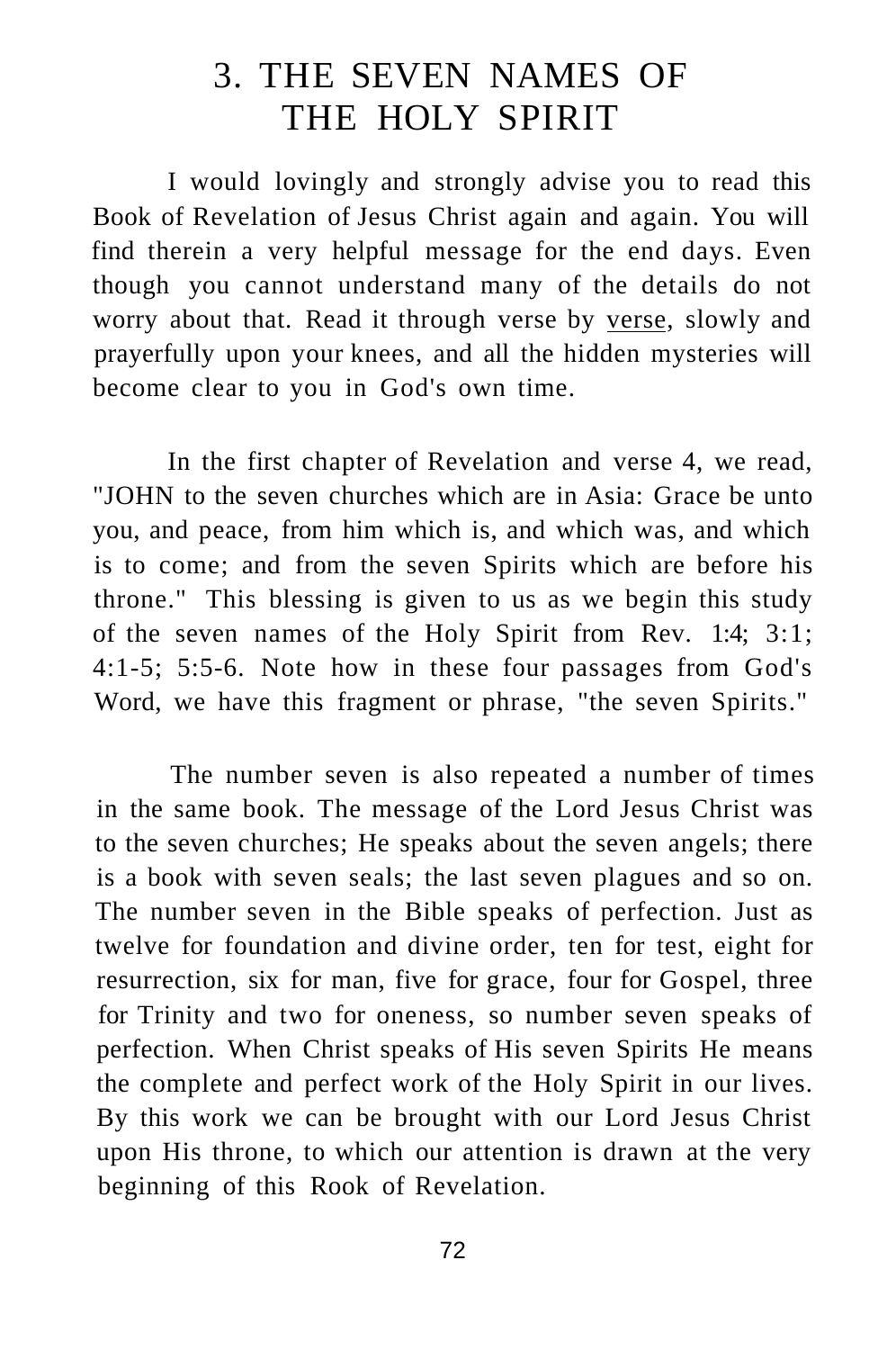# 3. THE SEVEN NAMES OF THE HOLY SPIRIT

I would lovingly and strongly advise you to read this Book of Revelation of Jesus Christ again and again. You will find therein a very helpful message for the end days. Even though you cannot understand many of the details do not worry about that. Read it through verse by verse, slowly and prayerfully upon your knees, and all the hidden mysteries will become clear to you in God's own time.

In the first chapter of Revelation and verse 4, we read, "JOHN to the seven churches which are in Asia: Grace be unto you, and peace, from him which is, and which was, and which is to come; and from the seven Spirits which are before his throne." This blessing is given to us as we begin this study of the seven names of the Holy Spirit from Rev. 1:4; 3:1; 4:1-5; 5:5-6. Note how in these four passages from God's Word, we have this fragment or phrase, "the seven Spirits."

The number seven is also repeated a number of times in the same book. The message of the Lord Jesus Christ was to the seven churches; He speaks about the seven angels; there is a book with seven seals; the last seven plagues and so on. The number seven in the Bible speaks of perfection. Just as twelve for foundation and divine order, ten for test, eight for resurrection, six for man, five for grace, four for Gospel, three for Trinity and two for oneness, so number seven speaks of perfection. When Christ speaks of His seven Spirits He means the complete and perfect work of the Holy Spirit in our lives. By this work we can be brought with our Lord Jesus Christ upon His throne, to which our attention is drawn at the very beginning of this Rook of Revelation.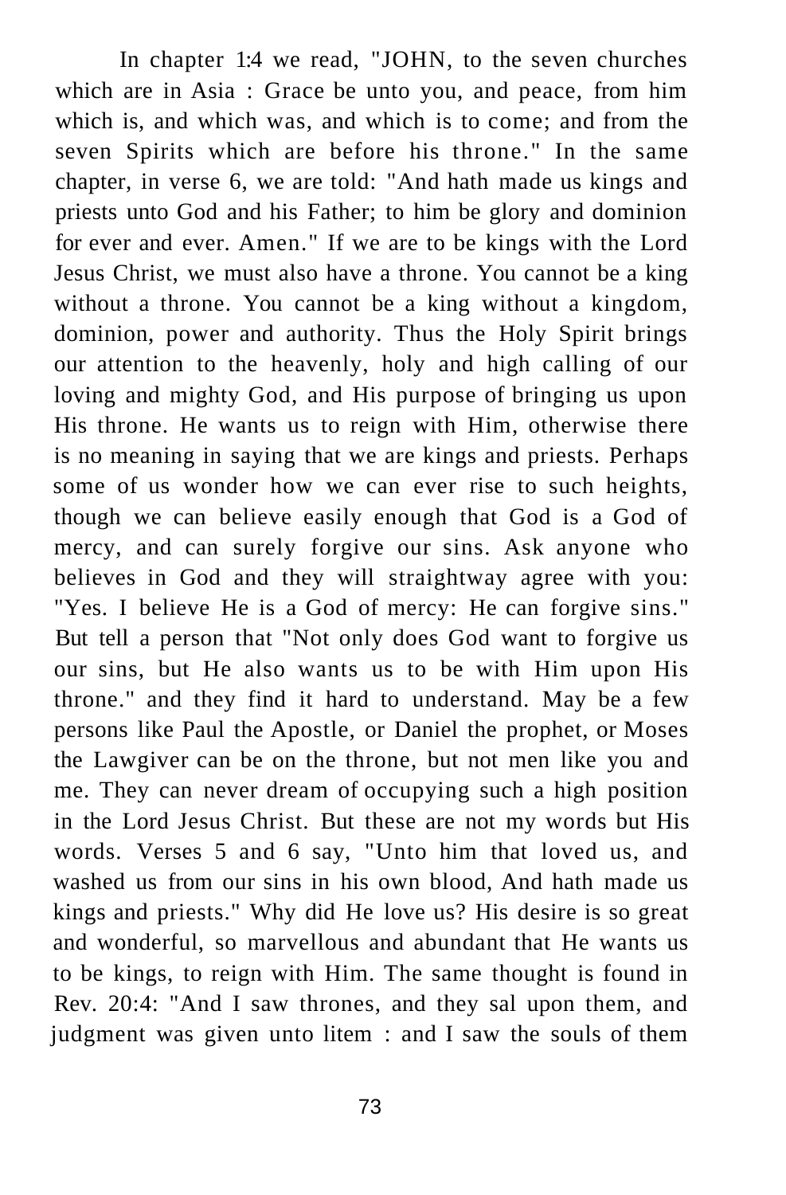In chapter 1:4 we read, "JOHN, to the seven churches which are in Asia : Grace be unto you, and peace, from him which is, and which was, and which is to come; and from the seven Spirits which are before his throne." In the same chapter, in verse 6, we are told: "And hath made us kings and priests unto God and his Father; to him be glory and dominion for ever and ever. Amen." If we are to be kings with the Lord Jesus Christ, we must also have a throne. You cannot be a king without a throne. You cannot be a king without a kingdom, dominion, power and authority. Thus the Holy Spirit brings our attention to the heavenly, holy and high calling of our loving and mighty God, and His purpose of bringing us upon His throne. He wants us to reign with Him, otherwise there is no meaning in saying that we are kings and priests. Perhaps some of us wonder how we can ever rise to such heights, though we can believe easily enough that God is a God of mercy, and can surely forgive our sins. Ask anyone who believes in God and they will straightway agree with you: "Yes. I believe He is a God of mercy: He can forgive sins." But tell a person that "Not only does God want to forgive us our sins, but He also wants us to be with Him upon His throne." and they find it hard to understand. May be a few persons like Paul the Apostle, or Daniel the prophet, or Moses the Lawgiver can be on the throne, but not men like you and me. They can never dream of occupying such a high position in the Lord Jesus Christ. But these are not my words but His words. Verses 5 and 6 say, "Unto him that loved us, and washed us from our sins in his own blood, And hath made us kings and priests." Why did He love us? His desire is so great and wonderful, so marvellous and abundant that He wants us to be kings, to reign with Him. The same thought is found in Rev. 20:4: "And I saw thrones, and they sal upon them, and judgment was given unto litem : and I saw the souls of them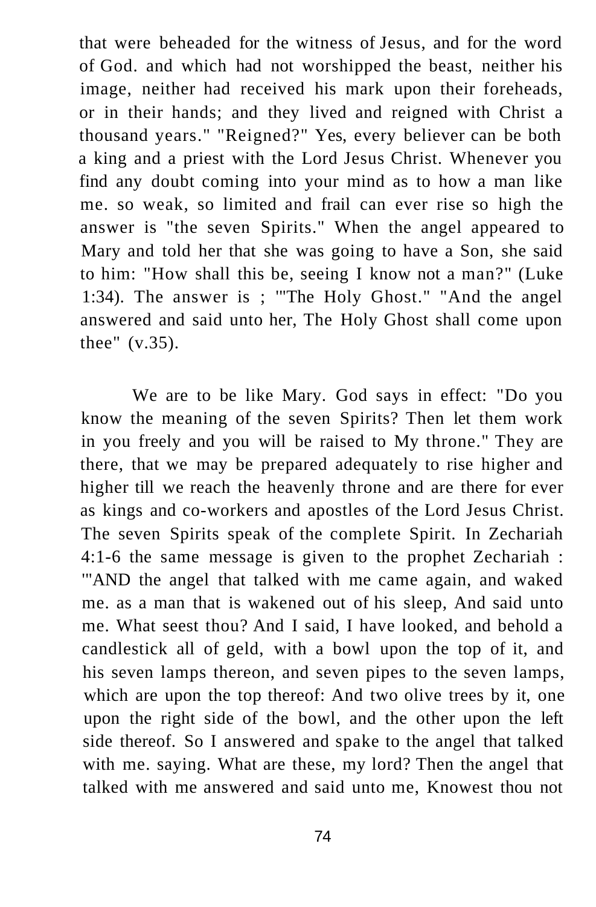that were beheaded for the witness of Jesus, and for the word of God. and which had not worshipped the beast, neither his image, neither had received his mark upon their foreheads, or in their hands; and they lived and reigned with Christ a thousand years." "Reigned?" Yes, every believer can be both a king and a priest with the Lord Jesus Christ. Whenever you find any doubt coming into your mind as to how a man like me. so weak, so limited and frail can ever rise so high the answer is "the seven Spirits." When the angel appeared to Mary and told her that she was going to have a Son, she said to him: "How shall this be, seeing I know not a man?" (Luke 1:34). The answer is ; '"The Holy Ghost." "And the angel answered and said unto her, The Holy Ghost shall come upon thee" (v.35).

We are to be like Mary. God says in effect: "Do you know the meaning of the seven Spirits? Then let them work in you freely and you will be raised to My throne." They are there, that we may be prepared adequately to rise higher and higher till we reach the heavenly throne and are there for ever as kings and co-workers and apostles of the Lord Jesus Christ. The seven Spirits speak of the complete Spirit. In Zechariah 4:1-6 the same message is given to the prophet Zechariah : '"AND the angel that talked with me came again, and waked me. as a man that is wakened out of his sleep, And said unto me. What seest thou? And I said, I have looked, and behold a candlestick all of geld, with a bowl upon the top of it, and his seven lamps thereon, and seven pipes to the seven lamps, which are upon the top thereof: And two olive trees by it, one upon the right side of the bowl, and the other upon the left side thereof. So I answered and spake to the angel that talked with me. saying. What are these, my lord? Then the angel that talked with me answered and said unto me, Knowest thou not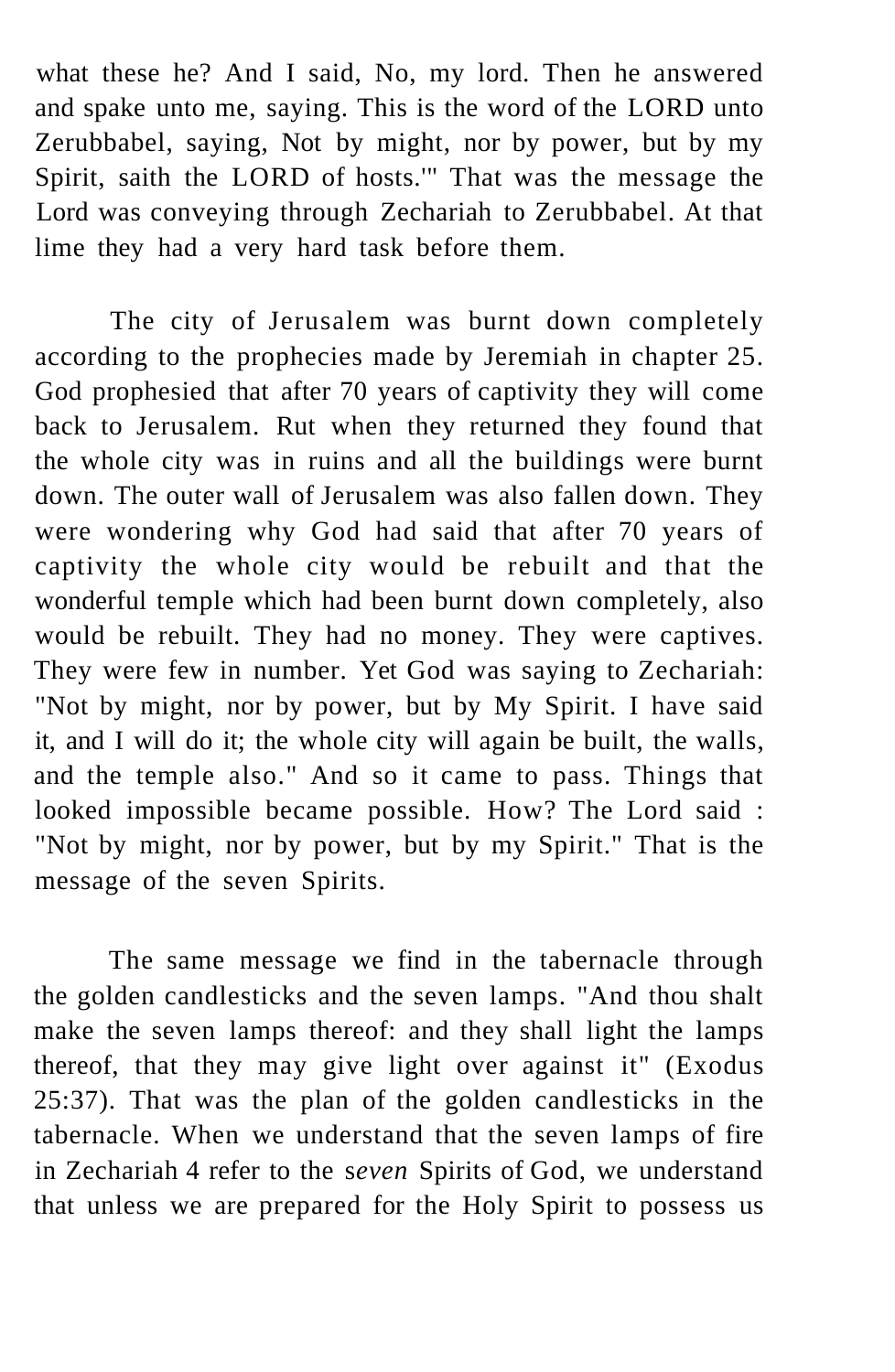what these he? And I said, No, my lord. Then he answered and spake unto me, saying. This is the word of the LORD unto Zerubbabel, saying, Not by might, nor by power, but by my Spirit, saith the LORD of hosts.'" That was the message the Lord was conveying through Zechariah to Zerubbabel. At that lime they had a very hard task before them.

The city of Jerusalem was burnt down completely according to the prophecies made by Jeremiah in chapter 25. God prophesied that after 70 years of captivity they will come back to Jerusalem. Rut when they returned they found that the whole city was in ruins and all the buildings were burnt down. The outer wall of Jerusalem was also fallen down. They were wondering why God had said that after 70 years of captivity the whole city would be rebuilt and that the wonderful temple which had been burnt down completely, also would be rebuilt. They had no money. They were captives. They were few in number. Yet God was saying to Zechariah: "Not by might, nor by power, but by My Spirit. I have said it, and I will do it; the whole city will again be built, the walls, and the temple also." And so it came to pass. Things that looked impossible became possible. How? The Lord said : "Not by might, nor by power, but by my Spirit." That is the message of the seven Spirits.

The same message we find in the tabernacle through the golden candlesticks and the seven lamps. "And thou shalt make the seven lamps thereof: and they shall light the lamps thereof, that they may give light over against it" (Exodus 25:37). That was the plan of the golden candlesticks in the tabernacle. When we understand that the seven lamps of fire in Zechariah 4 refer to the s*even* Spirits of God, we understand that unless we are prepared for the Holy Spirit to possess us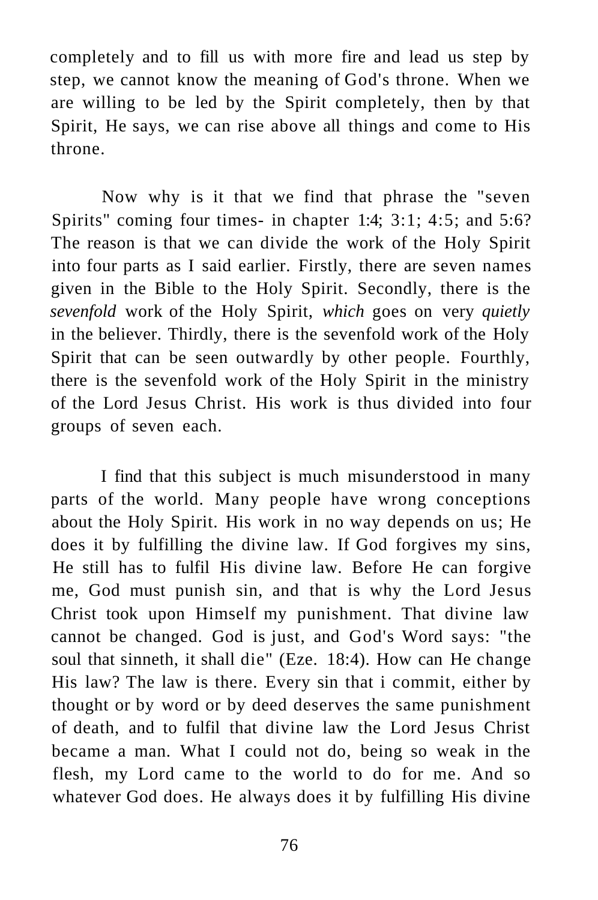completely and to fill us with more fire and lead us step by step, we cannot know the meaning of God's throne. When we are willing to be led by the Spirit completely, then by that Spirit, He says, we can rise above all things and come to His throne.

Now why is it that we find that phrase the "seven Spirits" coming four times- in chapter 1:4; 3:1; 4:5; and 5:6? The reason is that we can divide the work of the Holy Spirit into four parts as I said earlier. Firstly, there are seven names given in the Bible to the Holy Spirit. Secondly, there is the *sevenfold* work of the Holy Spirit, *which* goes on very *quietly* in the believer. Thirdly, there is the sevenfold work of the Holy Spirit that can be seen outwardly by other people. Fourthly, there is the sevenfold work of the Holy Spirit in the ministry of the Lord Jesus Christ. His work is thus divided into four groups of seven each.

I find that this subject is much misunderstood in many parts of the world. Many people have wrong conceptions about the Holy Spirit. His work in no way depends on us; He does it by fulfilling the divine law. If God forgives my sins, He still has to fulfil His divine law. Before He can forgive me, God must punish sin, and that is why the Lord Jesus Christ took upon Himself my punishment. That divine law cannot be changed. God is just, and God's Word says: "the soul that sinneth, it shall die" (Eze. 18:4). How can He change His law? The law is there. Every sin that i commit, either by thought or by word or by deed deserves the same punishment of death, and to fulfil that divine law the Lord Jesus Christ became a man. What I could not do, being so weak in the flesh, my Lord came to the world to do for me. And so whatever God does. He always does it by fulfilling His divine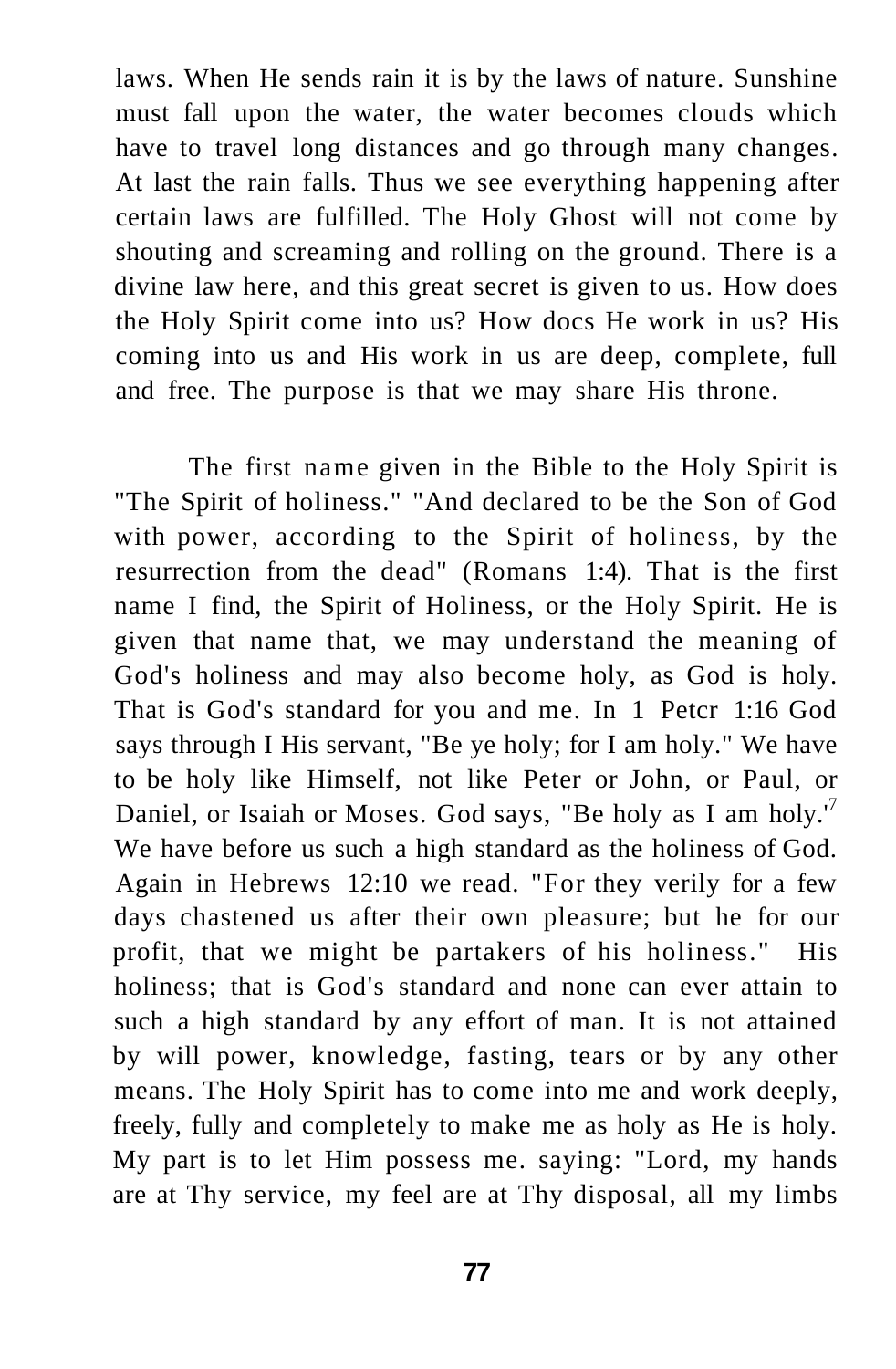laws. When He sends rain it is by the laws of nature. Sunshine must fall upon the water, the water becomes clouds which have to travel long distances and go through many changes. At last the rain falls. Thus we see everything happening after certain laws are fulfilled. The Holy Ghost will not come by shouting and screaming and rolling on the ground. There is a divine law here, and this great secret is given to us. How does the Holy Spirit come into us? How docs He work in us? His coming into us and His work in us are deep, complete, full and free. The purpose is that we may share His throne.

The first name given in the Bible to the Holy Spirit is "The Spirit of holiness." "And declared to be the Son of God with power, according to the Spirit of holiness, by the resurrection from the dead" (Romans 1:4). That is the first name I find, the Spirit of Holiness, or the Holy Spirit. He is given that name that, we may understand the meaning of God's holiness and may also become holy, as God is holy. That is God's standard for you and me. In 1 Petcr 1:16 God says through I His servant, "Be ye holy; for I am holy." We have to be holy like Himself, not like Peter or John, or Paul, or Daniel, or Isaiah or Moses. God says, "Be holy as I am holy.'[7] We have before us such a high standard as the holiness of God. Again in Hebrews 12:10 we read. "For they verily for a few days chastened us after their own pleasure; but he for our profit, that we might be partakers of his holiness." His holiness; that is God's standard and none can ever attain to such a high standard by any effort of man. It is not attained by will power, knowledge, fasting, tears or by any other means. The Holy Spirit has to come into me and work deeply, freely, fully and completely to make me as holy as He is holy. My part is to let Him possess me. saying: "Lord, my hands are at Thy service, my feel are at Thy disposal, all my limbs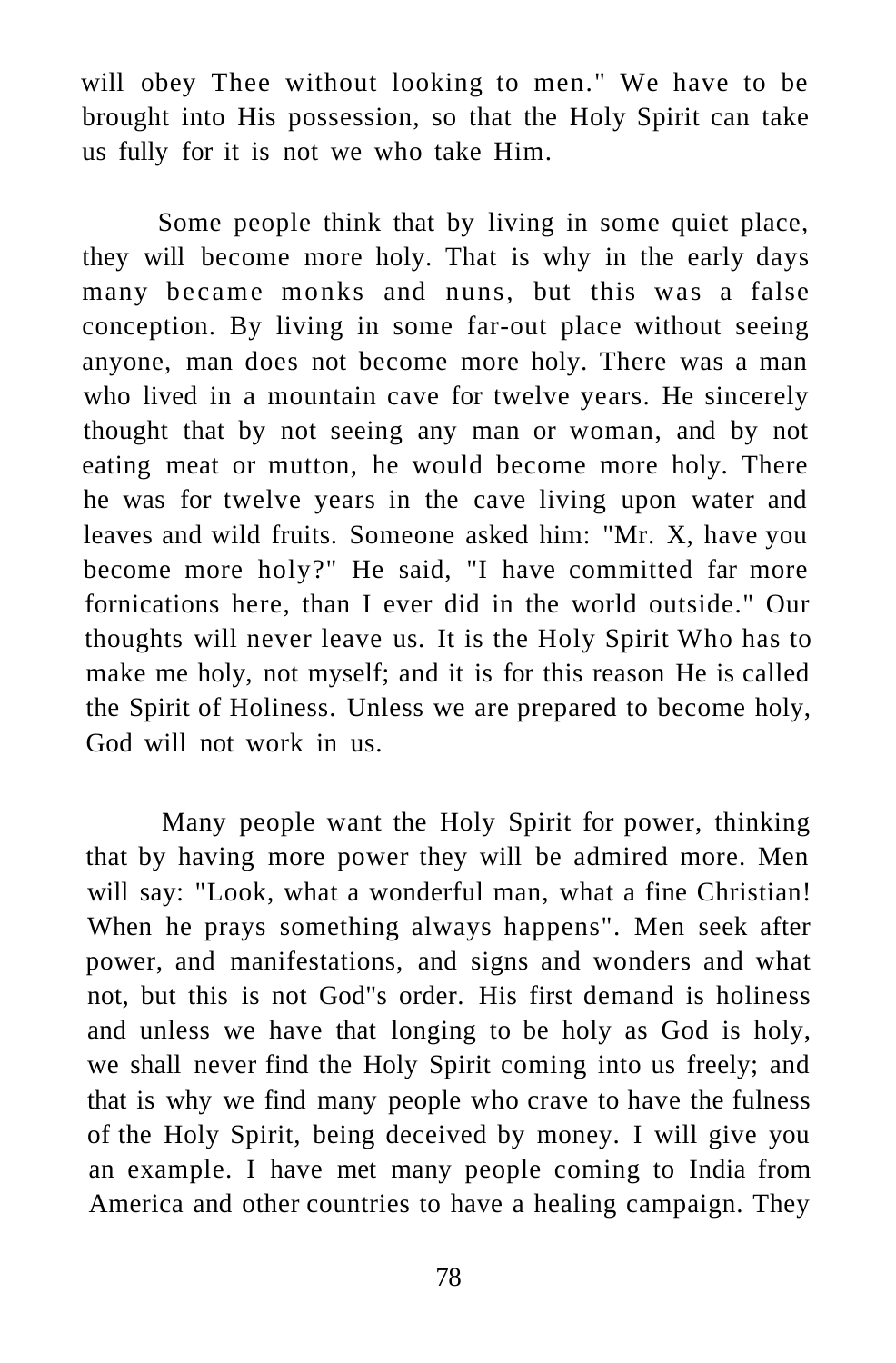will obey Thee without looking to men." We have to be brought into His possession, so that the Holy Spirit can take us fully for it is not we who take Him.

Some people think that by living in some quiet place, they will become more holy. That is why in the early days many became monks and nuns, but this was a false conception. By living in some far-out place without seeing anyone, man does not become more holy. There was a man who lived in a mountain cave for twelve years. He sincerely thought that by not seeing any man or woman, and by not eating meat or mutton, he would become more holy. There he was for twelve years in the cave living upon water and leaves and wild fruits. Someone asked him: "Mr. X, have you become more holy?" He said, "I have committed far more fornications here, than I ever did in the world outside." Our thoughts will never leave us. It is the Holy Spirit Who has to make me holy, not myself; and it is for this reason He is called the Spirit of Holiness. Unless we are prepared to become holy, God will not work in us.

Many people want the Holy Spirit for power, thinking that by having more power they will be admired more. Men will say: "Look, what a wonderful man, what a fine Christian! When he prays something always happens". Men seek after power, and manifestations, and signs and wonders and what not, but this is not God"s order. His first demand is holiness and unless we have that longing to be holy as God is holy, we shall never find the Holy Spirit coming into us freely; and that is why we find many people who crave to have the fulness of the Holy Spirit, being deceived by money. I will give you an example. I have met many people coming to India from America and other countries to have a healing campaign. They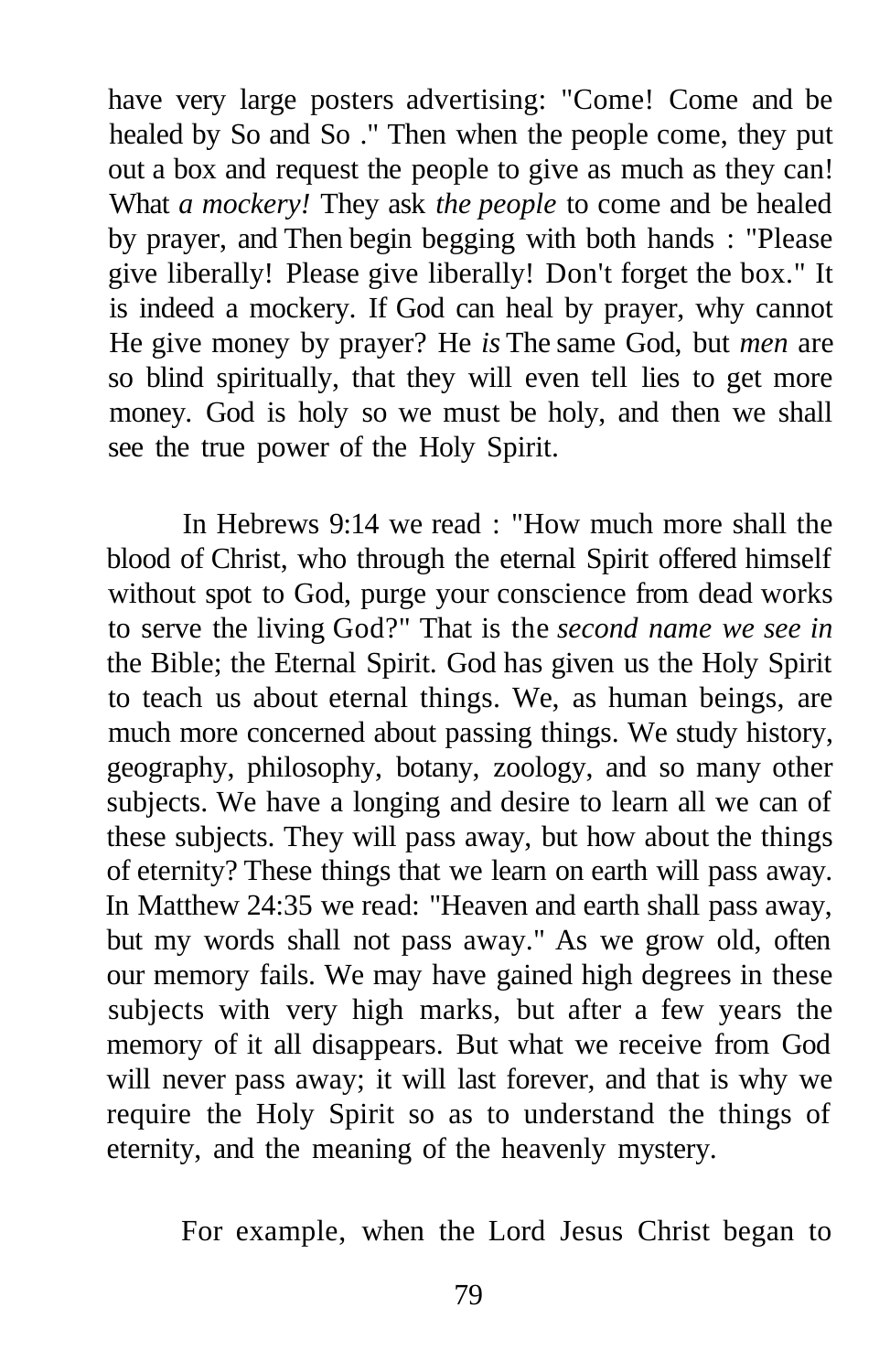have very large posters advertising: "Come! Come and be healed by So and So ." Then when the people come, they put out a box and request the people to give as much as they can! What *a mockery!* They ask *the people* to come and be healed by prayer, and Then begin begging with both hands : "Please give liberally! Please give liberally! Don't forget the box." It is indeed a mockery. If God can heal by prayer, why cannot He give money by prayer? He *is* The same God, but *men* are so blind spiritually, that they will even tell lies to get more money. God is holy so we must be holy, and then we shall see the true power of the Holy Spirit.

In Hebrews 9:14 we read : "How much more shall the blood of Christ, who through the eternal Spirit offered himself without spot to God, purge your conscience from dead works to serve the living God?" That is the *second name we see in* the Bible; the Eternal Spirit. God has given us the Holy Spirit to teach us about eternal things. We, as human beings, are much more concerned about passing things. We study history, geography, philosophy, botany, zoology, and so many other subjects. We have a longing and desire to learn all we can of these subjects. They will pass away, but how about the things of eternity? These things that we learn on earth will pass away. In Matthew 24:35 we read: "Heaven and earth shall pass away, but my words shall not pass away." As we grow old, often our memory fails. We may have gained high degrees in these subjects with very high marks, but after a few years the memory of it all disappears. But what we receive from God will never pass away; it will last forever, and that is why we require the Holy Spirit so as to understand the things of eternity, and the meaning of the heavenly mystery.

For example, when the Lord Jesus Christ began to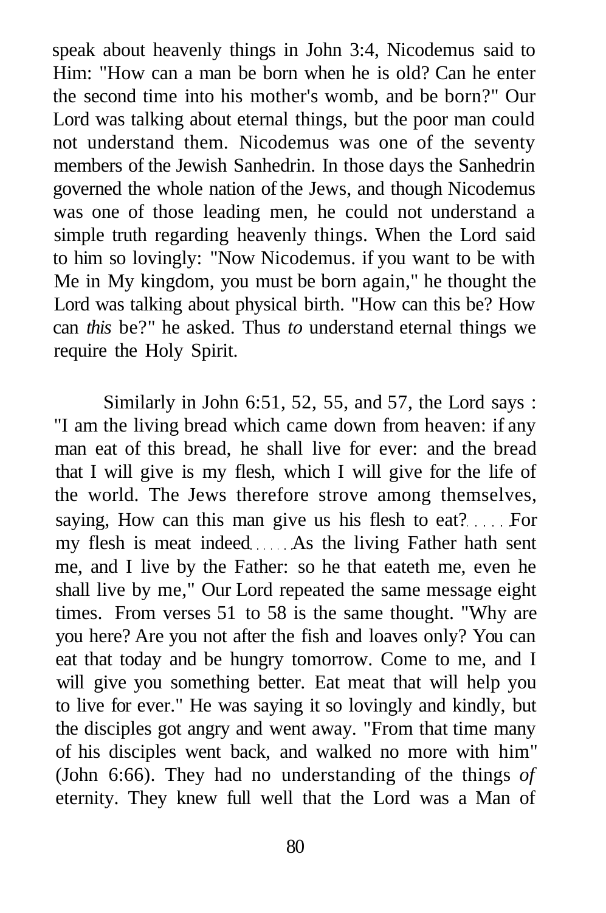speak about heavenly things in John 3:4, Nicodemus said to Him: "How can a man be born when he is old? Can he enter the second time into his mother's womb, and be born?" Our Lord was talking about eternal things, but the poor man could not understand them. Nicodemus was one of the seventy members of the Jewish Sanhedrin. In those days the Sanhedrin governed the whole nation of the Jews, and though Nicodemus was one of those leading men, he could not understand a simple truth regarding heavenly things. When the Lord said to him so lovingly: "Now Nicodemus. if you want to be with Me in My kingdom, you must be born again," he thought the Lord was talking about physical birth. "How can this be? How can *this* be?" he asked. Thus *to* understand eternal things we require the Holy Spirit.

Similarly in John 6:51, 52, 55, and 57, the Lord says : "I am the living bread which came down from heaven: if any man eat of this bread, he shall live for ever: and the bread that I will give is my flesh, which I will give for the life of the world. The Jews therefore strove among themselves, saying, How can this man give us his flesh to eat? . . . . . For my flesh is meat indeed . . . . . . As the living Father hath sent me, and I live by the Father: so he that eateth me, even he shall live by me," Our Lord repeated the same message eight times. From verses 51 to 58 is the same thought. "Why are you here? Are you not after the fish and loaves only? You can eat that today and be hungry tomorrow. Come to me, and I will give you something better. Eat meat that will help you to live for ever." He was saying it so lovingly and kindly, but the disciples got angry and went away. "From that time many of his disciples went back, and walked no more with him" (John 6:66). They had no understanding of the things *of* eternity. They knew full well that the Lord was a Man of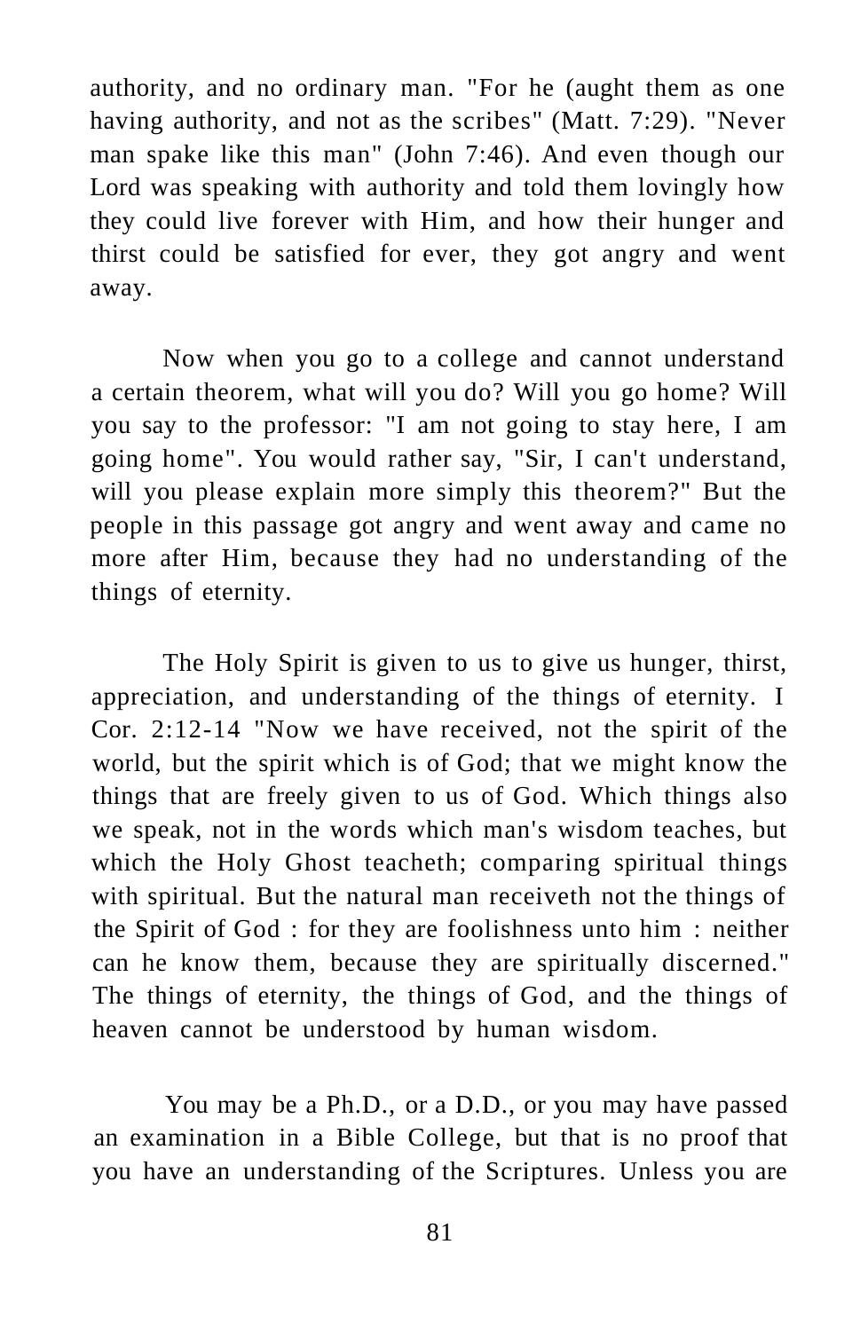authority, and no ordinary man. "For he (aught them as one having authority, and not as the scribes" (Matt. 7:29). "Never man spake like this man" (John 7:46). And even though our Lord was speaking with authority and told them lovingly how they could live forever with Him, and how their hunger and thirst could be satisfied for ever, they got angry and went away.

Now when you go to a college and cannot understand a certain theorem, what will you do? Will you go home? Will you say to the professor: "I am not going to stay here, I am going home". You would rather say, "Sir, I can't understand, will you please explain more simply this theorem?" But the people in this passage got angry and went away and came no more after Him, because they had no understanding of the things of eternity.

The Holy Spirit is given to us to give us hunger, thirst, appreciation, and understanding of the things of eternity. I Cor. 2:12-14 "Now we have received, not the spirit of the world, but the spirit which is of God; that we might know the things that are freely given to us of God. Which things also we speak, not in the words which man's wisdom teaches, but which the Holy Ghost teacheth; comparing spiritual things with spiritual. But the natural man receiveth not the things of the Spirit of God : for they are foolishness unto him : neither can he know them, because they are spiritually discerned." The things of eternity, the things of God, and the things of heaven cannot be understood by human wisdom.

You may be a Ph.D., or a D.D., or you may have passed an examination in a Bible College, but that is no proof that you have an understanding of the Scriptures. Unless you are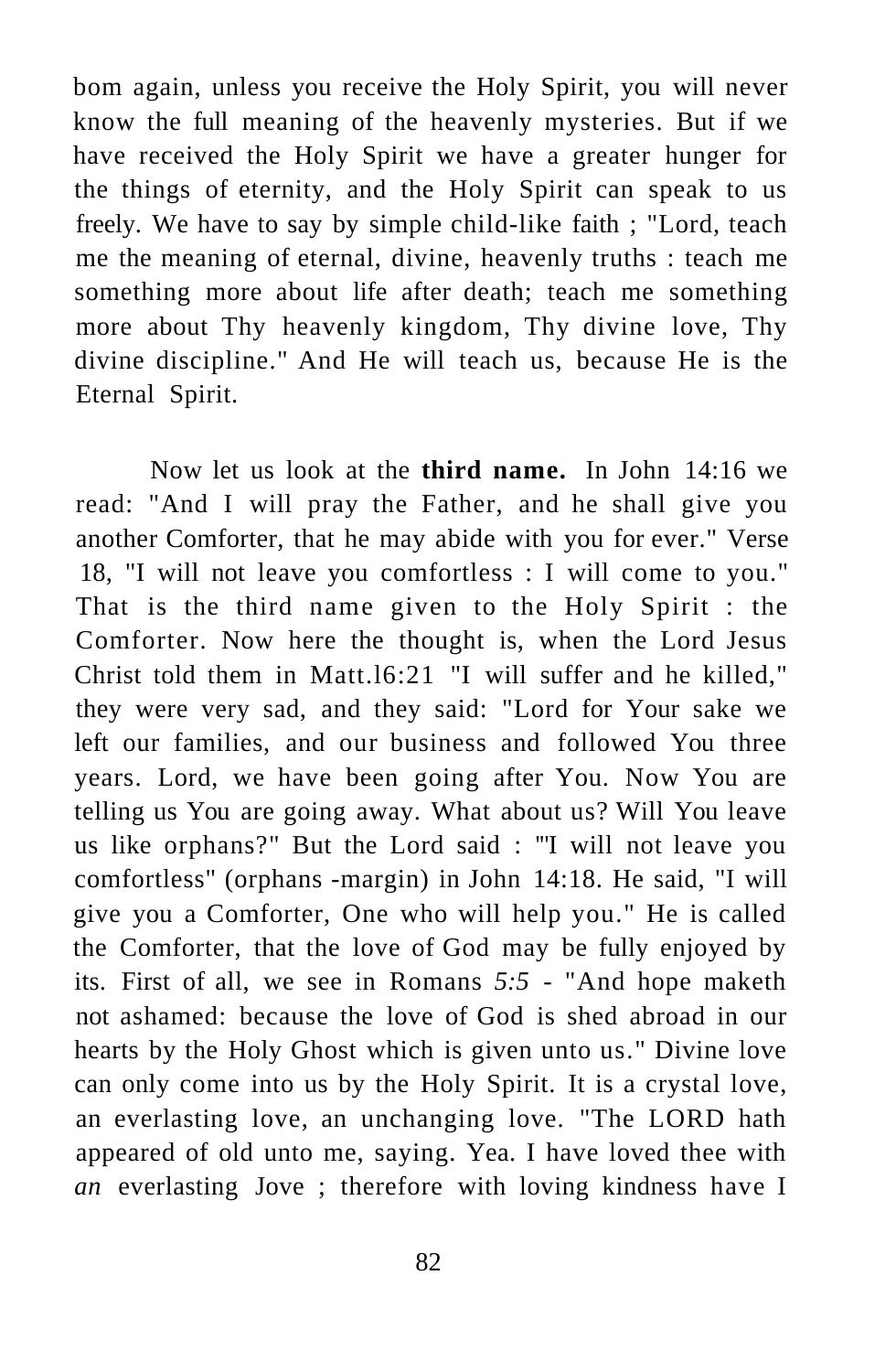bom again, unless you receive the Holy Spirit, you will never know the full meaning of the heavenly mysteries. But if we have received the Holy Spirit we have a greater hunger for the things of eternity, and the Holy Spirit can speak to us freely. We have to say by simple child-like faith ; "Lord, teach me the meaning of eternal, divine, heavenly truths : teach me something more about life after death; teach me something more about Thy heavenly kingdom, Thy divine love, Thy divine discipline." And He will teach us, because He is the Eternal Spirit.

Now let us look at the **third name.** In John 14:16 we read: "And I will pray the Father, and he shall give you another Comforter, that he may abide with you for ever." Verse 18, "I will not leave you comfortless : I will come to you." That is the third name given to the Holy Spirit : the Comforter. Now here the thought is, when the Lord Jesus Christ told them in Matt.l6:21 "I will suffer and he killed," they were very sad, and they said: "Lord for Your sake we left our families, and our business and followed You three years. Lord, we have been going after You. Now You are telling us You are going away. What about us? Will You leave us like orphans?" But the Lord said : "'I will not leave you comfortless" (orphans -margin) in John 14:18. He said, "I will give you a Comforter, One who will help you." He is called the Comforter, that the love of God may be fully enjoyed by its. First of all, we see in Romans *5:5* - "And hope maketh not ashamed: because the love of God is shed abroad in our hearts by the Holy Ghost which is given unto us." Divine love can only come into us by the Holy Spirit. It is a crystal love, an everlasting love, an unchanging love. "The LORD hath appeared of old unto me, saying. Yea. I have loved thee with *an* everlasting Jove ; therefore with loving kindness have I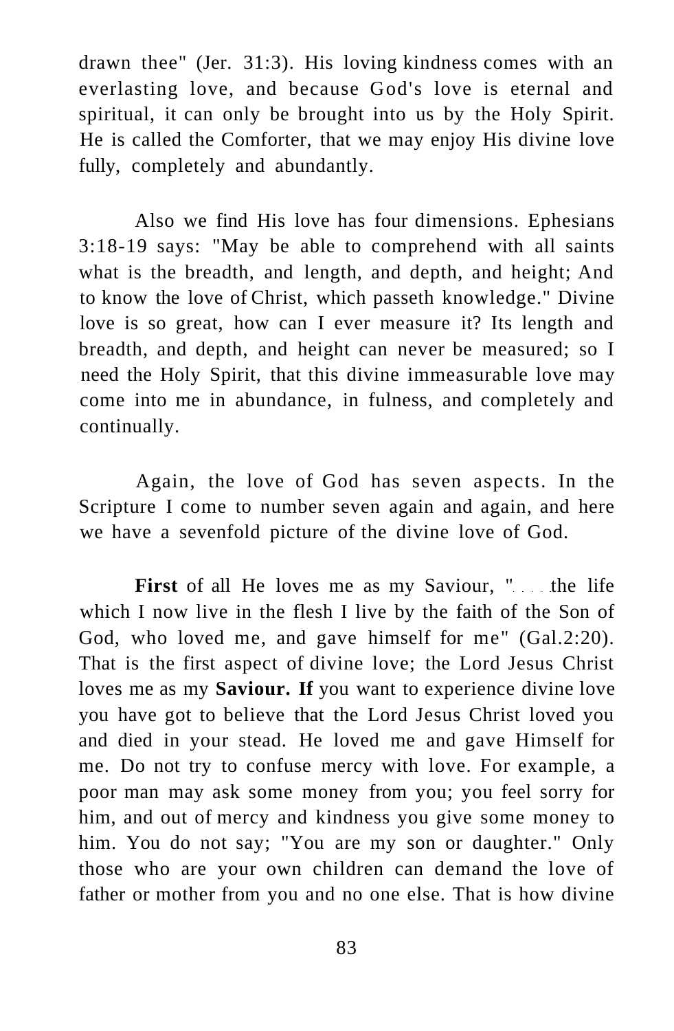drawn thee" (Jer. 31:3). His loving kindness comes with an everlasting love, and because God's love is eternal and spiritual, it can only be brought into us by the Holy Spirit. He is called the Comforter, that we may enjoy His divine love fully, completely and abundantly.

Also we find His love has four dimensions. Ephesians 3:18-19 says: "May be able to comprehend with all saints what is the breadth, and length, and depth, and height; And to know the love of Christ, which passeth knowledge." Divine love is so great, how can I ever measure it? Its length and breadth, and depth, and height can never be measured; so I need the Holy Spirit, that this divine immeasurable love may come into me in abundance, in fulness, and completely and continually.

Again, the love of God has seven aspects. In the Scripture I come to number seven again and again, and here we have a sevenfold picture of the divine love of God.

**First** of all He loves me as my Saviour, "....the life which I now live in the flesh I live by the faith of the Son of God, who loved me, and gave himself for me" (Gal.2:20). That is the first aspect of divine love; the Lord Jesus Christ loves me as my **Saviour. If** you want to experience divine love you have got to believe that the Lord Jesus Christ loved you and died in your stead. He loved me and gave Himself for me. Do not try to confuse mercy with love. For example, a poor man may ask some money from you; you feel sorry for him, and out of mercy and kindness you give some money to him. You do not say; "You are my son or daughter." Only those who are your own children can demand the love of father or mother from you and no one else. That is how divine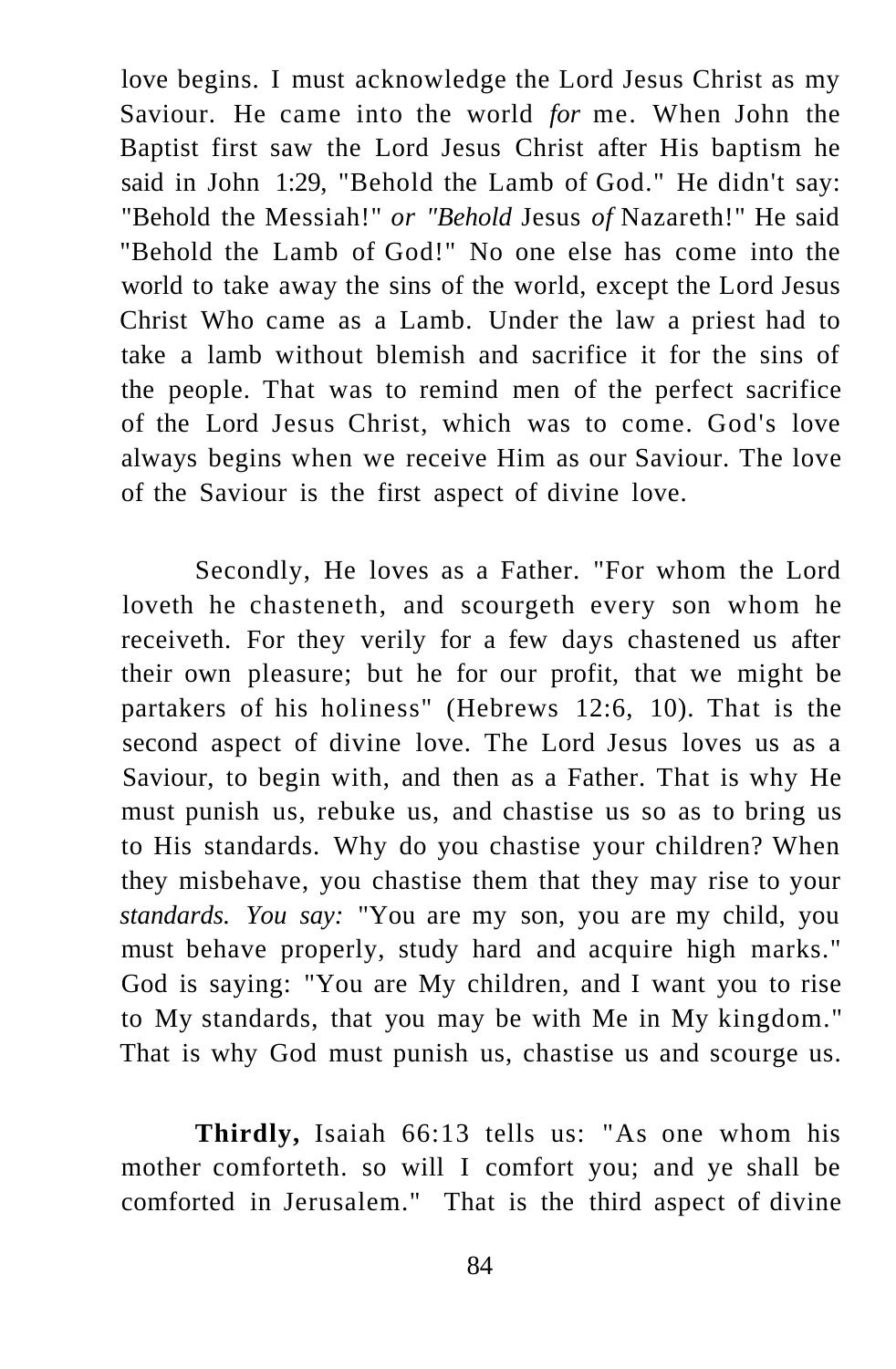love begins. I must acknowledge the Lord Jesus Christ as my Saviour. He came into the world *for* me. When John the Baptist first saw the Lord Jesus Christ after His baptism he said in John 1:29, "Behold the Lamb of God." He didn't say: "Behold the Messiah!" *or "Behold* Jesus *of* Nazareth!" He said "Behold the Lamb of God!" No one else has come into the world to take away the sins of the world, except the Lord Jesus Christ Who came as a Lamb. Under the law a priest had to take a lamb without blemish and sacrifice it for the sins of the people. That was to remind men of the perfect sacrifice of the Lord Jesus Christ, which was to come. God's love always begins when we receive Him as our Saviour. The love of the Saviour is the first aspect of divine love.

Secondly, He loves as a Father. "For whom the Lord loveth he chasteneth, and scourgeth every son whom he receiveth. For they verily for a few days chastened us after their own pleasure; but he for our profit, that we might be partakers of his holiness" (Hebrews 12:6, 10). That is the second aspect of divine love. The Lord Jesus loves us as a Saviour, to begin with, and then as a Father. That is why He must punish us, rebuke us, and chastise us so as to bring us to His standards. Why do you chastise your children? When they misbehave, you chastise them that they may rise to your *standards. You say:* "You are my son, you are my child, you must behave properly, study hard and acquire high marks." God is saying: "You are My children, and I want you to rise to My standards, that you may be with Me in My kingdom." That is why God must punish us, chastise us and scourge us.

**Thirdly,** Isaiah 66:13 tells us: "As one whom his mother comforteth. so will I comfort you; and ye shall be comforted in Jerusalem." That is the third aspect of divine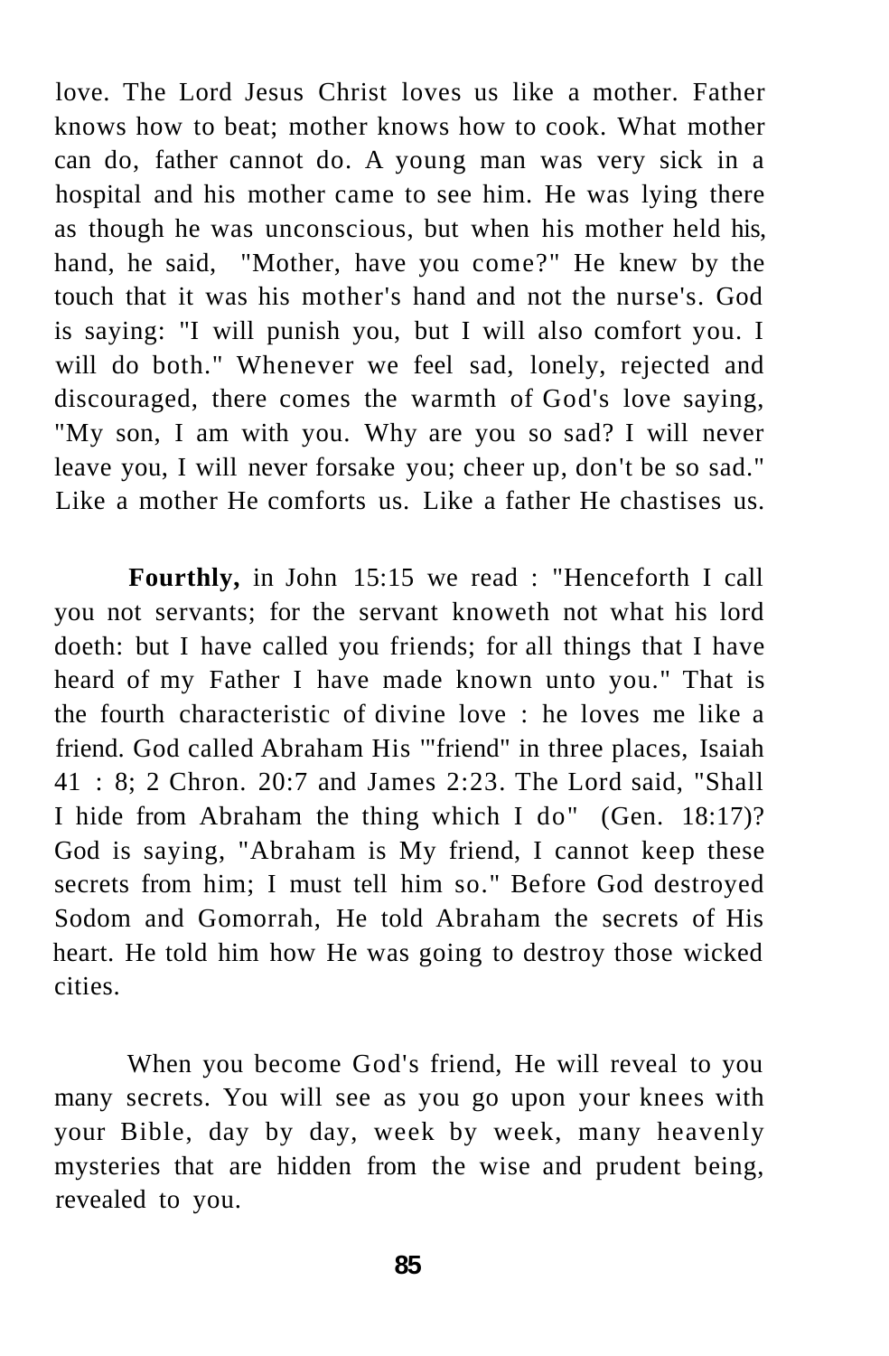love. The Lord Jesus Christ loves us like a mother. Father knows how to beat; mother knows how to cook. What mother can do, father cannot do. A young man was very sick in a hospital and his mother came to see him. He was lying there as though he was unconscious, but when his mother held his, hand, he said, "Mother, have you come?" He knew by the touch that it was his mother's hand and not the nurse's. God is saying: "I will punish you, but I will also comfort you. I will do both." Whenever we feel sad, lonely, rejected and discouraged, there comes the warmth of God's love saying, "My son, I am with you. Why are you so sad? I will never leave you, I will never forsake you; cheer up, don't be so sad." Like a mother He comforts us. Like a father He chastises us.

**Fourthly,** in John 15:15 we read : "Henceforth I call you not servants; for the servant knoweth not what his lord doeth: but I have called you friends; for all things that I have heard of my Father I have made known unto you." That is the fourth characteristic of divine love : he loves me like a friend. God called Abraham His '"friend" in three places, Isaiah 41 : 8; 2 Chron. 20:7 and James 2:23. The Lord said, "Shall I hide from Abraham the thing which I do" (Gen. 18:17)? God is saying, "Abraham is My friend, I cannot keep these secrets from him; I must tell him so." Before God destroyed Sodom and Gomorrah, He told Abraham the secrets of His heart. He told him how He was going to destroy those wicked cities.

When you become God's friend, He will reveal to you many secrets. You will see as you go upon your knees with your Bible, day by day, week by week, many heavenly mysteries that are hidden from the wise and prudent being, revealed to you.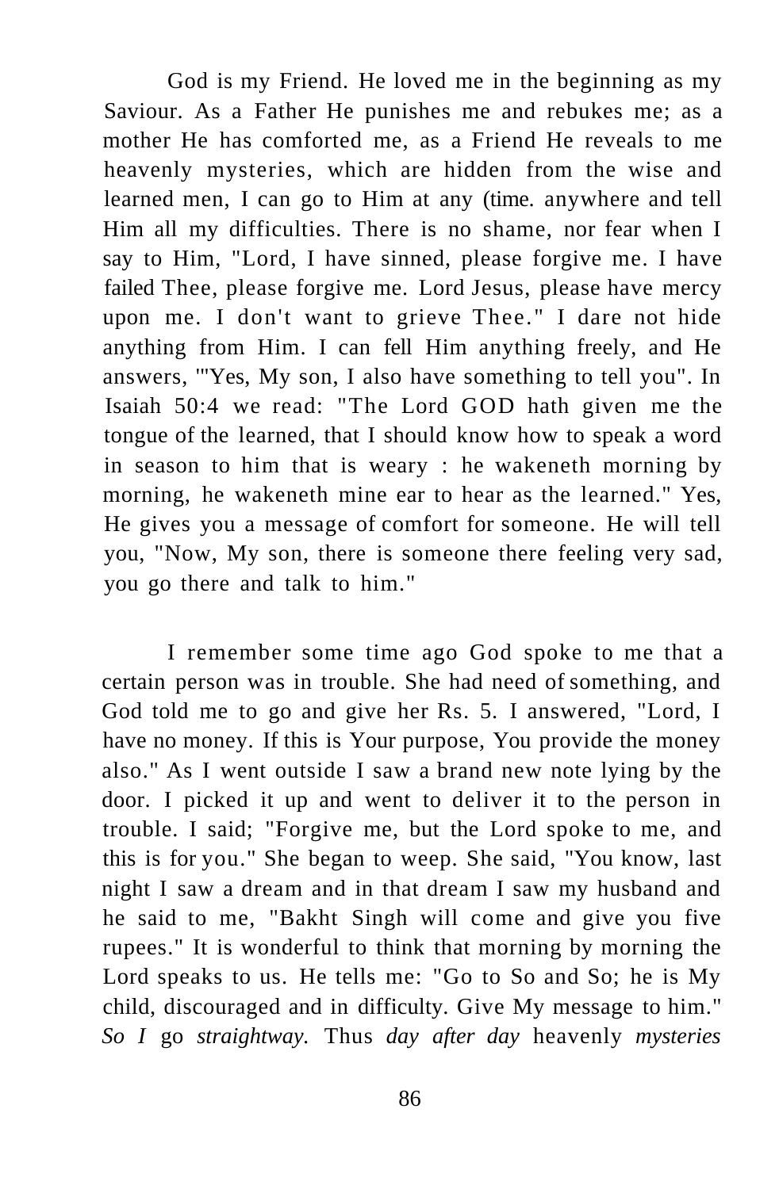God is my Friend. He loved me in the beginning as my Saviour. As a Father He punishes me and rebukes me; as a mother He has comforted me, as a Friend He reveals to me heavenly mysteries, which are hidden from the wise and learned men, I can go to Him at any (time. anywhere and tell Him all my difficulties. There is no shame, nor fear when I say to Him, "Lord, I have sinned, please forgive me. I have failed Thee, please forgive me. Lord Jesus, please have mercy upon me. I don't want to grieve Thee." I dare not hide anything from Him. I can fell Him anything freely, and He answers, '"Yes, My son, I also have something to tell you". In Isaiah 50:4 we read: "The Lord GOD hath given me the tongue of the learned, that I should know how to speak a word in season to him that is weary : he wakeneth morning by morning, he wakeneth mine ear to hear as the learned." Yes, He gives you a message of comfort for someone. He will tell you, "Now, My son, there is someone there feeling very sad, you go there and talk to him."

I remember some time ago God spoke to me that a certain person was in trouble. She had need of something, and God told me to go and give her Rs. 5. I answered, "Lord, I have no money. If this is Your purpose, You provide the money also." As I went outside I saw a brand new note lying by the door. I picked it up and went to deliver it to the person in trouble. I said; "Forgive me, but the Lord spoke to me, and this is for you." She began to weep. She said, "You know, last night I saw a dream and in that dream I saw my husband and he said to me, "Bakht Singh will come and give you five rupees." It is wonderful to think that morning by morning the Lord speaks to us. He tells me: "Go to So and So; he is My child, discouraged and in difficulty. Give My message to him." *So I* go *straightway.* Thus *day after day* heavenly *mysteries*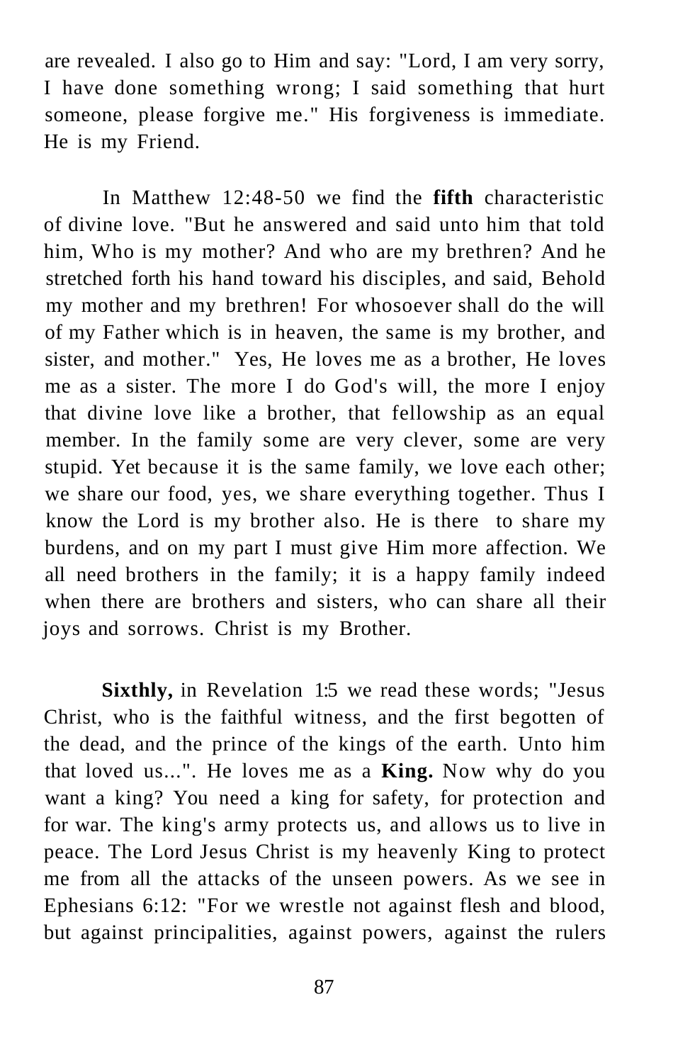are revealed. I also go to Him and say: "Lord, I am very sorry, I have done something wrong; I said something that hurt someone, please forgive me." His forgiveness is immediate. He is my Friend.

In Matthew 12:48-50 we find the **fifth** characteristic of divine love. "But he answered and said unto him that told him, Who is my mother? And who are my brethren? And he stretched forth his hand toward his disciples, and said, Behold my mother and my brethren! For whosoever shall do the will of my Father which is in heaven, the same is my brother, and sister, and mother." Yes, He loves me as a brother, He loves me as a sister. The more I do God's will, the more I enjoy that divine love like a brother, that fellowship as an equal member. In the family some are very clever, some are very stupid. Yet because it is the same family, we love each other; we share our food, yes, we share everything together. Thus I know the Lord is my brother also. He is there to share my burdens, and on my part I must give Him more affection. We all need brothers in the family; it is a happy family indeed when there are brothers and sisters, who can share all their joys and sorrows. Christ is my Brother.

**Sixthly,** in Revelation 1:5 we read these words; "Jesus Christ, who is the faithful witness, and the first begotten of the dead, and the prince of the kings of the earth. Unto him that loved us...". He loves me as a **King.** Now why do you want a king? You need a king for safety, for protection and for war. The king's army protects us, and allows us to live in peace. The Lord Jesus Christ is my heavenly King to protect me from all the attacks of the unseen powers. As we see in Ephesians 6:12: "For we wrestle not against flesh and blood, but against principalities, against powers, against the rulers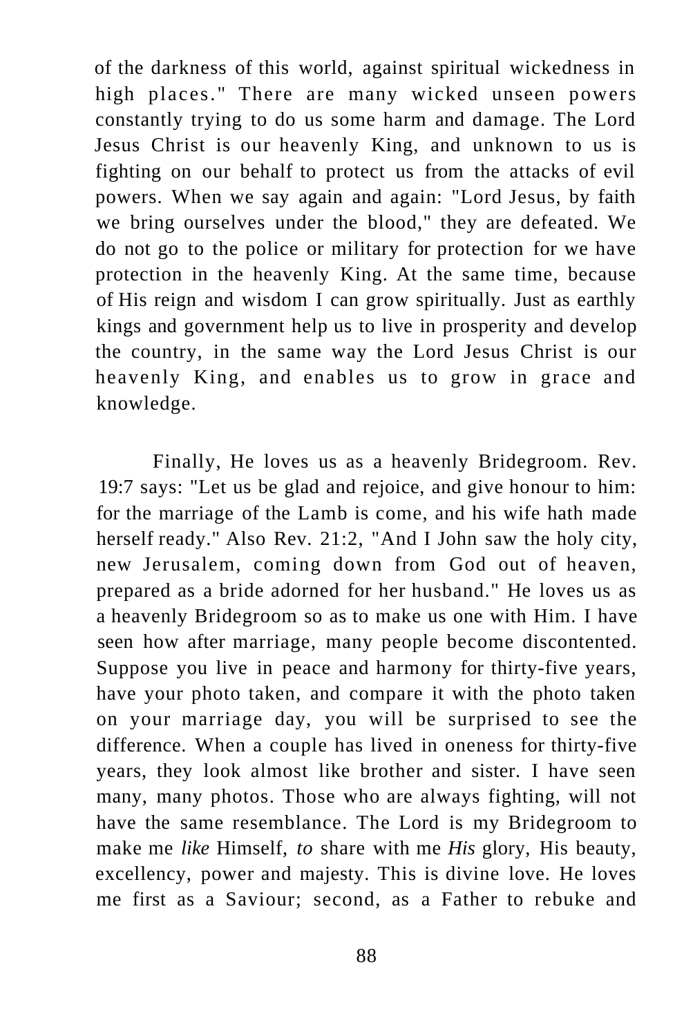of the darkness of this world, against spiritual wickedness in high places." There are many wicked unseen powers constantly trying to do us some harm and damage. The Lord Jesus Christ is our heavenly King, and unknown to us is fighting on our behalf to protect us from the attacks of evil powers. When we say again and again: "Lord Jesus, by faith we bring ourselves under the blood," they are defeated. We do not go to the police or military for protection for we have protection in the heavenly King. At the same time, because of His reign and wisdom I can grow spiritually. Just as earthly kings and government help us to live in prosperity and develop the country, in the same way the Lord Jesus Christ is our heavenly King, and enables us to grow in grace and knowledge.

Finally, He loves us as a heavenly Bridegroom. Rev. 19:7 says: "Let us be glad and rejoice, and give honour to him: for the marriage of the Lamb is come, and his wife hath made herself ready." Also Rev. 21:2, "And I John saw the holy city, new Jerusalem, coming down from God out of heaven, prepared as a bride adorned for her husband." He loves us as a heavenly Bridegroom so as to make us one with Him. I have seen how after marriage, many people become discontented. Suppose you live in peace and harmony for thirty-five years, have your photo taken, and compare it with the photo taken on your marriage day, you will be surprised to see the difference. When a couple has lived in oneness for thirty-five years, they look almost like brother and sister. I have seen many, many photos. Those who are always fighting, will not have the same resemblance. The Lord is my Bridegroom to make me *like* Himself, *to* share with me *His* glory, His beauty, excellency, power and majesty. This is divine love. He loves me first as a Saviour; second, as a Father to rebuke and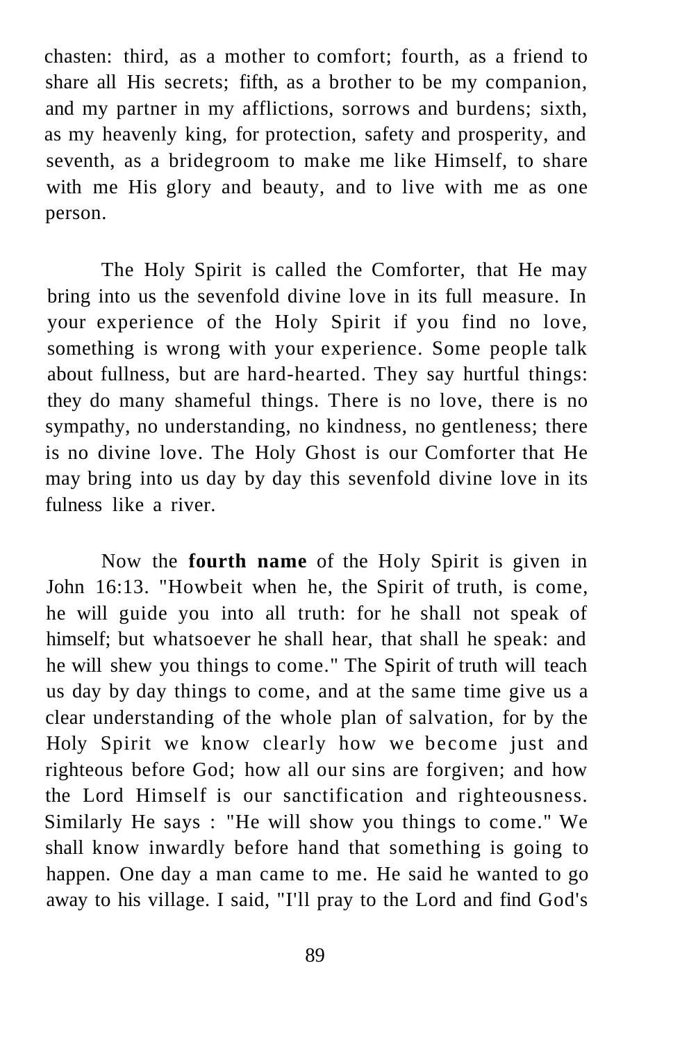chasten: third, as a mother to comfort; fourth, as a friend to share all His secrets; fifth, as a brother to be my companion, and my partner in my afflictions, sorrows and burdens; sixth, as my heavenly king, for protection, safety and prosperity, and seventh, as a bridegroom to make me like Himself, to share with me His glory and beauty, and to live with me as one person.

The Holy Spirit is called the Comforter, that He may bring into us the sevenfold divine love in its full measure. In your experience of the Holy Spirit if you find no love, something is wrong with your experience. Some people talk about fullness, but are hard-hearted. They say hurtful things: they do many shameful things. There is no love, there is no sympathy, no understanding, no kindness, no gentleness; there is no divine love. The Holy Ghost is our Comforter that He may bring into us day by day this sevenfold divine love in its fulness like a river.

Now the **fourth name** of the Holy Spirit is given in John 16:13. "Howbeit when he, the Spirit of truth, is come, he will guide you into all truth: for he shall not speak of himself; but whatsoever he shall hear, that shall he speak: and he will shew you things to come." The Spirit of truth will teach us day by day things to come, and at the same time give us a clear understanding of the whole plan of salvation, for by the Holy Spirit we know clearly how we become just and righteous before God; how all our sins are forgiven; and how the Lord Himself is our sanctification and righteousness. Similarly He says : "He will show you things to come." We shall know inwardly before hand that something is going to happen. One day a man came to me. He said he wanted to go away to his village. I said, "I'll pray to the Lord and find God's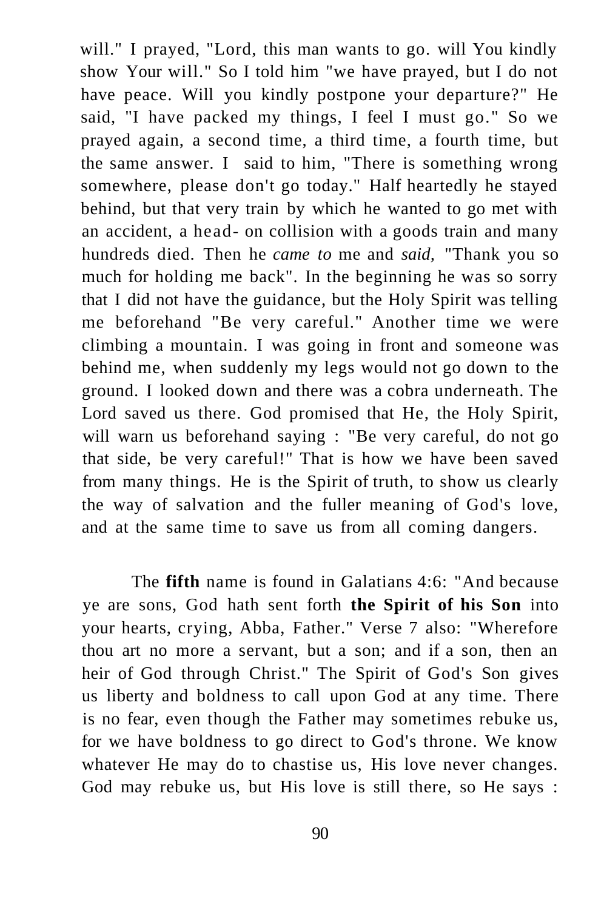will." I prayed, "Lord, this man wants to go. will You kindly show Your will." So I told him "we have prayed, but I do not have peace. Will you kindly postpone your departure?" He said, "I have packed my things, I feel I must go." So we prayed again, a second time, a third time, a fourth time, but the same answer. I said to him, "There is something wrong somewhere, please don't go today." Half heartedly he stayed behind, but that very train by which he wanted to go met with an accident, a head- on collision with a goods train and many hundreds died. Then he *came to* me and *said,* "Thank you so much for holding me back". In the beginning he was so sorry that I did not have the guidance, but the Holy Spirit was telling me beforehand "Be very careful." Another time we were climbing a mountain. I was going in front and someone was behind me, when suddenly my legs would not go down to the ground. I looked down and there was a cobra underneath. The Lord saved us there. God promised that He, the Holy Spirit, will warn us beforehand saying : "Be very careful, do not go that side, be very careful!" That is how we have been saved from many things. He is the Spirit of truth, to show us clearly the way of salvation and the fuller meaning of God's love, and at the same time to save us from all coming dangers.

The **fifth** name is found in Galatians 4:6: "And because ye are sons, God hath sent forth **the Spirit of his Son** into your hearts, crying, Abba, Father." Verse 7 also: "Wherefore thou art no more a servant, but a son; and if a son, then an heir of God through Christ." The Spirit of God's Son gives us liberty and boldness to call upon God at any time. There is no fear, even though the Father may sometimes rebuke us, for we have boldness to go direct to God's throne. We know whatever He may do to chastise us, His love never changes. God may rebuke us, but His love is still there, so He says :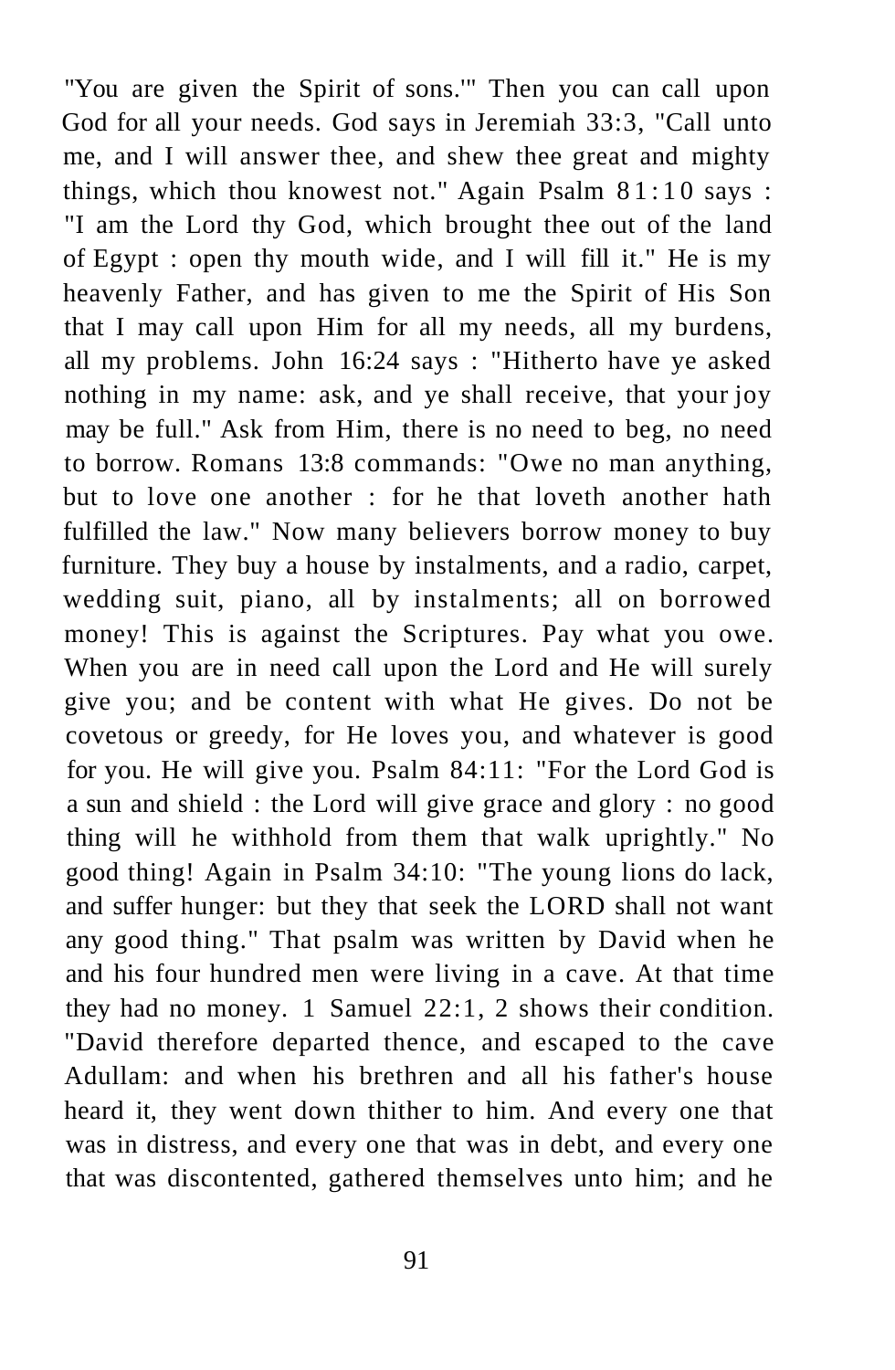"You are given the Spirit of sons.'" Then you can call upon God for all your needs. God says in Jeremiah 33:3, "Call unto me, and I will answer thee, and shew thee great and mighty things, which thou knowest not." Again Psalm 81:10 says : "I am the Lord thy God, which brought thee out of the land of Egypt : open thy mouth wide, and I will fill it." He is my heavenly Father, and has given to me the Spirit of His Son that I may call upon Him for all my needs, all my burdens, all my problems. John 16:24 says : "Hitherto have ye asked nothing in my name: ask, and ye shall receive, that your joy may be full." Ask from Him, there is no need to beg, no need to borrow. Romans 13:8 commands: "Owe no man anything, but to love one another : for he that loveth another hath fulfilled the law." Now many believers borrow money to buy furniture. They buy a house by instalments, and a radio, carpet, wedding suit, piano, all by instalments; all on borrowed money! This is against the Scriptures. Pay what you owe. When you are in need call upon the Lord and He will surely give you; and be content with what He gives. Do not be covetous or greedy, for He loves you, and whatever is good for you. He will give you. Psalm 84:11: "For the Lord God is a sun and shield : the Lord will give grace and glory : no good thing will he withhold from them that walk uprightly." No good thing! Again in Psalm 34:10: "The young lions do lack, and suffer hunger: but they that seek the LORD shall not want any good thing." That psalm was written by David when he and his four hundred men were living in a cave. At that time they had no money. 1 Samuel 22:1, 2 shows their condition. "David therefore departed thence, and escaped to the cave Adullam: and when his brethren and all his father's house heard it, they went down thither to him. And every one that was in distress, and every one that was in debt, and every one that was discontented, gathered themselves unto him; and he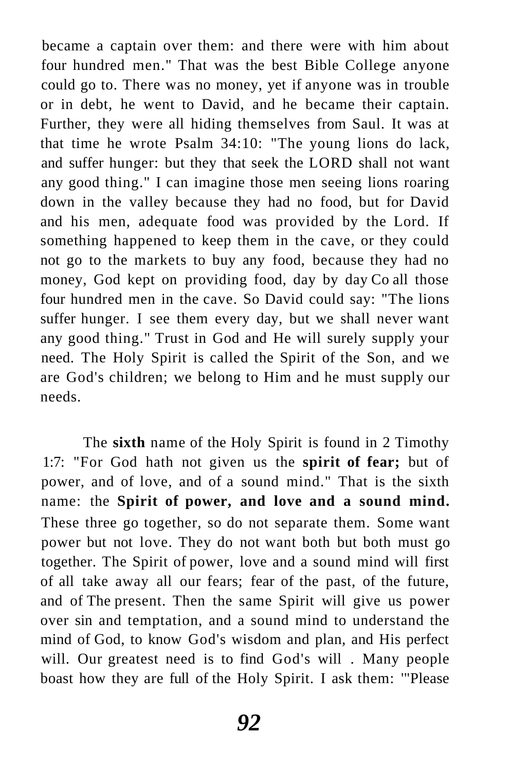became a captain over them: and there were with him about four hundred men." That was the best Bible College anyone could go to. There was no money, yet if anyone was in trouble or in debt, he went to David, and he became their captain. Further, they were all hiding themselves from Saul. It was at that time he wrote Psalm 34:10: "The young lions do lack, and suffer hunger: but they that seek the LORD shall not want any good thing." I can imagine those men seeing lions roaring down in the valley because they had no food, but for David and his men, adequate food was provided by the Lord. If something happened to keep them in the cave, or they could not go to the markets to buy any food, because they had no money, God kept on providing food, day by day Co all those four hundred men in the cave. So David could say: "The lions suffer hunger. I see them every day, but we shall never want any good thing." Trust in God and He will surely supply your need. The Holy Spirit is called the Spirit of the Son, and we are God's children; we belong to Him and he must supply our needs.

The **sixth** name of the Holy Spirit is found in 2 Timothy 1:7: "For God hath not given us the **spirit of fear;** but of power, and of love, and of a sound mind." That is the sixth name: the **Spirit of power, and love and a sound mind.** These three go together, so do not separate them. Some want power but not love. They do not want both but both must go together. The Spirit of power, love and a sound mind will first of all take away all our fears; fear of the past, of the future, and of The present. Then the same Spirit will give us power over sin and temptation, and a sound mind to understand the mind of God, to know God's wisdom and plan, and His perfect will. Our greatest need is to find God's will . Many people boast how they are full of the Holy Spirit. I ask them: '"Please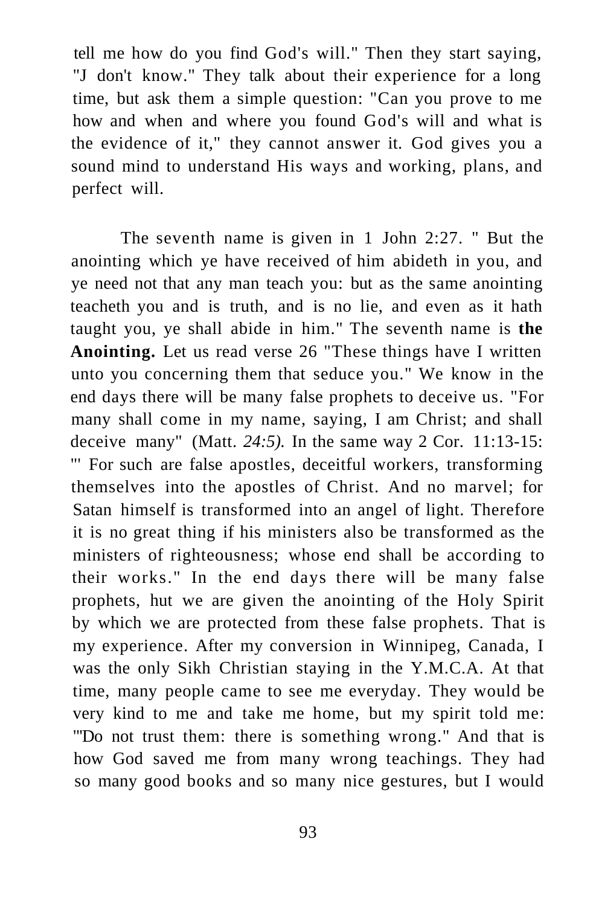tell me how do you find God's will." Then they start saying, "J don't know." They talk about their experience for a long time, but ask them a simple question: "Can you prove to me how and when and where you found God's will and what is the evidence of it," they cannot answer it. God gives you a sound mind to understand His ways and working, plans, and perfect will.

The seventh name is given in 1 John 2:27. " But the anointing which ye have received of him abideth in you, and ye need not that any man teach you: but as the same anointing teacheth you and is truth, and is no lie, and even as it hath taught you, ye shall abide in him." The seventh name is **the Anointing.** Let us read verse 26 "These things have I written unto you concerning them that seduce you." We know in the end days there will be many false prophets to deceive us. "For many shall come in my name, saying, I am Christ; and shall deceive many" (Matt. *24:5).* In the same way 2 Cor. 11:13-15: "' For such are false apostles, deceitful workers, transforming themselves into the apostles of Christ. And no marvel; for Satan himself is transformed into an angel of light. Therefore it is no great thing if his ministers also be transformed as the ministers of righteousness; whose end shall be according to their works." In the end days there will be many false prophets, hut we are given the anointing of the Holy Spirit by which we are protected from these false prophets. That is my experience. After my conversion in Winnipeg, Canada, I was the only Sikh Christian staying in the Y.M.C.A. At that time, many people came to see me everyday. They would be very kind to me and take me home, but my spirit told me: "'Do not trust them: there is something wrong." And that is how God saved me from many wrong teachings. They had so many good books and so many nice gestures, but I would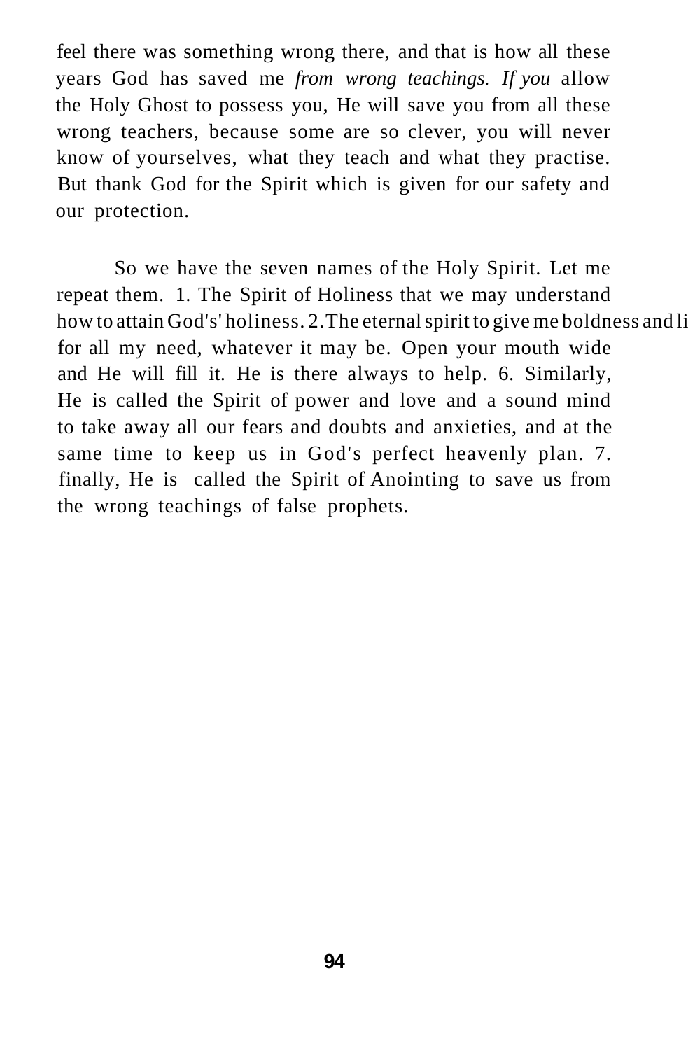feel there was something wrong there, and that is how all these years God has saved me *from wrong teachings. If you* allow the Holy Ghost to possess you, He will save you from all these wrong teachers, because some are so clever, you will never know of yourselves, what they teach and what they practise. But thank God for the Spirit which is given for our safety and our protection.

So we have the seven names of the Holy Spirit. Let me repeat them. 1. The Spirit of Holiness that we may understand how to attain God's' holiness. 2.The eternal spirit to give me boldness and li for all my need, whatever it may be. Open your mouth wide and He will fill it. He is there always to help. 6. Similarly, He is called the Spirit of power and love and a sound mind to take away all our fears and doubts and anxieties, and at the same time to keep us in God's perfect heavenly plan. 7. finally, He is called the Spirit of Anointing to save us from the wrong teachings of false prophets.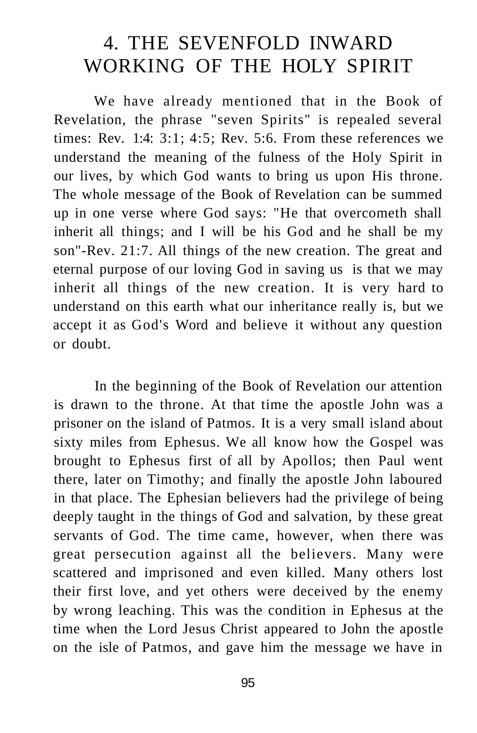# 4. THE SEVENFOLD INWARD WORKING OF THE HOLY SPIRIT

We have already mentioned that in the Book of Revelation, the phrase "seven Spirits" is repealed several times: Rev. 1:4: 3:1; 4:5; Rev. 5:6. From these references we understand the meaning of the fulness of the Holy Spirit in our lives, by which God wants to bring us upon His throne. The whole message of the Book of Revelation can be summed up in one verse where God says: "He that overcometh shall inherit all things; and I will be his God and he shall be my son"-Rev. 21:7. All things of the new creation. The great and eternal purpose of our loving God in saving us is that we may inherit all things of the new creation. It is very hard to understand on this earth what our inheritance really is, but we accept it as God's Word and believe it without any question or doubt.

In the beginning of the Book of Revelation our attention is drawn to the throne. At that time the apostle John was a prisoner on the island of Patmos. It is a very small island about sixty miles from Ephesus. We all know how the Gospel was brought to Ephesus first of all by Apollos; then Paul went there, later on Timothy; and finally the apostle John laboured in that place. The Ephesian believers had the privilege of being deeply taught in the things of God and salvation, by these great servants of God. The time came, however, when there was great persecution against all the believers. Many were scattered and imprisoned and even killed. Many others lost their first love, and yet others were deceived by the enemy by wrong leaching. This was the condition in Ephesus at the time when the Lord Jesus Christ appeared to John the apostle on the isle of Patmos, and gave him the message we have in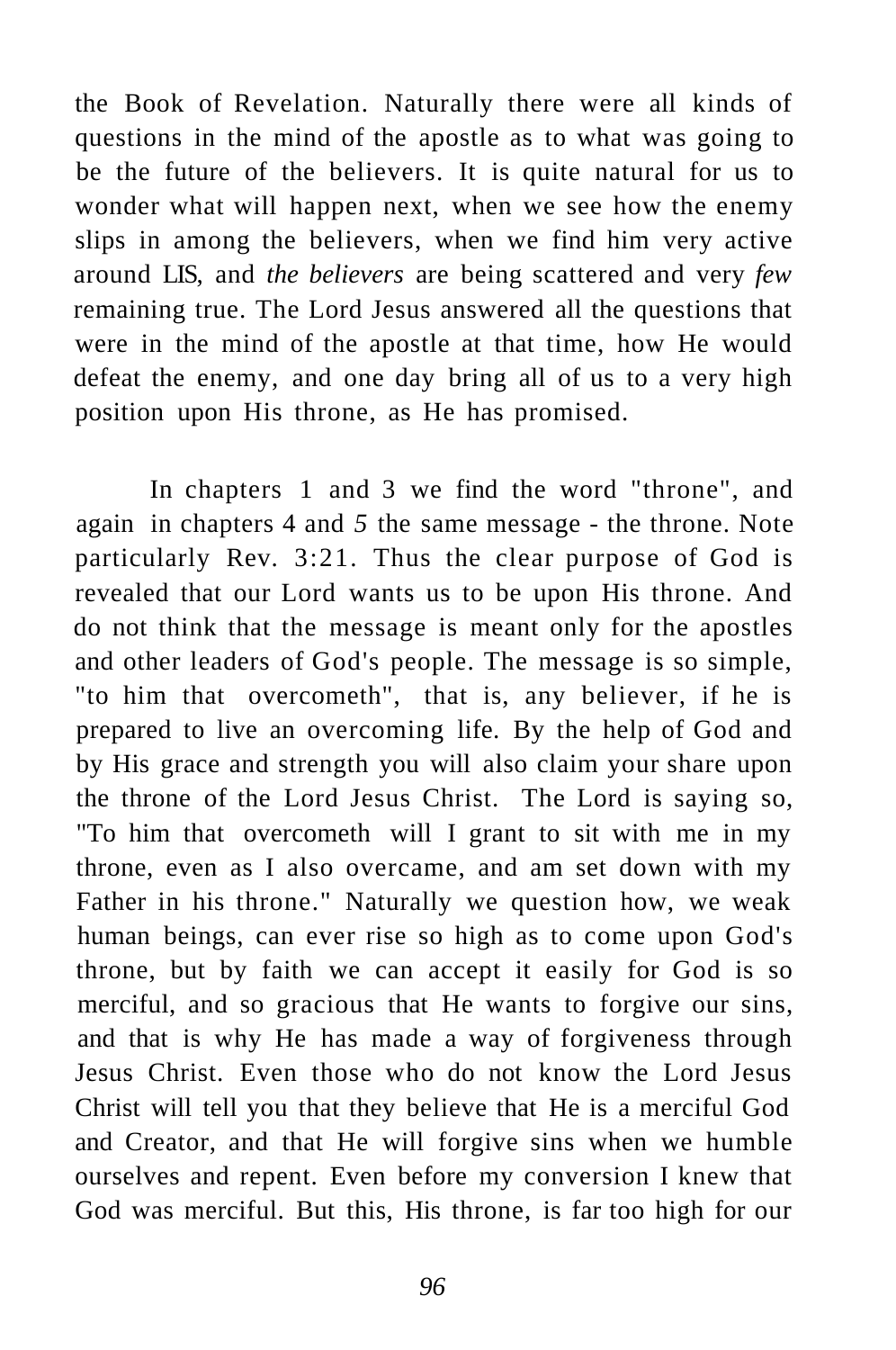the Book of Revelation. Naturally there were all kinds of questions in the mind of the apostle as to what was going to be the future of the believers. It is quite natural for us to wonder what will happen next, when we see how the enemy slips in among the believers, when we find him very active around LIS, and *the believers* are being scattered and very *few* remaining true. The Lord Jesus answered all the questions that were in the mind of the apostle at that time, how He would defeat the enemy, and one day bring all of us to a very high position upon His throne, as He has promised.

In chapters 1 and 3 we find the word "throne", and again in chapters 4 and *5* the same message - the throne. Note particularly Rev. 3:21. Thus the clear purpose of God is revealed that our Lord wants us to be upon His throne. And do not think that the message is meant only for the apostles and other leaders of God's people. The message is so simple, "to him that overcometh", that is, any believer, if he is prepared to live an overcoming life. By the help of God and by His grace and strength you will also claim your share upon the throne of the Lord Jesus Christ. The Lord is saying so, "To him that overcometh will I grant to sit with me in my throne, even as I also overcame, and am set down with my Father in his throne." Naturally we question how, we weak human beings, can ever rise so high as to come upon God's throne, but by faith we can accept it easily for God is so merciful, and so gracious that He wants to forgive our sins, and that is why He has made a way of forgiveness through Jesus Christ. Even those who do not know the Lord Jesus Christ will tell you that they believe that He is a merciful God and Creator, and that He will forgive sins when we humble ourselves and repent. Even before my conversion I knew that God was merciful. But this, His throne, is far too high for our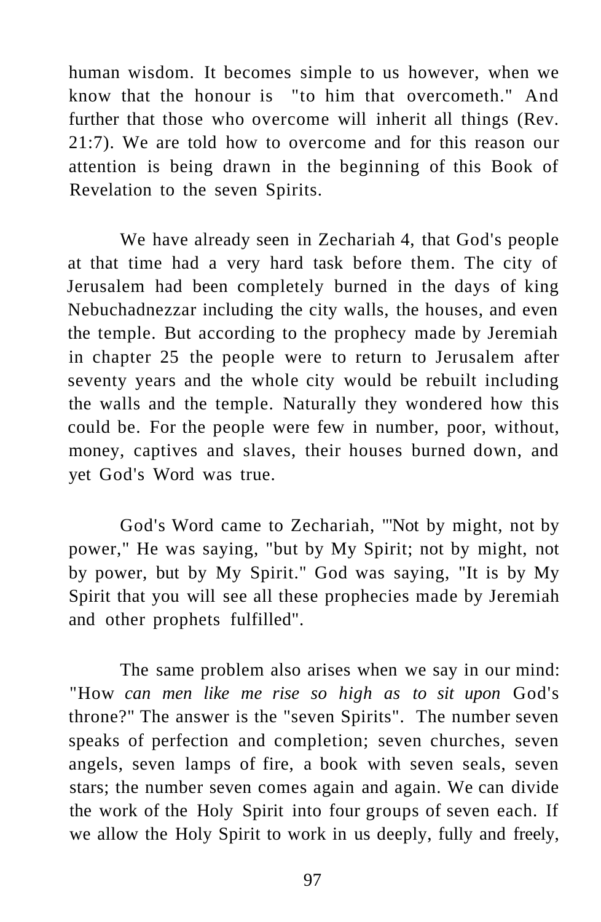human wisdom. It becomes simple to us however, when we know that the honour is "to him that overcometh." And further that those who overcome will inherit all things (Rev. 21:7). We are told how to overcome and for this reason our attention is being drawn in the beginning of this Book of Revelation to the seven Spirits.

We have already seen in Zechariah 4, that God's people at that time had a very hard task before them. The city of Jerusalem had been completely burned in the days of king Nebuchadnezzar including the city walls, the houses, and even the temple. But according to the prophecy made by Jeremiah in chapter 25 the people were to return to Jerusalem after seventy years and the whole city would be rebuilt including the walls and the temple. Naturally they wondered how this could be. For the people were few in number, poor, without, money, captives and slaves, their houses burned down, and yet God's Word was true.

God's Word came to Zechariah, "'Not by might, not by power," He was saying, "but by My Spirit; not by might, not by power, but by My Spirit." God was saying, "It is by My Spirit that you will see all these prophecies made by Jeremiah and other prophets fulfilled".

The same problem also arises when we say in our mind: "How *can men like me rise so high as to sit upon* God's throne?" The answer is the "seven Spirits". The number seven speaks of perfection and completion; seven churches, seven angels, seven lamps of fire, a book with seven seals, seven stars; the number seven comes again and again. We can divide the work of the Holy Spirit into four groups of seven each. If we allow the Holy Spirit to work in us deeply, fully and freely,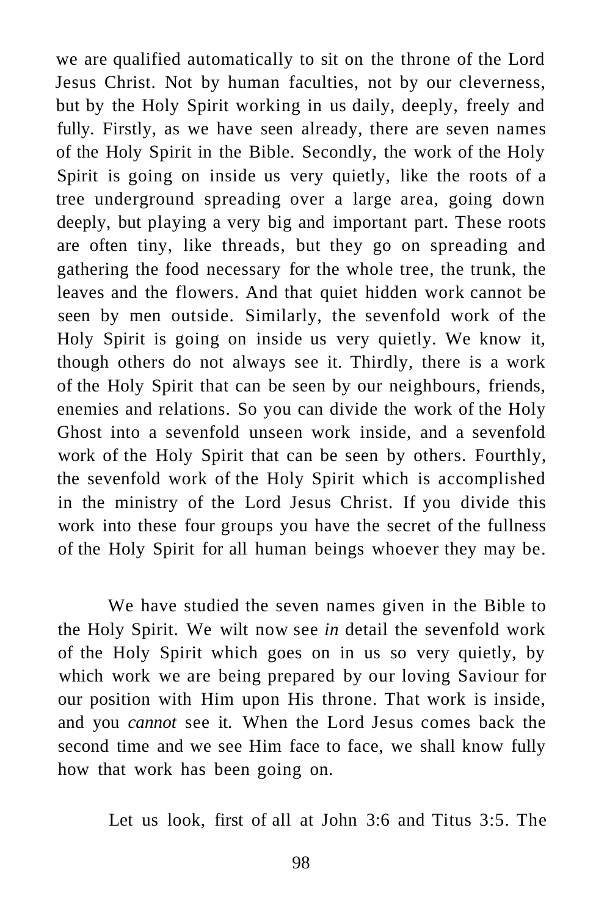we are qualified automatically to sit on the throne of the Lord Jesus Christ. Not by human faculties, not by our cleverness, but by the Holy Spirit working in us daily, deeply, freely and fully. Firstly, as we have seen already, there are seven names of the Holy Spirit in the Bible. Secondly, the work of the Holy Spirit is going on inside us very quietly, like the roots of a tree underground spreading over a large area, going down deeply, but playing a very big and important part. These roots are often tiny, like threads, but they go on spreading and gathering the food necessary for the whole tree, the trunk, the leaves and the flowers. And that quiet hidden work cannot be seen by men outside. Similarly, the sevenfold work of the Holy Spirit is going on inside us very quietly. We know it, though others do not always see it. Thirdly, there is a work of the Holy Spirit that can be seen by our neighbours, friends, enemies and relations. So you can divide the work of the Holy Ghost into a sevenfold unseen work inside, and a sevenfold work of the Holy Spirit that can be seen by others. Fourthly, the sevenfold work of the Holy Spirit which is accomplished in the ministry of the Lord Jesus Christ. If you divide this work into these four groups you have the secret of the fullness of the Holy Spirit for all human beings whoever they may be.

We have studied the seven names given in the Bible to the Holy Spirit. We wilt now see *in* detail the sevenfold work of the Holy Spirit which goes on in us so very quietly, by which work we are being prepared by our loving Saviour for our position with Him upon His throne. That work is inside, and you *cannot* see it. When the Lord Jesus comes back the second time and we see Him face to face, we shall know fully how that work has been going on.

Let us look, first of all at John 3:6 and Titus 3:5. The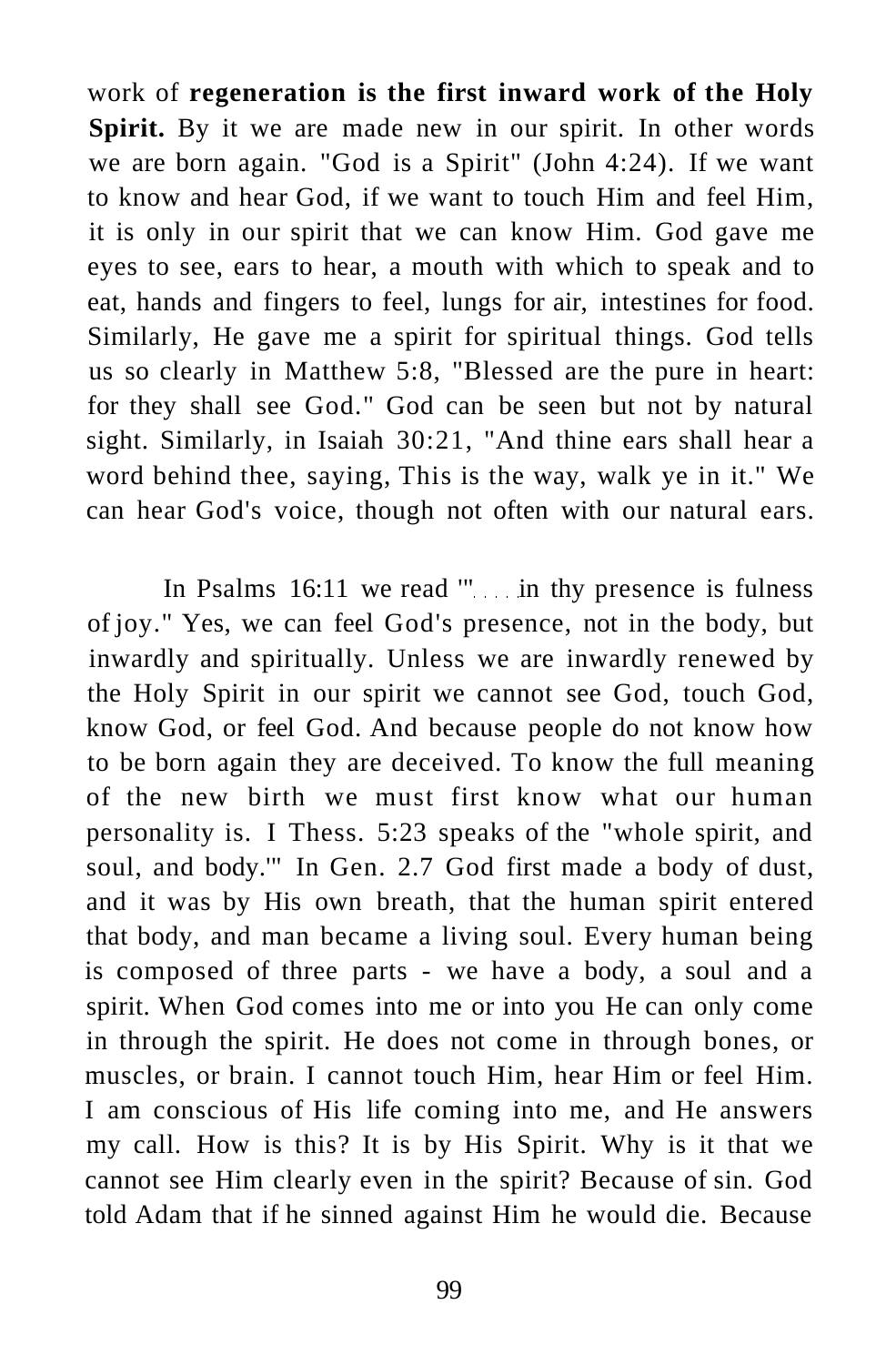work of **regeneration is the first inward work of the Holy Spirit.** By it we are made new in our spirit. In other words we are born again. "God is a Spirit" (John 4:24). If we want to know and hear God, if we want to touch Him and feel Him, it is only in our spirit that we can know Him. God gave me eyes to see, ears to hear, a mouth with which to speak and to eat, hands and fingers to feel, lungs for air, intestines for food. Similarly, He gave me a spirit for spiritual things. God tells us so clearly in Matthew 5:8, "Blessed are the pure in heart: for they shall see God." God can be seen but not by natural sight. Similarly, in Isaiah 30:21, "And thine ears shall hear a word behind thee, saying, This is the way, walk ye in it." We can hear God's voice, though not often with our natural ears.

In Psalms 16:11 we read "'. . . . in thy presence is fulness of joy." Yes, we can feel God's presence, not in the body, but inwardly and spiritually. Unless we are inwardly renewed by the Holy Spirit in our spirit we cannot see God, touch God, know God, or feel God. And because people do not know how to be born again they are deceived. To know the full meaning of the new birth we must first know what our human personality is. I Thess. 5:23 speaks of the "whole spirit, and soul, and body."' In Gen. 2.7 God first made a body of dust, and it was by His own breath, that the human spirit entered that body, and man became a living soul. Every human being is composed of three parts - we have a body, a soul and a spirit. When God comes into me or into you He can only come in through the spirit. He does not come in through bones, or muscles, or brain. I cannot touch Him, hear Him or feel Him. I am conscious of His life coming into me, and He answers my call. How is this? It is by His Spirit. Why is it that we cannot see Him clearly even in the spirit? Because of sin. God told Adam that if he sinned against Him he would die. Because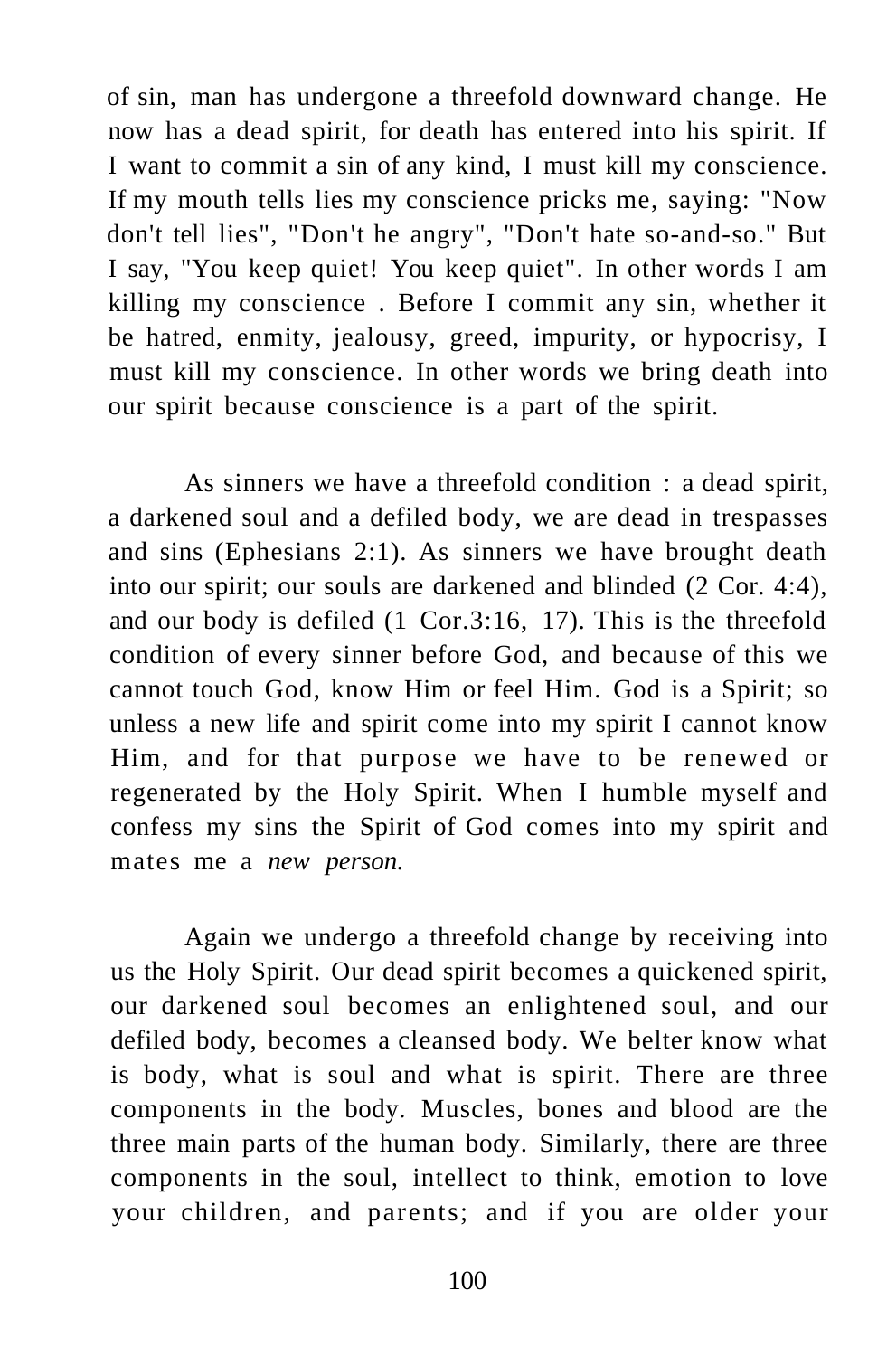of sin, man has undergone a threefold downward change. He now has a dead spirit, for death has entered into his spirit. If I want to commit a sin of any kind, I must kill my conscience. If my mouth tells lies my conscience pricks me, saying: "Now don't tell lies", "Don't he angry", "Don't hate so-and-so." But I say, "You keep quiet! You keep quiet". In other words I am killing my conscience . Before I commit any sin, whether it be hatred, enmity, jealousy, greed, impurity, or hypocrisy, I must kill my conscience. In other words we bring death into our spirit because conscience is a part of the spirit.

As sinners we have a threefold condition : a dead spirit, a darkened soul and a defiled body, we are dead in trespasses and sins (Ephesians 2:1). As sinners we have brought death into our spirit; our souls are darkened and blinded (2 Cor. 4:4), and our body is defiled (1 Cor.3:16, 17). This is the threefold condition of every sinner before God, and because of this we cannot touch God, know Him or feel Him. God is a Spirit; so unless a new life and spirit come into my spirit I cannot know Him, and for that purpose we have to be renewed or regenerated by the Holy Spirit. When I humble myself and confess my sins the Spirit of God comes into my spirit and mates me a *new person.*

Again we undergo a threefold change by receiving into us the Holy Spirit. Our dead spirit becomes a quickened spirit, our darkened soul becomes an enlightened soul, and our defiled body, becomes a cleansed body. We belter know what is body, what is soul and what is spirit. There are three components in the body. Muscles, bones and blood are the three main parts of the human body. Similarly, there are three components in the soul, intellect to think, emotion to love your children, and parents; and if you are older your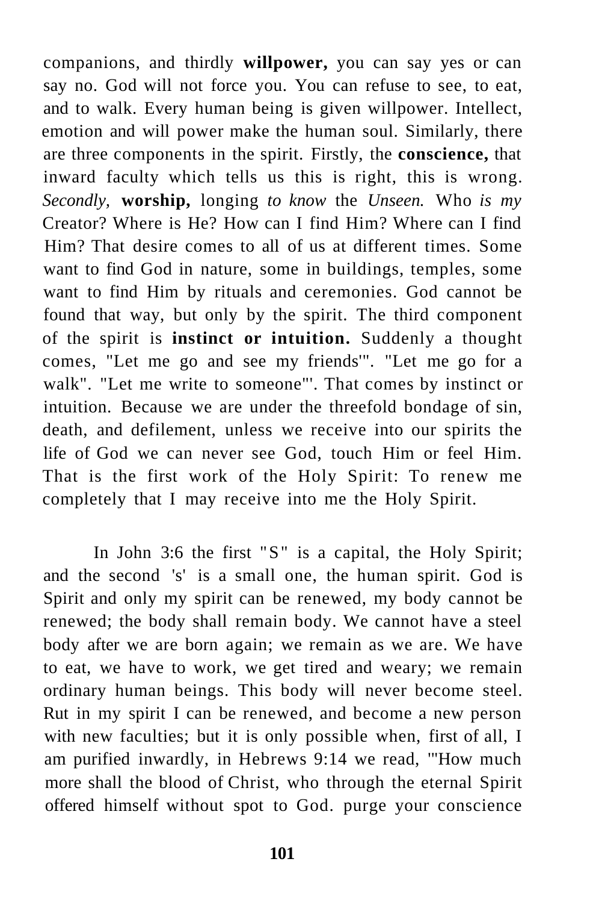companions, and thirdly **willpower,** you can say yes or can say no. God will not force you. You can refuse to see, to eat, and to walk. Every human being is given willpower. Intellect, emotion and will power make the human soul. Similarly, there are three components in the spirit. Firstly, the **conscience,** that inward faculty which tells us this is right, this is wrong. *Secondly,* **worship,** longing *to know* the *Unseen.* Who *is my* Creator? Where is He? How can I find Him? Where can I find Him? That desire comes to all of us at different times. Some want to find God in nature, some in buildings, temples, some want to find Him by rituals and ceremonies. God cannot be found that way, but only by the spirit. The third component of the spirit is **instinct or intuition.** Suddenly a thought comes, "Let me go and see my friends'". "Let me go for a walk". "Let me write to someone"'. That comes by instinct or intuition. Because we are under the threefold bondage of sin, death, and defilement, unless we receive into our spirits the life of God we can never see God, touch Him or feel Him. That is the first work of the Holy Spirit: To renew me completely that I may receive into me the Holy Spirit.

In John 3:6 the first "S" is a capital, the Holy Spirit; and the second 's' is a small one, the human spirit. God is Spirit and only my spirit can be renewed, my body cannot be renewed; the body shall remain body. We cannot have a steel body after we are born again; we remain as we are. We have to eat, we have to work, we get tired and weary; we remain ordinary human beings. This body will never become steel. Rut in my spirit I can be renewed, and become a new person with new faculties; but it is only possible when, first of all, I am purified inwardly, in Hebrews 9:14 we read, "'How much more shall the blood of Christ, who through the eternal Spirit offered himself without spot to God. purge your conscience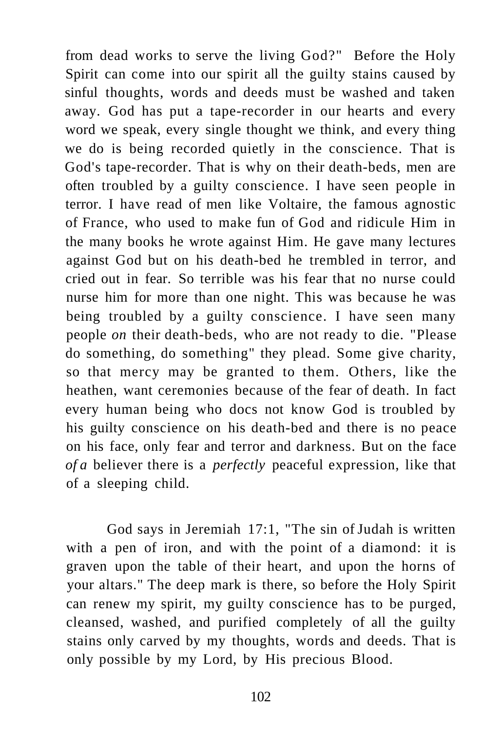from dead works to serve the living God?" Before the Holy Spirit can come into our spirit all the guilty stains caused by sinful thoughts, words and deeds must be washed and taken away. God has put a tape-recorder in our hearts and every word we speak, every single thought we think, and every thing we do is being recorded quietly in the conscience. That is God's tape-recorder. That is why on their death-beds, men are often troubled by a guilty conscience. I have seen people in terror. I have read of men like Voltaire, the famous agnostic of France, who used to make fun of God and ridicule Him in the many books he wrote against Him. He gave many lectures against God but on his death-bed he trembled in terror, and cried out in fear. So terrible was his fear that no nurse could nurse him for more than one night. This was because he was being troubled by a guilty conscience. I have seen many people *on* their death-beds, who are not ready to die. "Please do something, do something" they plead. Some give charity, so that mercy may be granted to them. Others, like the heathen, want ceremonies because of the fear of death. In fact every human being who docs not know God is troubled by his guilty conscience on his death-bed and there is no peace on his face, only fear and terror and darkness. But on the face *of a* believer there is a *perfectly* peaceful expression, like that of a sleeping child.

God says in Jeremiah 17:1, "The sin of Judah is written with a pen of iron, and with the point of a diamond: it is graven upon the table of their heart, and upon the horns of your altars." The deep mark is there, so before the Holy Spirit can renew my spirit, my guilty conscience has to be purged, cleansed, washed, and purified completely of all the guilty stains only carved by my thoughts, words and deeds. That is only possible by my Lord, by His precious Blood.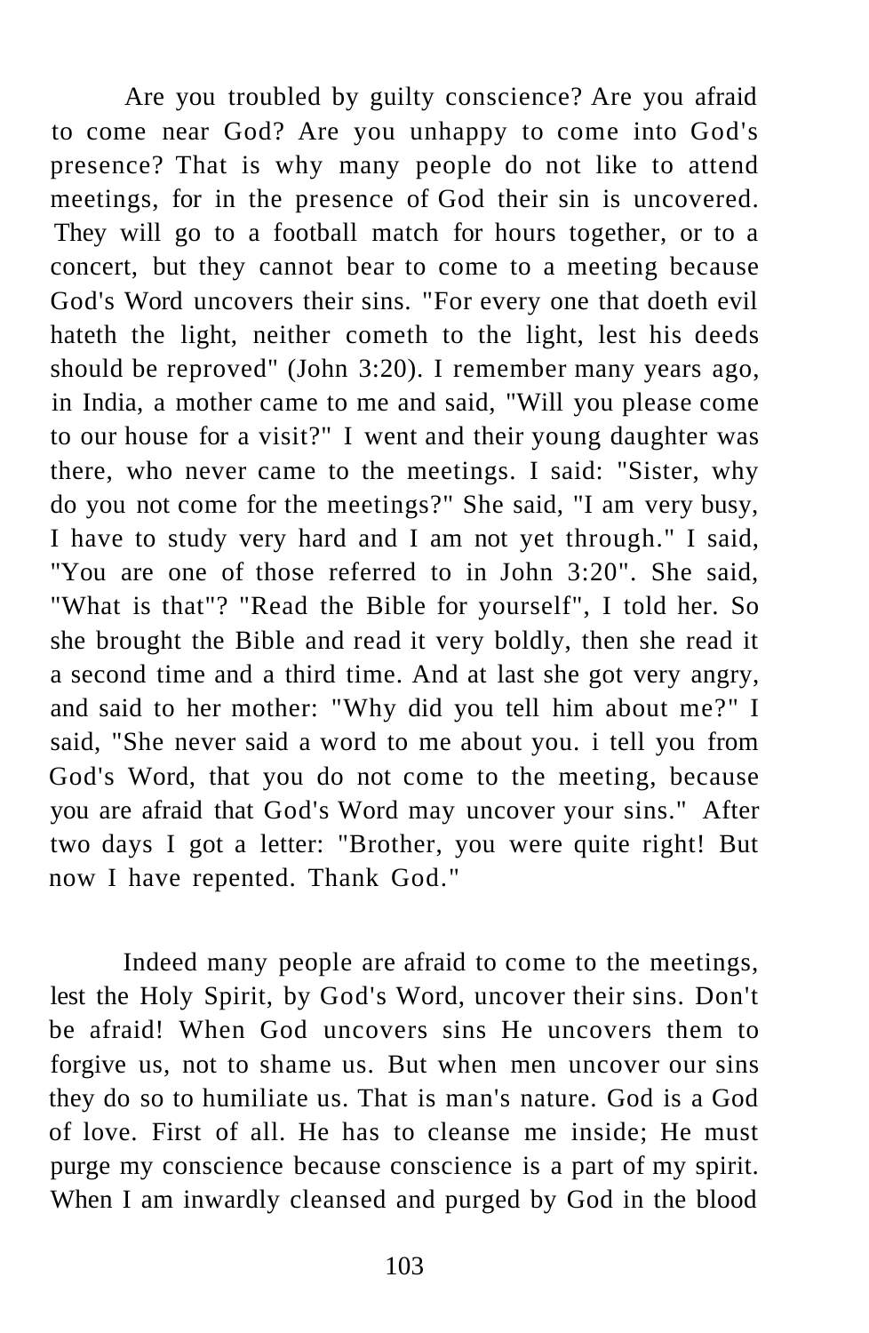Are you troubled by guilty conscience? Are you afraid to come near God? Are you unhappy to come into God's presence? That is why many people do not like to attend meetings, for in the presence of God their sin is uncovered. They will go to a football match for hours together, or to a concert, but they cannot bear to come to a meeting because God's Word uncovers their sins. "For every one that doeth evil hateth the light, neither cometh to the light, lest his deeds should be reproved" (John 3:20). I remember many years ago, in India, a mother came to me and said, "Will you please come to our house for a visit?" I went and their young daughter was there, who never came to the meetings. I said: "Sister, why do you not come for the meetings?" She said, "I am very busy, I have to study very hard and I am not yet through." I said, "You are one of those referred to in John 3:20". She said, "What is that"? "Read the Bible for yourself", I told her. So she brought the Bible and read it very boldly, then she read it a second time and a third time. And at last she got very angry, and said to her mother: "Why did you tell him about me?" I said, "She never said a word to me about you. i tell you from God's Word, that you do not come to the meeting, because you are afraid that God's Word may uncover your sins." After two days I got a letter: "Brother, you were quite right! But now I have repented. Thank God."

Indeed many people are afraid to come to the meetings, lest the Holy Spirit, by God's Word, uncover their sins. Don't be afraid! When God uncovers sins He uncovers them to forgive us, not to shame us. But when men uncover our sins they do so to humiliate us. That is man's nature. God is a God of love. First of all. He has to cleanse me inside; He must purge my conscience because conscience is a part of my spirit. When I am inwardly cleansed and purged by God in the blood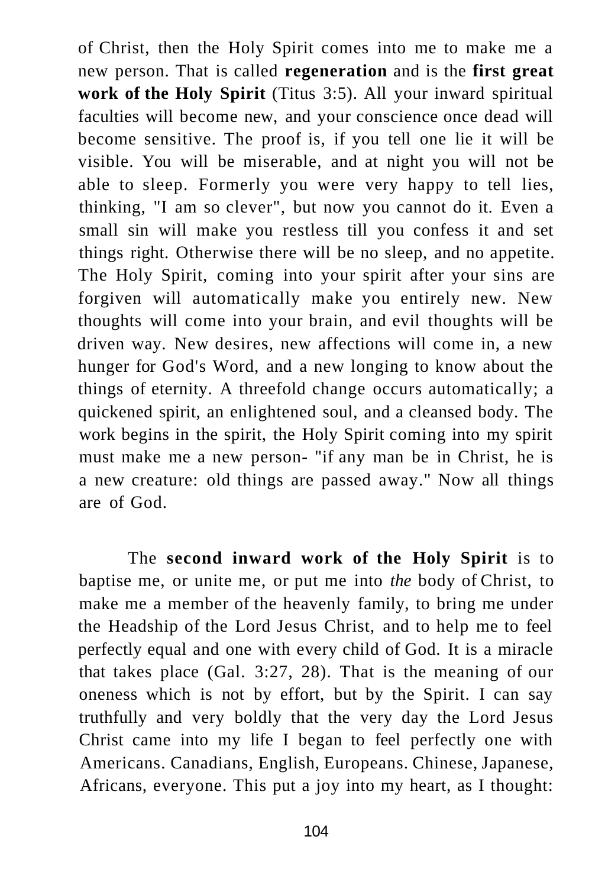of Christ, then the Holy Spirit comes into me to make me a new person. That is called **regeneration** and is the **first great work of the Holy Spirit** (Titus 3:5). All your inward spiritual faculties will become new, and your conscience once dead will become sensitive. The proof is, if you tell one lie it will be visible. You will be miserable, and at night you will not be able to sleep. Formerly you were very happy to tell lies, thinking, "I am so clever", but now you cannot do it. Even a small sin will make you restless till you confess it and set things right. Otherwise there will be no sleep, and no appetite. The Holy Spirit, coming into your spirit after your sins are forgiven will automatically make you entirely new. New thoughts will come into your brain, and evil thoughts will be driven way. New desires, new affections will come in, a new hunger for God's Word, and a new longing to know about the things of eternity. A threefold change occurs automatically; a quickened spirit, an enlightened soul, and a cleansed body. The work begins in the spirit, the Holy Spirit coming into my spirit must make me a new person- "if any man be in Christ, he is a new creature: old things are passed away." Now all things are of God.

The **second inward work of the Holy Spirit** is to baptise me, or unite me, or put me into *the* body of Christ, to make me a member of the heavenly family, to bring me under the Headship of the Lord Jesus Christ, and to help me to feel perfectly equal and one with every child of God. It is a miracle that takes place (Gal. 3:27, 28). That is the meaning of our oneness which is not by effort, but by the Spirit. I can say truthfully and very boldly that the very day the Lord Jesus Christ came into my life I began to feel perfectly one with Americans. Canadians, English, Europeans. Chinese, Japanese, Africans, everyone. This put a joy into my heart, as I thought: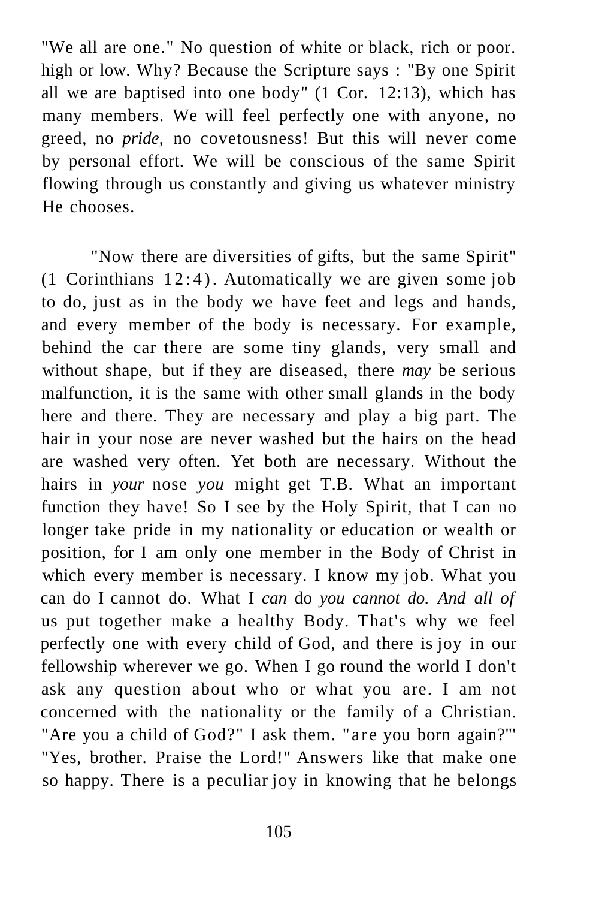"We all are one." No question of white or black, rich or poor. high or low. Why? Because the Scripture says : "By one Spirit all we are baptised into one body" (1 Cor. 12:13), which has many members. We will feel perfectly one with anyone, no greed, no *pride*, no covetousness! But this will never come by personal effort. We will be conscious of the same Spirit flowing through us constantly and giving us whatever ministry He chooses.

"Now there are diversities of gifts, but the same Spirit" (1 Corinthians 12:4). Automatically we are given some job to do, just as in the body we have feet and legs and hands, and every member of the body is necessary. For example, behind the car there are some tiny glands, very small and without shape, but if they are diseased, there *may* be serious malfunction, it is the same with other small glands in the body here and there. They are necessary and play a big part. The hair in your nose are never washed but the hairs on the head are washed very often. Yet both are necessary. Without the hairs in *your* nose *you* might get T.B. What an important function they have! So I see by the Holy Spirit, that I can no longer take pride in my nationality or education or wealth or position, for I am only one member in the Body of Christ in which every member is necessary. I know my job. What you can do I cannot do. What I *can* do *you cannot do. And all of* us put together make a healthy Body. That's why we feel perfectly one with every child of God, and there is joy in our fellowship wherever we go. When I go round the world I don't ask any question about who or what you are. I am not concerned with the nationality or the family of a Christian. "Are you a child of God?" I ask them. "are you born again?"' "Yes, brother. Praise the Lord!" Answers like that make one so happy. There is a peculiar joy in knowing that he belongs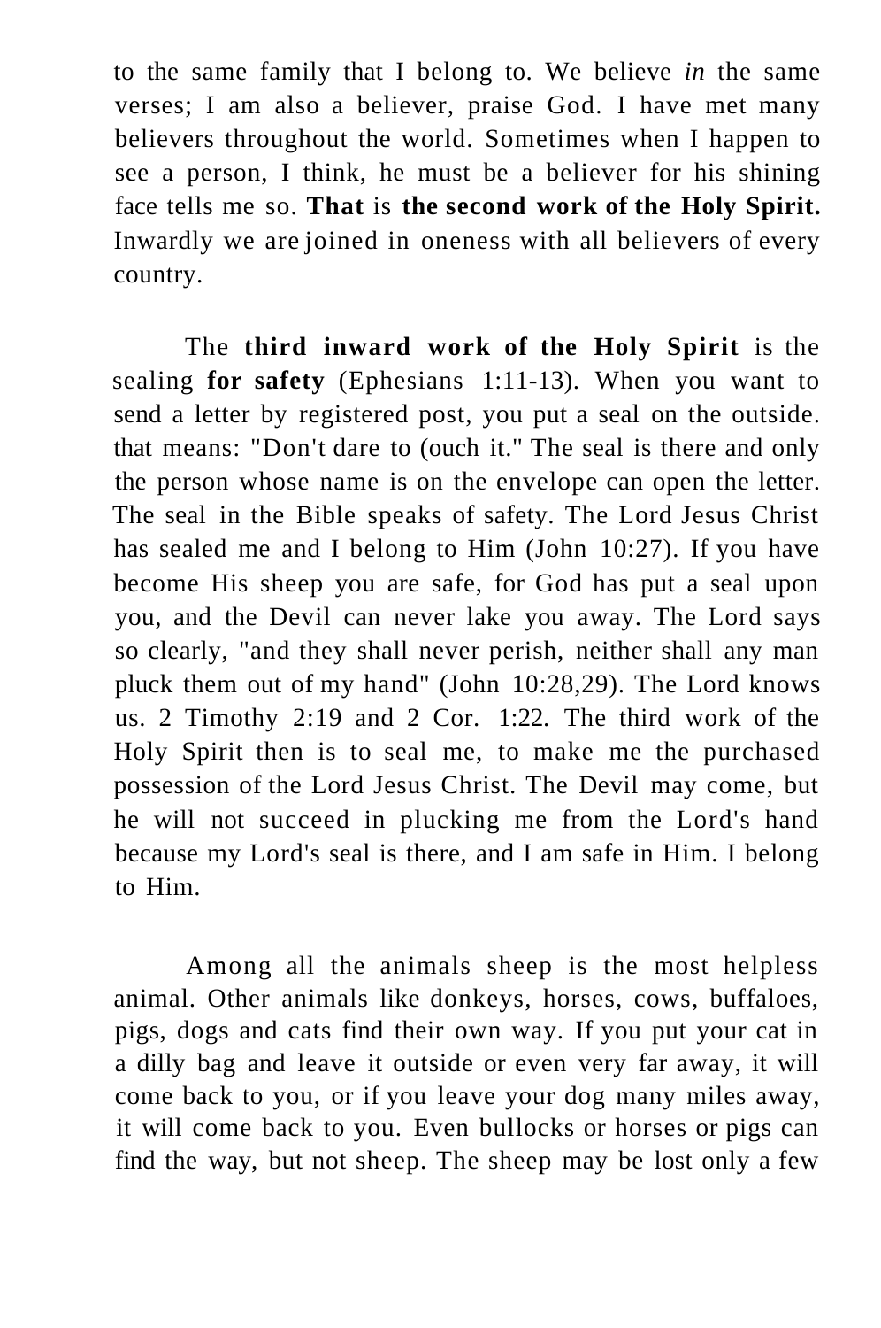to the same family that I belong to. We believe *in* the same verses; I am also a believer, praise God. I have met many believers throughout the world. Sometimes when I happen to see a person, I think, he must be a believer for his shining face tells me so. **That** is **the second work of the Holy Spirit.** Inwardly we are joined in oneness with all believers of every country.

The **third inward work of the Holy Spirit** is the sealing **for safety** (Ephesians 1:11-13). When you want to send a letter by registered post, you put a seal on the outside. that means: "Don't dare to (ouch it." The seal is there and only the person whose name is on the envelope can open the letter. The seal in the Bible speaks of safety. The Lord Jesus Christ has sealed me and I belong to Him (John 10:27). If you have become His sheep you are safe, for God has put a seal upon you, and the Devil can never lake you away. The Lord says so clearly, "and they shall never perish, neither shall any man pluck them out of my hand" (John 10:28,29). The Lord knows us. 2 Timothy 2:19 and 2 Cor. 1:22. The third work of the Holy Spirit then is to seal me, to make me the purchased possession of the Lord Jesus Christ. The Devil may come, but he will not succeed in plucking me from the Lord's hand because my Lord's seal is there, and I am safe in Him. I belong to Him.

Among all the animals sheep is the most helpless animal. Other animals like donkeys, horses, cows, buffaloes, pigs, dogs and cats find their own way. If you put your cat in a dilly bag and leave it outside or even very far away, it will come back to you, or if you leave your dog many miles away, it will come back to you. Even bullocks or horses or pigs can find the way, but not sheep. The sheep may be lost only a few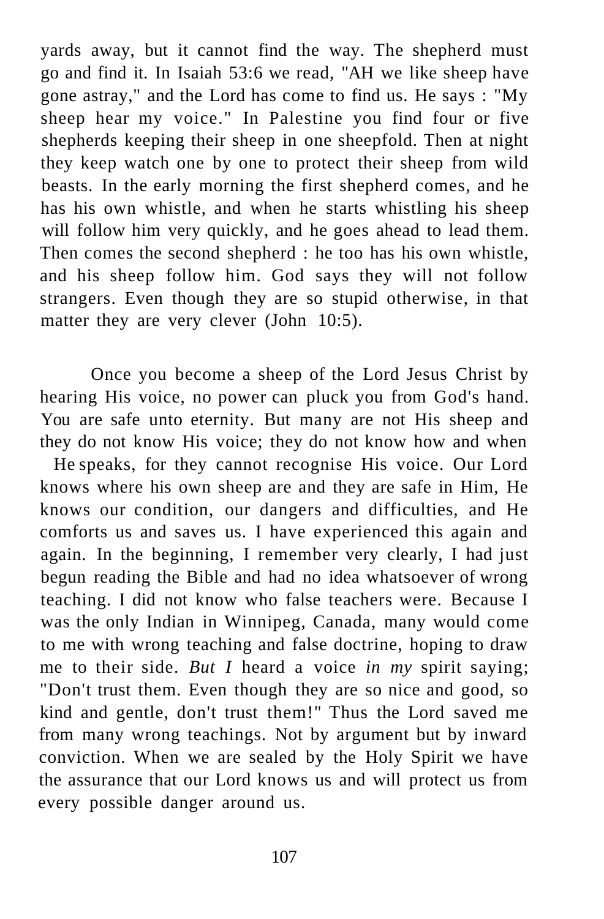yards away, but it cannot find the way. The shepherd must go and find it. In Isaiah 53:6 we read, "AH we like sheep have gone astray," and the Lord has come to find us. He says : "My sheep hear my voice." In Palestine you find four or five shepherds keeping their sheep in one sheepfold. Then at night they keep watch one by one to protect their sheep from wild beasts. In the early morning the first shepherd comes, and he has his own whistle, and when he starts whistling his sheep will follow him very quickly, and he goes ahead to lead them. Then comes the second shepherd : he too has his own whistle, and his sheep follow him. God says they will not follow strangers. Even though they are so stupid otherwise, in that matter they are very clever (John 10:5).

Once you become a sheep of the Lord Jesus Christ by hearing His voice, no power can pluck you from God's hand. You are safe unto eternity. But many are not His sheep and they do not know His voice; they do not know how and when He speaks, for they cannot recognise His voice. Our Lord knows where his own sheep are and they are safe in Him, He knows our condition, our dangers and difficulties, and He comforts us and saves us. I have experienced this again and again. In the beginning, I remember very clearly, I had just begun reading the Bible and had no idea whatsoever of wrong teaching. I did not know who false teachers were. Because I was the only Indian in Winnipeg, Canada, many would come to me with wrong teaching and false doctrine, hoping to draw me to their side. *But I* heard a voice *in my* spirit saying; "Don't trust them. Even though they are so nice and good, so kind and gentle, don't trust them!" Thus the Lord saved me from many wrong teachings. Not by argument but by inward conviction. When we are sealed by the Holy Spirit we have the assurance that our Lord knows us and will protect us from every possible danger around us.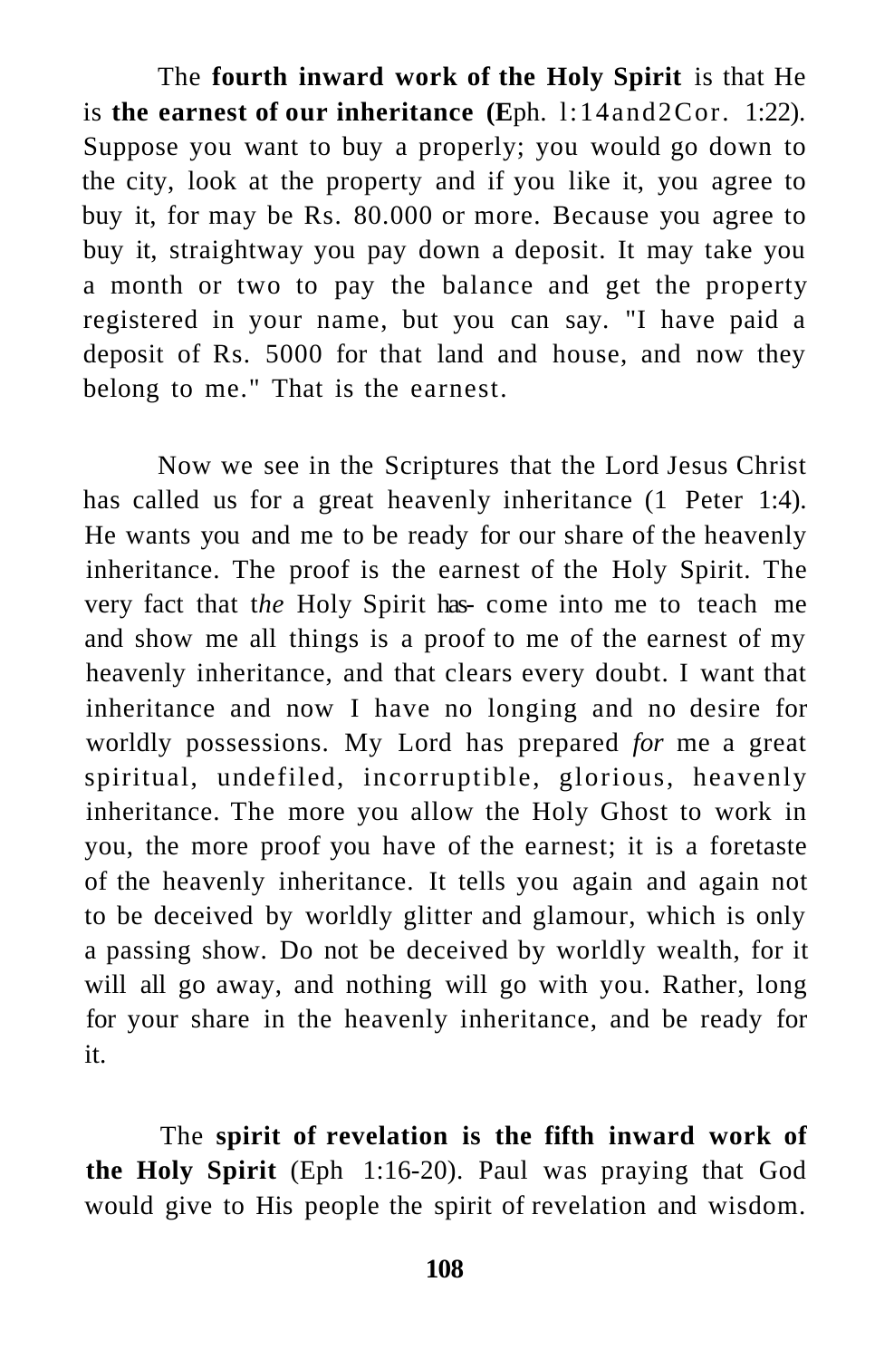The **fourth inward work of the Holy Spirit** is that He is **the earnest of our inheritance (E**ph. l:14and2Cor. 1:22). Suppose you want to buy a properly; you would go down to the city, look at the property and if you like it, you agree to buy it, for may be Rs. 80.000 or more. Because you agree to buy it, straightway you pay down a deposit. It may take you a month or two to pay the balance and get the property registered in your name, but you can say. "I have paid a deposit of Rs. 5000 for that land and house, and now they belong to me." That is the earnest.

Now we see in the Scriptures that the Lord Jesus Christ has called us for a great heavenly inheritance (1 Peter 1:4). He wants you and me to be ready for our share of the heavenly inheritance. The proof is the earnest of the Holy Spirit. The very fact that t*he* Holy Spirit has- come into me to teach me and show me all things is a proof to me of the earnest of my heavenly inheritance, and that clears every doubt. I want that inheritance and now I have no longing and no desire for worldly possessions. My Lord has prepared *for* me a great spiritual, undefiled, incorruptible, glorious, heavenly inheritance. The more you allow the Holy Ghost to work in you, the more proof you have of the earnest; it is a foretaste of the heavenly inheritance. It tells you again and again not to be deceived by worldly glitter and glamour, which is only a passing show. Do not be deceived by worldly wealth, for it will all go away, and nothing will go with you. Rather, long for your share in the heavenly inheritance, and be ready for it.

The **spirit of revelation is the fifth inward work of the Holy Spirit** (Eph 1:16-20). Paul was praying that God would give to His people the spirit of revelation and wisdom.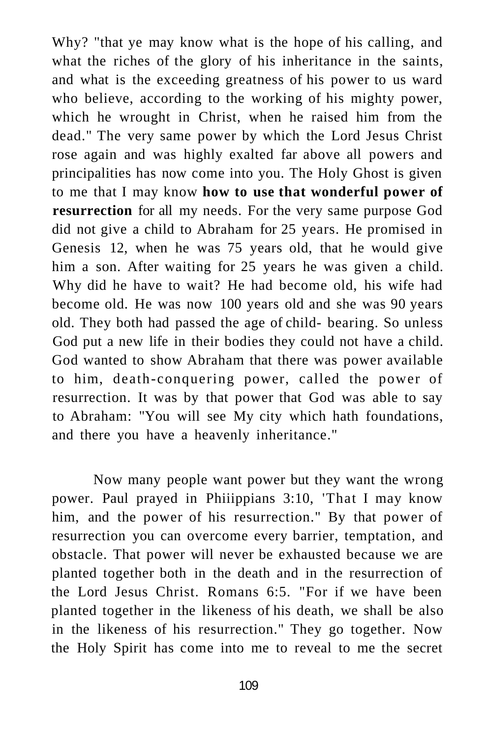Why? "that ye may know what is the hope of his calling, and what the riches of the glory of his inheritance in the saints, and what is the exceeding greatness of his power to us ward who believe, according to the working of his mighty power, which he wrought in Christ, when he raised him from the dead." The very same power by which the Lord Jesus Christ rose again and was highly exalted far above all powers and principalities has now come into you. The Holy Ghost is given to me that I may know **how to use that wonderful power of resurrection** for all my needs. For the very same purpose God did not give a child to Abraham for 25 years. He promised in Genesis 12, when he was 75 years old, that he would give him a son. After waiting for 25 years he was given a child. Why did he have to wait? He had become old, his wife had become old. He was now 100 years old and she was 90 years old. They both had passed the age of child- bearing. So unless God put a new life in their bodies they could not have a child. God wanted to show Abraham that there was power available to him, death-conquering power, called the power of resurrection. It was by that power that God was able to say to Abraham: "You will see My city which hath foundations, and there you have a heavenly inheritance."

Now many people want power but they want the wrong power. Paul prayed in Phiiippians 3:10, 'That I may know him, and the power of his resurrection." By that power of resurrection you can overcome every barrier, temptation, and obstacle. That power will never be exhausted because we are planted together both in the death and in the resurrection of the Lord Jesus Christ. Romans 6:5. "For if we have been planted together in the likeness of his death, we shall be also in the likeness of his resurrection." They go together. Now the Holy Spirit has come into me to reveal to me the secret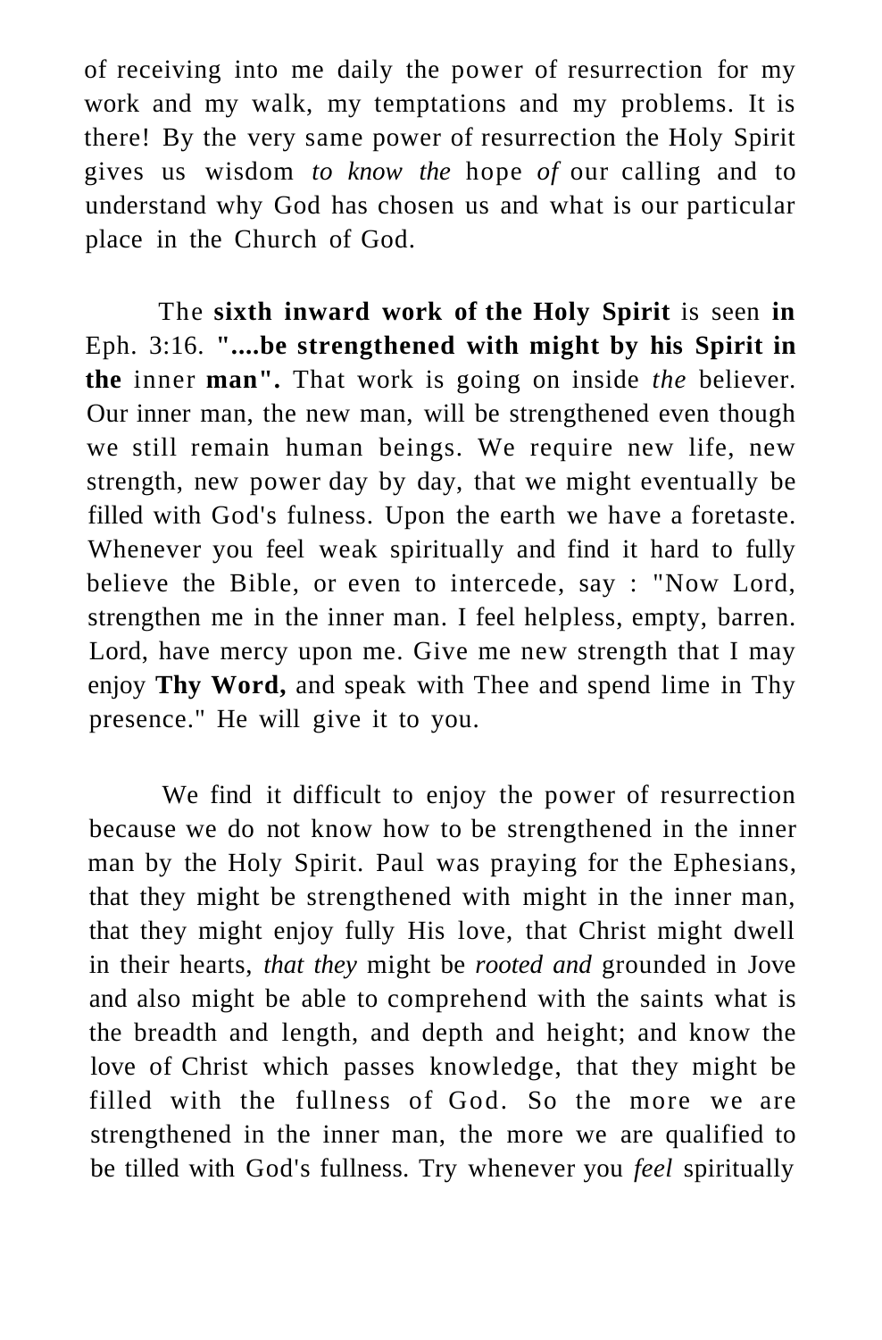of receiving into me daily the power of resurrection for my work and my walk, my temptations and my problems. It is there! By the very same power of resurrection the Holy Spirit gives us wisdom *to know the* hope *of* our calling and to understand why God has chosen us and what is our particular place in the Church of God.

The **sixth inward work of the Holy Spirit** is seen **in** Eph. 3:16. **"....be strengthened with might by his Spirit in the** inner **man".** That work is going on inside *the* believer. Our inner man, the new man, will be strengthened even though we still remain human beings. We require new life, new strength, new power day by day, that we might eventually be filled with God's fulness. Upon the earth we have a foretaste. Whenever you feel weak spiritually and find it hard to fully believe the Bible, or even to intercede, say : "Now Lord, strengthen me in the inner man. I feel helpless, empty, barren. Lord, have mercy upon me. Give me new strength that I may enjoy **Thy Word,** and speak with Thee and spend lime in Thy presence." He will give it to you.

We find it difficult to enjoy the power of resurrection because we do not know how to be strengthened in the inner man by the Holy Spirit. Paul was praying for the Ephesians, that they might be strengthened with might in the inner man, that they might enjoy fully His love, that Christ might dwell in their hearts, *that they* might be *rooted and* grounded in Jove and also might be able to comprehend with the saints what is the breadth and length, and depth and height; and know the love of Christ which passes knowledge, that they might be filled with the fullness of God. So the more we are strengthened in the inner man, the more we are qualified to be tilled with God's fullness. Try whenever you *feel* spiritually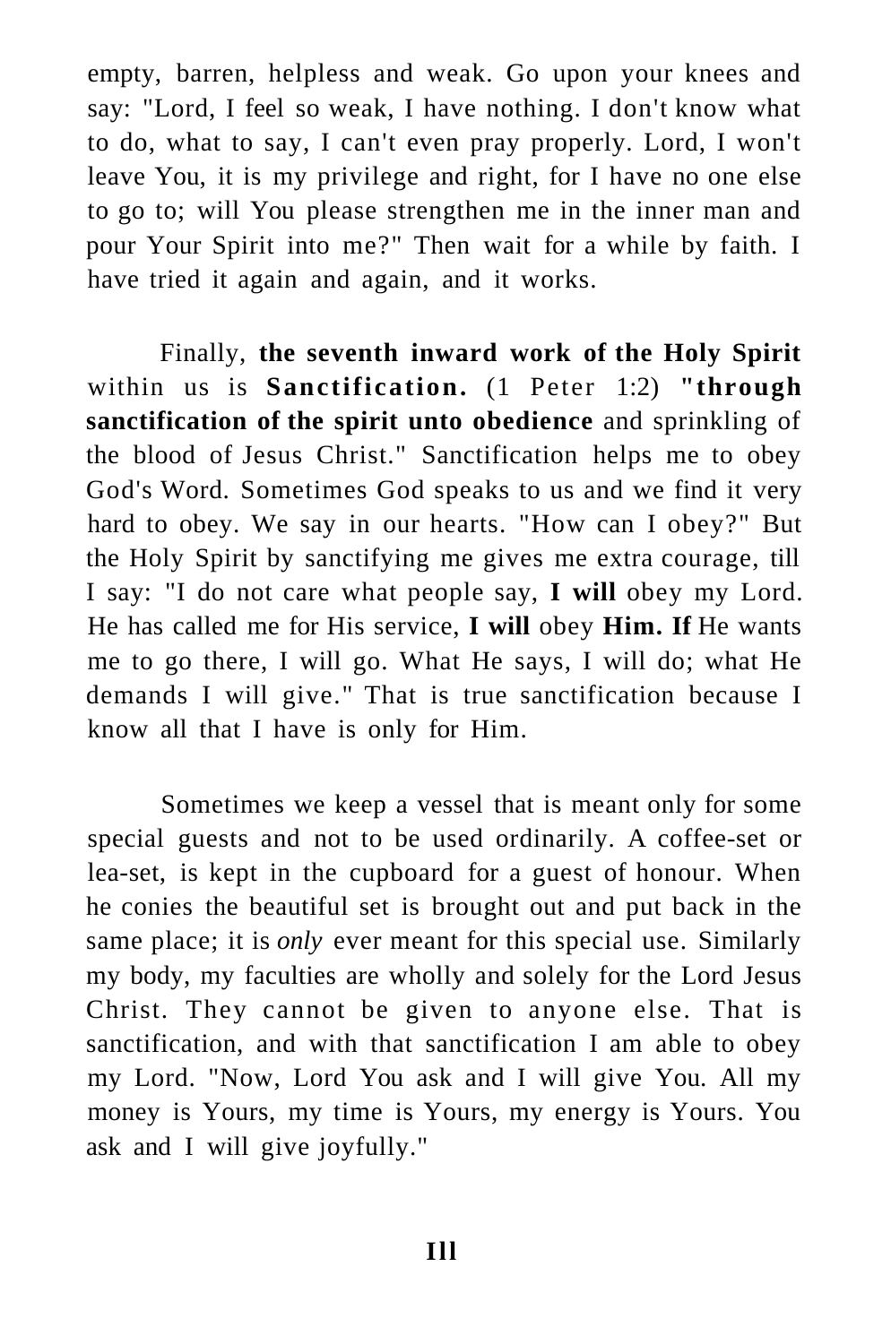empty, barren, helpless and weak. Go upon your knees and say: "Lord, I feel so weak, I have nothing. I don't know what to do, what to say, I can't even pray properly. Lord, I won't leave You, it is my privilege and right, for I have no one else to go to; will You please strengthen me in the inner man and pour Your Spirit into me?" Then wait for a while by faith. I have tried it again and again, and it works.

Finally, **the seventh inward work of the Holy Spirit** within us is **Sanctification.** (1 Peter 1:2) **"through sanctification of the spirit unto obedience** and sprinkling of the blood of Jesus Christ." Sanctification helps me to obey God's Word. Sometimes God speaks to us and we find it very hard to obey. We say in our hearts. "How can I obey?" But the Holy Spirit by sanctifying me gives me extra courage, till I say: "I do not care what people say, **I will** obey my Lord. He has called me for His service, **I will** obey **Him. If** He wants me to go there, I will go. What He says, I will do; what He demands I will give." That is true sanctification because I know all that I have is only for Him.

Sometimes we keep a vessel that is meant only for some special guests and not to be used ordinarily. A coffee-set or lea-set, is kept in the cupboard for a guest of honour. When he conies the beautiful set is brought out and put back in the same place; it is *only* ever meant for this special use. Similarly my body, my faculties are wholly and solely for the Lord Jesus Christ. They cannot be given to anyone else. That is sanctification, and with that sanctification I am able to obey my Lord. "Now, Lord You ask and I will give You. All my money is Yours, my time is Yours, my energy is Yours. You ask and I will give joyfully."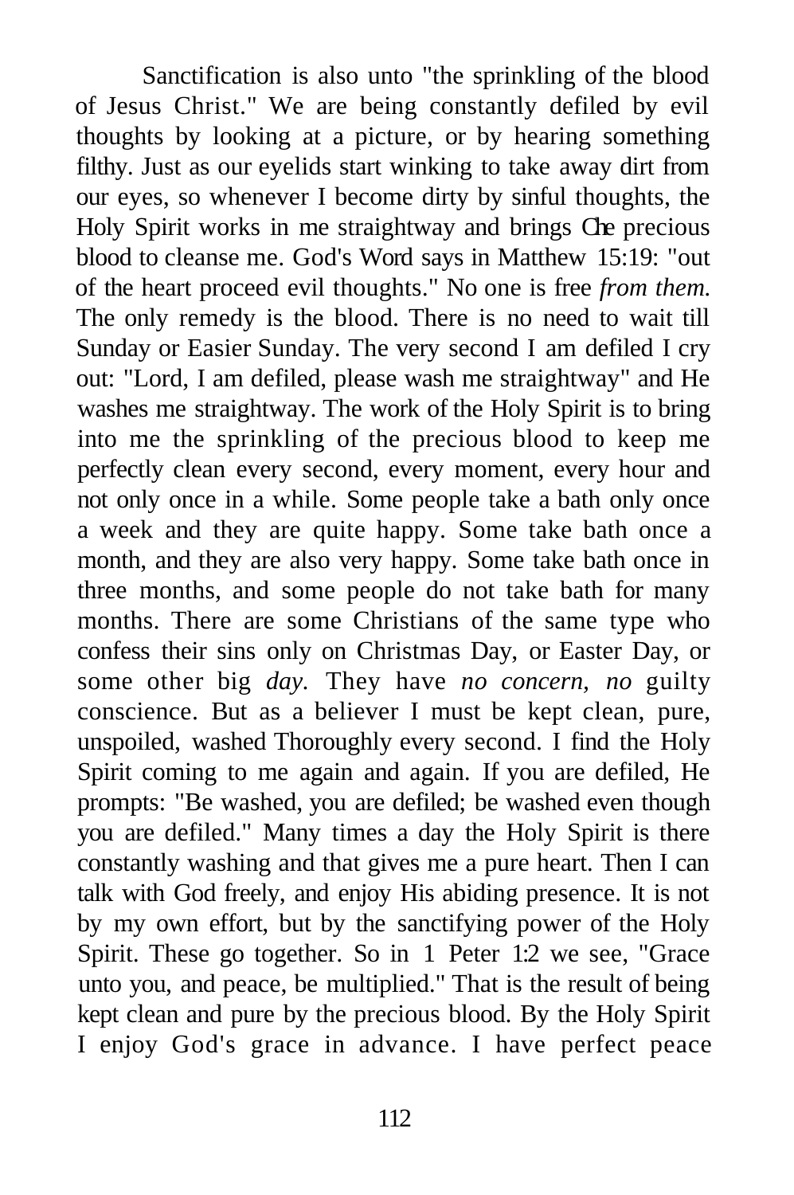Sanctification is also unto "the sprinkling of the blood of Jesus Christ." We are being constantly defiled by evil thoughts by looking at a picture, or by hearing something filthy. Just as our eyelids start winking to take away dirt from our eyes, so whenever I become dirty by sinful thoughts, the Holy Spirit works in me straightway and brings Che precious blood to cleanse me. God's Word says in Matthew 15:19: "out of the heart proceed evil thoughts." No one is free *from them.* The only remedy is the blood. There is no need to wait till Sunday or Easier Sunday. The very second I am defiled I cry out: "Lord, I am defiled, please wash me straightway" and He washes me straightway. The work of the Holy Spirit is to bring into me the sprinkling of the precious blood to keep me perfectly clean every second, every moment, every hour and not only once in a while. Some people take a bath only once a week and they are quite happy. Some take bath once a month, and they are also very happy. Some take bath once in three months, and some people do not take bath for many months. There are some Christians of the same type who confess their sins only on Christmas Day, or Easter Day, or some other big *day.* They have *no concern, no* guilty conscience. But as a believer I must be kept clean, pure, unspoiled, washed Thoroughly every second. I find the Holy Spirit coming to me again and again. If you are defiled, He prompts: "Be washed, you are defiled; be washed even though you are defiled." Many times a day the Holy Spirit is there constantly washing and that gives me a pure heart. Then I can talk with God freely, and enjoy His abiding presence. It is not by my own effort, but by the sanctifying power of the Holy Spirit. These go together. So in 1 Peter 1:2 we see, "Grace unto you, and peace, be multiplied." That is the result of being kept clean and pure by the precious blood. By the Holy Spirit I enjoy God's grace in advance. I have perfect peace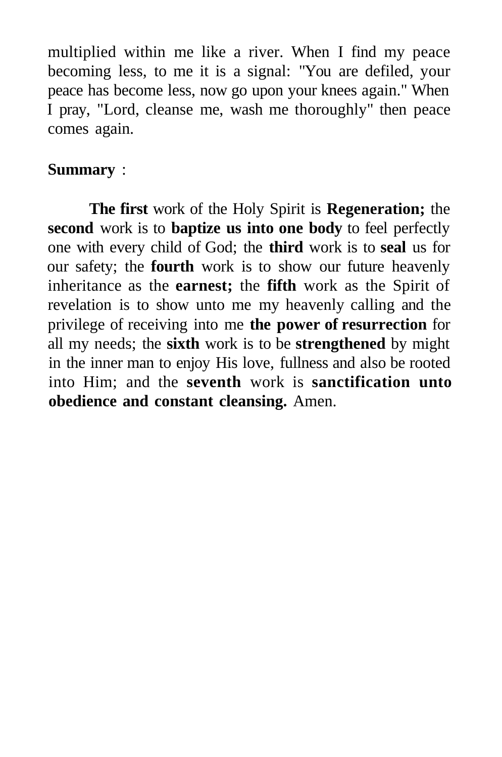multiplied within me like a river. When I find my peace becoming less, to me it is a signal: "You are defiled, your peace has become less, now go upon your knees again." When I pray, "Lord, cleanse me, wash me thoroughly" then peace comes again.

**Summary** :

**The first** work of the Holy Spirit is **Regeneration;** the **second** work is to **baptize us into one body** to feel perfectly one with every child of God; the **third** work is to **seal** us for our safety; the **fourth** work is to show our future heavenly inheritance as the **earnest;** the **fifth** work as the Spirit of revelation is to show unto me my heavenly calling and the privilege of receiving into me **the power of resurrection** for all my needs; the **sixth** work is to be **strengthened** by might in the inner man to enjoy His love, fullness and also be rooted into Him; and the **seventh** work is **sanctification unto obedience and constant cleansing.** Amen.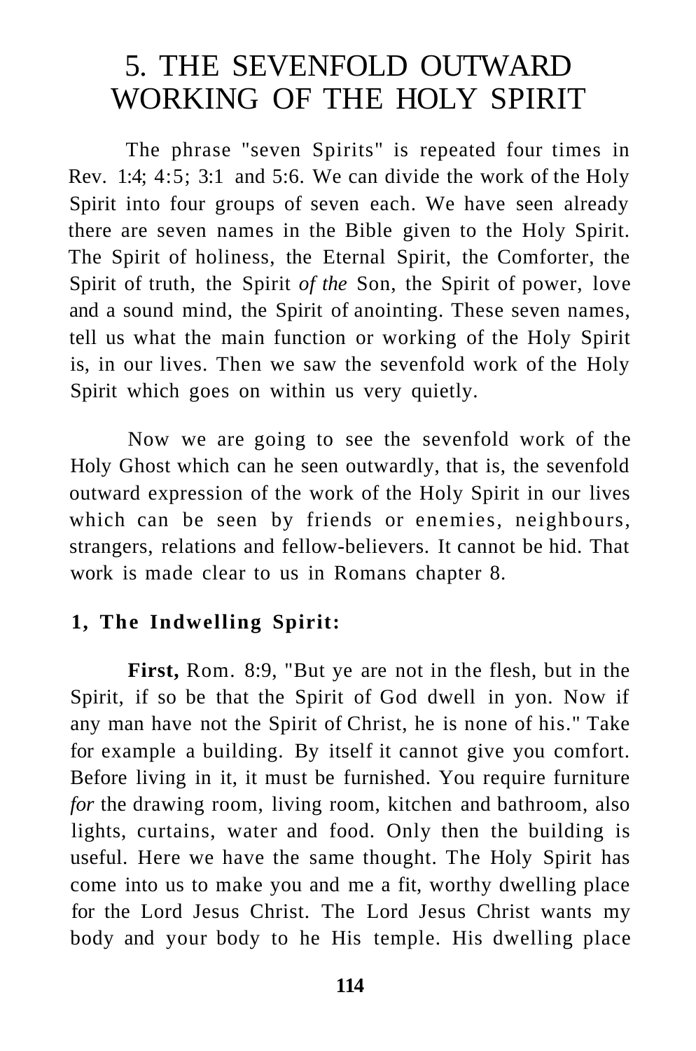# 5. THE SEVENFOLD OUTWARD WORKING OF THE HOLY SPIRIT

The phrase "seven Spirits" is repeated four times in Rev. 1:4; 4:5; 3:1 and 5:6. We can divide the work of the Holy Spirit into four groups of seven each. We have seen already there are seven names in the Bible given to the Holy Spirit. The Spirit of holiness, the Eternal Spirit, the Comforter, the Spirit of truth, the Spirit *of the* Son, the Spirit of power, love and a sound mind, the Spirit of anointing. These seven names, tell us what the main function or working of the Holy Spirit is, in our lives. Then we saw the sevenfold work of the Holy Spirit which goes on within us very quietly.

Now we are going to see the sevenfold work of the Holy Ghost which can he seen outwardly, that is, the sevenfold outward expression of the work of the Holy Spirit in our lives which can be seen by friends or enemies, neighbours, strangers, relations and fellow-believers. It cannot be hid. That work is made clear to us in Romans chapter 8.

### 1, The Indwelling Spirit:

**First,** Rom. 8:9, "But ye are not in the flesh, but in the Spirit, if so be that the Spirit of God dwell in yon. Now if any man have not the Spirit of Christ, he is none of his." Take for example a building. By itself it cannot give you comfort. Before living in it, it must be furnished. You require furniture *for* the drawing room, living room, kitchen and bathroom, also lights, curtains, water and food. Only then the building is useful. Here we have the same thought. The Holy Spirit has come into us to make you and me a fit, worthy dwelling place for the Lord Jesus Christ. The Lord Jesus Christ wants my body and your body to he His temple. His dwelling place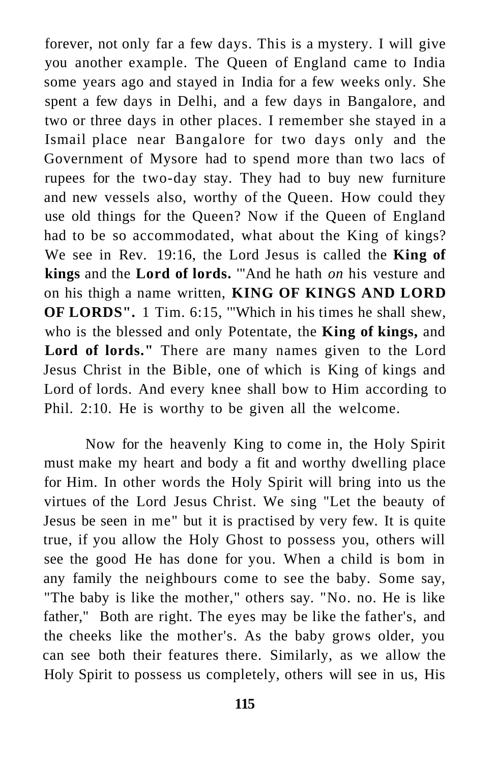forever, not only far a few days. This is a mystery. I will give you another example. The Queen of England came to India some years ago and stayed in India for a few weeks only. She spent a few days in Delhi, and a few days in Bangalore, and two or three days in other places. I remember she stayed in a Ismail place near Bangalore for two days only and the Government of Mysore had to spend more than two lacs of rupees for the two-day stay. They had to buy new furniture and new vessels also, worthy of the Queen. How could they use old things for the Queen? Now if the Queen of England had to be so accommodated, what about the King of kings? We see in Rev. 19:16, the Lord Jesus is called the **King of kings** and the **Lord of lords.** '"And he hath *on* his vesture and on his thigh a name written, **KING OF KINGS AND LORD OF LORDS".** 1 Tim. 6:15, '"Which in his times he shall shew, who is the blessed and only Potentate, the **King of kings,** and **Lord of lords."** There are many names given to the Lord Jesus Christ in the Bible, one of which is King of kings and Lord of lords. And every knee shall bow to Him according to Phil. 2:10. He is worthy to be given all the welcome.

Now for the heavenly King to come in, the Holy Spirit must make my heart and body a fit and worthy dwelling place for Him. In other words the Holy Spirit will bring into us the virtues of the Lord Jesus Christ. We sing "Let the beauty of Jesus be seen in me" but it is practised by very few. It is quite true, if you allow the Holy Ghost to possess you, others will see the good He has done for you. When a child is bom in any family the neighbours come to see the baby. Some say, "The baby is like the mother," others say. "No. no. He is like father," Both are right. The eyes may be like the father's, and the cheeks like the mother's. As the baby grows older, you can see both their features there. Similarly, as we allow the Holy Spirit to possess us completely, others will see in us, His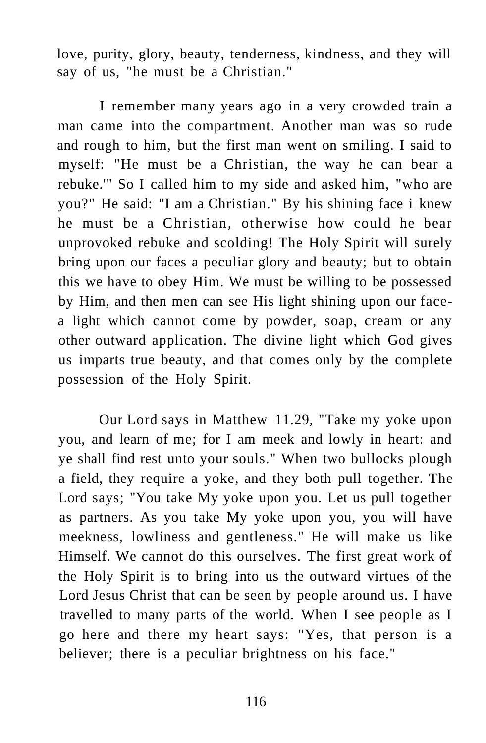love, purity, glory, beauty, tenderness, kindness, and they will say of us, "he must be a Christian."

I remember many years ago in a very crowded train a man came into the compartment. Another man was so rude and rough to him, but the first man went on smiling. I said to myself: "He must be a Christian, the way he can bear a rebuke.'" So I called him to my side and asked him, "who are you?" He said: "I am a Christian." By his shining face i knew he must be a Christian, otherwise how could he bear unprovoked rebuke and scolding! The Holy Spirit will surely bring upon our faces a peculiar glory and beauty; but to obtain this we have to obey Him. We must be willing to be possessed by Him, and then men can see His light shining upon our face-a light which cannot come by powder, soap, cream or any other outward application. The divine light which God gives us imparts true beauty, and that comes only by the complete possession of the Holy Spirit.

Our Lord says in Matthew 11.29, "Take my yoke upon you, and learn of me; for I am meek and lowly in heart: and ye shall find rest unto your souls." When two bullocks plough a field, they require a yoke, and they both pull together. The Lord says; "You take My yoke upon you. Let us pull together as partners. As you take My yoke upon you, you will have meekness, lowliness and gentleness." He will make us like Himself. We cannot do this ourselves. The first great work of the Holy Spirit is to bring into us the outward virtues of the Lord Jesus Christ that can be seen by people around us. I have travelled to many parts of the world. When I see people as I go here and there my heart says: "Yes, that person is a believer; there is a peculiar brightness on his face."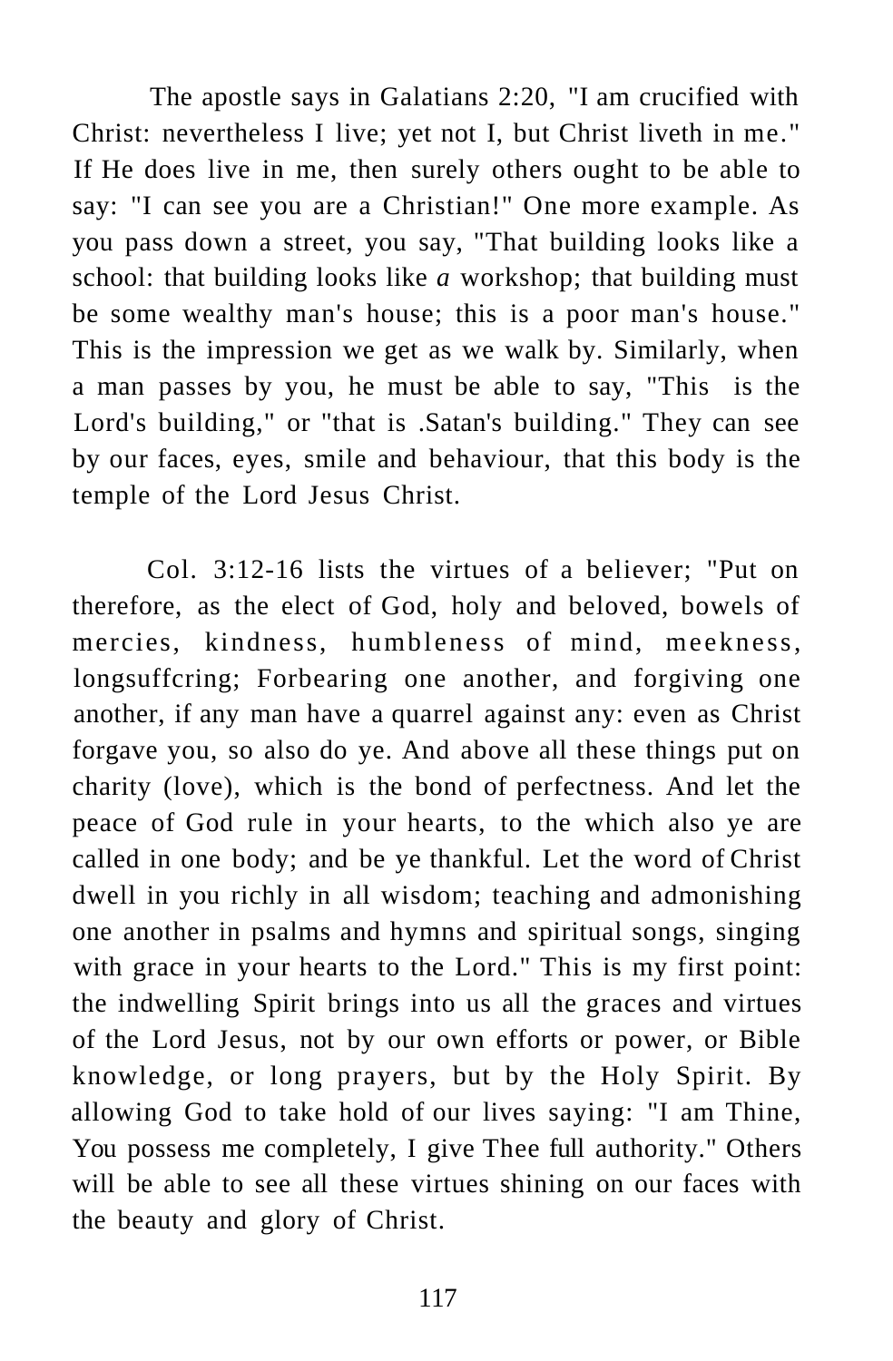The apostle says in Galatians 2:20, "I am crucified with Christ: nevertheless I live; yet not I, but Christ liveth in me." If He does live in me, then surely others ought to be able to say: "I can see you are a Christian!" One more example. As you pass down a street, you say, "That building looks like a school: that building looks like *a* workshop; that building must be some wealthy man's house; this is a poor man's house." This is the impression we get as we walk by. Similarly, when a man passes by you, he must be able to say, "This is the Lord's building," or "that is .Satan's building." They can see by our faces, eyes, smile and behaviour, that this body is the temple of the Lord Jesus Christ.

Col. 3:12-16 lists the virtues of a believer; "Put on therefore, as the elect of God, holy and beloved, bowels of mercies, kindness, humbleness of mind, meekness, longsuffcring; Forbearing one another, and forgiving one another, if any man have a quarrel against any: even as Christ forgave you, so also do ye. And above all these things put on charity (love), which is the bond of perfectness. And let the peace of God rule in your hearts, to the which also ye are called in one body; and be ye thankful. Let the word of Christ dwell in you richly in all wisdom; teaching and admonishing one another in psalms and hymns and spiritual songs, singing with grace in your hearts to the Lord." This is my first point: the indwelling Spirit brings into us all the graces and virtues of the Lord Jesus, not by our own efforts or power, or Bible knowledge, or long prayers, but by the Holy Spirit. By allowing God to take hold of our lives saying: "I am Thine, You possess me completely, I give Thee full authority." Others will be able to see all these virtues shining on our faces with the beauty and glory of Christ.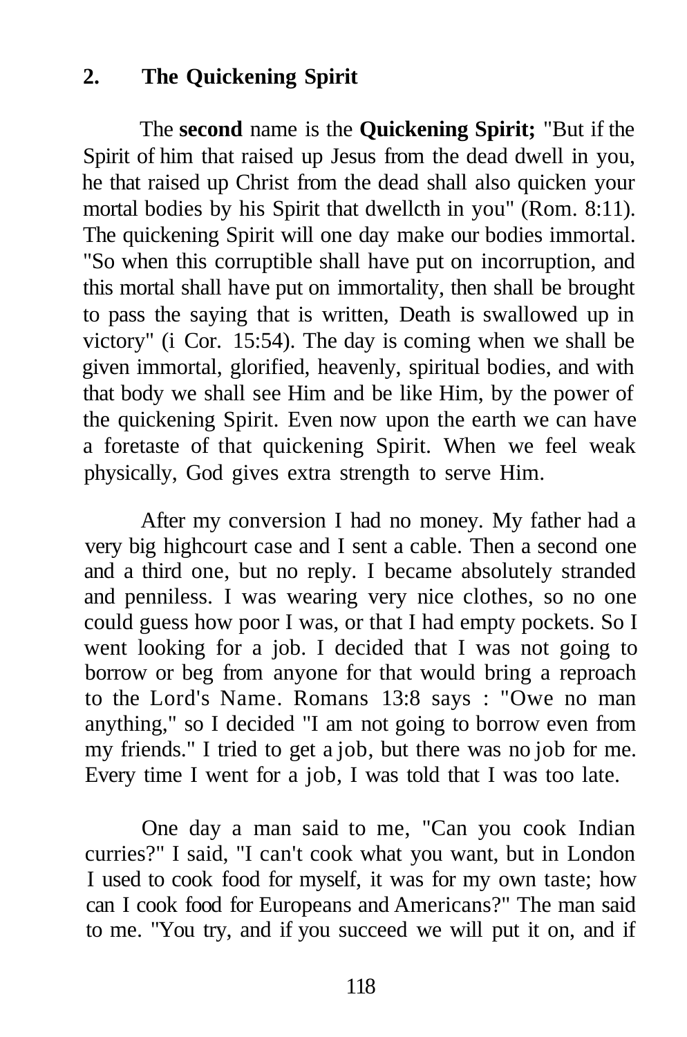## 2. The Quickening Spirit

The **second** name is the **Quickening Spirit;** "But if the Spirit of him that raised up Jesus from the dead dwell in you, he that raised up Christ from the dead shall also quicken your mortal bodies by his Spirit that dwellcth in you" (Rom. 8:11). The quickening Spirit will one day make our bodies immortal. "So when this corruptible shall have put on incorruption, and this mortal shall have put on immortality, then shall be brought to pass the saying that is written, Death is swallowed up in victory" (i Cor. 15:54). The day is coming when we shall be given immortal, glorified, heavenly, spiritual bodies, and with that body we shall see Him and be like Him, by the power of the quickening Spirit. Even now upon the earth we can have a foretaste of that quickening Spirit. When we feel weak physically, God gives extra strength to serve Him.

After my conversion I had no money. My father had a very big highcourt case and I sent a cable. Then a second one and a third one, but no reply. I became absolutely stranded and penniless. I was wearing very nice clothes, so no one could guess how poor I was, or that I had empty pockets. So I went looking for a job. I decided that I was not going to borrow or beg from anyone for that would bring a reproach to the Lord's Name. Romans 13:8 says : "Owe no man anything," so I decided "I am not going to borrow even from my friends." I tried to get a job, but there was no job for me. Every time I went for a job, I was told that I was too late.

One day a man said to me, "Can you cook Indian curries?" I said, "I can't cook what you want, but in London I used to cook food for myself, it was for my own taste; how can I cook food for Europeans and Americans?" The man said to me. "You try, and if you succeed we will put it on, and if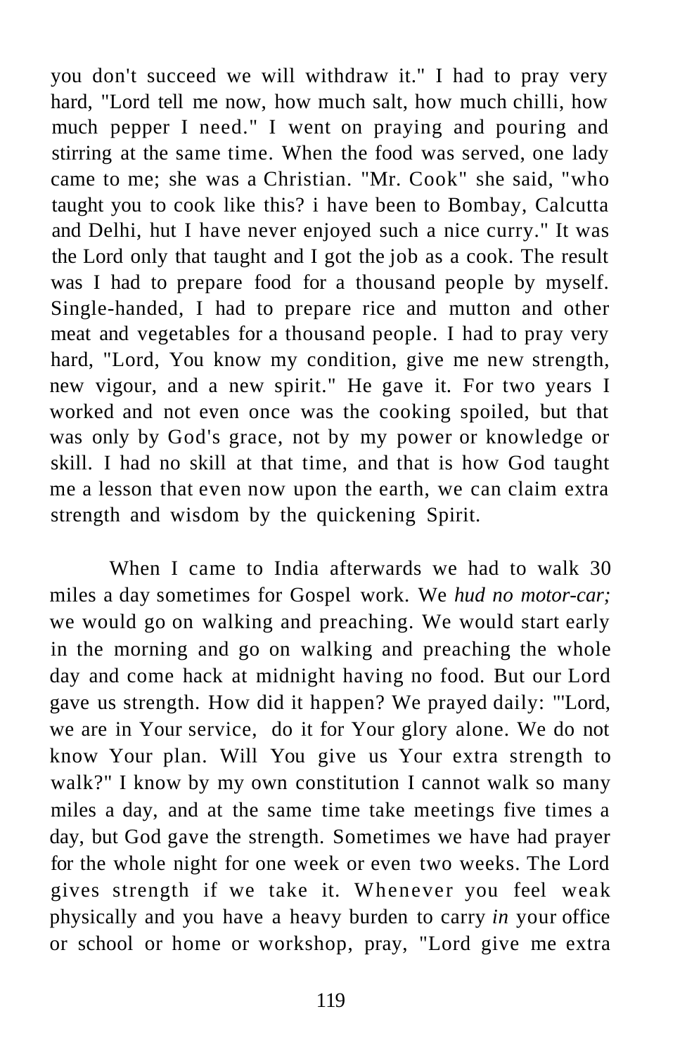you don't succeed we will withdraw it." I had to pray very hard, "Lord tell me now, how much salt, how much chilli, how much pepper I need." I went on praying and pouring and stirring at the same time. When the food was served, one lady came to me; she was a Christian. "Mr. Cook" she said, "who taught you to cook like this? i have been to Bombay, Calcutta and Delhi, hut I have never enjoyed such a nice curry." It was the Lord only that taught and I got the job as a cook. The result was I had to prepare food for a thousand people by myself. Single-handed, I had to prepare rice and mutton and other meat and vegetables for a thousand people. I had to pray very hard, "Lord, You know my condition, give me new strength, new vigour, and a new spirit." He gave it. For two years I worked and not even once was the cooking spoiled, but that was only by God's grace, not by my power or knowledge or skill. I had no skill at that time, and that is how God taught me a lesson that even now upon the earth, we can claim extra strength and wisdom by the quickening Spirit.

When I came to India afterwards we had to walk 30 miles a day sometimes for Gospel work. We *hud no motor-car;* we would go on walking and preaching. We would start early in the morning and go on walking and preaching the whole day and come hack at midnight having no food. But our Lord gave us strength. How did it happen? We prayed daily: "'Lord, we are in Your service, do it for Your glory alone. We do not know Your plan. Will You give us Your extra strength to walk?" I know by my own constitution I cannot walk so many miles a day, and at the same time take meetings five times a day, but God gave the strength. Sometimes we have had prayer for the whole night for one week or even two weeks. The Lord gives strength if we take it. Whenever you feel weak physically and you have a heavy burden to carry *in* your office or school or home or workshop, pray, "Lord give me extra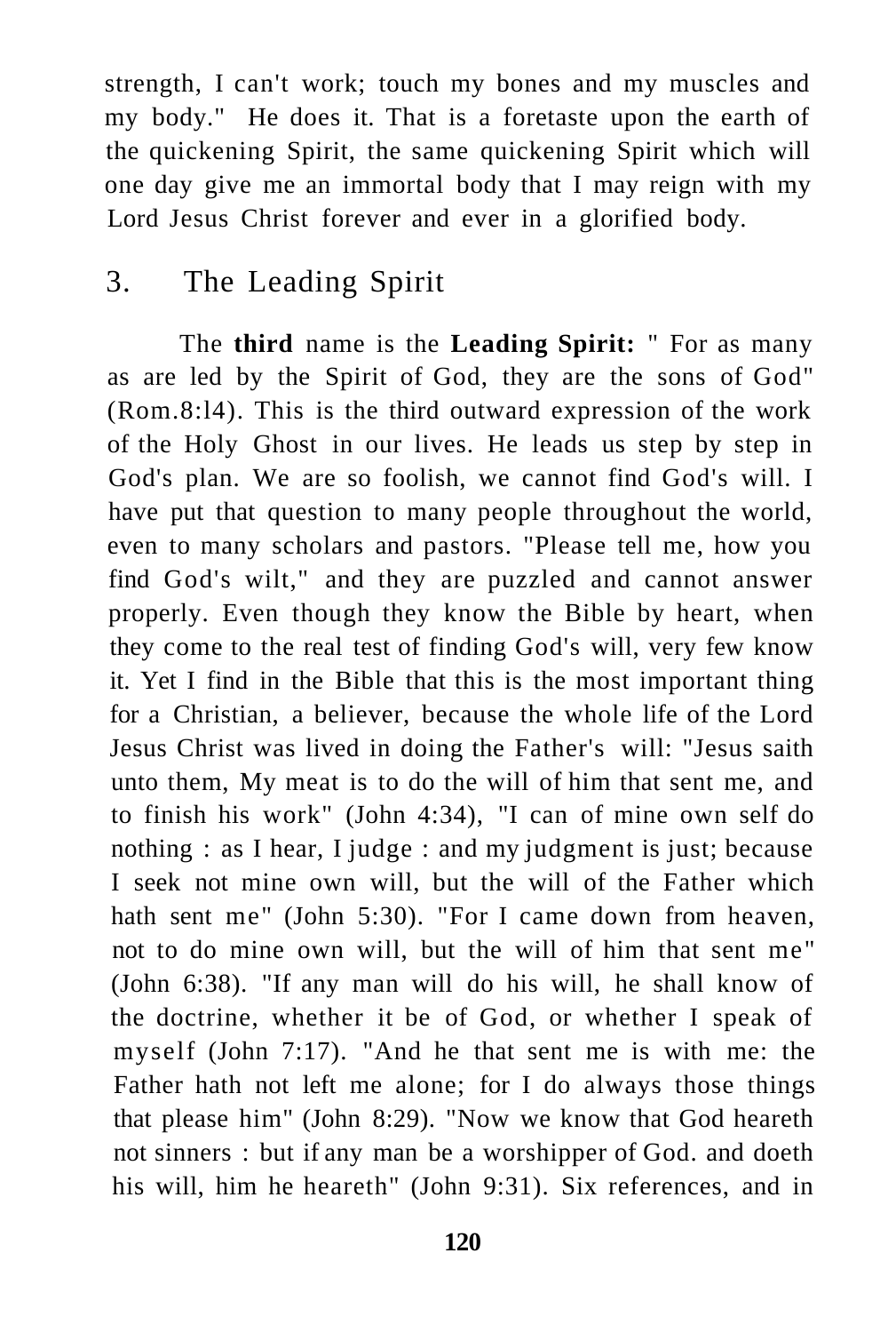strength, I can't work; touch my bones and my muscles and my body." He does it. That is a foretaste upon the earth of the quickening Spirit, the same quickening Spirit which will one day give me an immortal body that I may reign with my Lord Jesus Christ forever and ever in a glorified body.

## 3. The Leading Spirit

The **third** name is the **Leading Spirit:** " For as many as are led by the Spirit of God, they are the sons of God" (Rom.8:l4). This is the third outward expression of the work of the Holy Ghost in our lives. He leads us step by step in God's plan. We are so foolish, we cannot find God's will. I have put that question to many people throughout the world, even to many scholars and pastors. "Please tell me, how you find God's wilt," and they are puzzled and cannot answer properly. Even though they know the Bible by heart, when they come to the real test of finding God's will, very few know it. Yet I find in the Bible that this is the most important thing for a Christian, a believer, because the whole life of the Lord Jesus Christ was lived in doing the Father's will: "Jesus saith unto them, My meat is to do the will of him that sent me, and to finish his work" (John 4:34), "I can of mine own self do nothing : as I hear, I judge : and my judgment is just; because I seek not mine own will, but the will of the Father which hath sent me" (John 5:30). "For I came down from heaven, not to do mine own will, but the will of him that sent me" (John 6:38). "If any man will do his will, he shall know of the doctrine, whether it be of God, or whether I speak of myself (John 7:17). "And he that sent me is with me: the Father hath not left me alone; for I do always those things that please him" (John 8:29). "Now we know that God heareth not sinners : but if any man be a worshipper of God. and doeth his will, him he heareth" (John 9:31). Six references, and in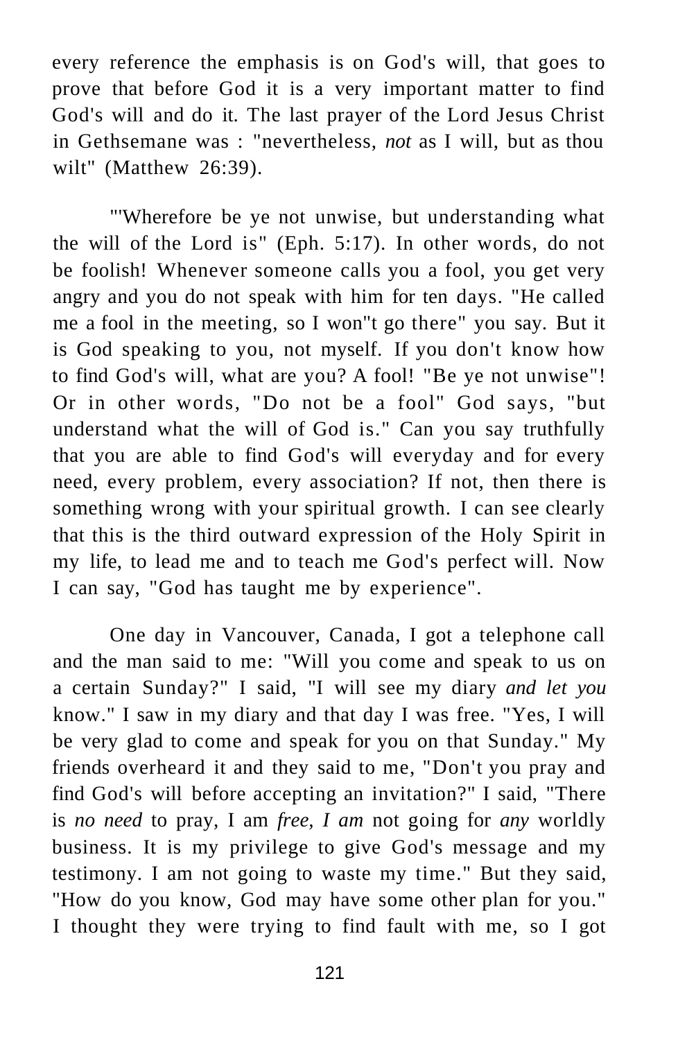every reference the emphasis is on God's will, that goes to prove that before God it is a very important matter to find God's will and do it. The last prayer of the Lord Jesus Christ in Gethsemane was : "nevertheless, *not* as I will, but as thou wilt" (Matthew 26:39).

"'Wherefore be ye not unwise, but understanding what the will of the Lord is" (Eph. 5:17). In other words, do not be foolish! Whenever someone calls you a fool, you get very angry and you do not speak with him for ten days. "He called me a fool in the meeting, so I won"t go there" you say. But it is God speaking to you, not myself. If you don't know how to find God's will, what are you? A fool! "Be ye not unwise"! Or in other words, "Do not be a fool" God says, "but understand what the will of God is." Can you say truthfully that you are able to find God's will everyday and for every need, every problem, every association? If not, then there is something wrong with your spiritual growth. I can see clearly that this is the third outward expression of the Holy Spirit in my life, to lead me and to teach me God's perfect will. Now I can say, "God has taught me by experience".

One day in Vancouver, Canada, I got a telephone call and the man said to me: "Will you come and speak to us on a certain Sunday?" I said, "I will see my diary *and let you* know." I saw in my diary and that day I was free. "Yes, I will be very glad to come and speak for you on that Sunday." My friends overheard it and they said to me, "Don't you pray and find God's will before accepting an invitation?" I said, "There is *no need* to pray, I am *free, I am* not going for *any* worldly business. It is my privilege to give God's message and my testimony. I am not going to waste my time." But they said, "How do you know, God may have some other plan for you." I thought they were trying to find fault with me, so I got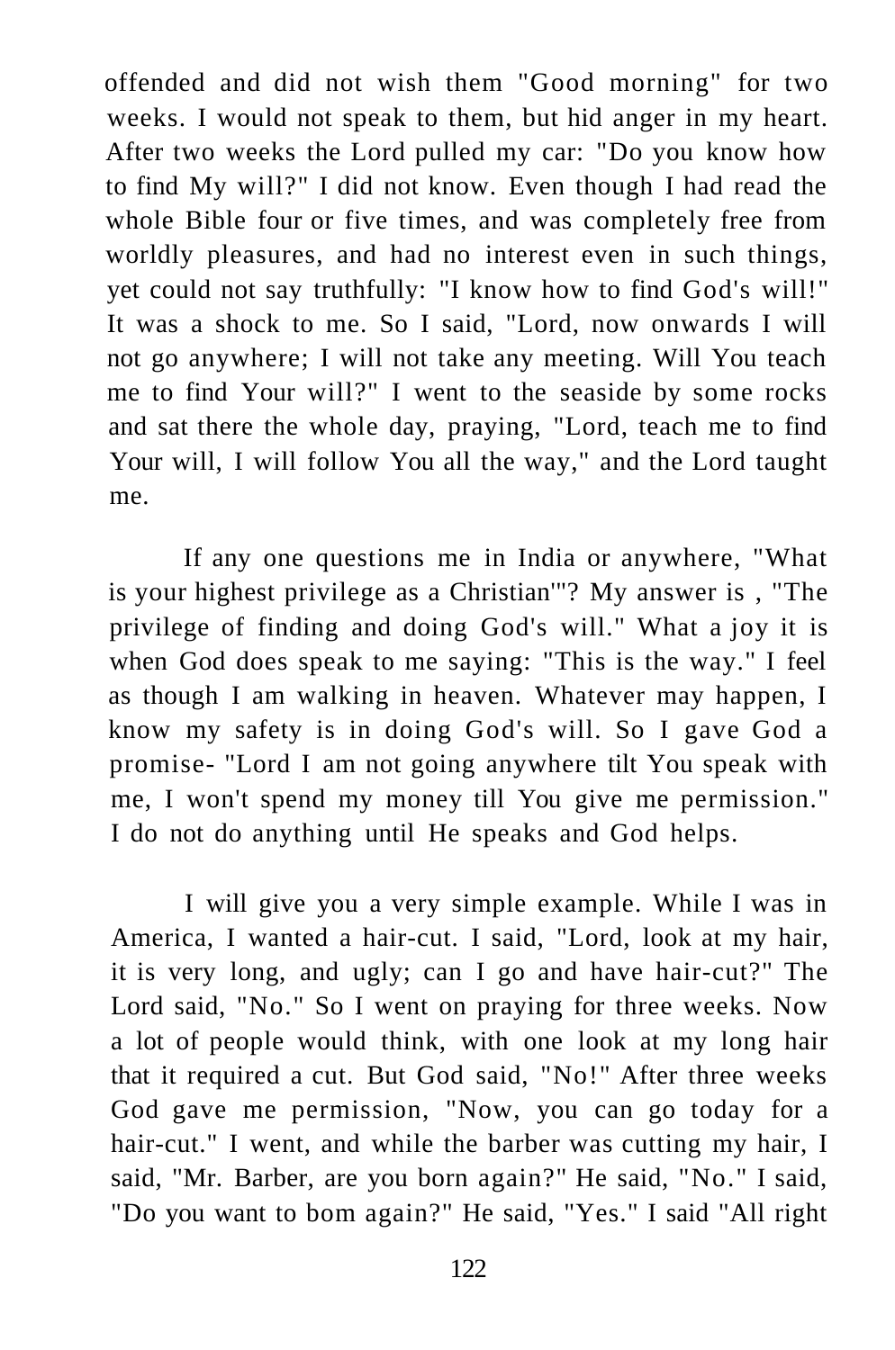offended and did not wish them "Good morning" for two weeks. I would not speak to them, but hid anger in my heart. After two weeks the Lord pulled my car: "Do you know how to find My will?" I did not know. Even though I had read the whole Bible four or five times, and was completely free from worldly pleasures, and had no interest even in such things, yet could not say truthfully: "I know how to find God's will!" It was a shock to me. So I said, "Lord, now onwards I will not go anywhere; I will not take any meeting. Will You teach me to find Your will?" I went to the seaside by some rocks and sat there the whole day, praying, "Lord, teach me to find Your will, I will follow You all the way," and the Lord taught me.

If any one questions me in India or anywhere, "What is your highest privilege as a Christian'"? My answer is , "The privilege of finding and doing God's will." What a joy it is when God does speak to me saying: "This is the way." I feel as though I am walking in heaven. Whatever may happen, I know my safety is in doing God's will. So I gave God a promise- "Lord I am not going anywhere tilt You speak with me, I won't spend my money till You give me permission." I do not do anything until He speaks and God helps.

I will give you a very simple example. While I was in America, I wanted a hair-cut. I said, "Lord, look at my hair, it is very long, and ugly; can I go and have hair-cut?" The Lord said, "No." So I went on praying for three weeks. Now a lot of people would think, with one look at my long hair that it required a cut. But God said, "No!" After three weeks God gave me permission, "Now, you can go today for a hair-cut." I went, and while the barber was cutting my hair, I said, "Mr. Barber, are you born again?" He said, "No." I said, "Do you want to bom again?" He said, "Yes." I said "All right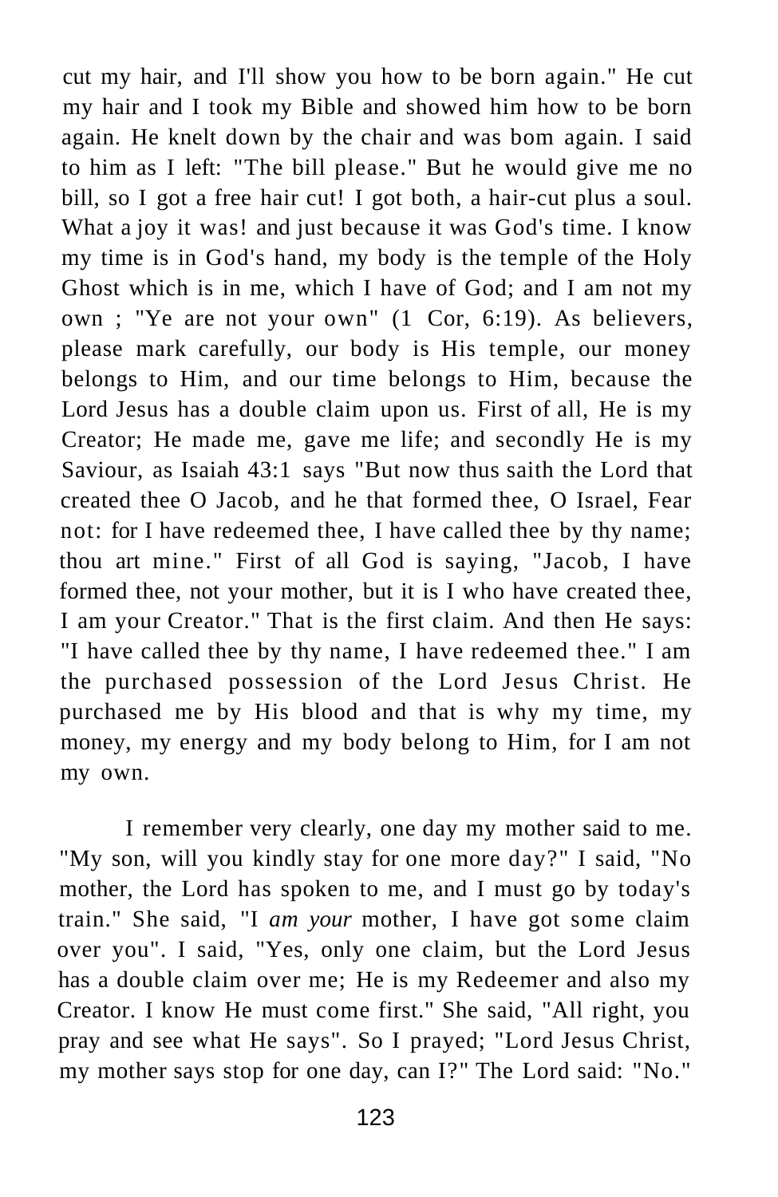cut my hair, and I'll show you how to be born again." He cut my hair and I took my Bible and showed him how to be born again. He knelt down by the chair and was bom again. I said to him as I left: "The bill please." But he would give me no bill, so I got a free hair cut! I got both, a hair-cut plus a soul. What a joy it was! and just because it was God's time. I know my time is in God's hand, my body is the temple of the Holy Ghost which is in me, which I have of God; and I am not my own ; "Ye are not your own" (1 Cor, 6:19). As believers, please mark carefully, our body is His temple, our money belongs to Him, and our time belongs to Him, because the Lord Jesus has a double claim upon us. First of all, He is my Creator; He made me, gave me life; and secondly He is my Saviour, as Isaiah 43:1 says "But now thus saith the Lord that created thee O Jacob, and he that formed thee, O Israel, Fear not: for I have redeemed thee, I have called thee by thy name; thou art mine." First of all God is saying, "Jacob, I have formed thee, not your mother, but it is I who have created thee, I am your Creator." That is the first claim. And then He says: "I have called thee by thy name, I have redeemed thee." I am the purchased possession of the Lord Jesus Christ. He purchased me by His blood and that is why my time, my money, my energy and my body belong to Him, for I am not my own.

I remember very clearly, one day my mother said to me. "My son, will you kindly stay for one more day?" I said, "No mother, the Lord has spoken to me, and I must go by today's train." She said, "I *am your* mother, I have got some claim over you". I said, "Yes, only one claim, but the Lord Jesus has a double claim over me; He is my Redeemer and also my Creator. I know He must come first." She said, "All right, you pray and see what He says". So I prayed; "Lord Jesus Christ, my mother says stop for one day, can I?" The Lord said: "No."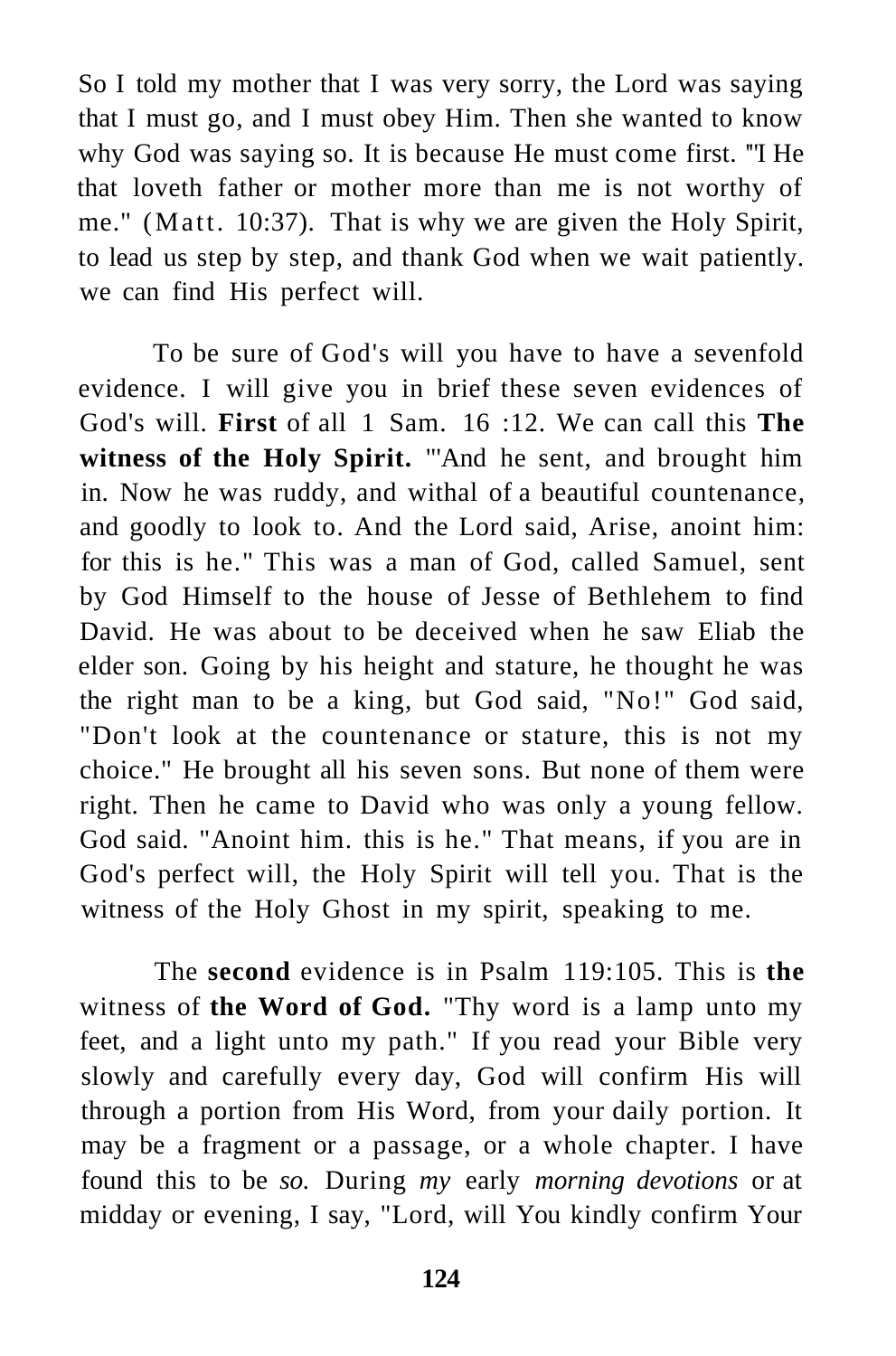So I told my mother that I was very sorry, the Lord was saying that I must go, and I must obey Him. Then she wanted to know why God was saying so. It is because He must come first. "I He that loveth father or mother more than me is not worthy of me." (Matt. 10:37). That is why we are given the Holy Spirit, to lead us step by step, and thank God when we wait patiently. we can find His perfect will.

To be sure of God's will you have to have a sevenfold evidence. I will give you in brief these seven evidences of God's will. **First** of all 1 Sam. 16 :12. We can call this **The witness of the Holy Spirit.** "'And he sent, and brought him in. Now he was ruddy, and withal of a beautiful countenance, and goodly to look to. And the Lord said, Arise, anoint him: for this is he." This was a man of God, called Samuel, sent by God Himself to the house of Jesse of Bethlehem to find David. He was about to be deceived when he saw Eliab the elder son. Going by his height and stature, he thought he was the right man to be a king, but God said, "No!" God said, "Don't look at the countenance or stature, this is not my choice." He brought all his seven sons. But none of them were right. Then he came to David who was only a young fellow. God said. "Anoint him. this is he." That means, if you are in God's perfect will, the Holy Spirit will tell you. That is the witness of the Holy Ghost in my spirit, speaking to me.

The **second** evidence is in Psalm 119:105. This is **the** witness of **the Word of God.** "Thy word is a lamp unto my feet, and a light unto my path." If you read your Bible very slowly and carefully every day, God will confirm His will through a portion from His Word, from your daily portion. It may be a fragment or a passage, or a whole chapter. I have found this to be *so.* During *my* early *morning devotions* or at midday or evening, I say, "Lord, will You kindly confirm Your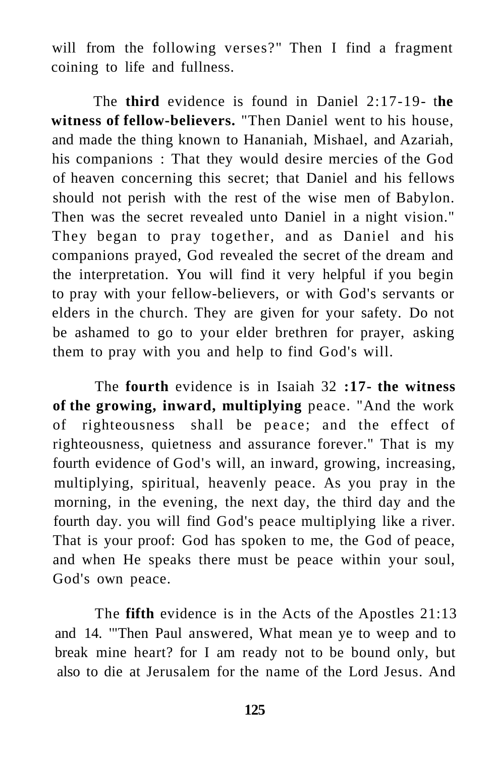will from the following verses?" Then I find a fragment coining to life and fullness.

The **third** evidence is found in Daniel 2:17-19- t**he witness of fellow-believers.** "Then Daniel went to his house, and made the thing known to Hananiah, Mishael, and Azariah, his companions : That they would desire mercies of the God of heaven concerning this secret; that Daniel and his fellows should not perish with the rest of the wise men of Babylon. Then was the secret revealed unto Daniel in a night vision." They began to pray together, and as Daniel and his companions prayed, God revealed the secret of the dream and the interpretation. You will find it very helpful if you begin to pray with your fellow-believers, or with God's servants or elders in the church. They are given for your safety. Do not be ashamed to go to your elder brethren for prayer, asking them to pray with you and help to find God's will.

The **fourth** evidence is in Isaiah 32 **:17- the witness of the growing, inward, multiplying** peace. "And the work of righteousness shall be peace; and the effect of righteousness, quietness and assurance forever." That is my fourth evidence of God's will, an inward, growing, increasing, multiplying, spiritual, heavenly peace. As you pray in the morning, in the evening, the next day, the third day and the fourth day. you will find God's peace multiplying like a river. That is your proof: God has spoken to me, the God of peace, and when He speaks there must be peace within your soul, God's own peace.

The **fifth** evidence is in the Acts of the Apostles 21:13 and 14. "'Then Paul answered, What mean ye to weep and to break mine heart? for I am ready not to be bound only, but also to die at Jerusalem for the name of the Lord Jesus. And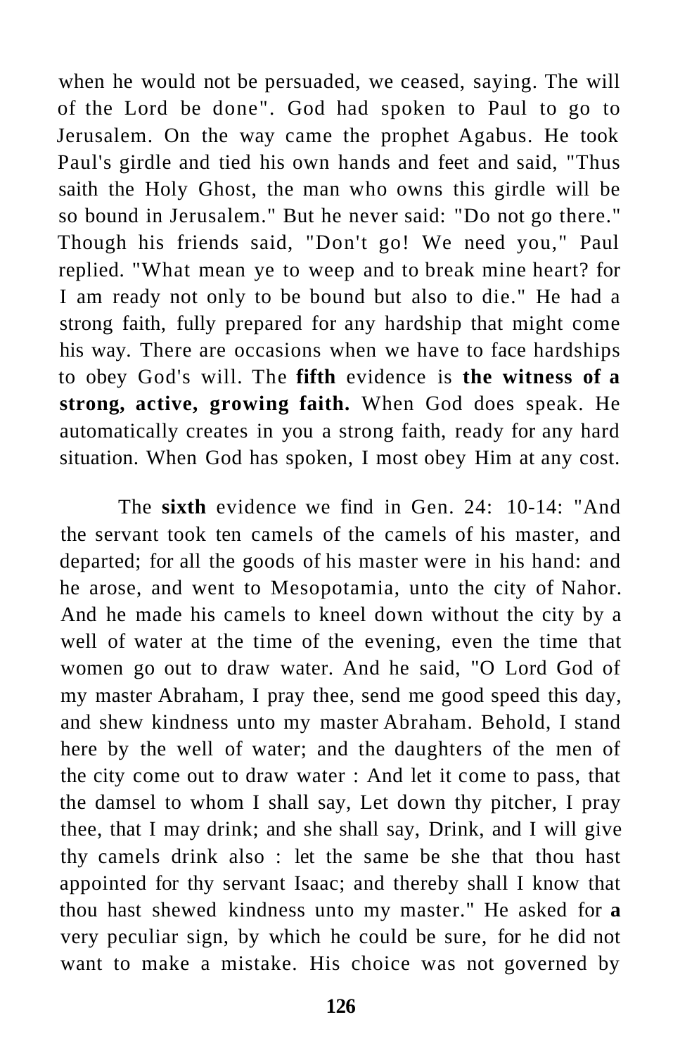when he would not be persuaded, we ceased, saying. The will of the Lord be done". God had spoken to Paul to go to Jerusalem. On the way came the prophet Agabus. He took Paul's girdle and tied his own hands and feet and said, "Thus saith the Holy Ghost, the man who owns this girdle will be so bound in Jerusalem." But he never said: "Do not go there." Though his friends said, "Don't go! We need you," Paul replied. "What mean ye to weep and to break mine heart? for I am ready not only to be bound but also to die." He had a strong faith, fully prepared for any hardship that might come his way. There are occasions when we have to face hardships to obey God's will. The **fifth** evidence is **the witness of a strong, active, growing faith.** When God does speak. He automatically creates in you a strong faith, ready for any hard situation. When God has spoken, I most obey Him at any cost.

The **sixth** evidence we find in Gen. 24: 10-14: "And the servant took ten camels of the camels of his master, and departed; for all the goods of his master were in his hand: and he arose, and went to Mesopotamia, unto the city of Nahor. And he made his camels to kneel down without the city by a well of water at the time of the evening, even the time that women go out to draw water. And he said, "O Lord God of my master Abraham, I pray thee, send me good speed this day, and shew kindness unto my master Abraham. Behold, I stand here by the well of water; and the daughters of the men of the city come out to draw water : And let it come to pass, that the damsel to whom I shall say, Let down thy pitcher, I pray thee, that I may drink; and she shall say, Drink, and I will give thy camels drink also : let the same be she that thou hast appointed for thy servant Isaac; and thereby shall I know that thou hast shewed kindness unto my master." He asked for **a** very peculiar sign, by which he could be sure, for he did not want to make a mistake. His choice was not governed by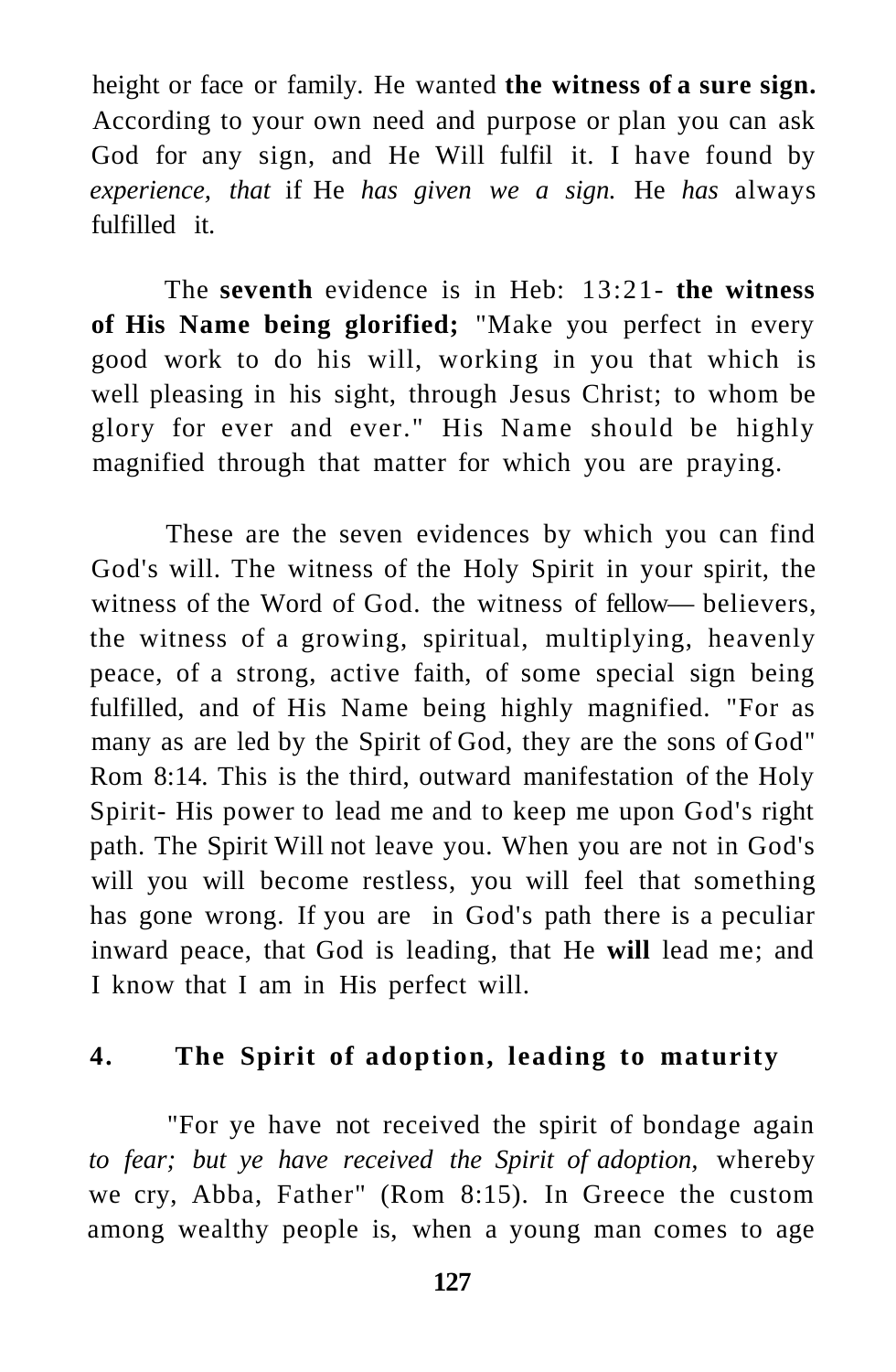height or face or family. He wanted **the witness of a sure sign.** According to your own need and purpose or plan you can ask God for any sign, and He Will fulfil it. I have found by *experience, that* if He *has given we a sign.* He *has* always fulfilled it.

The **seventh** evidence is in Heb: 13:21- **the witness of His Name being glorified;** "Make you perfect in every good work to do his will, working in you that which is well pleasing in his sight, through Jesus Christ; to whom be glory for ever and ever." His Name should be highly magnified through that matter for which you are praying.

These are the seven evidences by which you can find God's will. The witness of the Holy Spirit in your spirit, the witness of the Word of God. the witness of fellow— believers, the witness of a growing, spiritual, multiplying, heavenly peace, of a strong, active faith, of some special sign being fulfilled, and of His Name being highly magnified. "For as many as are led by the Spirit of God, they are the sons of God" Rom 8:14. This is the third, outward manifestation of the Holy Spirit- His power to lead me and to keep me upon God's right path. The Spirit Will not leave you. When you are not in God's will you will become restless, you will feel that something has gone wrong. If you are in God's path there is a peculiar inward peace, that God is leading, that He **will** lead me; and I know that I am in His perfect will.

### 4. The Spirit of adoption, leading to maturity

"For ye have not received the spirit of bondage again *to fear; but ye have received the Spirit of adoption,* whereby we cry, Abba, Father" (Rom 8:15). In Greece the custom among wealthy people is, when a young man comes to age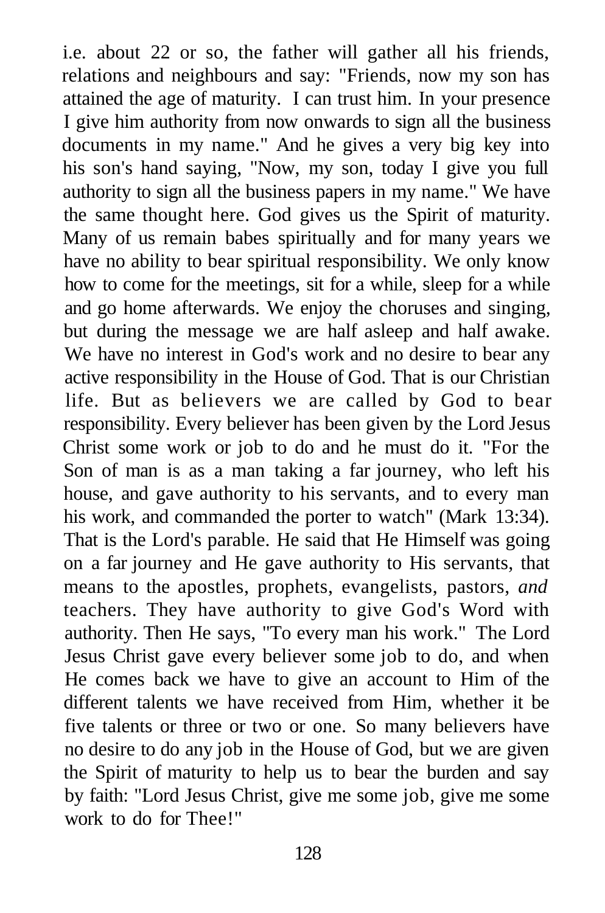i.e. about 22 or so, the father will gather all his friends, relations and neighbours and say: "Friends, now my son has attained the age of maturity. I can trust him. In your presence I give him authority from now onwards to sign all the business documents in my name." And he gives a very big key into his son's hand saying, "Now, my son, today I give you full authority to sign all the business papers in my name." We have the same thought here. God gives us the Spirit of maturity. Many of us remain babes spiritually and for many years we have no ability to bear spiritual responsibility. We only know how to come for the meetings, sit for a while, sleep for a while and go home afterwards. We enjoy the choruses and singing, but during the message we are half asleep and half awake. We have no interest in God's work and no desire to bear any active responsibility in the House of God. That is our Christian life. But as believers we are called by God to bear responsibility. Every believer has been given by the Lord Jesus Christ some work or job to do and he must do it. "For the Son of man is as a man taking a far journey, who left his house, and gave authority to his servants, and to every man his work, and commanded the porter to watch" (Mark 13:34). That is the Lord's parable. He said that He Himself was going on a far journey and He gave authority to His servants, that means to the apostles, prophets, evangelists, pastors, *and* teachers. They have authority to give God's Word with authority. Then He says, "To every man his work." The Lord Jesus Christ gave every believer some job to do, and when He comes back we have to give an account to Him of the different talents we have received from Him, whether it be five talents or three or two or one. So many believers have no desire to do any job in the House of God, but we are given the Spirit of maturity to help us to bear the burden and say by faith: "Lord Jesus Christ, give me some job, give me some work to do for Thee!"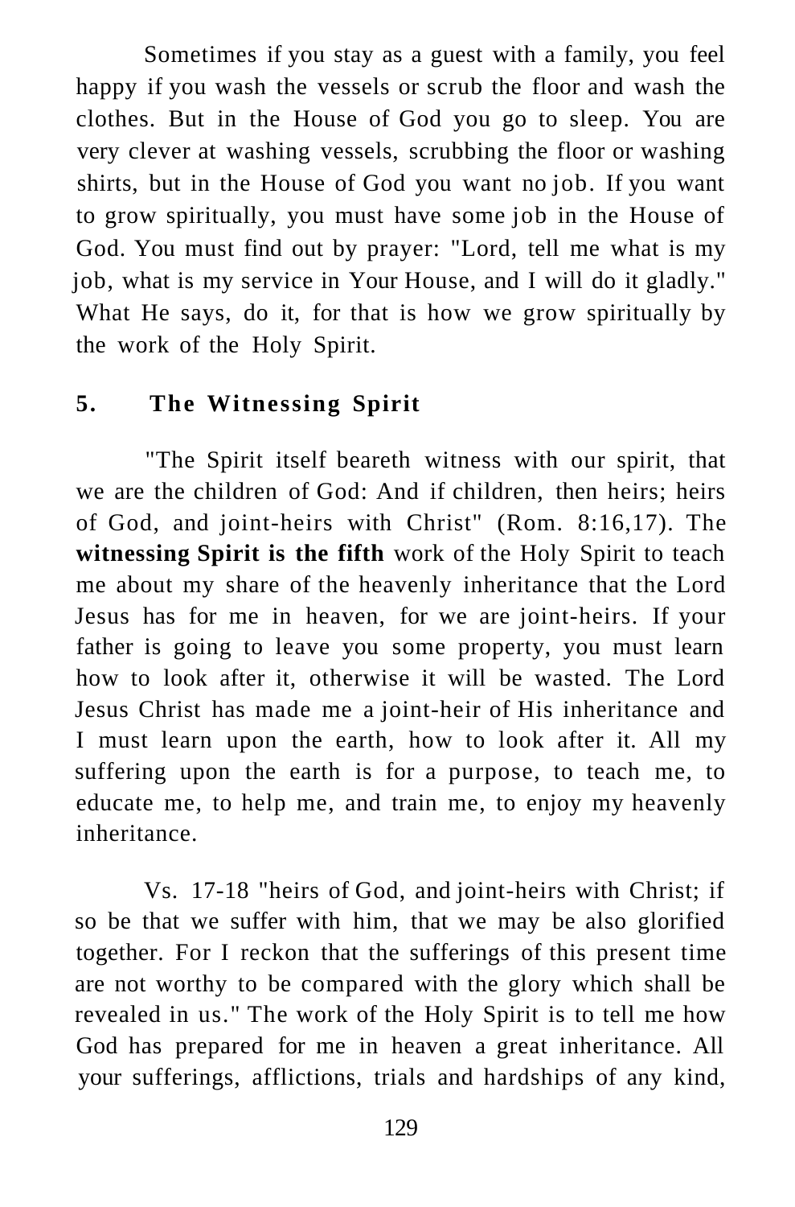Sometimes if you stay as a guest with a family, you feel happy if you wash the vessels or scrub the floor and wash the clothes. But in the House of God you go to sleep. You are very clever at washing vessels, scrubbing the floor or washing shirts, but in the House of God you want no job. If you want to grow spiritually, you must have some job in the House of God. You must find out by prayer: "Lord, tell me what is my job, what is my service in Your House, and I will do it gladly." What He says, do it, for that is how we grow spiritually by the work of the Holy Spirit.

## 5. The Witnessing Spirit

"The Spirit itself beareth witness with our spirit, that we are the children of God: And if children, then heirs; heirs of God, and joint-heirs with Christ" (Rom. 8:16,17). The **witnessing Spirit is the fifth** work of the Holy Spirit to teach me about my share of the heavenly inheritance that the Lord Jesus has for me in heaven, for we are joint-heirs. If your father is going to leave you some property, you must learn how to look after it, otherwise it will be wasted. The Lord Jesus Christ has made me a joint-heir of His inheritance and I must learn upon the earth, how to look after it. All my suffering upon the earth is for a purpose, to teach me, to educate me, to help me, and train me, to enjoy my heavenly inheritance.

Vs. 17-18 "heirs of God, and joint-heirs with Christ; if so be that we suffer with him, that we may be also glorified together. For I reckon that the sufferings of this present time are not worthy to be compared with the glory which shall be revealed in us." The work of the Holy Spirit is to tell me how God has prepared for me in heaven a great inheritance. All your sufferings, afflictions, trials and hardships of any kind,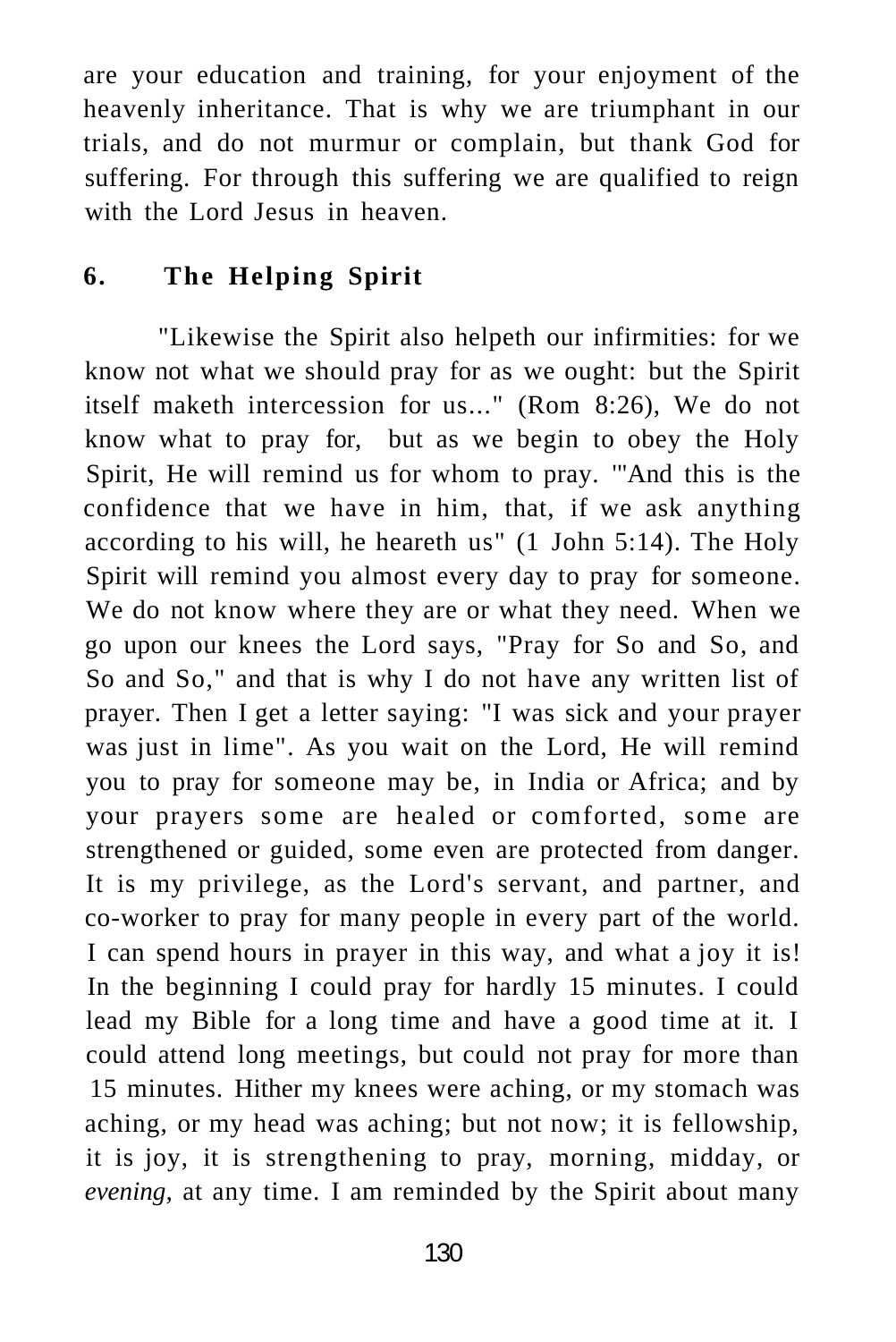are your education and training, for your enjoyment of the heavenly inheritance. That is why we are triumphant in our trials, and do not murmur or complain, but thank God for suffering. For through this suffering we are qualified to reign with the Lord Jesus in heaven.

## 6. The Helping Spirit

"Likewise the Spirit also helpeth our infirmities: for we know not what we should pray for as we ought: but the Spirit itself maketh intercession for us..." (Rom 8:26), We do not know what to pray for, but as we begin to obey the Holy Spirit, He will remind us for whom to pray. "'And this is the confidence that we have in him, that, if we ask anything according to his will, he heareth us" (1 John 5:14). The Holy Spirit will remind you almost every day to pray for someone. We do not know where they are or what they need. When we go upon our knees the Lord says, "Pray for So and So, and So and So," and that is why I do not have any written list of prayer. Then I get a letter saying: "I was sick and your prayer was just in lime". As you wait on the Lord, He will remind you to pray for someone may be, in India or Africa; and by your prayers some are healed or comforted, some are strengthened or guided, some even are protected from danger. It is my privilege, as the Lord's servant, and partner, and co-worker to pray for many people in every part of the world. I can spend hours in prayer in this way, and what a joy it is! In the beginning I could pray for hardly 15 minutes. I could lead my Bible for a long time and have a good time at it. I could attend long meetings, but could not pray for more than 15 minutes. Hither my knees were aching, or my stomach was aching, or my head was aching; but not now; it is fellowship, it is joy, it is strengthening to pray, morning, midday, or *evening*, at any time. I am reminded by the Spirit about many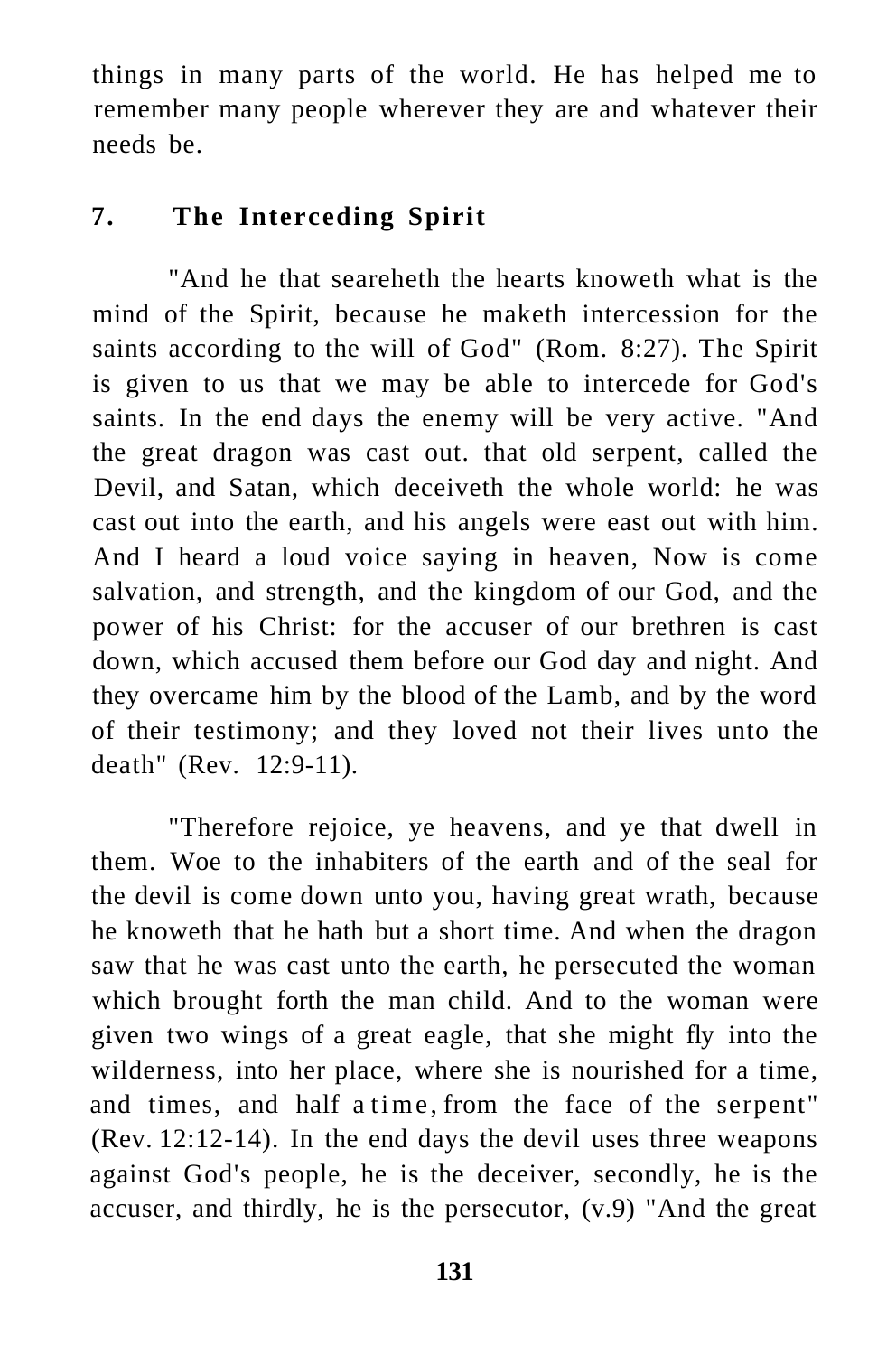things in many parts of the world. He has helped me to remember many people wherever they are and whatever their needs be.

## 7. The Interceding Spirit

"And he that seareheth the hearts knoweth what is the mind of the Spirit, because he maketh intercession for the saints according to the will of God" (Rom. 8:27). The Spirit is given to us that we may be able to intercede for God's saints. In the end days the enemy will be very active. "And the great dragon was cast out. that old serpent, called the Devil, and Satan, which deceiveth the whole world: he was cast out into the earth, and his angels were east out with him. And I heard a loud voice saying in heaven, Now is come salvation, and strength, and the kingdom of our God, and the power of his Christ: for the accuser of our brethren is cast down, which accused them before our God day and night. And they overcame him by the blood of the Lamb, and by the word of their testimony; and they loved not their lives unto the death" (Rev. 12:9-11).

"Therefore rejoice, ye heavens, and ye that dwell in them. Woe to the inhabiters of the earth and of the seal for the devil is come down unto you, having great wrath, because he knoweth that he hath but a short time. And when the dragon saw that he was cast unto the earth, he persecuted the woman which brought forth the man child. And to the woman were given two wings of a great eagle, that she might fly into the wilderness, into her place, where she is nourished for a time, and times, and half a time, from the face of the serpent" (Rev. 12:12-14). In the end days the devil uses three weapons against God's people, he is the deceiver, secondly, he is the accuser, and thirdly, he is the persecutor, (v.9) "And the great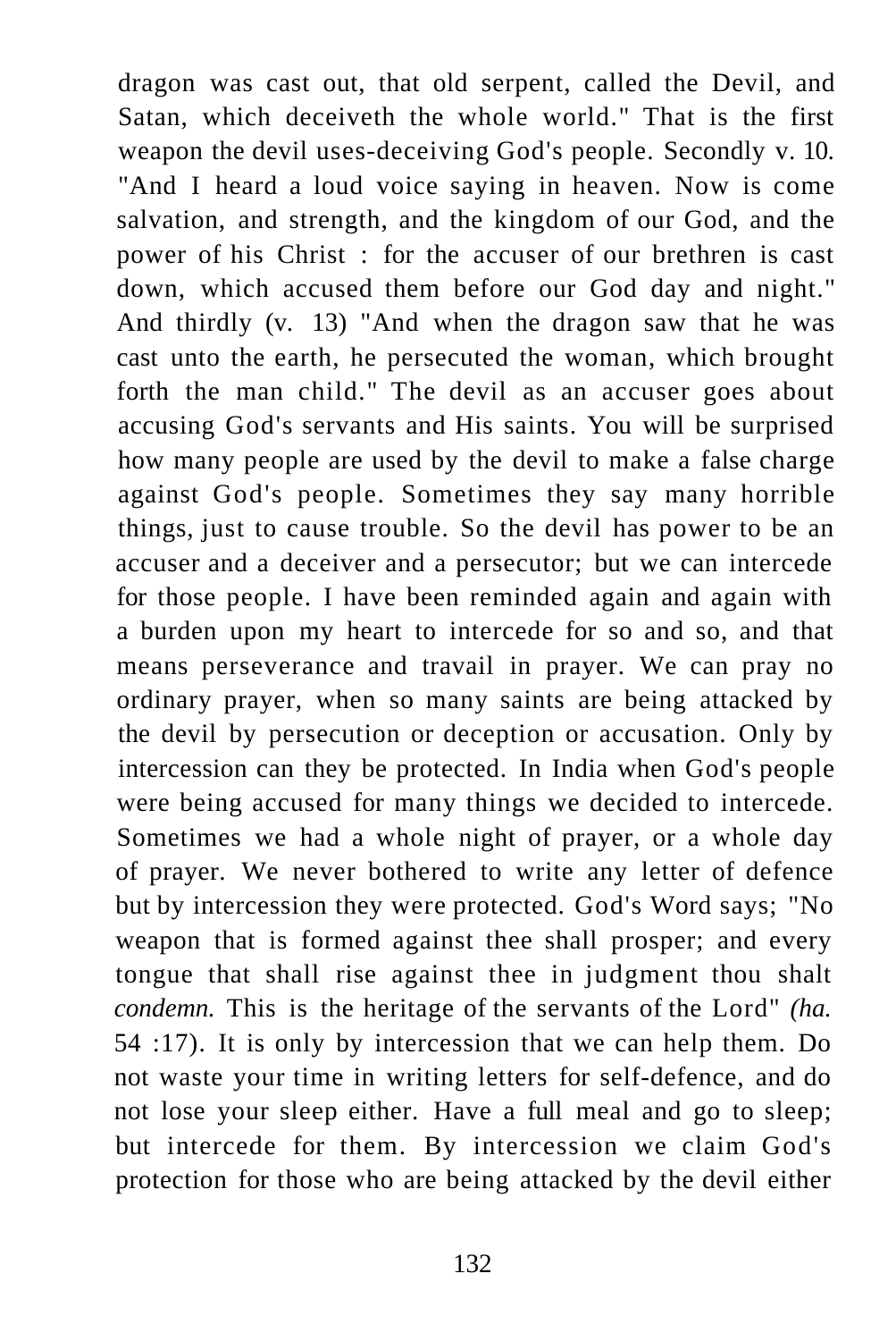dragon was cast out, that old serpent, called the Devil, and Satan, which deceiveth the whole world." That is the first weapon the devil uses-deceiving God's people. Secondly v. 10. "And I heard a loud voice saying in heaven. Now is come salvation, and strength, and the kingdom of our God, and the power of his Christ : for the accuser of our brethren is cast down, which accused them before our God day and night." And thirdly (v. 13) "And when the dragon saw that he was cast unto the earth, he persecuted the woman, which brought forth the man child." The devil as an accuser goes about accusing God's servants and His saints. You will be surprised how many people are used by the devil to make a false charge against God's people. Sometimes they say many horrible things, just to cause trouble. So the devil has power to be an accuser and a deceiver and a persecutor; but we can intercede for those people. I have been reminded again and again with a burden upon my heart to intercede for so and so, and that means perseverance and travail in prayer. We can pray no ordinary prayer, when so many saints are being attacked by the devil by persecution or deception or accusation. Only by intercession can they be protected. In India when God's people were being accused for many things we decided to intercede. Sometimes we had a whole night of prayer, or a whole day of prayer. We never bothered to write any letter of defence but by intercession they were protected. God's Word says; "No weapon that is formed against thee shall prosper; and every tongue that shall rise against thee in judgment thou shalt *condemn.* This is the heritage of the servants of the Lord" *(ha.* 54 :17). It is only by intercession that we can help them. Do not waste your time in writing letters for self-defence, and do not lose your sleep either. Have a full meal and go to sleep; but intercede for them. By intercession we claim God's protection for those who are being attacked by the devil either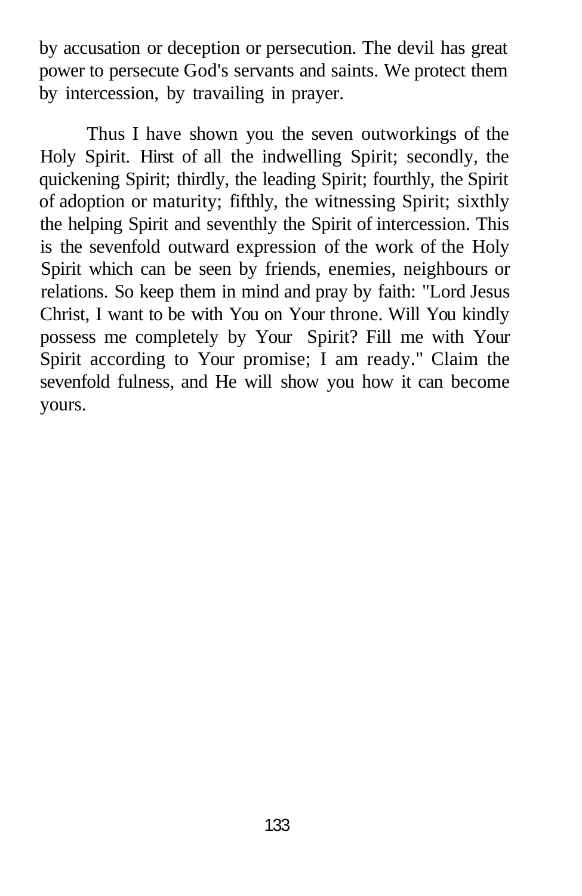by accusation or deception or persecution. The devil has great power to persecute God's servants and saints. We protect them by intercession, by travailing in prayer.

Thus I have shown you the seven outworkings of the Holy Spirit. Hirst of all the indwelling Spirit; secondly, the quickening Spirit; thirdly, the leading Spirit; fourthly, the Spirit of adoption or maturity; fifthly, the witnessing Spirit; sixthly the helping Spirit and seventhly the Spirit of intercession. This is the sevenfold outward expression of the work of the Holy Spirit which can be seen by friends, enemies, neighbours or relations. So keep them in mind and pray by faith: "Lord Jesus Christ, I want to be with You on Your throne. Will You kindly possess me completely by Your Spirit? Fill me with Your Spirit according to Your promise; I am ready." Claim the sevenfold fulness, and He will show you how it can become yours.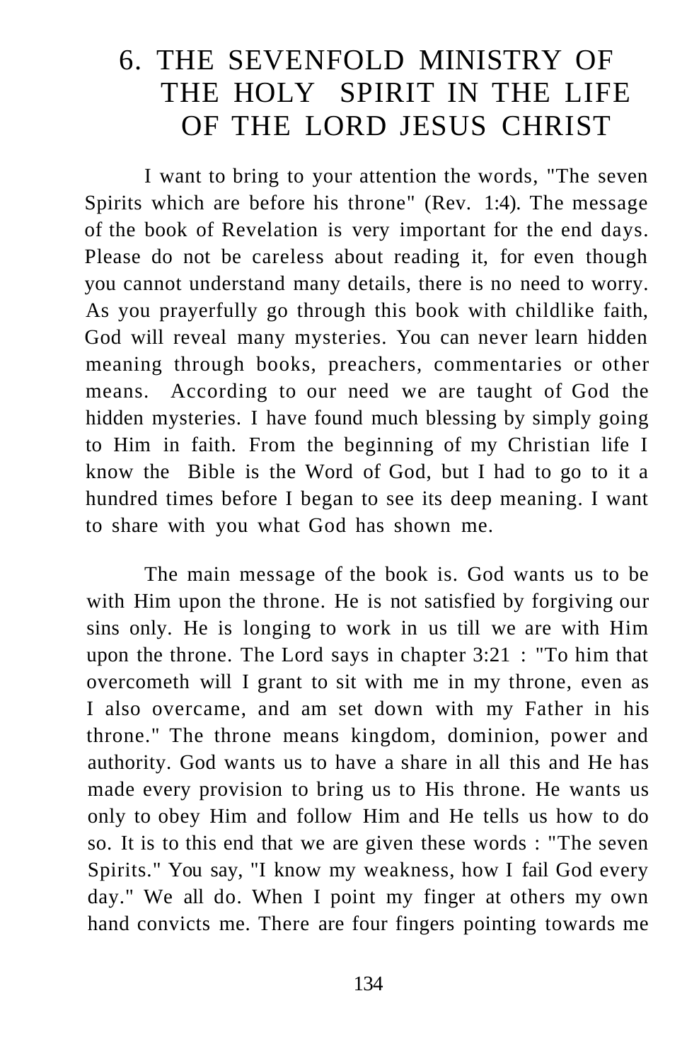# 6. THE SEVENFOLD MINISTRY OF THE HOLY SPIRIT IN THE LIFE OF THE LORD JESUS CHRIST

I want to bring to your attention the words, "The seven Spirits which are before his throne" (Rev. 1:4). The message of the book of Revelation is very important for the end days. Please do not be careless about reading it, for even though you cannot understand many details, there is no need to worry. As you prayerfully go through this book with childlike faith, God will reveal many mysteries. You can never learn hidden meaning through books, preachers, commentaries or other means. According to our need we are taught of God the hidden mysteries. I have found much blessing by simply going to Him in faith. From the beginning of my Christian life I know the Bible is the Word of God, but I had to go to it a hundred times before I began to see its deep meaning. I want to share with you what God has shown me.

The main message of the book is. God wants us to be with Him upon the throne. He is not satisfied by forgiving our sins only. He is longing to work in us till we are with Him upon the throne. The Lord says in chapter 3:21 : "To him that overcometh will I grant to sit with me in my throne, even as I also overcame, and am set down with my Father in his throne." The throne means kingdom, dominion, power and authority. God wants us to have a share in all this and He has made every provision to bring us to His throne. He wants us only to obey Him and follow Him and He tells us how to do so. It is to this end that we are given these words : "The seven Spirits." You say, "I know my weakness, how I fail God every day." We all do. When I point my finger at others my own hand convicts me. There are four fingers pointing towards me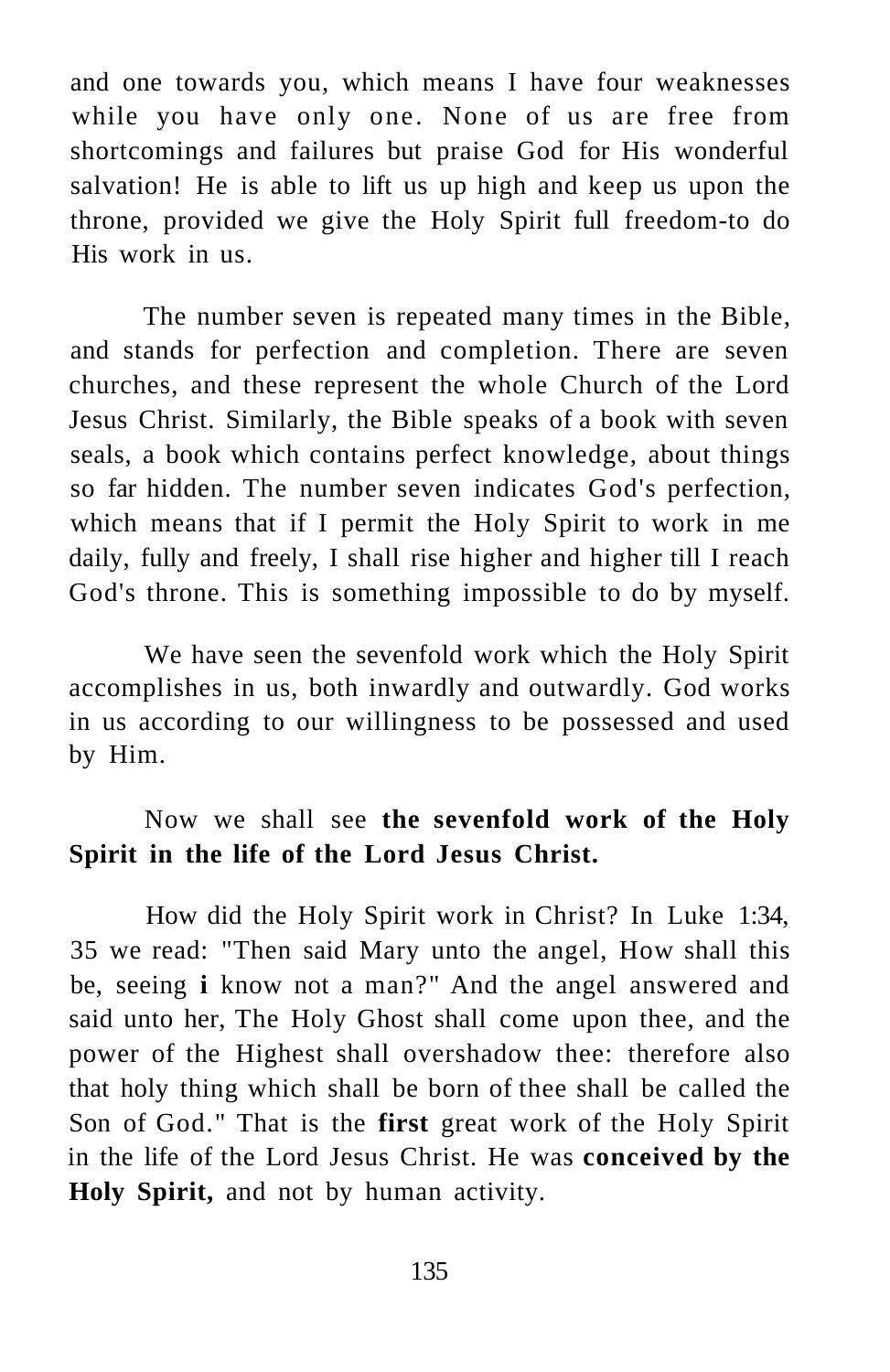and one towards you, which means I have four weaknesses while you have only one. None of us are free from shortcomings and failures but praise God for His wonderful salvation! He is able to lift us up high and keep us upon the throne, provided we give the Holy Spirit full freedom-to do His work in us.

The number seven is repeated many times in the Bible, and stands for perfection and completion. There are seven churches, and these represent the whole Church of the Lord Jesus Christ. Similarly, the Bible speaks of a book with seven seals, a book which contains perfect knowledge, about things so far hidden. The number seven indicates God's perfection, which means that if I permit the Holy Spirit to work in me daily, fully and freely, I shall rise higher and higher till I reach God's throne. This is something impossible to do by myself.

We have seen the sevenfold work which the Holy Spirit accomplishes in us, both inwardly and outwardly. God works in us according to our willingness to be possessed and used by Him.

Now we shall see **the sevenfold work of the Holy Spirit in the life of the Lord Jesus Christ.**

How did the Holy Spirit work in Christ? In Luke 1:34, 35 we read: "Then said Mary unto the angel, How shall this be, seeing **i** know not a man?" And the angel answered and said unto her, The Holy Ghost shall come upon thee, and the power of the Highest shall overshadow thee: therefore also that holy thing which shall be born of thee shall be called the Son of God." That is the **first** great work of the Holy Spirit in the life of the Lord Jesus Christ. He was **conceived by the Holy Spirit,** and not by human activity.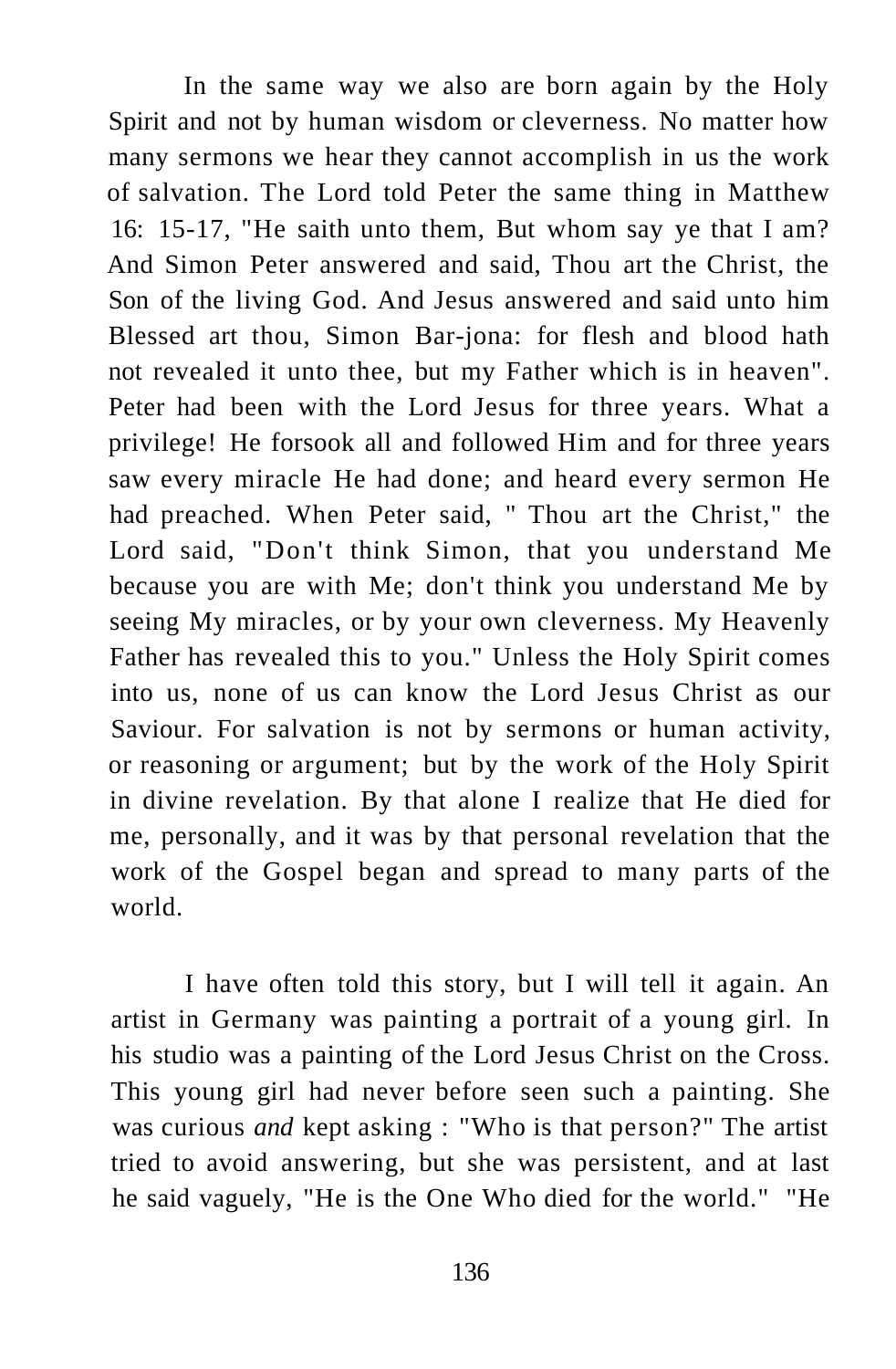In the same way we also are born again by the Holy Spirit and not by human wisdom or cleverness. No matter how many sermons we hear they cannot accomplish in us the work of salvation. The Lord told Peter the same thing in Matthew 16: 15-17, "He saith unto them, But whom say ye that I am? And Simon Peter answered and said, Thou art the Christ, the Son of the living God. And Jesus answered and said unto him Blessed art thou, Simon Bar-jona: for flesh and blood hath not revealed it unto thee, but my Father which is in heaven". Peter had been with the Lord Jesus for three years. What a privilege! He forsook all and followed Him and for three years saw every miracle He had done; and heard every sermon He had preached. When Peter said, " Thou art the Christ," the Lord said, "Don't think Simon, that you understand Me because you are with Me; don't think you understand Me by seeing My miracles, or by your own cleverness. My Heavenly Father has revealed this to you." Unless the Holy Spirit comes into us, none of us can know the Lord Jesus Christ as our Saviour. For salvation is not by sermons or human activity, or reasoning or argument; but by the work of the Holy Spirit in divine revelation. By that alone I realize that He died for me, personally, and it was by that personal revelation that the work of the Gospel began and spread to many parts of the world.

I have often told this story, but I will tell it again. An artist in Germany was painting a portrait of a young girl. In his studio was a painting of the Lord Jesus Christ on the Cross. This young girl had never before seen such a painting. She was curious *and* kept asking : "Who is that person?" The artist tried to avoid answering, but she was persistent, and at last he said vaguely, "He is the One Who died for the world." "He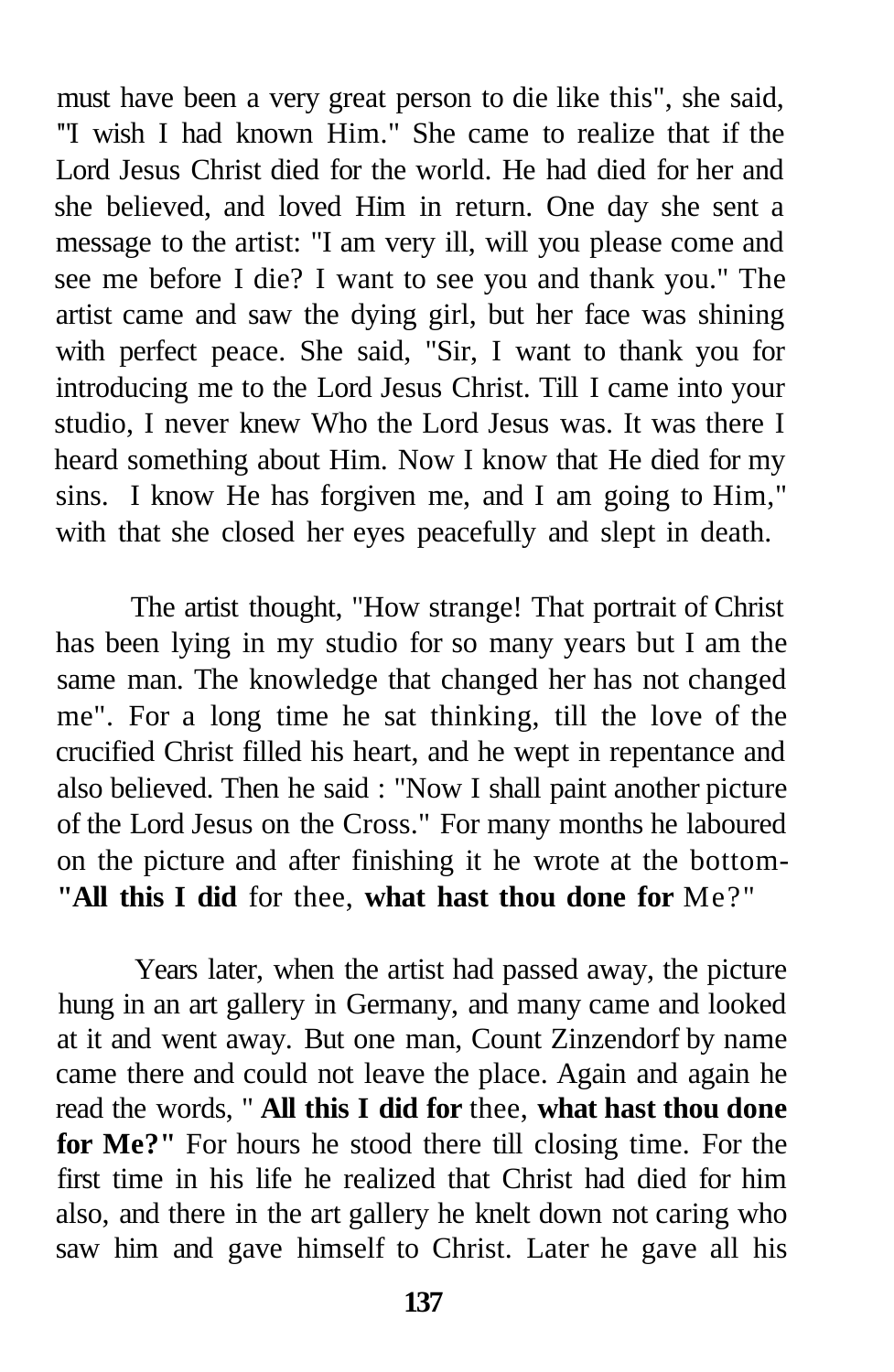must have been a very great person to die like this", she said, "I wish I had known Him." She came to realize that if the Lord Jesus Christ died for the world. He had died for her and she believed, and loved Him in return. One day she sent a message to the artist: "I am very ill, will you please come and see me before I die? I want to see you and thank you." The artist came and saw the dying girl, but her face was shining with perfect peace. She said, "Sir, I want to thank you for introducing me to the Lord Jesus Christ. Till I came into your studio, I never knew Who the Lord Jesus was. It was there I heard something about Him. Now I know that He died for my sins. I know He has forgiven me, and I am going to Him," with that she closed her eyes peacefully and slept in death.

The artist thought, "How strange! That portrait of Christ has been lying in my studio for so many years but I am the same man. The knowledge that changed her has not changed me". For a long time he sat thinking, till the love of the crucified Christ filled his heart, and he wept in repentance and also believed. Then he said : "Now I shall paint another picture of the Lord Jesus on the Cross." For many months he laboured on the picture and after finishing it he wrote at the bottom- **"All this I did** for thee, **what hast thou done for** Me?"

Years later, when the artist had passed away, the picture hung in an art gallery in Germany, and many came and looked at it and went away. But one man, Count Zinzendorf by name came there and could not leave the place. Again and again he read the words, " **All this I did for** thee, **what hast thou done for Me?"** For hours he stood there till closing time. For the first time in his life he realized that Christ had died for him also, and there in the art gallery he knelt down not caring who saw him and gave himself to Christ. Later he gave all his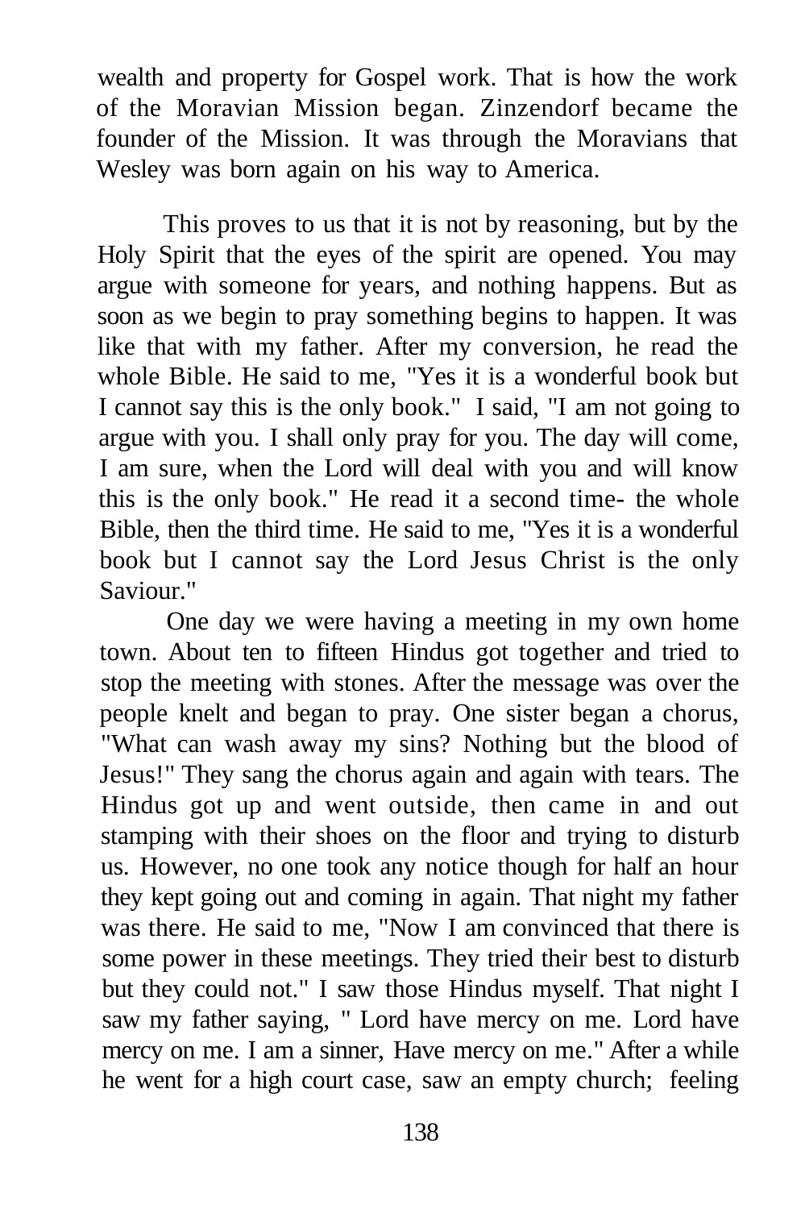wealth and property for Gospel work. That is how the work of the Moravian Mission began. Zinzendorf became the founder of the Mission. It was through the Moravians that Wesley was born again on his way to America.

This proves to us that it is not by reasoning, but by the Holy Spirit that the eyes of the spirit are opened. You may argue with someone for years, and nothing happens. But as soon as we begin to pray something begins to happen. It was like that with my father. After my conversion, he read the whole Bible. He said to me, "Yes it is a wonderful book but I cannot say this is the only book." I said, "I am not going to argue with you. I shall only pray for you. The day will come, I am sure, when the Lord will deal with you and will know this is the only book." He read it a second time- the whole Bible, then the third time. He said to me, "Yes it is a wonderful book but I cannot say the Lord Jesus Christ is the only Saviour."

One day we were having a meeting in my own home town. About ten to fifteen Hindus got together and tried to stop the meeting with stones. After the message was over the people knelt and began to pray. One sister began a chorus, "What can wash away my sins? Nothing but the blood of Jesus!" They sang the chorus again and again with tears. The Hindus got up and went outside, then came in and out stamping with their shoes on the floor and trying to disturb us. However, no one took any notice though for half an hour they kept going out and coming in again. That night my father was there. He said to me, "Now I am convinced that there is some power in these meetings. They tried their best to disturb but they could not." I saw those Hindus myself. That night I saw my father saying, " Lord have mercy on me. Lord have mercy on me. I am a sinner, Have mercy on me." After a while he went for a high court case, saw an empty church; feeling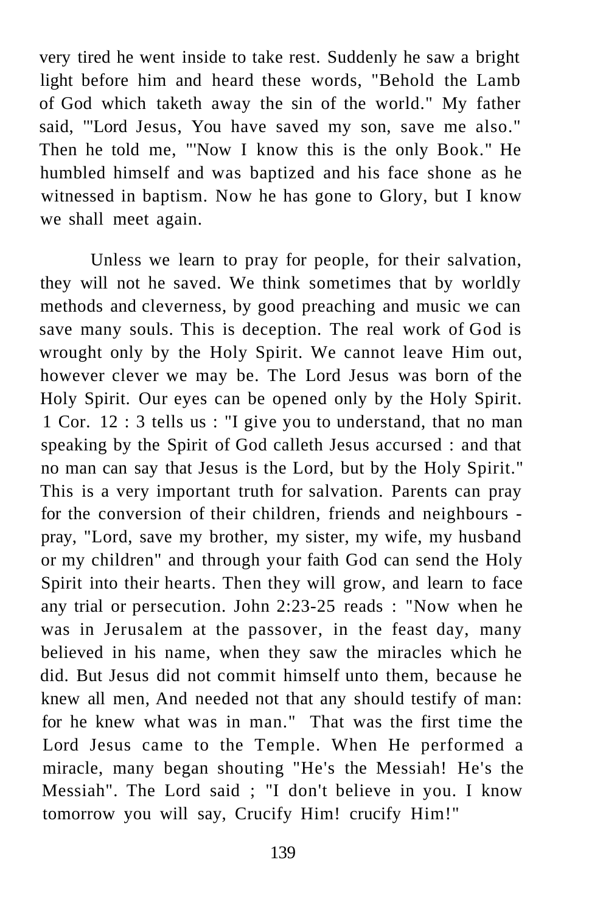very tired he went inside to take rest. Suddenly he saw a bright light before him and heard these words, "Behold the Lamb of God which taketh away the sin of the world." My father said, "'Lord Jesus, You have saved my son, save me also." Then he told me, "'Now I know this is the only Book." He humbled himself and was baptized and his face shone as he witnessed in baptism. Now he has gone to Glory, but I know we shall meet again.

Unless we learn to pray for people, for their salvation, they will not he saved. We think sometimes that by worldly methods and cleverness, by good preaching and music we can save many souls. This is deception. The real work of God is wrought only by the Holy Spirit. We cannot leave Him out, however clever we may be. The Lord Jesus was born of the Holy Spirit. Our eyes can be opened only by the Holy Spirit. 1 Cor. 12 : 3 tells us : "I give you to understand, that no man speaking by the Spirit of God calleth Jesus accursed : and that no man can say that Jesus is the Lord, but by the Holy Spirit." This is a very important truth for salvation. Parents can pray for the conversion of their children, friends and neighbours - pray, "Lord, save my brother, my sister, my wife, my husband or my children" and through your faith God can send the Holy Spirit into their hearts. Then they will grow, and learn to face any trial or persecution. John 2:23-25 reads : "Now when he was in Jerusalem at the passover, in the feast day, many believed in his name, when they saw the miracles which he did. But Jesus did not commit himself unto them, because he knew all men, And needed not that any should testify of man: for he knew what was in man." That was the first time the Lord Jesus came to the Temple. When He performed a miracle, many began shouting "He's the Messiah! He's the Messiah". The Lord said ; "I don't believe in you. I know tomorrow you will say, Crucify Him! crucify Him!"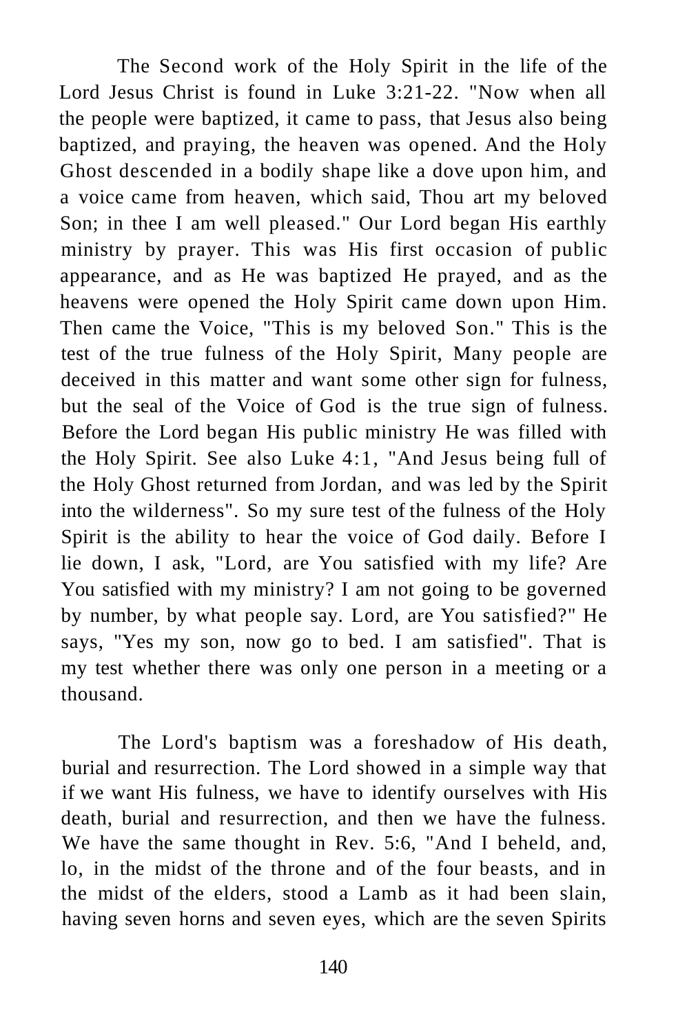The Second work of the Holy Spirit in the life of the Lord Jesus Christ is found in Luke 3:21-22. "Now when all the people were baptized, it came to pass, that Jesus also being baptized, and praying, the heaven was opened. And the Holy Ghost descended in a bodily shape like a dove upon him, and a voice came from heaven, which said, Thou art my beloved Son; in thee I am well pleased." Our Lord began His earthly ministry by prayer. This was His first occasion of public appearance, and as He was baptized He prayed, and as the heavens were opened the Holy Spirit came down upon Him. Then came the Voice, "This is my beloved Son." This is the test of the true fulness of the Holy Spirit, Many people are deceived in this matter and want some other sign for fulness, but the seal of the Voice of God is the true sign of fulness. Before the Lord began His public ministry He was filled with the Holy Spirit. See also Luke 4:1, "And Jesus being full of the Holy Ghost returned from Jordan, and was led by the Spirit into the wilderness". So my sure test of the fulness of the Holy Spirit is the ability to hear the voice of God daily. Before I lie down, I ask, "Lord, are You satisfied with my life? Are You satisfied with my ministry? I am not going to be governed by number, by what people say. Lord, are You satisfied?" He says, "Yes my son, now go to bed. I am satisfied". That is my test whether there was only one person in a meeting or a thousand.

The Lord's baptism was a foreshadow of His death, burial and resurrection. The Lord showed in a simple way that if we want His fulness, we have to identify ourselves with His death, burial and resurrection, and then we have the fulness. We have the same thought in Rev. 5:6, "And I beheld, and, lo, in the midst of the throne and of the four beasts, and in the midst of the elders, stood a Lamb as it had been slain, having seven horns and seven eyes, which are the seven Spirits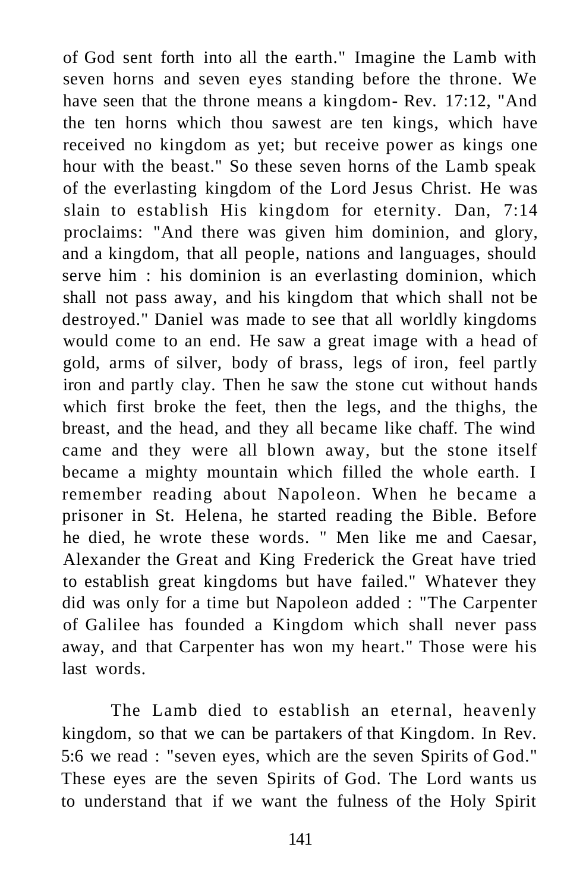of God sent forth into all the earth." Imagine the Lamb with seven horns and seven eyes standing before the throne. We have seen that the throne means a kingdom- Rev. 17:12, "And the ten horns which thou sawest are ten kings, which have received no kingdom as yet; but receive power as kings one hour with the beast." So these seven horns of the Lamb speak of the everlasting kingdom of the Lord Jesus Christ. He was slain to establish His kingdom for eternity. Dan, 7:14 proclaims: "And there was given him dominion, and glory, and a kingdom, that all people, nations and languages, should serve him : his dominion is an everlasting dominion, which shall not pass away, and his kingdom that which shall not be destroyed." Daniel was made to see that all worldly kingdoms would come to an end. He saw a great image with a head of gold, arms of silver, body of brass, legs of iron, feel partly iron and partly clay. Then he saw the stone cut without hands which first broke the feet, then the legs, and the thighs, the breast, and the head, and they all became like chaff. The wind came and they were all blown away, but the stone itself became a mighty mountain which filled the whole earth. I remember reading about Napoleon. When he became a prisoner in St. Helena, he started reading the Bible. Before he died, he wrote these words. " Men like me and Caesar, Alexander the Great and King Frederick the Great have tried to establish great kingdoms but have failed." Whatever they did was only for a time but Napoleon added : "The Carpenter of Galilee has founded a Kingdom which shall never pass away, and that Carpenter has won my heart." Those were his last words.

The Lamb died to establish an eternal, heavenly kingdom, so that we can be partakers of that Kingdom. In Rev. 5:6 we read : "seven eyes, which are the seven Spirits of God." These eyes are the seven Spirits of God. The Lord wants us to understand that if we want the fulness of the Holy Spirit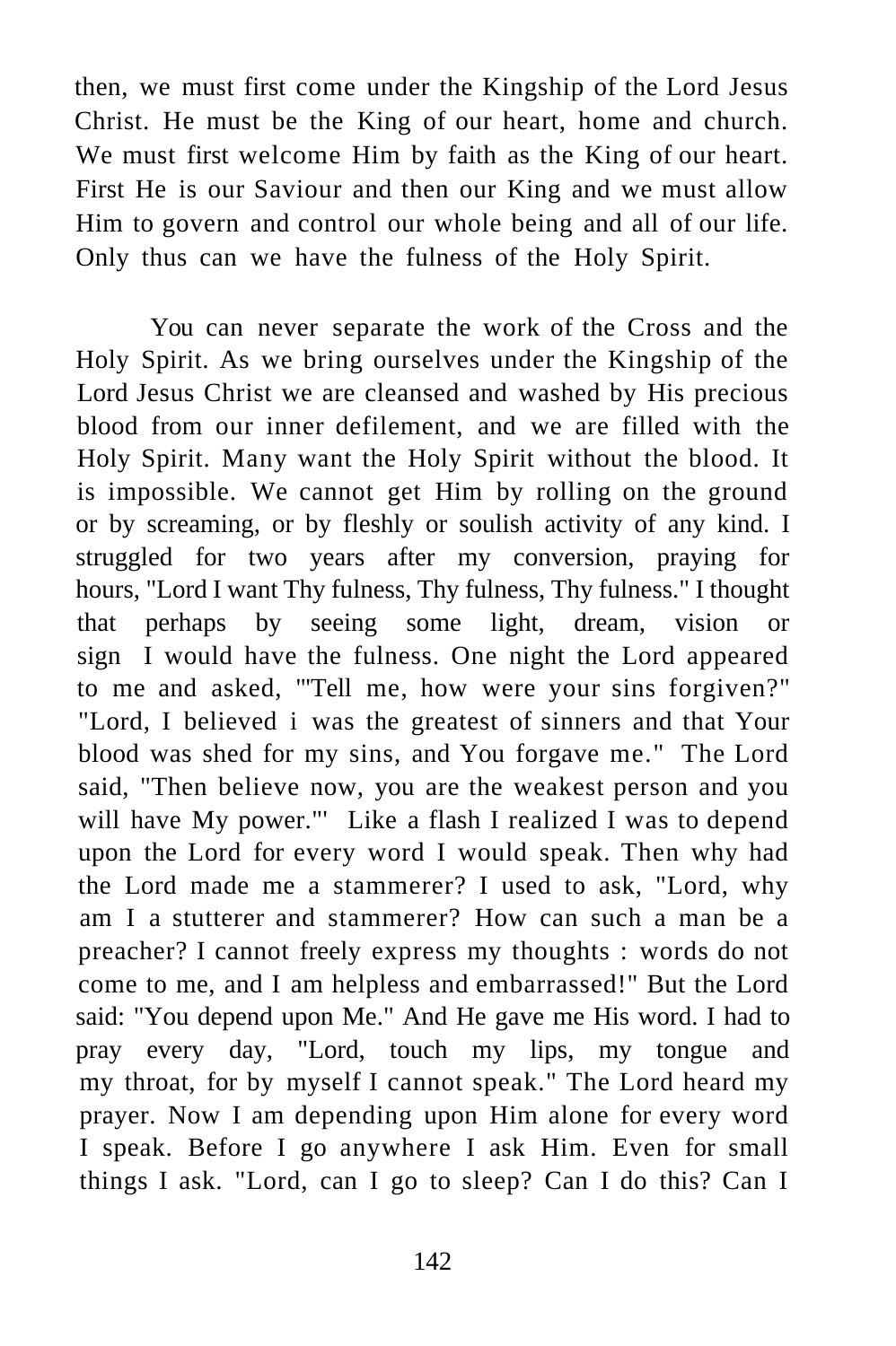then, we must first come under the Kingship of the Lord Jesus Christ. He must be the King of our heart, home and church. We must first welcome Him by faith as the King of our heart. First He is our Saviour and then our King and we must allow Him to govern and control our whole being and all of our life. Only thus can we have the fulness of the Holy Spirit.

You can never separate the work of the Cross and the Holy Spirit. As we bring ourselves under the Kingship of the Lord Jesus Christ we are cleansed and washed by His precious blood from our inner defilement, and we are filled with the Holy Spirit. Many want the Holy Spirit without the blood. It is impossible. We cannot get Him by rolling on the ground or by screaming, or by fleshly or soulish activity of any kind. I struggled for two years after my conversion, praying for hours, "Lord I want Thy fulness, Thy fulness, Thy fulness." I thought that perhaps by seeing some light, dream, vision or sign I would have the fulness. One night the Lord appeared to me and asked, "'Tell me, how were your sins forgiven?" "Lord, I believed i was the greatest of sinners and that Your blood was shed for my sins, and You forgave me." The Lord said, "Then believe now, you are the weakest person and you will have My power."' Like a flash I realized I was to depend upon the Lord for every word I would speak. Then why had the Lord made me a stammerer? I used to ask, "Lord, why am I a stutterer and stammerer? How can such a man be a preacher? I cannot freely express my thoughts : words do not come to me, and I am helpless and embarrassed!" But the Lord said: "You depend upon Me." And He gave me His word. I had to pray every day, "Lord, touch my lips, my tongue and my throat, for by myself I cannot speak." The Lord heard my prayer. Now I am depending upon Him alone for every word I speak. Before I go anywhere I ask Him. Even for small things I ask. "Lord, can I go to sleep? Can I do this? Can I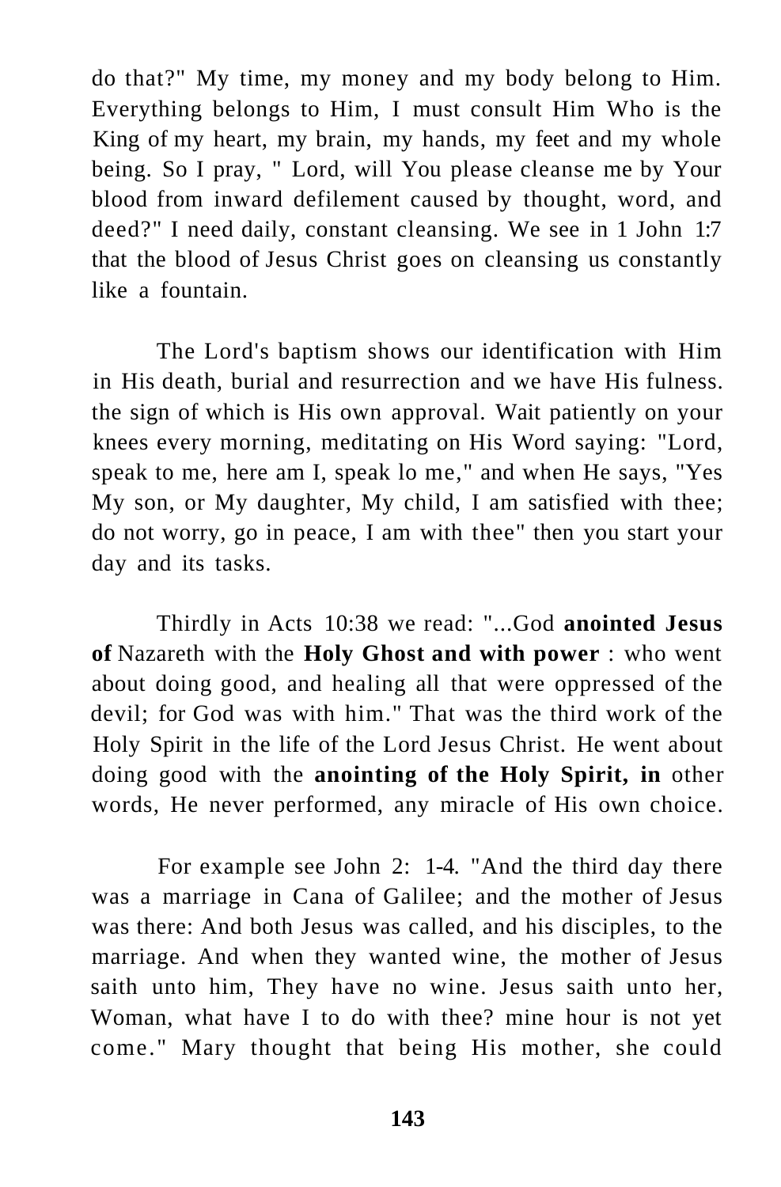do that?" My time, my money and my body belong to Him. Everything belongs to Him, I must consult Him Who is the King of my heart, my brain, my hands, my feet and my whole being. So I pray, " Lord, will You please cleanse me by Your blood from inward defilement caused by thought, word, and deed?" I need daily, constant cleansing. We see in 1 John 1:7 that the blood of Jesus Christ goes on cleansing us constantly like a fountain.

The Lord's baptism shows our identification with Him in His death, burial and resurrection and we have His fulness. the sign of which is His own approval. Wait patiently on your knees every morning, meditating on His Word saying: "Lord, speak to me, here am I, speak lo me," and when He says, "Yes My son, or My daughter, My child, I am satisfied with thee; do not worry, go in peace, I am with thee" then you start your day and its tasks.

Thirdly in Acts 10:38 we read: "...God **anointed Jesus of** Nazareth with the **Holy Ghost and with power** : who went about doing good, and healing all that were oppressed of the devil; for God was with him." That was the third work of the Holy Spirit in the life of the Lord Jesus Christ. He went about doing good with the **anointing of the Holy Spirit, in** other words, He never performed, any miracle of His own choice.

For example see John 2: 1-4. "And the third day there was a marriage in Cana of Galilee; and the mother of Jesus was there: And both Jesus was called, and his disciples, to the marriage. And when they wanted wine, the mother of Jesus saith unto him, They have no wine. Jesus saith unto her, Woman, what have I to do with thee? mine hour is not yet come." Mary thought that being His mother, she could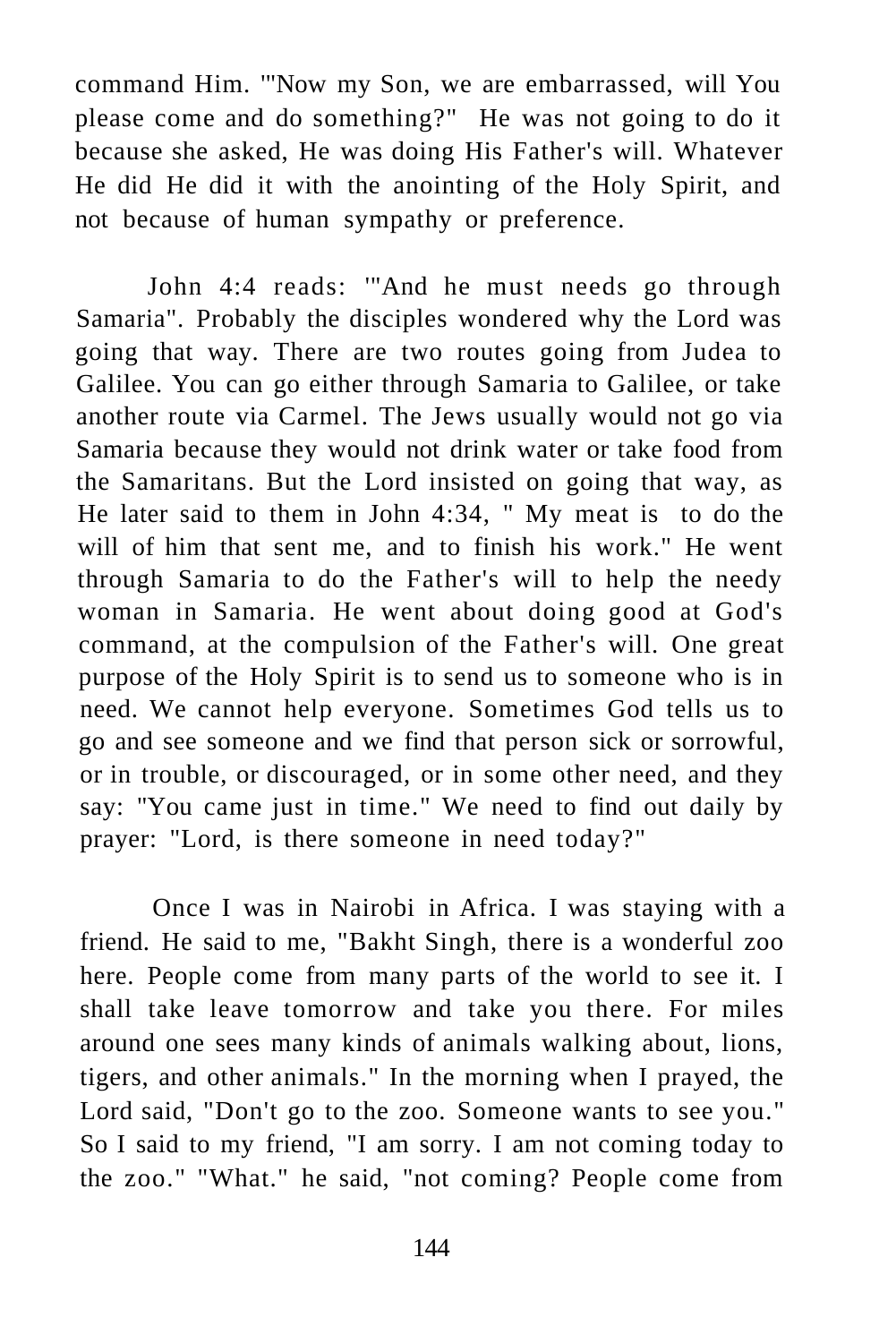command Him. '"Now my Son, we are embarrassed, will You please come and do something?" He was not going to do it because she asked, He was doing His Father's will. Whatever He did He did it with the anointing of the Holy Spirit, and not because of human sympathy or preference.

John 4:4 reads: '"And he must needs go through Samaria". Probably the disciples wondered why the Lord was going that way. There are two routes going from Judea to Galilee. You can go either through Samaria to Galilee, or take another route via Carmel. The Jews usually would not go via Samaria because they would not drink water or take food from the Samaritans. But the Lord insisted on going that way, as He later said to them in John 4:34, " My meat is to do the will of him that sent me, and to finish his work." He went through Samaria to do the Father's will to help the needy woman in Samaria. He went about doing good at God's command, at the compulsion of the Father's will. One great purpose of the Holy Spirit is to send us to someone who is in need. We cannot help everyone. Sometimes God tells us to go and see someone and we find that person sick or sorrowful, or in trouble, or discouraged, or in some other need, and they say: "You came just in time." We need to find out daily by prayer: "Lord, is there someone in need today?"

Once I was in Nairobi in Africa. I was staying with a friend. He said to me, "Bakht Singh, there is a wonderful zoo here. People come from many parts of the world to see it. I shall take leave tomorrow and take you there. For miles around one sees many kinds of animals walking about, lions, tigers, and other animals." In the morning when I prayed, the Lord said, "Don't go to the zoo. Someone wants to see you." So I said to my friend, "I am sorry. I am not coming today to the zoo." "What." he said, "not coming? People come from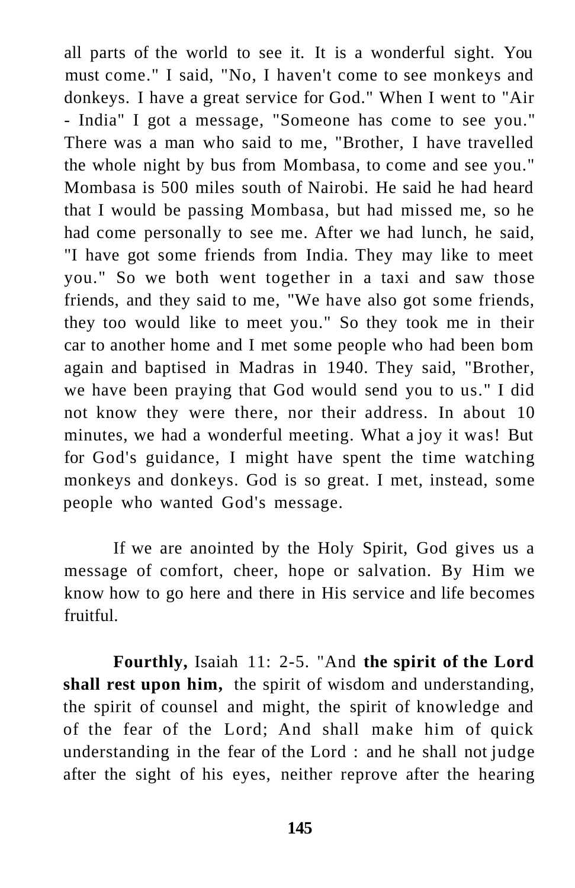all parts of the world to see it. It is a wonderful sight. You must come." I said, "No, I haven't come to see monkeys and donkeys. I have a great service for God." When I went to "Air - India" I got a message, "Someone has come to see you." There was a man who said to me, "Brother, I have travelled the whole night by bus from Mombasa, to come and see you." Mombasa is 500 miles south of Nairobi. He said he had heard that I would be passing Mombasa, but had missed me, so he had come personally to see me. After we had lunch, he said, "I have got some friends from India. They may like to meet you." So we both went together in a taxi and saw those friends, and they said to me, "We have also got some friends, they too would like to meet you." So they took me in their car to another home and I met some people who had been bom again and baptised in Madras in 1940. They said, "Brother, we have been praying that God would send you to us." I did not know they were there, nor their address. In about 10 minutes, we had a wonderful meeting. What a joy it was! But for God's guidance, I might have spent the time watching monkeys and donkeys. God is so great. I met, instead, some people who wanted God's message.

If we are anointed by the Holy Spirit, God gives us a message of comfort, cheer, hope or salvation. By Him we know how to go here and there in His service and life becomes fruitful.

**Fourthly,** Isaiah 11: 2-5. "And **the spirit of the Lord shall rest upon him,** the spirit of wisdom and understanding, the spirit of counsel and might, the spirit of knowledge and of the fear of the Lord; And shall make him of quick understanding in the fear of the Lord : and he shall not judge after the sight of his eyes, neither reprove after the hearing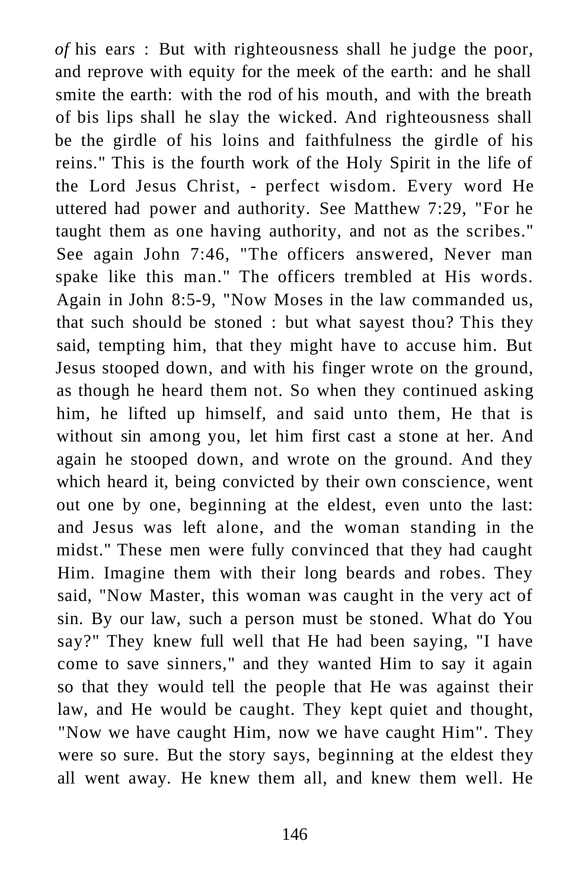*of* his ears : But with righteousness shall he judge the poor, and reprove with equity for the meek of the earth: and he shall smite the earth: with the rod of his mouth, and with the breath of bis lips shall he slay the wicked. And righteousness shall be the girdle of his loins and faithfulness the girdle of his reins." This is the fourth work of the Holy Spirit in the life of the Lord Jesus Christ, - perfect wisdom. Every word He uttered had power and authority. See Matthew 7:29, "For he taught them as one having authority, and not as the scribes." See again John 7:46, "The officers answered, Never man spake like this man." The officers trembled at His words. Again in John 8:5-9, "Now Moses in the law commanded us, that such should be stoned : but what sayest thou? This they said, tempting him, that they might have to accuse him. But Jesus stooped down, and with his finger wrote on the ground, as though he heard them not. So when they continued asking him, he lifted up himself, and said unto them, He that is without sin among you, let him first cast a stone at her. And again he stooped down, and wrote on the ground. And they which heard it, being convicted by their own conscience, went out one by one, beginning at the eldest, even unto the last: and Jesus was left alone, and the woman standing in the midst." These men were fully convinced that they had caught Him. Imagine them with their long beards and robes. They said, "Now Master, this woman was caught in the very act of sin. By our law, such a person must be stoned. What do You say?" They knew full well that He had been saying, "I have come to save sinners," and they wanted Him to say it again so that they would tell the people that He was against their law, and He would be caught. They kept quiet and thought, "Now we have caught Him, now we have caught Him". They were so sure. But the story says, beginning at the eldest they all went away. He knew them all, and knew them well. He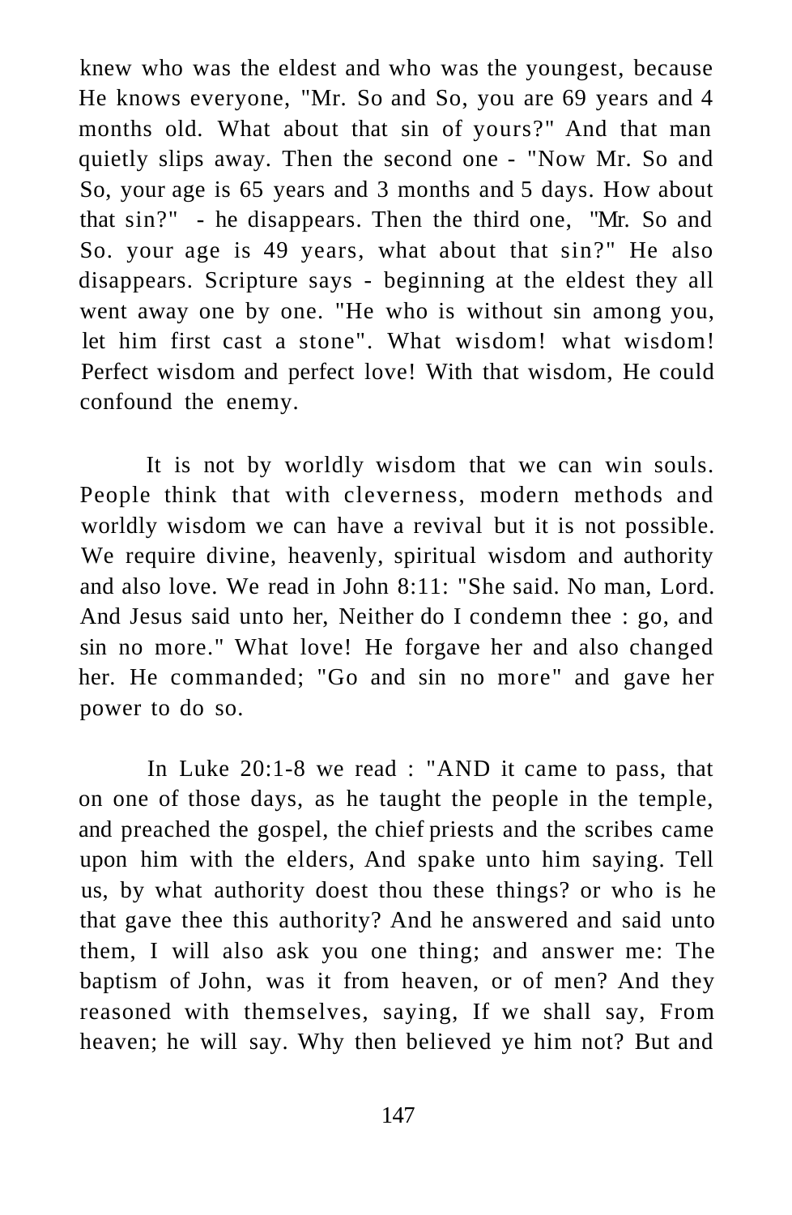knew who was the eldest and who was the youngest, because He knows everyone, "Mr. So and So, you are 69 years and 4 months old. What about that sin of yours?" And that man quietly slips away. Then the second one - "Now Mr. So and So, your age is 65 years and 3 months and 5 days. How about that sin?" - he disappears. Then the third one, "Mr. So and So. your age is 49 years, what about that sin?" He also disappears. Scripture says - beginning at the eldest they all went away one by one. "He who is without sin among you, let him first cast a stone". What wisdom! what wisdom! Perfect wisdom and perfect love! With that wisdom, He could confound the enemy.

It is not by worldly wisdom that we can win souls. People think that with cleverness, modern methods and worldly wisdom we can have a revival but it is not possible. We require divine, heavenly, spiritual wisdom and authority and also love. We read in John 8:11: "She said. No man, Lord. And Jesus said unto her, Neither do I condemn thee : go, and sin no more." What love! He forgave her and also changed her. He commanded; "Go and sin no more" and gave her power to do so.

In Luke 20:1-8 we read : "AND it came to pass, that on one of those days, as he taught the people in the temple, and preached the gospel, the chief priests and the scribes came upon him with the elders, And spake unto him saying. Tell us, by what authority doest thou these things? or who is he that gave thee this authority? And he answered and said unto them, I will also ask you one thing; and answer me: The baptism of John, was it from heaven, or of men? And they reasoned with themselves, saying, If we shall say, From heaven; he will say. Why then believed ye him not? But and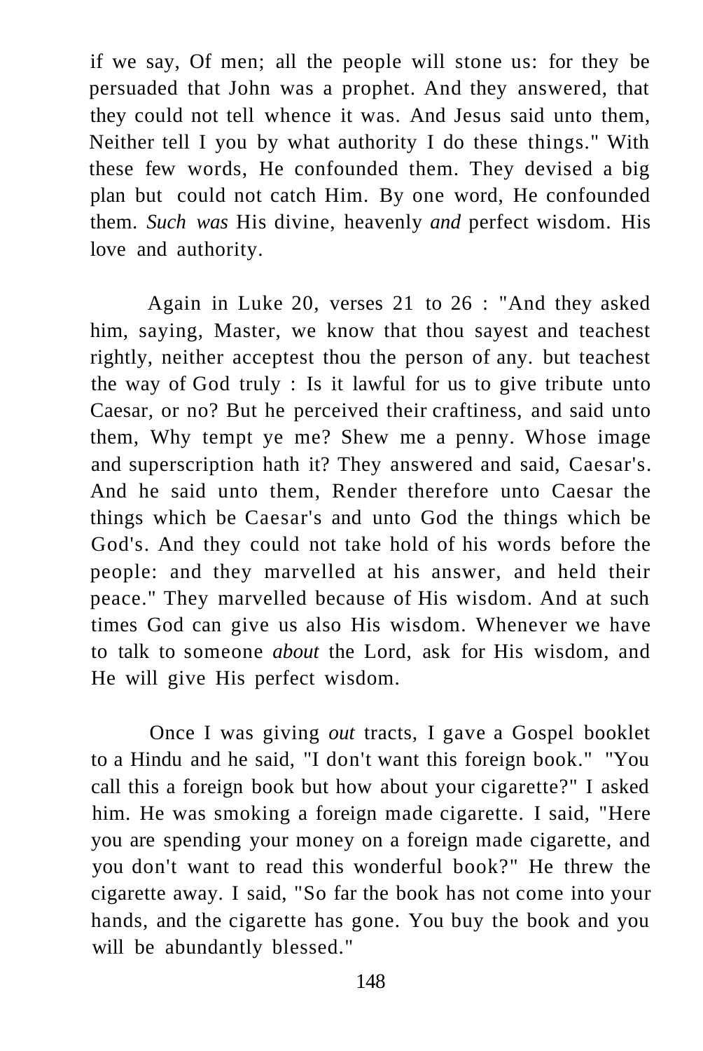if we say, Of men; all the people will stone us: for they be persuaded that John was a prophet. And they answered, that they could not tell whence it was. And Jesus said unto them, Neither tell I you by what authority I do these things." With these few words, He confounded them. They devised a big plan but could not catch Him. By one word, He confounded them. *Such was* His divine, heavenly *and* perfect wisdom. His love and authority.

Again in Luke 20, verses 21 to 26 : "And they asked him, saying, Master, we know that thou sayest and teachest rightly, neither acceptest thou the person of any. but teachest the way of God truly : Is it lawful for us to give tribute unto Caesar, or no? But he perceived their craftiness, and said unto them, Why tempt ye me? Shew me a penny. Whose image and superscription hath it? They answered and said, Caesar's. And he said unto them, Render therefore unto Caesar the things which be Caesar's and unto God the things which be God's. And they could not take hold of his words before the people: and they marvelled at his answer, and held their peace." They marvelled because of His wisdom. And at such times God can give us also His wisdom. Whenever we have to talk to someone *about* the Lord, ask for His wisdom, and He will give His perfect wisdom.

Once I was giving *out* tracts, I gave a Gospel booklet to a Hindu and he said, "I don't want this foreign book." "You call this a foreign book but how about your cigarette?" I asked him. He was smoking a foreign made cigarette. I said, "Here you are spending your money on a foreign made cigarette, and you don't want to read this wonderful book?" He threw the cigarette away. I said, "So far the book has not come into your hands, and the cigarette has gone. You buy the book and you will be abundantly blessed."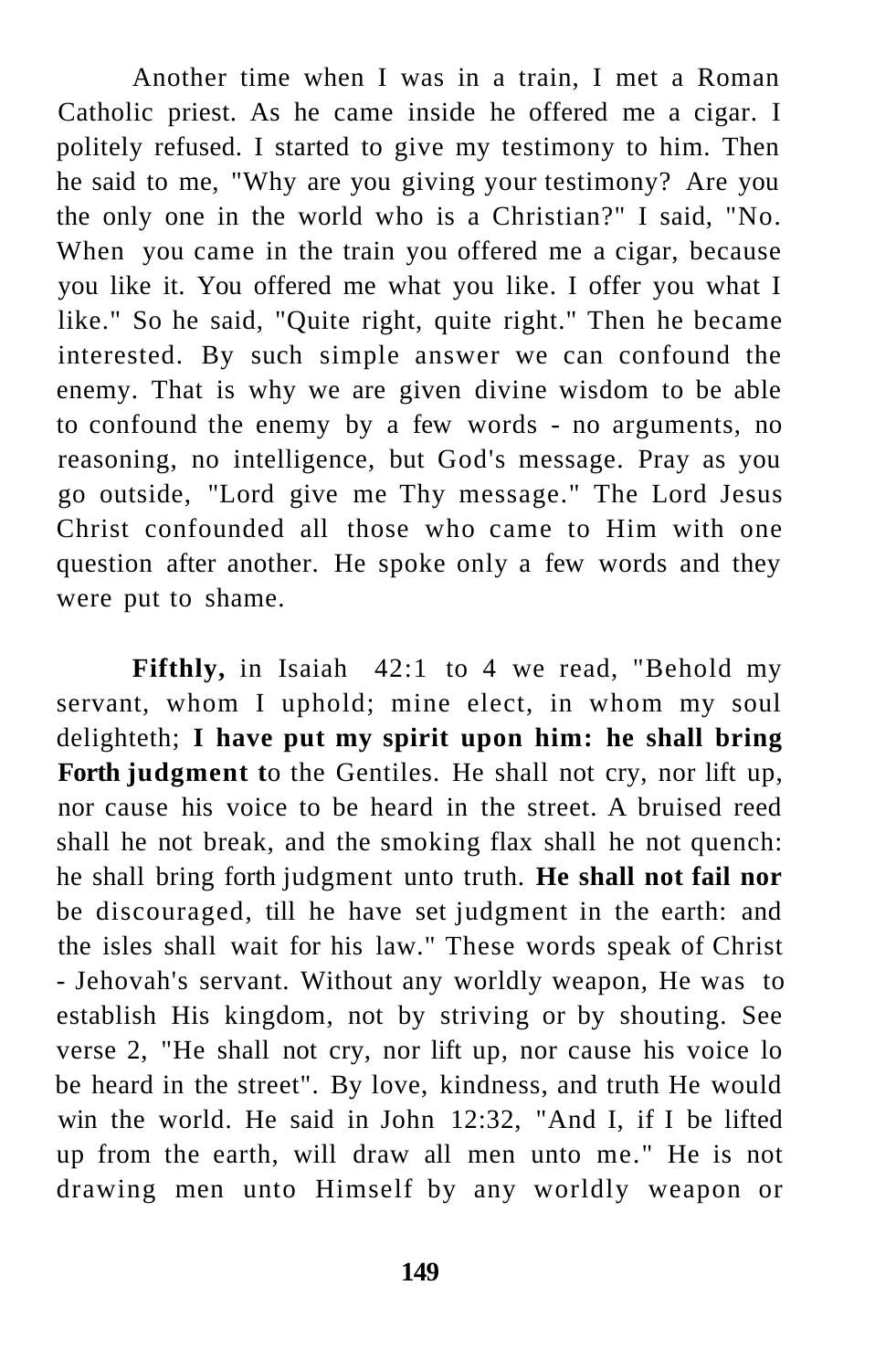Another time when I was in a train, I met a Roman Catholic priest. As he came inside he offered me a cigar. I politely refused. I started to give my testimony to him. Then he said to me, "Why are you giving your testimony? Are you the only one in the world who is a Christian?" I said, "No. When you came in the train you offered me a cigar, because you like it. You offered me what you like. I offer you what I like." So he said, "Quite right, quite right." Then he became interested. By such simple answer we can confound the enemy. That is why we are given divine wisdom to be able to confound the enemy by a few words - no arguments, no reasoning, no intelligence, but God's message. Pray as you go outside, "Lord give me Thy message." The Lord Jesus Christ confounded all those who came to Him with one question after another. He spoke only a few words and they were put to shame.

**Fifthly,** in Isaiah 42:1 to 4 we read, "Behold my servant, whom I uphold; mine elect, in whom my soul delighteth; **I have put my spirit upon him: he shall bring Forth judgment t**o the Gentiles. He shall not cry, nor lift up, nor cause his voice to be heard in the street. A bruised reed shall he not break, and the smoking flax shall he not quench: he shall bring forth judgment unto truth. **He shall not fail nor** be discouraged, till he have set judgment in the earth: and the isles shall wait for his law." These words speak of Christ - Jehovah's servant. Without any worldly weapon, He was to establish His kingdom, not by striving or by shouting. See verse 2, "He shall not cry, nor lift up, nor cause his voice lo be heard in the street". By love, kindness, and truth He would win the world. He said in John 12:32, "And I, if I be lifted up from the earth, will draw all men unto me." He is not drawing men unto Himself by any worldly weapon or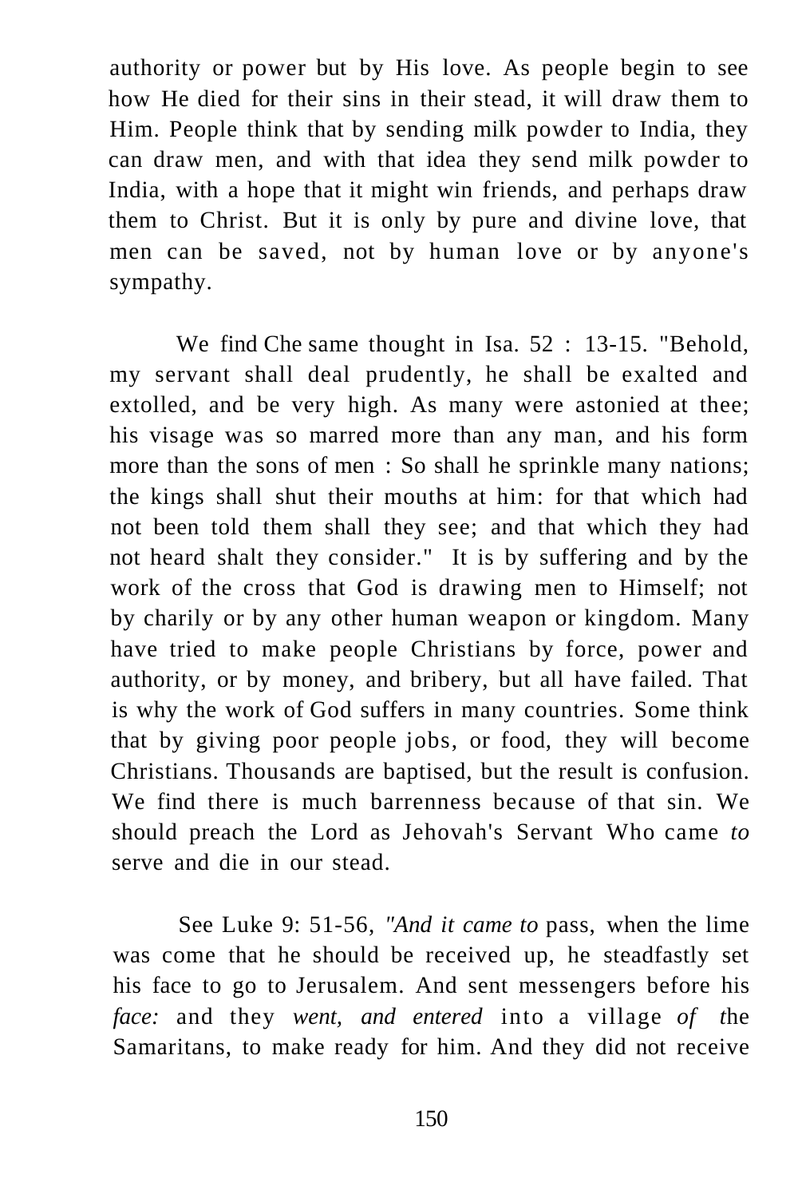authority or power but by His love. As people begin to see how He died for their sins in their stead, it will draw them to Him. People think that by sending milk powder to India, they can draw men, and with that idea they send milk powder to India, with a hope that it might win friends, and perhaps draw them to Christ. But it is only by pure and divine love, that men can be saved, not by human love or by anyone's sympathy.

We find Che same thought in Isa. 52 : 13-15. "Behold, my servant shall deal prudently, he shall be exalted and extolled, and be very high. As many were astonied at thee; his visage was so marred more than any man, and his form more than the sons of men : So shall he sprinkle many nations; the kings shall shut their mouths at him: for that which had not been told them shall they see; and that which they had not heard shalt they consider." It is by suffering and by the work of the cross that God is drawing men to Himself; not by charily or by any other human weapon or kingdom. Many have tried to make people Christians by force, power and authority, or by money, and bribery, but all have failed. That is why the work of God suffers in many countries. Some think that by giving poor people jobs, or food, they will become Christians. Thousands are baptised, but the result is confusion. We find there is much barrenness because of that sin. We should preach the Lord as Jehovah's Servant Who came *to* serve and die in our stead.

See Luke 9: 51-56, *"And it came to* pass, when the lime was come that he should be received up, he steadfastly set his face to go to Jerusalem. And sent messengers before his *face:* and they *went, and entered* into a village *of t*he Samaritans, to make ready for him. And they did not receive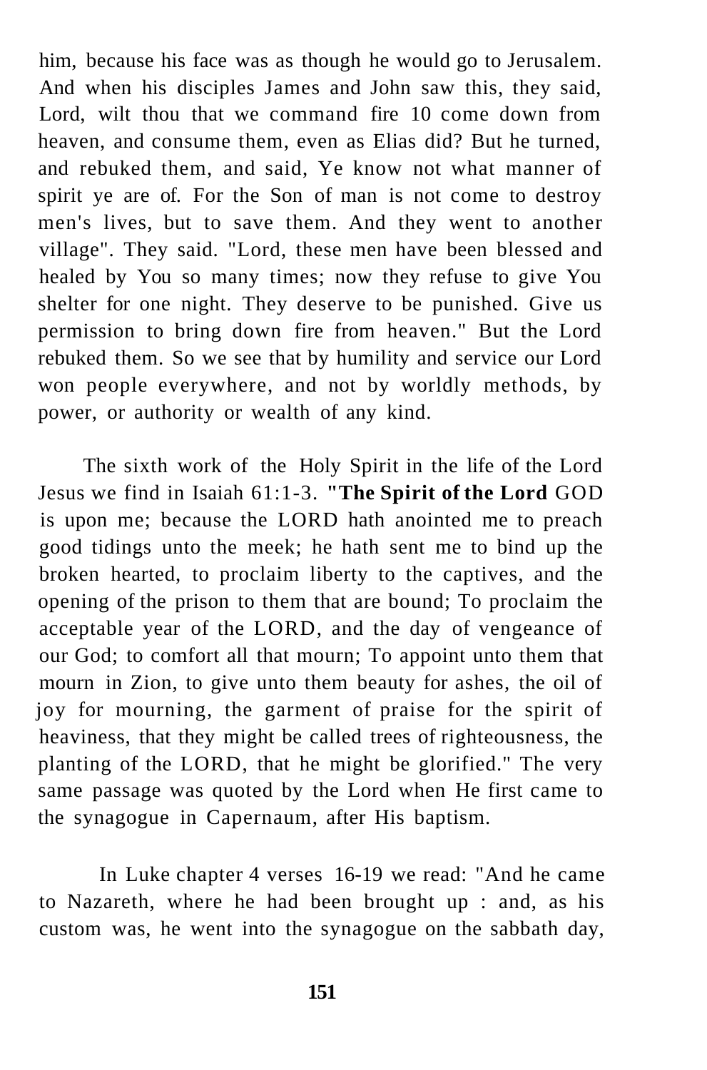him, because his face was as though he would go to Jerusalem. And when his disciples James and John saw this, they said, Lord, wilt thou that we command fire 10 come down from heaven, and consume them, even as Elias did? But he turned, and rebuked them, and said, Ye know not what manner of spirit ye are of. For the Son of man is not come to destroy men's lives, but to save them. And they went to another village". They said. "Lord, these men have been blessed and healed by You so many times; now they refuse to give You shelter for one night. They deserve to be punished. Give us permission to bring down fire from heaven." But the Lord rebuked them. So we see that by humility and service our Lord won people everywhere, and not by worldly methods, by power, or authority or wealth of any kind.

The sixth work of the Holy Spirit in the life of the Lord Jesus we find in Isaiah 61:1-3. **"The Spirit of the Lord** GOD is upon me; because the LORD hath anointed me to preach good tidings unto the meek; he hath sent me to bind up the broken hearted, to proclaim liberty to the captives, and the opening of the prison to them that are bound; To proclaim the acceptable year of the LORD, and the day of vengeance of our God; to comfort all that mourn; To appoint unto them that mourn in Zion, to give unto them beauty for ashes, the oil of joy for mourning, the garment of praise for the spirit of heaviness, that they might be called trees of righteousness, the planting of the LORD, that he might be glorified." The very same passage was quoted by the Lord when He first came to the synagogue in Capernaum, after His baptism.

In Luke chapter 4 verses 16-19 we read: "And he came to Nazareth, where he had been brought up : and, as his custom was, he went into the synagogue on the sabbath day,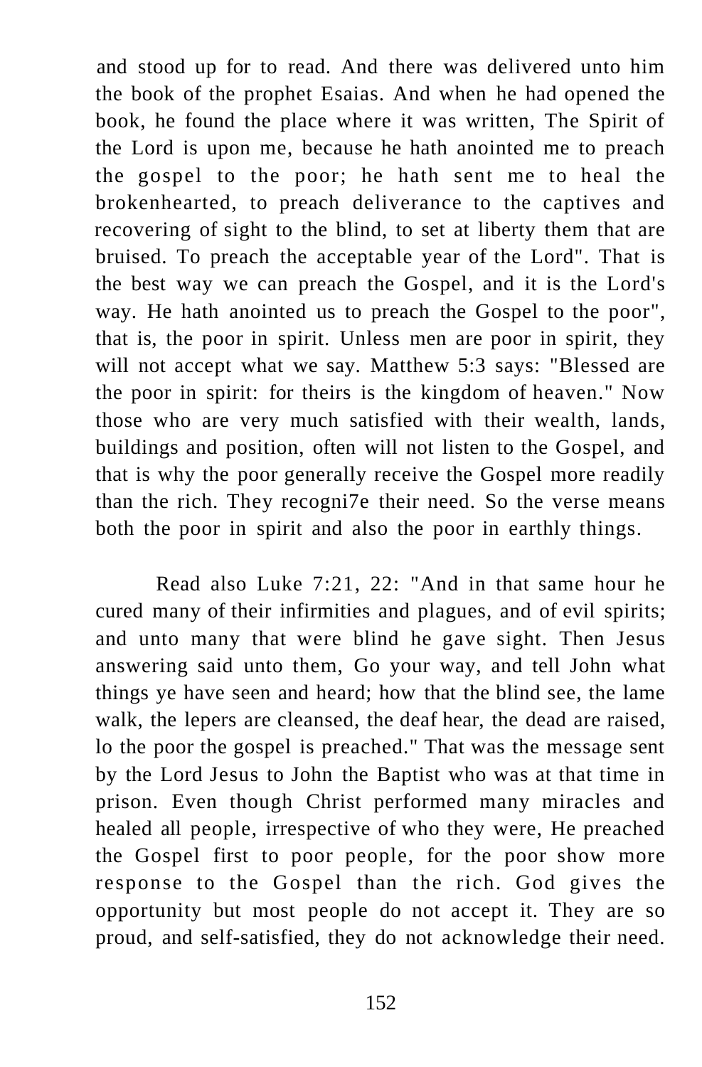and stood up for to read. And there was delivered unto him the book of the prophet Esaias. And when he had opened the book, he found the place where it was written, The Spirit of the Lord is upon me, because he hath anointed me to preach the gospel to the poor; he hath sent me to heal the brokenhearted, to preach deliverance to the captives and recovering of sight to the blind, to set at liberty them that are bruised. To preach the acceptable year of the Lord". That is the best way we can preach the Gospel, and it is the Lord's way. He hath anointed us to preach the Gospel to the poor", that is, the poor in spirit. Unless men are poor in spirit, they will not accept what we say. Matthew 5:3 says: "Blessed are the poor in spirit: for theirs is the kingdom of heaven." Now those who are very much satisfied with their wealth, lands, buildings and position, often will not listen to the Gospel, and that is why the poor generally receive the Gospel more readily than the rich. They recogni7e their need. So the verse means both the poor in spirit and also the poor in earthly things.

Read also Luke 7:21, 22: "And in that same hour he cured many of their infirmities and plagues, and of evil spirits; and unto many that were blind he gave sight. Then Jesus answering said unto them, Go your way, and tell John what things ye have seen and heard; how that the blind see, the lame walk, the lepers are cleansed, the deaf hear, the dead are raised, lo the poor the gospel is preached." That was the message sent by the Lord Jesus to John the Baptist who was at that time in prison. Even though Christ performed many miracles and healed all people, irrespective of who they were, He preached the Gospel first to poor people, for the poor show more response to the Gospel than the rich. God gives the opportunity but most people do not accept it. They are so proud, and self-satisfied, they do not acknowledge their need.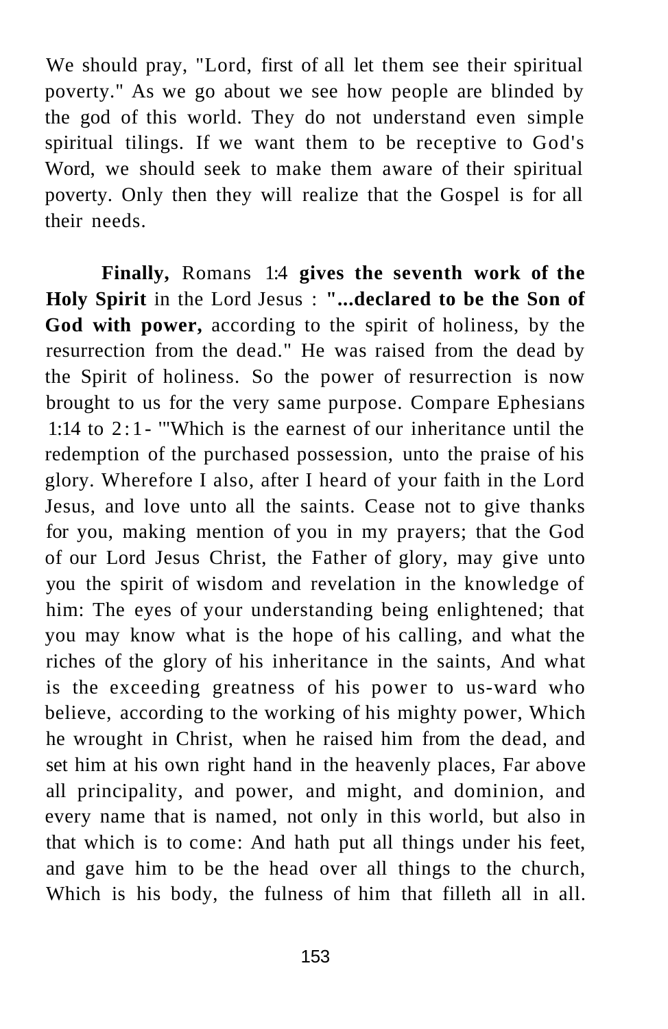We should pray, "Lord, first of all let them see their spiritual poverty." As we go about we see how people are blinded by the god of this world. They do not understand even simple spiritual tilings. If we want them to be receptive to God's Word, we should seek to make them aware of their spiritual poverty. Only then they will realize that the Gospel is for all their needs.

**Finally,** Romans 1:4 **gives the seventh work of the Holy Spirit** in the Lord Jesus : **"...declared to be the Son of God with power,** according to the spirit of holiness, by the resurrection from the dead." He was raised from the dead by the Spirit of holiness. So the power of resurrection is now brought to us for the very same purpose. Compare Ephesians 1:14 to 2:1- '"Which is the earnest of our inheritance until the redemption of the purchased possession, unto the praise of his glory. Wherefore I also, after I heard of your faith in the Lord Jesus, and love unto all the saints. Cease not to give thanks for you, making mention of you in my prayers; that the God of our Lord Jesus Christ, the Father of glory, may give unto you the spirit of wisdom and revelation in the knowledge of him: The eyes of your understanding being enlightened; that you may know what is the hope of his calling, and what the riches of the glory of his inheritance in the saints, And what is the exceeding greatness of his power to us-ward who believe, according to the working of his mighty power, Which he wrought in Christ, when he raised him from the dead, and set him at his own right hand in the heavenly places, Far above all principality, and power, and might, and dominion, and every name that is named, not only in this world, but also in that which is to come: And hath put all things under his feet, and gave him to be the head over all things to the church, Which is his body, the fulness of him that filleth all in all.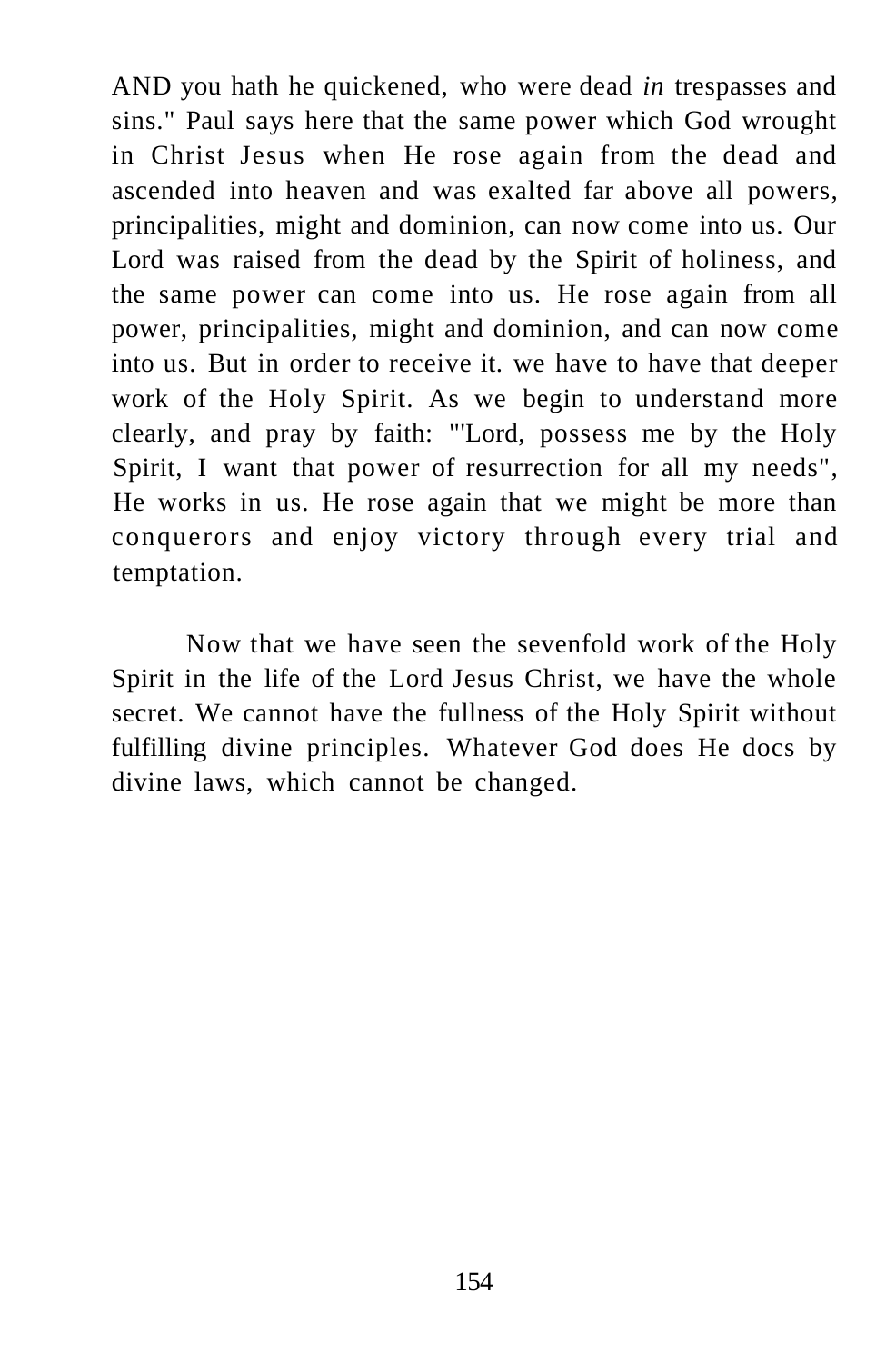AND you hath he quickened, who were dead *in* trespasses and sins." Paul says here that the same power which God wrought in Christ Jesus when He rose again from the dead and ascended into heaven and was exalted far above all powers, principalities, might and dominion, can now come into us. Our Lord was raised from the dead by the Spirit of holiness, and the same power can come into us. He rose again from all power, principalities, might and dominion, and can now come into us. But in order to receive it. we have to have that deeper work of the Holy Spirit. As we begin to understand more clearly, and pray by faith: "'Lord, possess me by the Holy Spirit, I want that power of resurrection for all my needs", He works in us. He rose again that we might be more than conquerors and enjoy victory through every trial and temptation.

Now that we have seen the sevenfold work of the Holy Spirit in the life of the Lord Jesus Christ, we have the whole secret. We cannot have the fullness of the Holy Spirit without fulfilling divine principles. Whatever God does He docs by divine laws, which cannot be changed.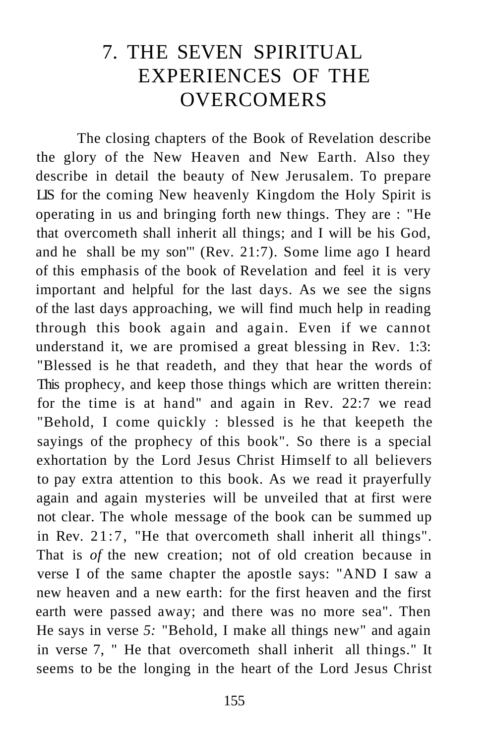# 7. THE SEVEN SPIRITUAL EXPERIENCES OF THE OVERCOMERS

The closing chapters of the Book of Revelation describe the glory of the New Heaven and New Earth. Also they describe in detail the beauty of New Jerusalem. To prepare LIS for the coming New heavenly Kingdom the Holy Spirit is operating in us and bringing forth new things. They are : "He that overcometh shall inherit all things; and I will be his God, and he shall be my son'" (Rev. 21:7). Some lime ago I heard of this emphasis of the book of Revelation and feel it is very important and helpful for the last days. As we see the signs of the last days approaching, we will find much help in reading through this book again and again. Even if we cannot understand it, we are promised a great blessing in Rev. 1:3: "Blessed is he that readeth, and they that hear the words of This prophecy, and keep those things which are written therein: for the time is at hand" and again in Rev. 22:7 we read "Behold, I come quickly : blessed is he that keepeth the sayings of the prophecy of this book". So there is a special exhortation by the Lord Jesus Christ Himself to all believers to pay extra attention to this book. As we read it prayerfully again and again mysteries will be unveiled that at first were not clear. The whole message of the book can be summed up in Rev. 21:7, "He that overcometh shall inherit all things". That is *of* the new creation; not of old creation because in verse I of the same chapter the apostle says: "AND I saw a new heaven and a new earth: for the first heaven and the first earth were passed away; and there was no more sea". Then He says in verse *5:* "Behold, I make all things new" and again in verse 7, " He that overcometh shall inherit all things." It seems to be the longing in the heart of the Lord Jesus Christ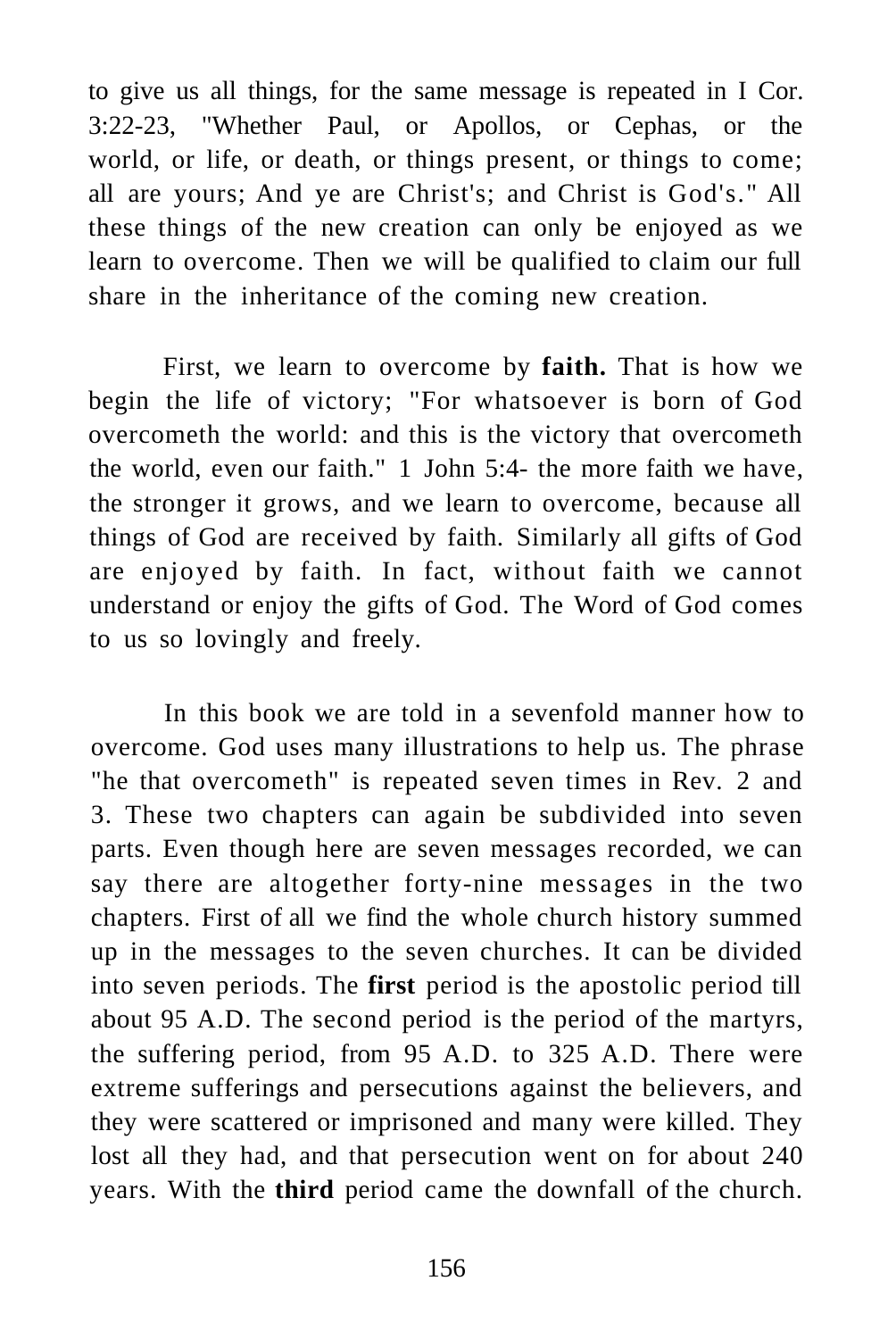to give us all things, for the same message is repeated in I Cor. 3:22-23, "Whether Paul, or Apollos, or Cephas, or the world, or life, or death, or things present, or things to come; all are yours; And ye are Christ's; and Christ is God's." All these things of the new creation can only be enjoyed as we learn to overcome. Then we will be qualified to claim our full share in the inheritance of the coming new creation.

First, we learn to overcome by **faith.** That is how we begin the life of victory; "For whatsoever is born of God overcometh the world: and this is the victory that overcometh the world, even our faith." 1 John 5:4- the more faith we have, the stronger it grows, and we learn to overcome, because all things of God are received by faith. Similarly all gifts of God are enjoyed by faith. In fact, without faith we cannot understand or enjoy the gifts of God. The Word of God comes to us so lovingly and freely.

In this book we are told in a sevenfold manner how to overcome. God uses many illustrations to help us. The phrase "he that overcometh" is repeated seven times in Rev. 2 and 3. These two chapters can again be subdivided into seven parts. Even though here are seven messages recorded, we can say there are altogether forty-nine messages in the two chapters. First of all we find the whole church history summed up in the messages to the seven churches. It can be divided into seven periods. The **first** period is the apostolic period till about 95 A.D. The second period is the period of the martyrs, the suffering period, from 95 A.D. to 325 A.D. There were extreme sufferings and persecutions against the believers, and they were scattered or imprisoned and many were killed. They lost all they had, and that persecution went on for about 240 years. With the **third** period came the downfall of the church.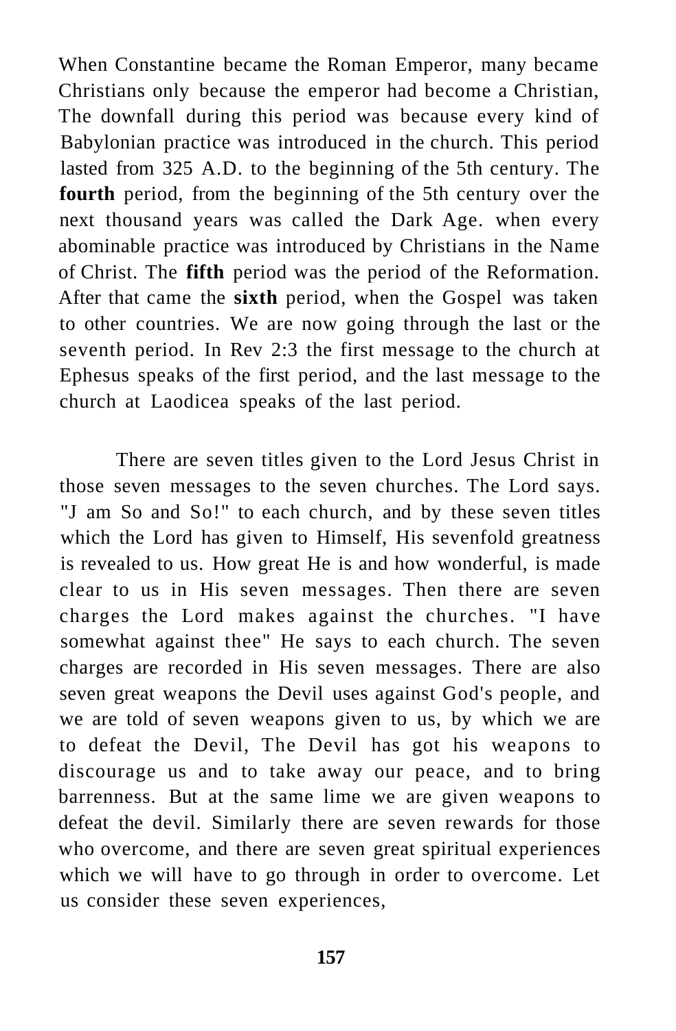When Constantine became the Roman Emperor, many became Christians only because the emperor had become a Christian, The downfall during this period was because every kind of Babylonian practice was introduced in the church. This period lasted from 325 A.D. to the beginning of the 5th century. The **fourth** period, from the beginning of the 5th century over the next thousand years was called the Dark Age. when every abominable practice was introduced by Christians in the Name of Christ. The **fifth** period was the period of the Reformation. After that came the **sixth** period, when the Gospel was taken to other countries. We are now going through the last or the seventh period. In Rev 2:3 the first message to the church at Ephesus speaks of the first period, and the last message to the church at Laodicea speaks of the last period.

There are seven titles given to the Lord Jesus Christ in those seven messages to the seven churches. The Lord says. "J am So and So!" to each church, and by these seven titles which the Lord has given to Himself, His sevenfold greatness is revealed to us. How great He is and how wonderful, is made clear to us in His seven messages. Then there are seven charges the Lord makes against the churches. "I have somewhat against thee" He says to each church. The seven charges are recorded in His seven messages. There are also seven great weapons the Devil uses against God's people, and we are told of seven weapons given to us, by which we are to defeat the Devil, The Devil has got his weapons to discourage us and to take away our peace, and to bring barrenness. But at the same lime we are given weapons to defeat the devil. Similarly there are seven rewards for those who overcome, and there are seven great spiritual experiences which we will have to go through in order to overcome. Let us consider these seven experiences,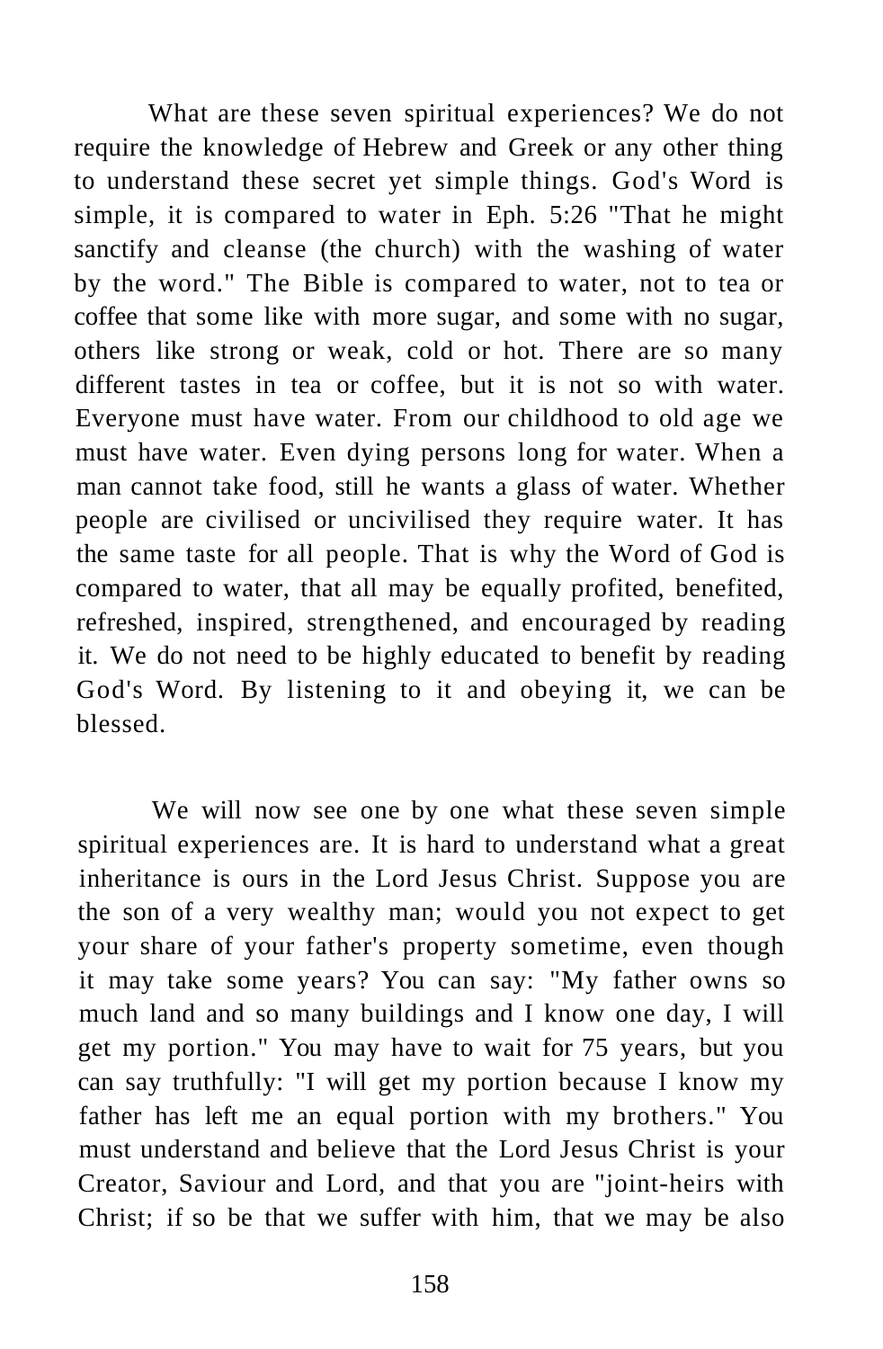What are these seven spiritual experiences? We do not require the knowledge of Hebrew and Greek or any other thing to understand these secret yet simple things. God's Word is simple, it is compared to water in Eph. 5:26 "That he might sanctify and cleanse (the church) with the washing of water by the word." The Bible is compared to water, not to tea or coffee that some like with more sugar, and some with no sugar, others like strong or weak, cold or hot. There are so many different tastes in tea or coffee, but it is not so with water. Everyone must have water. From our childhood to old age we must have water. Even dying persons long for water. When a man cannot take food, still he wants a glass of water. Whether people are civilised or uncivilised they require water. It has the same taste for all people. That is why the Word of God is compared to water, that all may be equally profited, benefited, refreshed, inspired, strengthened, and encouraged by reading it. We do not need to be highly educated to benefit by reading God's Word. By listening to it and obeying it, we can be blessed.

We will now see one by one what these seven simple spiritual experiences are. It is hard to understand what a great inheritance is ours in the Lord Jesus Christ. Suppose you are the son of a very wealthy man; would you not expect to get your share of your father's property sometime, even though it may take some years? You can say: "My father owns so much land and so many buildings and I know one day, I will get my portion." You may have to wait for 75 years, but you can say truthfully: "I will get my portion because I know my father has left me an equal portion with my brothers." You must understand and believe that the Lord Jesus Christ is your Creator, Saviour and Lord, and that you are "joint-heirs with Christ; if so be that we suffer with him, that we may be also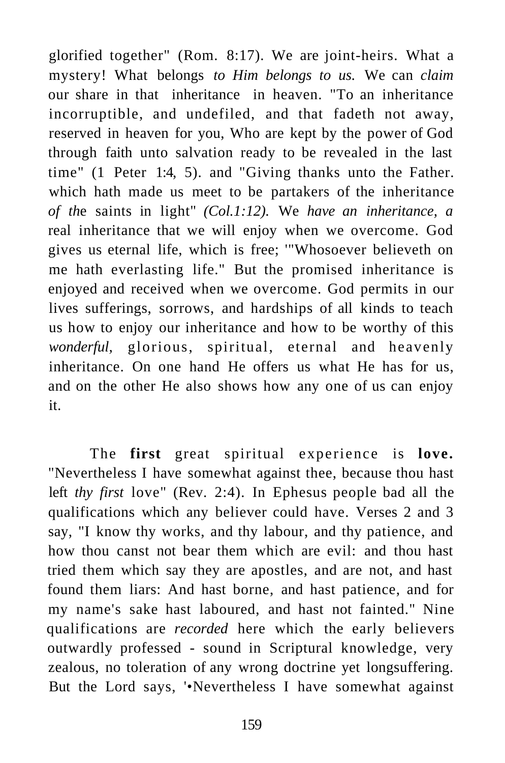glorified together" (Rom. 8:17). We are joint-heirs. What a mystery! What belongs *to Him belongs to us.* We can *claim* our share in that inheritance in heaven. "To an inheritance incorruptible, and undefiled, and that fadeth not away, reserved in heaven for you, Who are kept by the power of God through faith unto salvation ready to be revealed in the last time" (1 Peter 1:4, 5). and "Giving thanks unto the Father. which hath made us meet to be partakers of the inheritance *of th*e saints in light" *(Col.1:12).* We *have an inheritance, a* real inheritance that we will enjoy when we overcome. God gives us eternal life, which is free; '"Whosoever believeth on me hath everlasting life." But the promised inheritance is enjoyed and received when we overcome. God permits in our lives sufferings, sorrows, and hardships of all kinds to teach us how to enjoy our inheritance and how to be worthy of this *wonderful,* glorious, spiritual, eternal and heavenly inheritance. On one hand He offers us what He has for us, and on the other He also shows how any one of us can enjoy it.

The **first** great spiritual experience is **love.** "Nevertheless I have somewhat against thee, because thou hast left *thy first* love" (Rev. 2:4). In Ephesus people bad all the qualifications which any believer could have. Verses 2 and 3 say, "I know thy works, and thy labour, and thy patience, and how thou canst not bear them which are evil: and thou hast tried them which say they are apostles, and are not, and hast found them liars: And hast borne, and hast patience, and for my name's sake hast laboured, and hast not fainted." Nine qualifications are *recorded* here which the early believers outwardly professed - sound in Scriptural knowledge, very zealous, no toleration of any wrong doctrine yet longsuffering. But the Lord says, '•Nevertheless I have somewhat against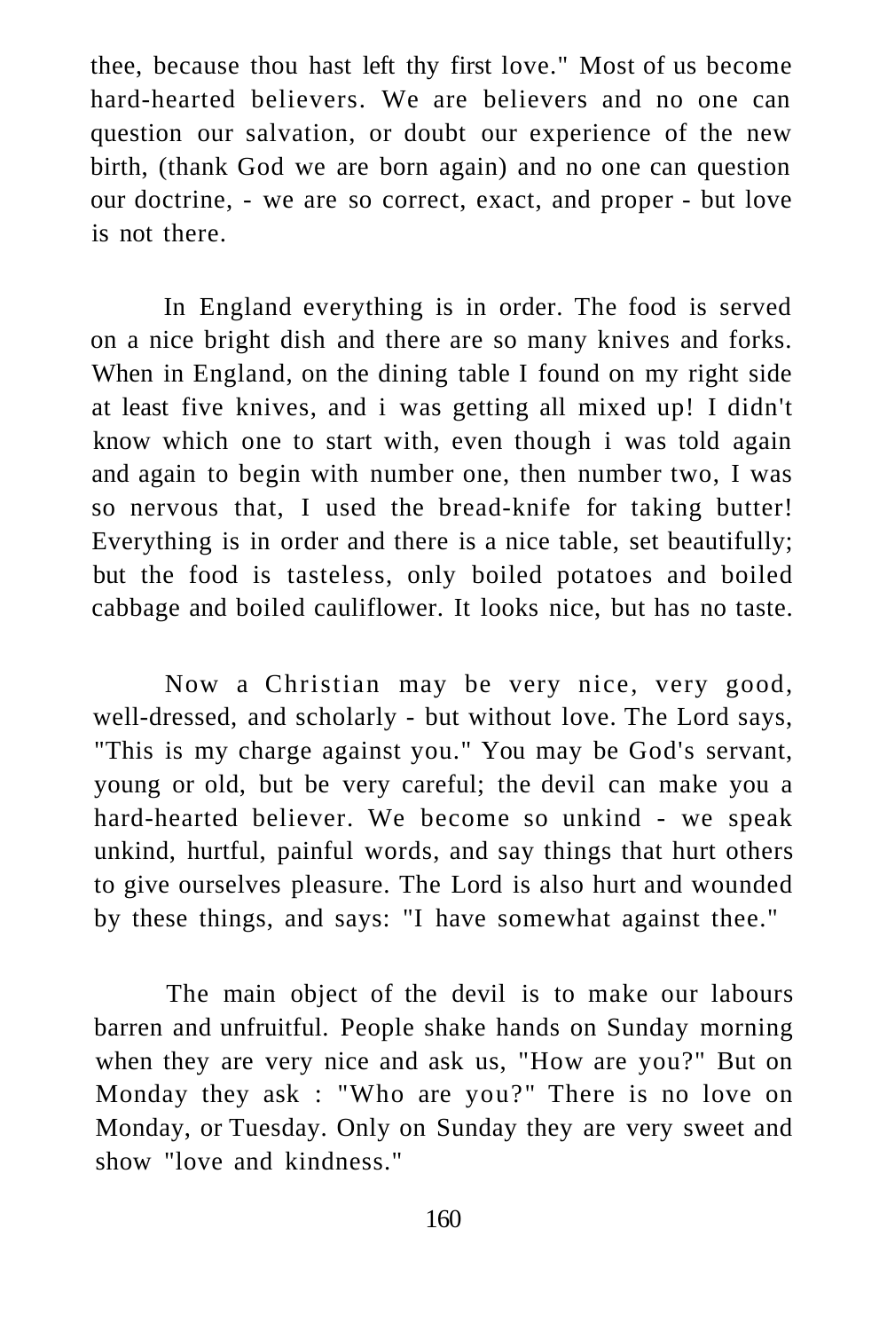thee, because thou hast left thy first love." Most of us become hard-hearted believers. We are believers and no one can question our salvation, or doubt our experience of the new birth, (thank God we are born again) and no one can question our doctrine, - we are so correct, exact, and proper - but love is not there.

In England everything is in order. The food is served on a nice bright dish and there are so many knives and forks. When in England, on the dining table I found on my right side at least five knives, and i was getting all mixed up! I didn't know which one to start with, even though i was told again and again to begin with number one, then number two, I was so nervous that, I used the bread-knife for taking butter! Everything is in order and there is a nice table, set beautifully; but the food is tasteless, only boiled potatoes and boiled cabbage and boiled cauliflower. It looks nice, but has no taste.

Now a Christian may be very nice, very good, well-dressed, and scholarly - but without love. The Lord says, "This is my charge against you." You may be God's servant, young or old, but be very careful; the devil can make you a hard-hearted believer. We become so unkind - we speak unkind, hurtful, painful words, and say things that hurt others to give ourselves pleasure. The Lord is also hurt and wounded by these things, and says: "I have somewhat against thee."

The main object of the devil is to make our labours barren and unfruitful. People shake hands on Sunday morning when they are very nice and ask us, "How are you?" But on Monday they ask : "Who are you?" There is no love on Monday, or Tuesday. Only on Sunday they are very sweet and show "love and kindness."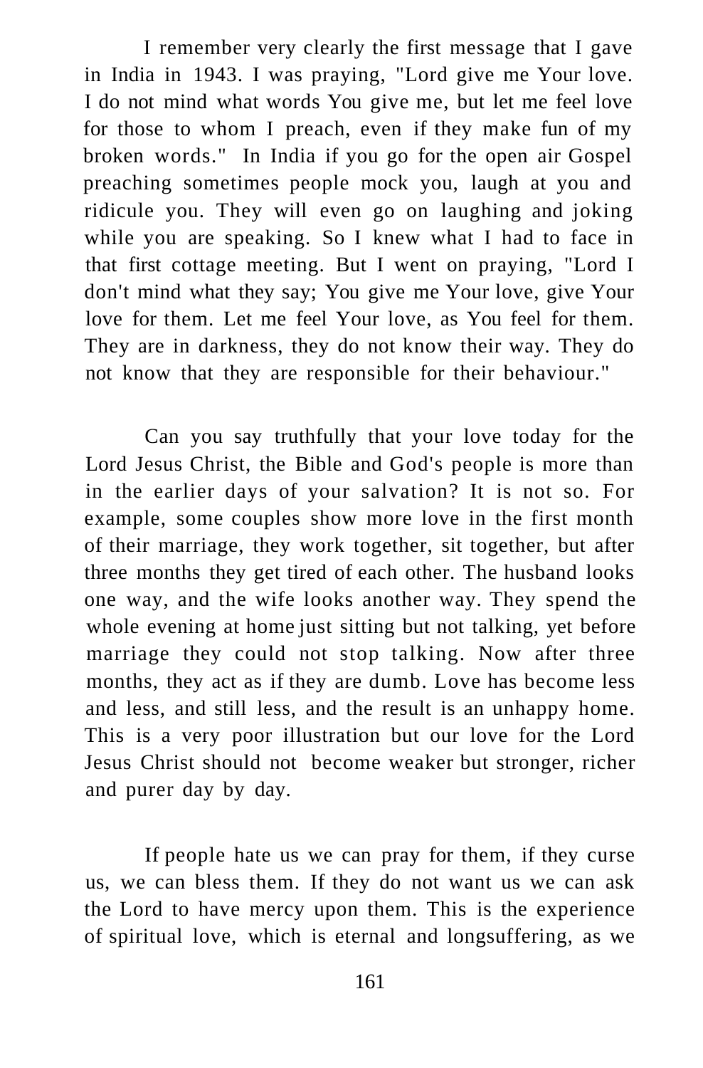I remember very clearly the first message that I gave in India in 1943. I was praying, "Lord give me Your love. I do not mind what words You give me, but let me feel love for those to whom I preach, even if they make fun of my broken words." In India if you go for the open air Gospel preaching sometimes people mock you, laugh at you and ridicule you. They will even go on laughing and joking while you are speaking. So I knew what I had to face in that first cottage meeting. But I went on praying, "Lord I don't mind what they say; You give me Your love, give Your love for them. Let me feel Your love, as You feel for them. They are in darkness, they do not know their way. They do not know that they are responsible for their behaviour."

Can you say truthfully that your love today for the Lord Jesus Christ, the Bible and God's people is more than in the earlier days of your salvation? It is not so. For example, some couples show more love in the first month of their marriage, they work together, sit together, but after three months they get tired of each other. The husband looks one way, and the wife looks another way. They spend the whole evening at home just sitting but not talking, yet before marriage they could not stop talking. Now after three months, they act as if they are dumb. Love has become less and less, and still less, and the result is an unhappy home. This is a very poor illustration but our love for the Lord Jesus Christ should not become weaker but stronger, richer and purer day by day.

If people hate us we can pray for them, if they curse us, we can bless them. If they do not want us we can ask the Lord to have mercy upon them. This is the experience of spiritual love, which is eternal and longsuffering, as we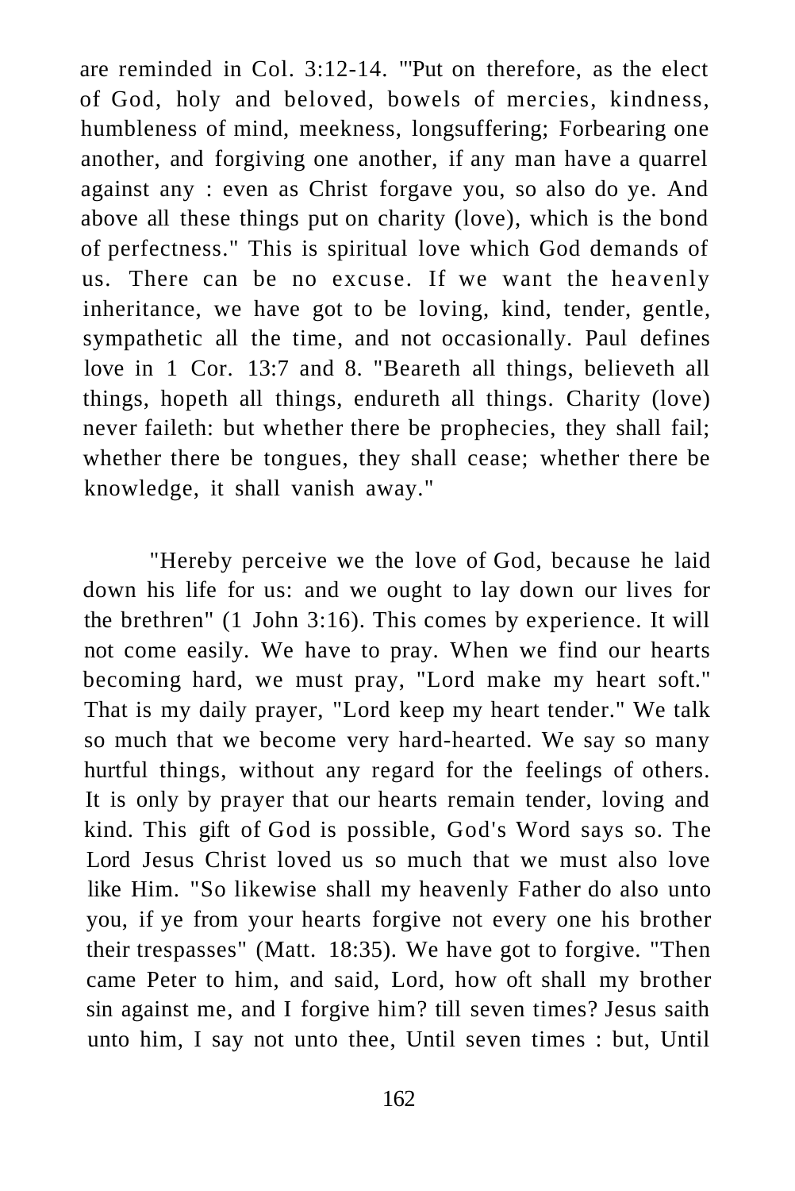are reminded in Col. 3:12-14. "'Put on therefore, as the elect of God, holy and beloved, bowels of mercies, kindness, humbleness of mind, meekness, longsuffering; Forbearing one another, and forgiving one another, if any man have a quarrel against any : even as Christ forgave you, so also do ye. And above all these things put on charity (love), which is the bond of perfectness." This is spiritual love which God demands of us. There can be no excuse. If we want the heavenly inheritance, we have got to be loving, kind, tender, gentle, sympathetic all the time, and not occasionally. Paul defines love in 1 Cor. 13:7 and 8. "Beareth all things, believeth all things, hopeth all things, endureth all things. Charity (love) never faileth: but whether there be prophecies, they shall fail; whether there be tongues, they shall cease; whether there be knowledge, it shall vanish away."

"Hereby perceive we the love of God, because he laid down his life for us: and we ought to lay down our lives for the brethren" (1 John 3:16). This comes by experience. It will not come easily. We have to pray. When we find our hearts becoming hard, we must pray, "Lord make my heart soft." That is my daily prayer, "Lord keep my heart tender." We talk so much that we become very hard-hearted. We say so many hurtful things, without any regard for the feelings of others. It is only by prayer that our hearts remain tender, loving and kind. This gift of God is possible, God's Word says so. The Lord Jesus Christ loved us so much that we must also love like Him. "So likewise shall my heavenly Father do also unto you, if ye from your hearts forgive not every one his brother their trespasses" (Matt. 18:35). We have got to forgive. "Then came Peter to him, and said, Lord, how oft shall my brother sin against me, and I forgive him? till seven times? Jesus saith unto him, I say not unto thee, Until seven times : but, Until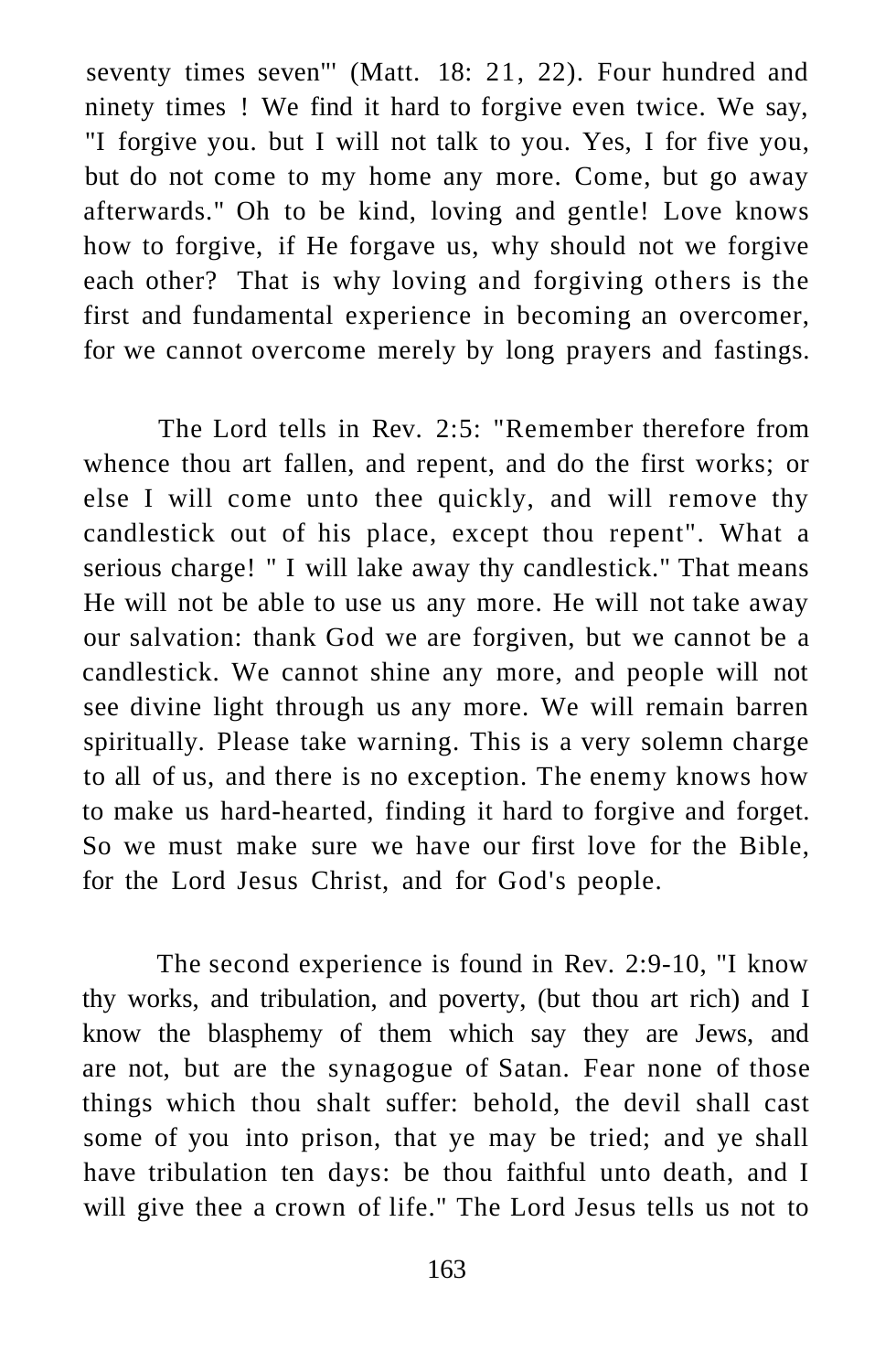seventy times seven"' (Matt. 18: 21, 22). Four hundred and ninety times ! We find it hard to forgive even twice. We say, "I forgive you. but I will not talk to you. Yes, I for five you, but do not come to my home any more. Come, but go away afterwards." Oh to be kind, loving and gentle! Love knows how to forgive, if He forgave us, why should not we forgive each other? That is why loving and forgiving others is the first and fundamental experience in becoming an overcomer, for we cannot overcome merely by long prayers and fastings.

The Lord tells in Rev. 2:5: "Remember therefore from whence thou art fallen, and repent, and do the first works; or else I will come unto thee quickly, and will remove thy candlestick out of his place, except thou repent". What a serious charge! " I will lake away thy candlestick." That means He will not be able to use us any more. He will not take away our salvation: thank God we are forgiven, but we cannot be a candlestick. We cannot shine any more, and people will not see divine light through us any more. We will remain barren spiritually. Please take warning. This is a very solemn charge to all of us, and there is no exception. The enemy knows how to make us hard-hearted, finding it hard to forgive and forget. So we must make sure we have our first love for the Bible, for the Lord Jesus Christ, and for God's people.

The second experience is found in Rev. 2:9-10, "I know thy works, and tribulation, and poverty, (but thou art rich) and I know the blasphemy of them which say they are Jews, and are not, but are the synagogue of Satan. Fear none of those things which thou shalt suffer: behold, the devil shall cast some of you into prison, that ye may be tried; and ye shall have tribulation ten days: be thou faithful unto death, and I will give thee a crown of life." The Lord Jesus tells us not to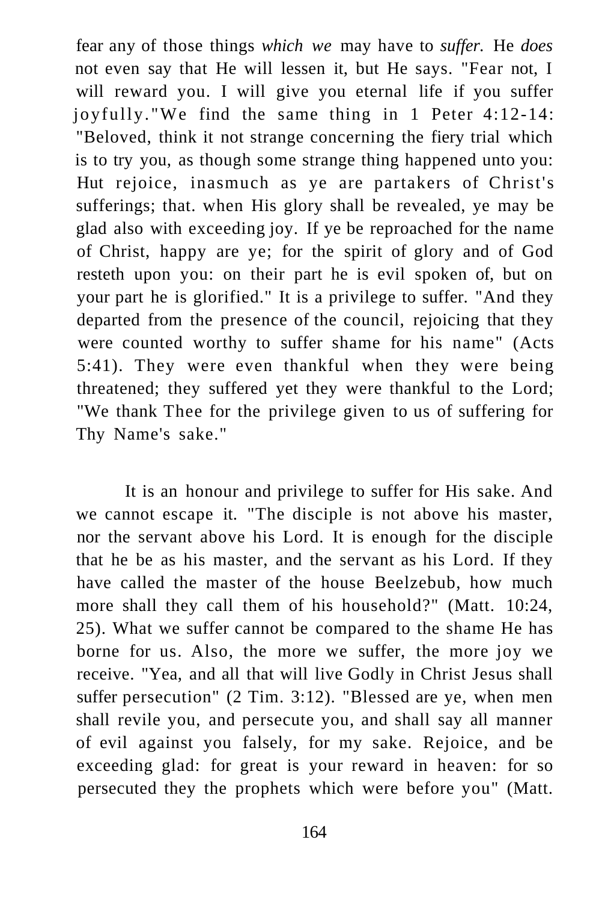fear any of those things *which we* may have to *suffer.* He *does* not even say that He will lessen it, but He says. "Fear not, I will reward you. I will give you eternal life if you suffer joyfully."We find the same thing in 1 Peter 4:12-14: "Beloved, think it not strange concerning the fiery trial which is to try you, as though some strange thing happened unto you: Hut rejoice, inasmuch as ye are partakers of Christ's sufferings; that. when His glory shall be revealed, ye may be glad also with exceeding joy. If ye be reproached for the name of Christ, happy are ye; for the spirit of glory and of God resteth upon you: on their part he is evil spoken of, but on your part he is glorified." It is a privilege to suffer. "And they departed from the presence of the council, rejoicing that they were counted worthy to suffer shame for his name" (Acts 5:41). They were even thankful when they were being threatened; they suffered yet they were thankful to the Lord; "We thank Thee for the privilege given to us of suffering for Thy Name's sake."

It is an honour and privilege to suffer for His sake. And we cannot escape it. "The disciple is not above his master, nor the servant above his Lord. It is enough for the disciple that he be as his master, and the servant as his Lord. If they have called the master of the house Beelzebub, how much more shall they call them of his household?" (Matt. 10:24, 25). What we suffer cannot be compared to the shame He has borne for us. Also, the more we suffer, the more joy we receive. "Yea, and all that will live Godly in Christ Jesus shall suffer persecution" (2 Tim. 3:12). "Blessed are ye, when men shall revile you, and persecute you, and shall say all manner of evil against you falsely, for my sake. Rejoice, and be exceeding glad: for great is your reward in heaven: for so persecuted they the prophets which were before you" (Matt.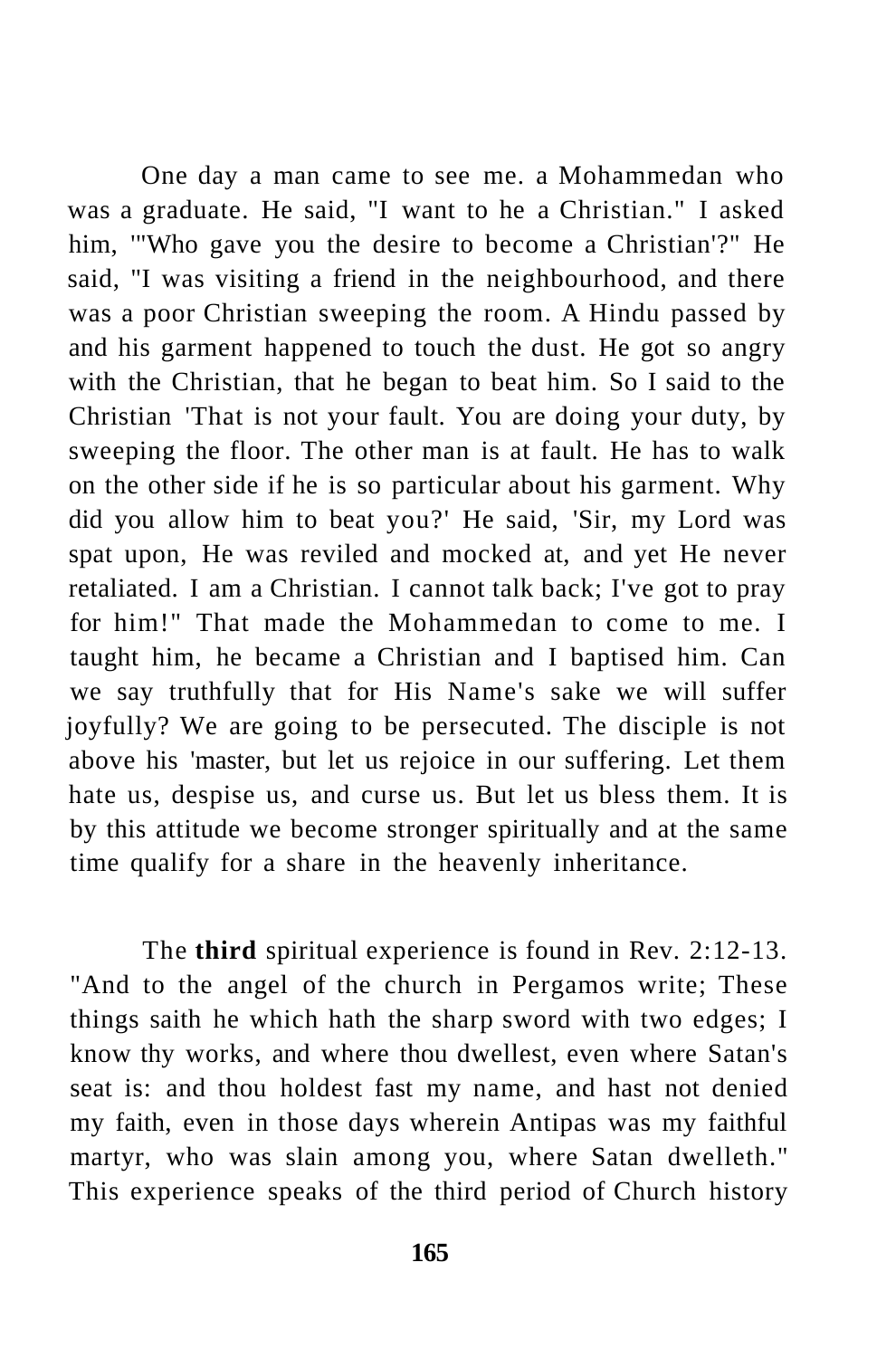One day a man came to see me. a Mohammedan who was a graduate. He said, "I want to he a Christian." I asked him, '"Who gave you the desire to become a Christian'?" He said, "I was visiting a friend in the neighbourhood, and there was a poor Christian sweeping the room. A Hindu passed by and his garment happened to touch the dust. He got so angry with the Christian, that he began to beat him. So I said to the Christian 'That is not your fault. You are doing your duty, by sweeping the floor. The other man is at fault. He has to walk on the other side if he is so particular about his garment. Why did you allow him to beat you?' He said, 'Sir, my Lord was spat upon, He was reviled and mocked at, and yet He never retaliated. I am a Christian. I cannot talk back; I've got to pray for him!" That made the Mohammedan to come to me. I taught him, he became a Christian and I baptised him. Can we say truthfully that for His Name's sake we will suffer joyfully? We are going to be persecuted. The disciple is not above his 'master, but let us rejoice in our suffering. Let them hate us, despise us, and curse us. But let us bless them. It is by this attitude we become stronger spiritually and at the same time qualify for a share in the heavenly inheritance.

The **third** spiritual experience is found in Rev. 2:12-13. "And to the angel of the church in Pergamos write; These things saith he which hath the sharp sword with two edges; I know thy works, and where thou dwellest, even where Satan's seat is: and thou holdest fast my name, and hast not denied my faith, even in those days wherein Antipas was my faithful martyr, who was slain among you, where Satan dwelleth." This experience speaks of the third period of Church history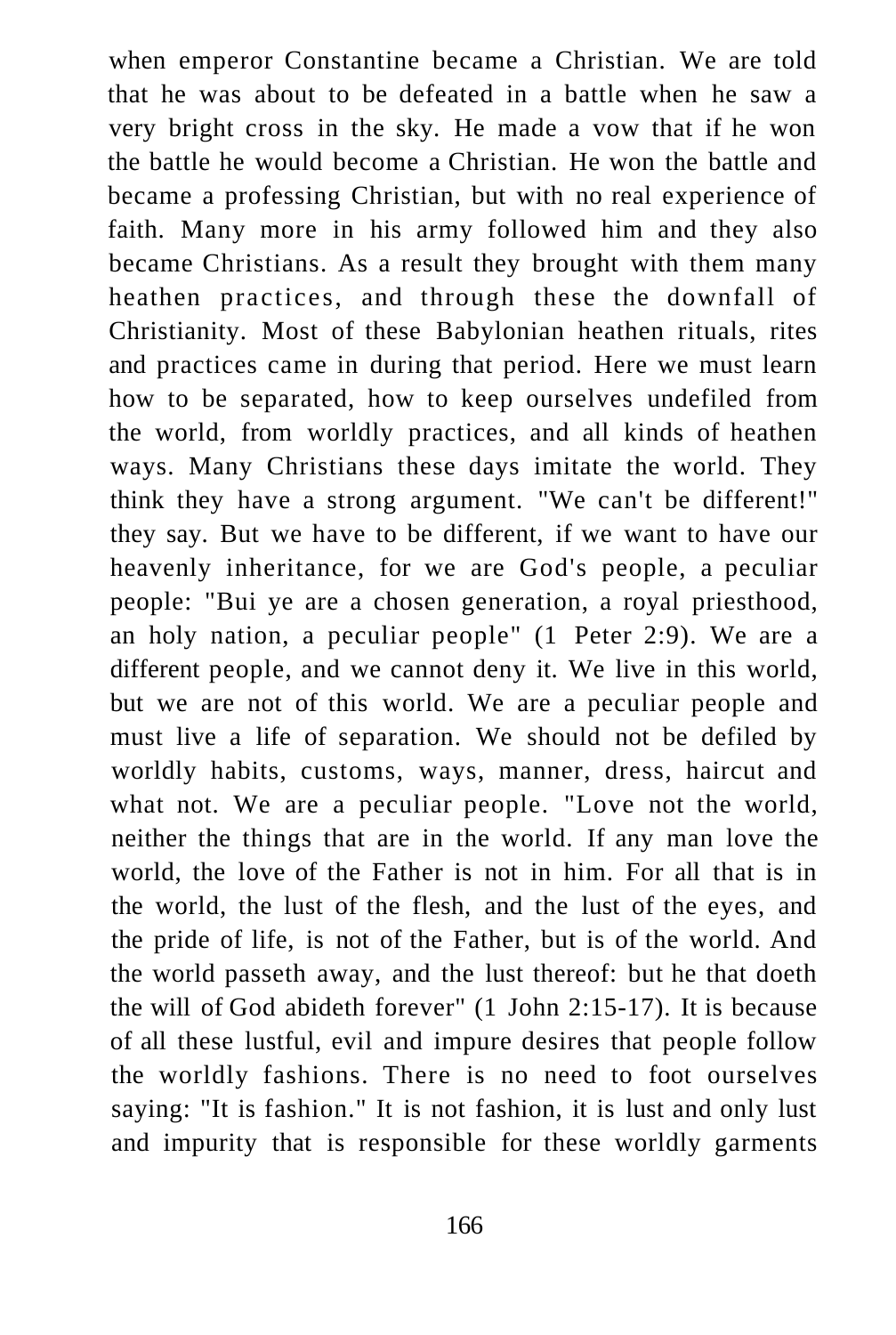when emperor Constantine became a Christian. We are told that he was about to be defeated in a battle when he saw a very bright cross in the sky. He made a vow that if he won the battle he would become a Christian. He won the battle and became a professing Christian, but with no real experience of faith. Many more in his army followed him and they also became Christians. As a result they brought with them many heathen practices, and through these the downfall of Christianity. Most of these Babylonian heathen rituals, rites and practices came in during that period. Here we must learn how to be separated, how to keep ourselves undefiled from the world, from worldly practices, and all kinds of heathen ways. Many Christians these days imitate the world. They think they have a strong argument. "We can't be different!" they say. But we have to be different, if we want to have our heavenly inheritance, for we are God's people, a peculiar people: "Bui ye are a chosen generation, a royal priesthood, an holy nation, a peculiar people" (1 Peter 2:9). We are a different people, and we cannot deny it. We live in this world, but we are not of this world. We are a peculiar people and must live a life of separation. We should not be defiled by worldly habits, customs, ways, manner, dress, haircut and what not. We are a peculiar people. "Love not the world, neither the things that are in the world. If any man love the world, the love of the Father is not in him. For all that is in the world, the lust of the flesh, and the lust of the eyes, and the pride of life, is not of the Father, but is of the world. And the world passeth away, and the lust thereof: but he that doeth the will of God abideth forever" (1 John 2:15-17). It is because of all these lustful, evil and impure desires that people follow the worldly fashions. There is no need to foot ourselves saying: "It is fashion." It is not fashion, it is lust and only lust and impurity that is responsible for these worldly garments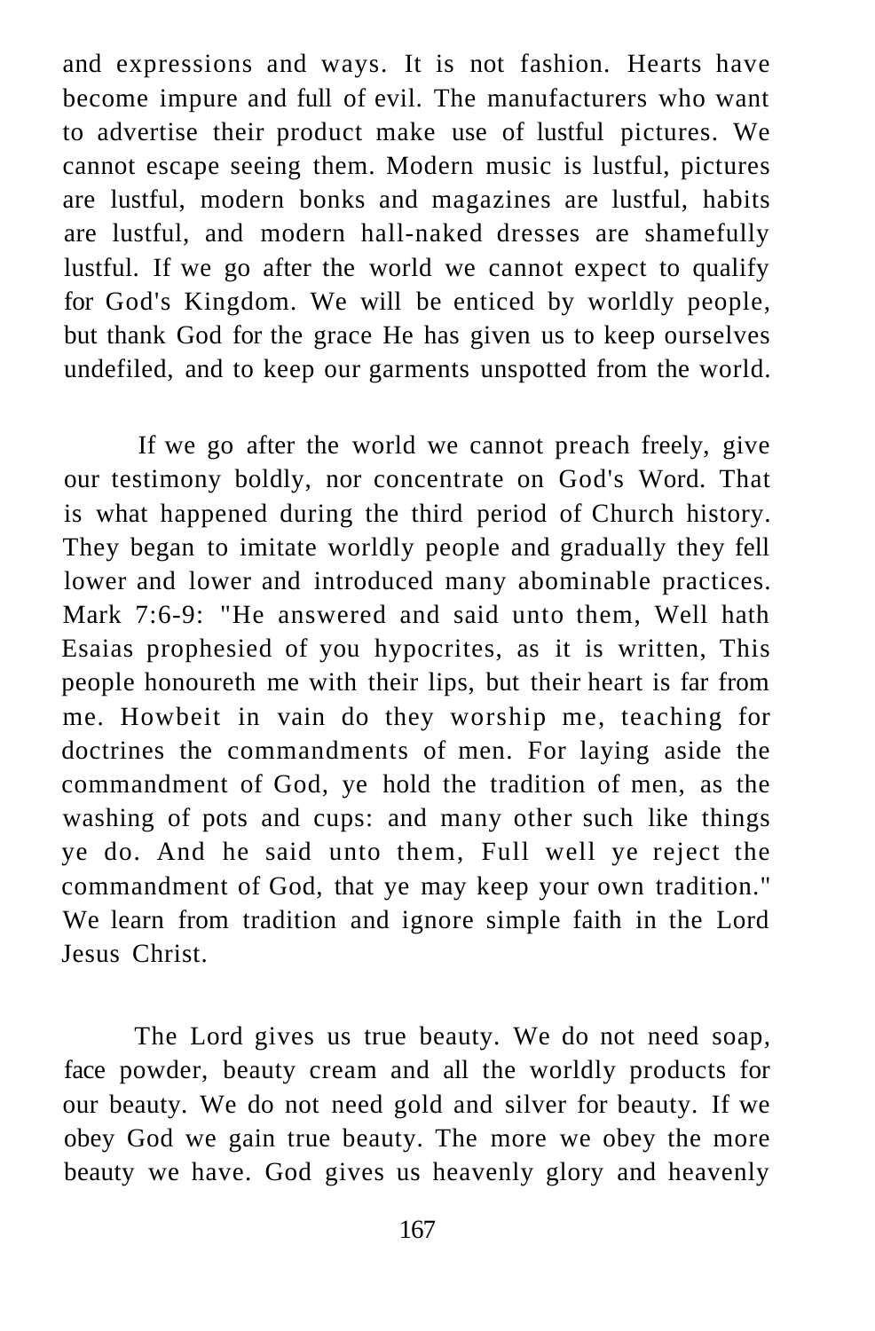and expressions and ways. It is not fashion. Hearts have become impure and full of evil. The manufacturers who want to advertise their product make use of lustful pictures. We cannot escape seeing them. Modern music is lustful, pictures are lustful, modern bonks and magazines are lustful, habits are lustful, and modern hall-naked dresses are shamefully lustful. If we go after the world we cannot expect to qualify for God's Kingdom. We will be enticed by worldly people, but thank God for the grace He has given us to keep ourselves undefiled, and to keep our garments unspotted from the world.

If we go after the world we cannot preach freely, give our testimony boldly, nor concentrate on God's Word. That is what happened during the third period of Church history. They began to imitate worldly people and gradually they fell lower and lower and introduced many abominable practices. Mark 7:6-9: "He answered and said unto them, Well hath Esaias prophesied of you hypocrites, as it is written, This people honoureth me with their lips, but their heart is far from me. Howbeit in vain do they worship me, teaching for doctrines the commandments of men. For laying aside the commandment of God, ye hold the tradition of men, as the washing of pots and cups: and many other such like things ye do. And he said unto them, Full well ye reject the commandment of God, that ye may keep your own tradition." We learn from tradition and ignore simple faith in the Lord Jesus Christ.

The Lord gives us true beauty. We do not need soap, face powder, beauty cream and all the worldly products for our beauty. We do not need gold and silver for beauty. If we obey God we gain true beauty. The more we obey the more beauty we have. God gives us heavenly glory and heavenly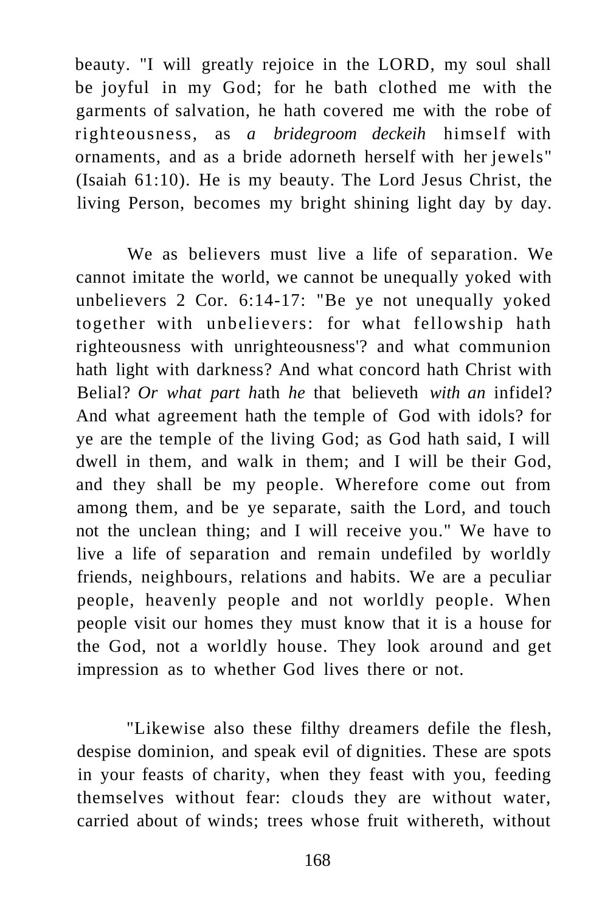beauty. "I will greatly rejoice in the LORD, my soul shall be joyful in my God; for he bath clothed me with the garments of salvation, he hath covered me with the robe of righteousness, as *a bridegroom deckeih* himself with ornaments, and as a bride adorneth herself with her jewels" (Isaiah 61:10). He is my beauty. The Lord Jesus Christ, the living Person, becomes my bright shining light day by day.

We as believers must live a life of separation. We cannot imitate the world, we cannot be unequally yoked with unbelievers 2 Cor. 6:14-17: "Be ye not unequally yoked together with unbelievers: for what fellowship hath righteousness with unrighteousness'? and what communion hath light with darkness? And what concord hath Christ with Belial? *Or what part h*ath *he* that believeth *with an* infidel? And what agreement hath the temple of God with idols? for ye are the temple of the living God; as God hath said, I will dwell in them, and walk in them; and I will be their God, and they shall be my people. Wherefore come out from among them, and be ye separate, saith the Lord, and touch not the unclean thing; and I will receive you." We have to live a life of separation and remain undefiled by worldly friends, neighbours, relations and habits. We are a peculiar people, heavenly people and not worldly people. When people visit our homes they must know that it is a house for the God, not a worldly house. They look around and get impression as to whether God lives there or not.

"Likewise also these filthy dreamers defile the flesh, despise dominion, and speak evil of dignities. These are spots in your feasts of charity, when they feast with you, feeding themselves without fear: clouds they are without water, carried about of winds; trees whose fruit withereth, without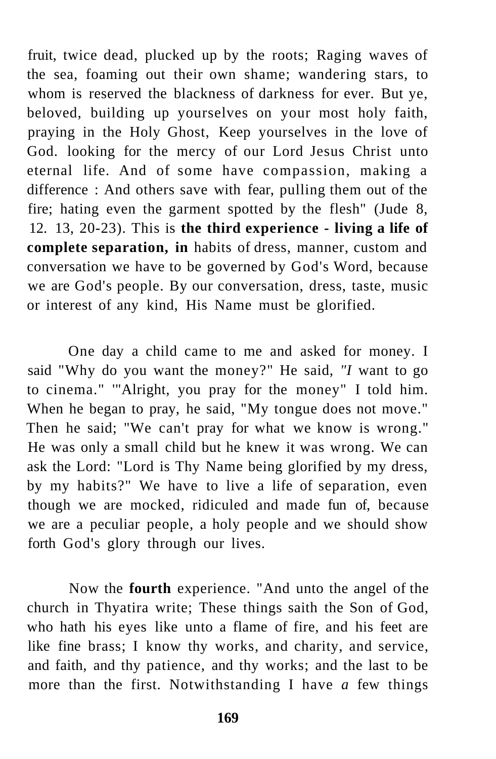fruit, twice dead, plucked up by the roots; Raging waves of the sea, foaming out their own shame; wandering stars, to whom is reserved the blackness of darkness for ever. But ye, beloved, building up yourselves on your most holy faith, praying in the Holy Ghost, Keep yourselves in the love of God. looking for the mercy of our Lord Jesus Christ unto eternal life. And of some have compassion, making a difference : And others save with fear, pulling them out of the fire; hating even the garment spotted by the flesh" (Jude 8, 12. 13, 20-23). This is **the third experience - living a life of complete separation, in** habits of dress, manner, custom and conversation we have to be governed by God's Word, because we are God's people. By our conversation, dress, taste, music or interest of any kind, His Name must be glorified.

One day a child came to me and asked for money. I said "Why do you want the money?" He said, *"I* want to go to cinema." '"Alright, you pray for the money" I told him. When he began to pray, he said, "My tongue does not move." Then he said; "We can't pray for what we know is wrong." He was only a small child but he knew it was wrong. We can ask the Lord: "Lord is Thy Name being glorified by my dress, by my habits?" We have to live a life of separation, even though we are mocked, ridiculed and made fun of, because we are a peculiar people, a holy people and we should show forth God's glory through our lives.

Now the **fourth** experience. "And unto the angel of the church in Thyatira write; These things saith the Son of God, who hath his eyes like unto a flame of fire, and his feet are like fine brass; I know thy works, and charity, and service, and faith, and thy patience, and thy works; and the last to be more than the first. Notwithstanding I have *a* few things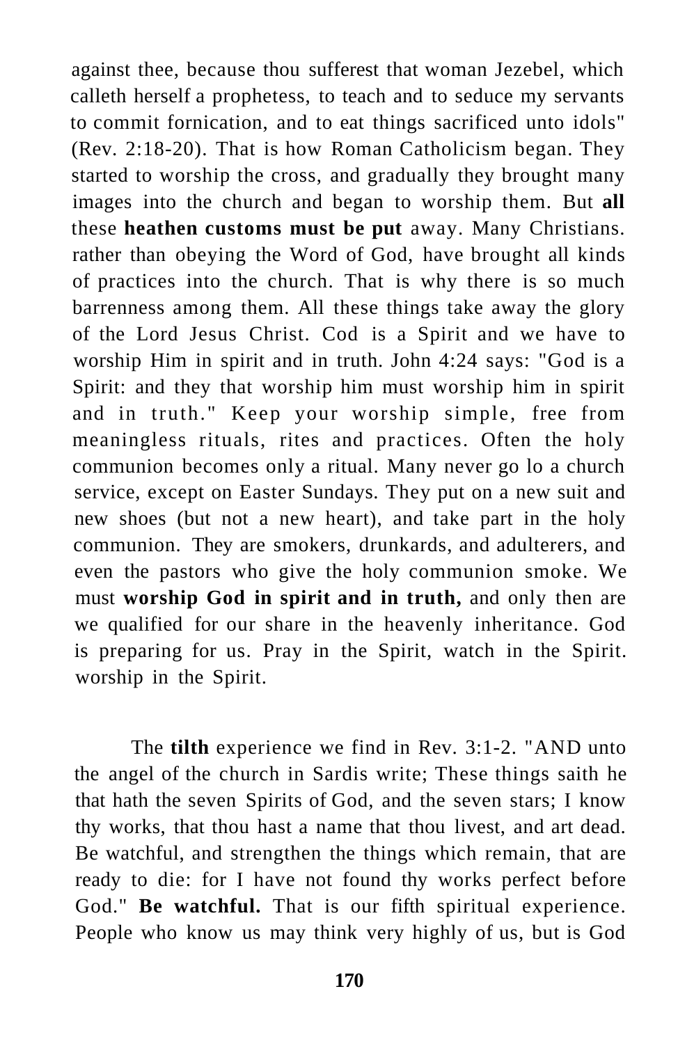against thee, because thou sufferest that woman Jezebel, which calleth herself a prophetess, to teach and to seduce my servants to commit fornication, and to eat things sacrificed unto idols" (Rev. 2:18-20). That is how Roman Catholicism began. They started to worship the cross, and gradually they brought many images into the church and began to worship them. But **all** these **heathen customs must be put** away. Many Christians. rather than obeying the Word of God, have brought all kinds of practices into the church. That is why there is so much barrenness among them. All these things take away the glory of the Lord Jesus Christ. Cod is a Spirit and we have to worship Him in spirit and in truth. John 4:24 says: "God is a Spirit: and they that worship him must worship him in spirit and in truth." Keep your worship simple, free from meaningless rituals, rites and practices. Often the holy communion becomes only a ritual. Many never go lo a church service, except on Easter Sundays. They put on a new suit and new shoes (but not a new heart), and take part in the holy communion. They are smokers, drunkards, and adulterers, and even the pastors who give the holy communion smoke. We must **worship God in spirit and in truth,** and only then are we qualified for our share in the heavenly inheritance. God is preparing for us. Pray in the Spirit, watch in the Spirit. worship in the Spirit.

The **tilth** experience we find in Rev. 3:1-2. "AND unto the angel of the church in Sardis write; These things saith he that hath the seven Spirits of God, and the seven stars; I know thy works, that thou hast a name that thou livest, and art dead. Be watchful, and strengthen the things which remain, that are ready to die: for I have not found thy works perfect before God." **Be watchful.** That is our fifth spiritual experience. People who know us may think very highly of us, but is God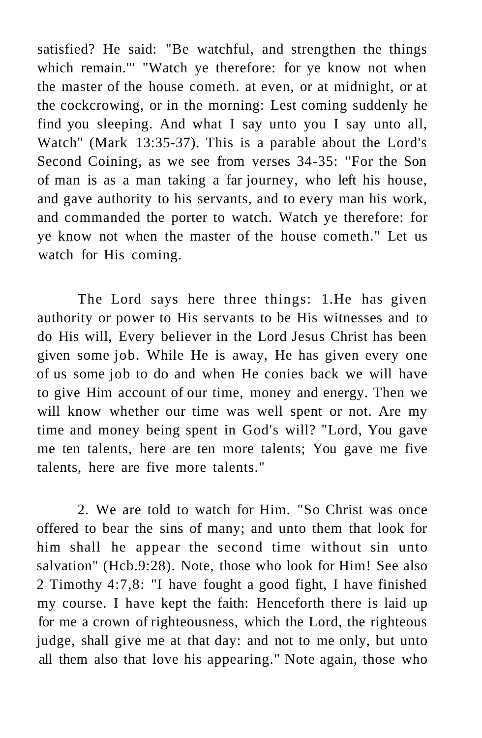satisfied? He said: "Be watchful, and strengthen the things which remain."' "Watch ye therefore: for ye know not when the master of the house cometh. at even, or at midnight, or at the cockcrowing, or in the morning: Lest coming suddenly he find you sleeping. And what I say unto you I say unto all, Watch" (Mark 13:35-37). This is a parable about the Lord's Second Coining, as we see from verses 34-35: "For the Son of man is as a man taking a far journey, who left his house, and gave authority to his servants, and to every man his work, and commanded the porter to watch. Watch ye therefore: for ye know not when the master of the house cometh." Let us watch for His coming.

The Lord says here three things: 1.He has given authority or power to His servants to be His witnesses and to do His will, Every believer in the Lord Jesus Christ has been given some job. While He is away, He has given every one of us some job to do and when He conies back we will have to give Him account of our time, money and energy. Then we will know whether our time was well spent or not. Are my time and money being spent in God's will? "Lord, You gave me ten talents, here are ten more talents; You gave me five talents, here are five more talents."

2. We are told to watch for Him. "So Christ was once offered to bear the sins of many; and unto them that look for him shall he appear the second time without sin unto salvation" (Hcb.9:28). Note, those who look for Him! See also 2 Timothy 4:7,8: "I have fought a good fight, I have finished my course. I have kept the faith: Henceforth there is laid up for me a crown of righteousness, which the Lord, the righteous judge, shall give me at that day: and not to me only, but unto all them also that love his appearing." Note again, those who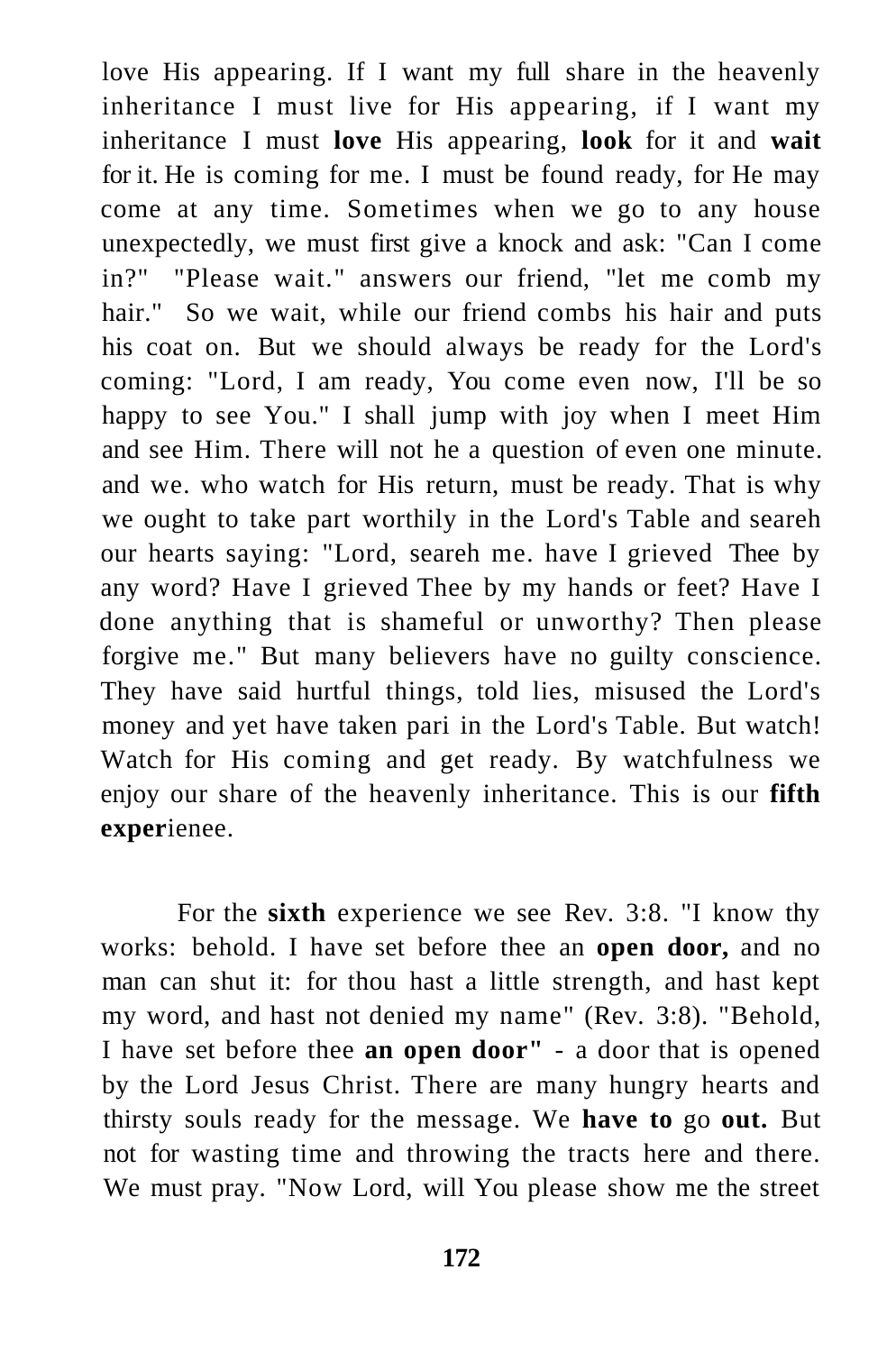love His appearing. If I want my full share in the heavenly inheritance I must live for His appearing, if I want my inheritance I must **love** His appearing, **look** for it and **wait** for it. He is coming for me. I must be found ready, for He may come at any time. Sometimes when we go to any house unexpectedly, we must first give a knock and ask: "Can I come in?" "Please wait." answers our friend, "let me comb my hair." So we wait, while our friend combs his hair and puts his coat on. But we should always be ready for the Lord's coming: "Lord, I am ready, You come even now, I'll be so happy to see You." I shall jump with joy when I meet Him and see Him. There will not he a question of even one minute. and we. who watch for His return, must be ready. That is why we ought to take part worthily in the Lord's Table and seareh our hearts saying: "Lord, seareh me. have I grieved Thee by any word? Have I grieved Thee by my hands or feet? Have I done anything that is shameful or unworthy? Then please forgive me." But many believers have no guilty conscience. They have said hurtful things, told lies, misused the Lord's money and yet have taken pari in the Lord's Table. But watch! Watch for His coming and get ready. By watchfulness we enjoy our share of the heavenly inheritance. This is our **fifth exper**ienee.

For the **sixth** experience we see Rev. 3:8. "I know thy works: behold. I have set before thee an **open door,** and no man can shut it: for thou hast a little strength, and hast kept my word, and hast not denied my name" (Rev. 3:8). "Behold, I have set before thee **an open door"** - a door that is opened by the Lord Jesus Christ. There are many hungry hearts and thirsty souls ready for the message. We **have to** go **out.** But not for wasting time and throwing the tracts here and there. We must pray. "Now Lord, will You please show me the street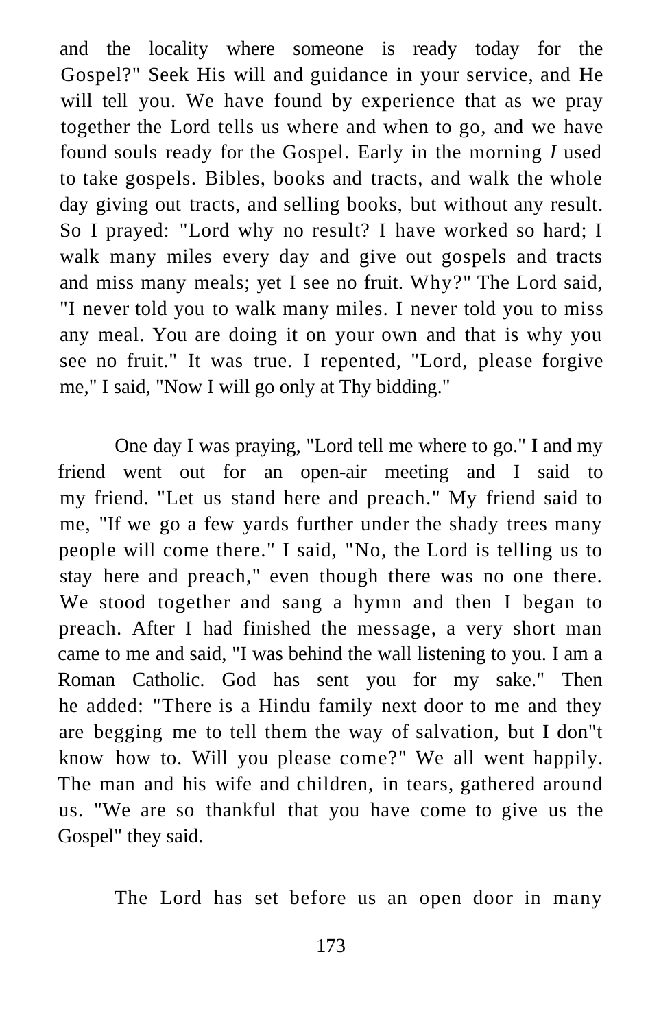and the locality where someone is ready today for the Gospel?" Seek His will and guidance in your service, and He will tell you. We have found by experience that as we pray together the Lord tells us where and when to go, and we have found souls ready for the Gospel. Early in the morning *I* used to take gospels. Bibles, books and tracts, and walk the whole day giving out tracts, and selling books, but without any result. So I prayed: "Lord why no result? I have worked so hard; I walk many miles every day and give out gospels and tracts and miss many meals; yet I see no fruit. Why?" The Lord said, "I never told you to walk many miles. I never told you to miss any meal. You are doing it on your own and that is why you see no fruit." It was true. I repented, "Lord, please forgive me," I said, "Now I will go only at Thy bidding."

One day I was praying, "Lord tell me where to go." I and my friend went out for an open-air meeting and I said to my friend. "Let us stand here and preach." My friend said to me, "If we go a few yards further under the shady trees many people will come there." I said, "No, the Lord is telling us to stay here and preach," even though there was no one there. We stood together and sang a hymn and then I began to preach. After I had finished the message, a very short man came to me and said, "I was behind the wall listening to you. I am a Roman Catholic. God has sent you for my sake." Then he added: "There is a Hindu family next door to me and they are begging me to tell them the way of salvation, but I don"t know how to. Will you please come?" We all went happily. The man and his wife and children, in tears, gathered around us. "We are so thankful that you have come to give us the Gospel" they said.

The Lord has set before us an open door in many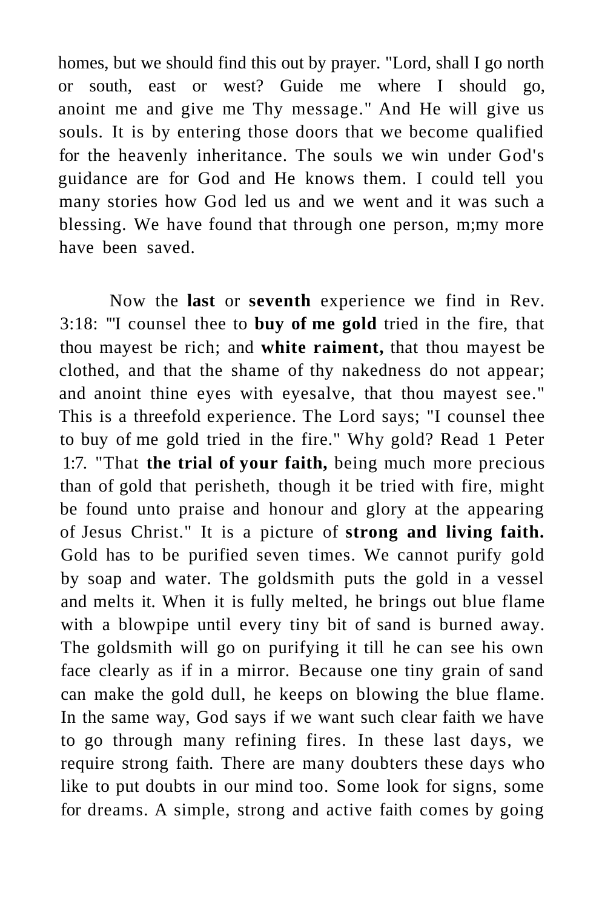homes, but we should find this out by prayer. "Lord, shall I go north or south, east or west? Guide me where I should go, anoint me and give me Thy message." And He will give us souls. It is by entering those doors that we become qualified for the heavenly inheritance. The souls we win under God's guidance are for God and He knows them. I could tell you many stories how God led us and we went and it was such a blessing. We have found that through one person, m;my more have been saved.

Now the **last** or **seventh** experience we find in Rev. 3:18: "'I counsel thee to **buy of me gold** tried in the fire, that thou mayest be rich; and **white raiment,** that thou mayest be clothed, and that the shame of thy nakedness do not appear; and anoint thine eyes with eyesalve, that thou mayest see." This is a threefold experience. The Lord says; "I counsel thee to buy of me gold tried in the fire." Why gold? Read 1 Peter 1:7. "That **the trial of your faith,** being much more precious than of gold that perisheth, though it be tried with fire, might be found unto praise and honour and glory at the appearing of Jesus Christ." It is a picture of **strong and living faith.** Gold has to be purified seven times. We cannot purify gold by soap and water. The goldsmith puts the gold in a vessel and melts it. When it is fully melted, he brings out blue flame with a blowpipe until every tiny bit of sand is burned away. The goldsmith will go on purifying it till he can see his own face clearly as if in a mirror. Because one tiny grain of sand can make the gold dull, he keeps on blowing the blue flame. In the same way, God says if we want such clear faith we have to go through many refining fires. In these last days, we require strong faith. There are many doubters these days who like to put doubts in our mind too. Some look for signs, some for dreams. A simple, strong and active faith comes by going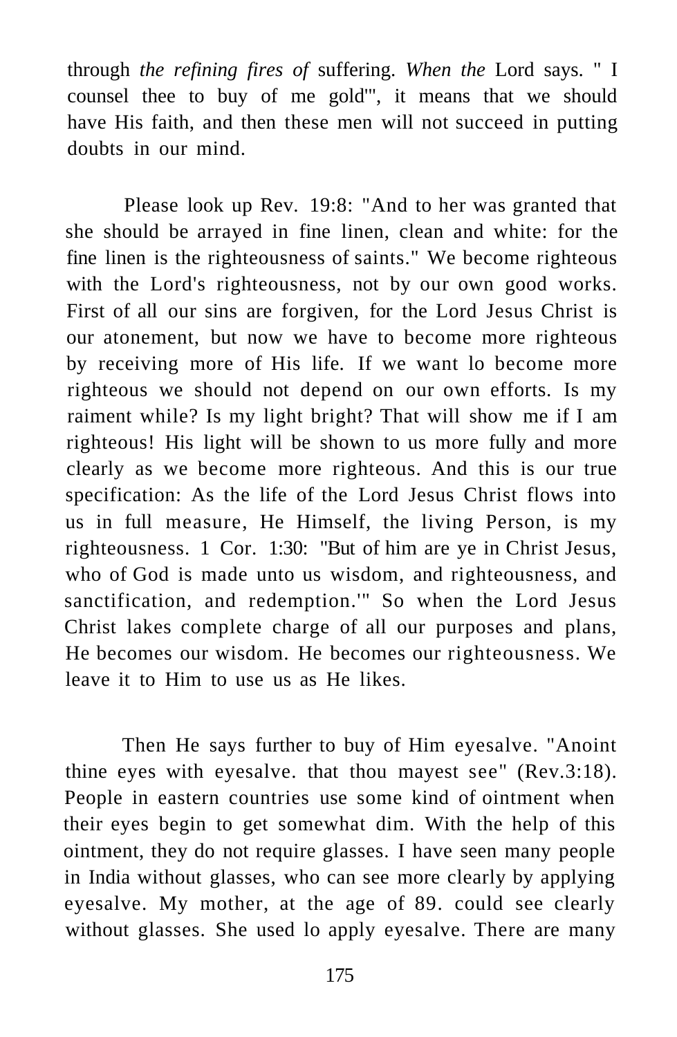through *the refining fires of* suffering. *When the* Lord says. " I counsel thee to buy of me gold'", it means that we should have His faith, and then these men will not succeed in putting doubts in our mind.

Please look up Rev. 19:8: "And to her was granted that she should be arrayed in fine linen, clean and white: for the fine linen is the righteousness of saints." We become righteous with the Lord's righteousness, not by our own good works. First of all our sins are forgiven, for the Lord Jesus Christ is our atonement, but now we have to become more righteous by receiving more of His life. If we want lo become more righteous we should not depend on our own efforts. Is my raiment while? Is my light bright? That will show me if I am righteous! His light will be shown to us more fully and more clearly as we become more righteous. And this is our true specification: As the life of the Lord Jesus Christ flows into us in full measure, He Himself, the living Person, is my righteousness. 1 Cor. 1:30: "But of him are ye in Christ Jesus, who of God is made unto us wisdom, and righteousness, and sanctification, and redemption.'" So when the Lord Jesus Christ lakes complete charge of all our purposes and plans, He becomes our wisdom. He becomes our righteousness. We leave it to Him to use us as He likes.

Then He says further to buy of Him eyesalve. "Anoint thine eyes with eyesalve. that thou mayest see" (Rev.3:18). People in eastern countries use some kind of ointment when their eyes begin to get somewhat dim. With the help of this ointment, they do not require glasses. I have seen many people in India without glasses, who can see more clearly by applying eyesalve. My mother, at the age of 89. could see clearly without glasses. She used lo apply eyesalve. There are many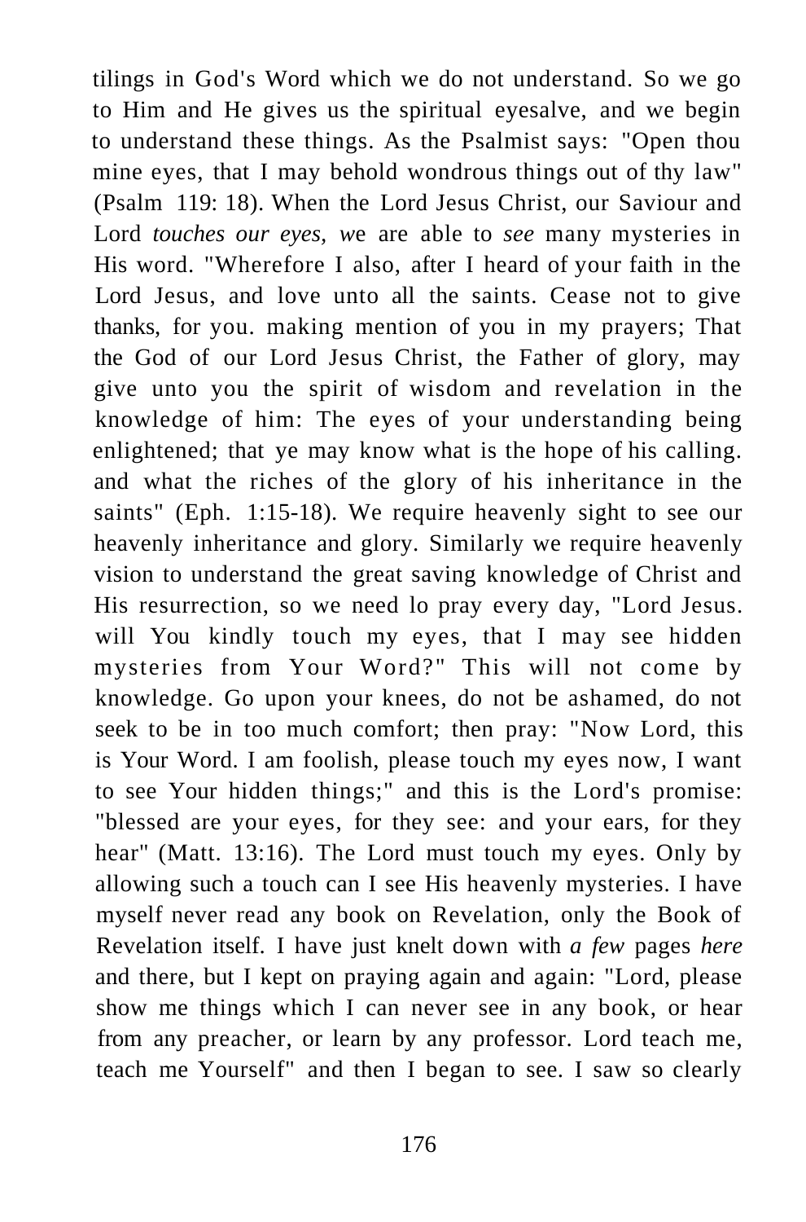tilings in God's Word which we do not understand. So we go to Him and He gives us the spiritual eyesalve, and we begin to understand these things. As the Psalmist says: "Open thou mine eyes, that I may behold wondrous things out of thy law" (Psalm 119: 18). When the Lord Jesus Christ, our Saviour and Lord *touches our eyes, w*e are able to *see* many mysteries in His word. "Wherefore I also, after I heard of your faith in the Lord Jesus, and love unto all the saints. Cease not to give thanks, for you. making mention of you in my prayers; That the God of our Lord Jesus Christ, the Father of glory, may give unto you the spirit of wisdom and revelation in the knowledge of him: The eyes of your understanding being enlightened; that ye may know what is the hope of his calling. and what the riches of the glory of his inheritance in the saints" (Eph. 1:15-18). We require heavenly sight to see our heavenly inheritance and glory. Similarly we require heavenly vision to understand the great saving knowledge of Christ and His resurrection, so we need lo pray every day, "Lord Jesus. will You kindly touch my eyes, that I may see hidden mysteries from Your Word?" This will not come by knowledge. Go upon your knees, do not be ashamed, do not seek to be in too much comfort; then pray: "Now Lord, this is Your Word. I am foolish, please touch my eyes now, I want to see Your hidden things;" and this is the Lord's promise: "blessed are your eyes, for they see: and your ears, for they hear" (Matt. 13:16). The Lord must touch my eyes. Only by allowing such a touch can I see His heavenly mysteries. I have myself never read any book on Revelation, only the Book of Revelation itself. I have just knelt down with *a few* pages *here* and there, but I kept on praying again and again: "Lord, please show me things which I can never see in any book, or hear from any preacher, or learn by any professor. Lord teach me, teach me Yourself" and then I began to see. I saw so clearly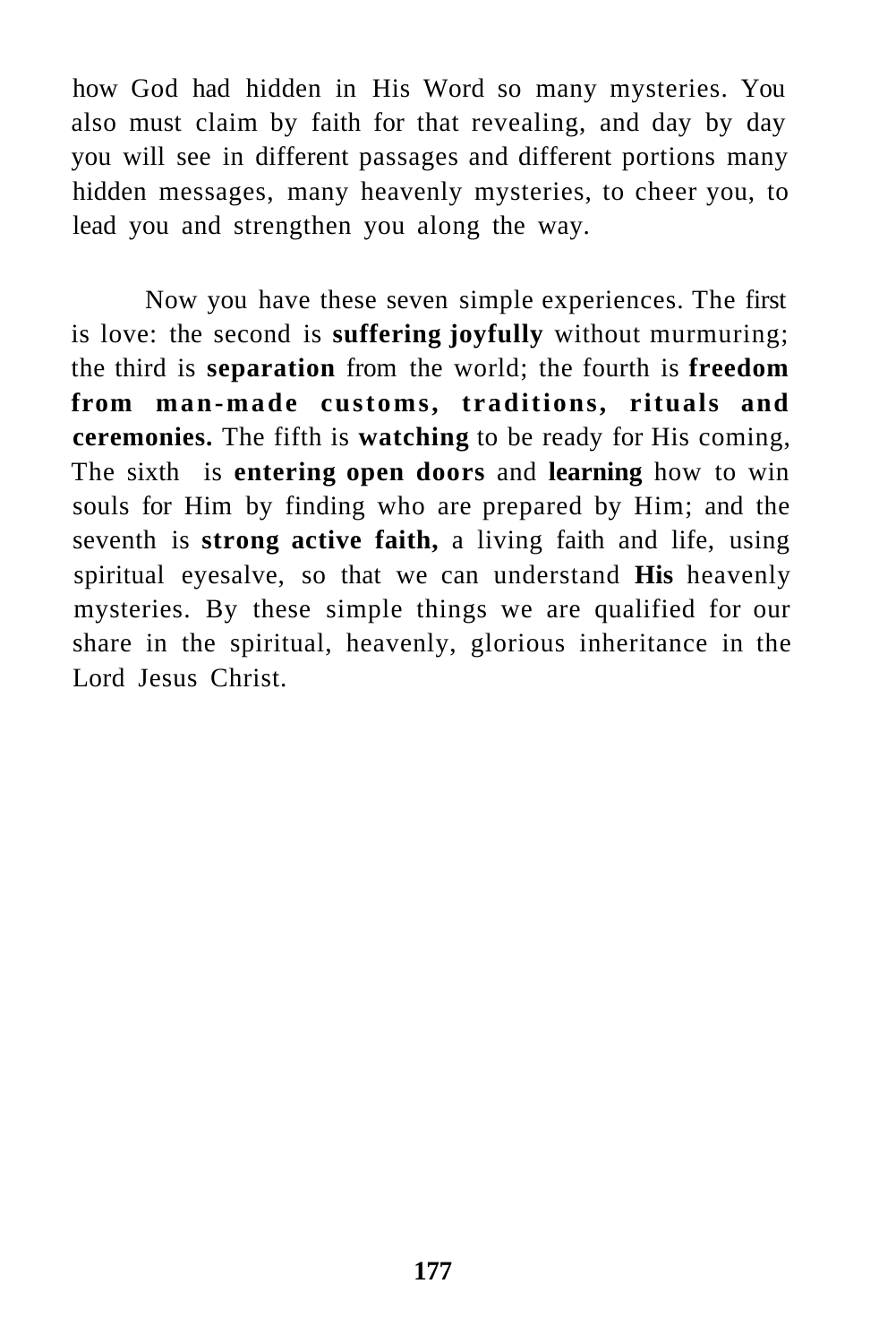how God had hidden in His Word so many mysteries. You also must claim by faith for that revealing, and day by day you will see in different passages and different portions many hidden messages, many heavenly mysteries, to cheer you, to lead you and strengthen you along the way.

Now you have these seven simple experiences. The first is love: the second is **suffering joyfully** without murmuring; the third is **separation** from the world; the fourth is **freedom from man-made customs, traditions, rituals and ceremonies.** The fifth is **watching** to be ready for His coming, The sixth is **entering open doors** and **learning** how to win souls for Him by finding who are prepared by Him; and the seventh is **strong active faith,** a living faith and life, using spiritual eyesalve, so that we can understand **His** heavenly mysteries. By these simple things we are qualified for our share in the spiritual, heavenly, glorious inheritance in the Lord Jesus Christ.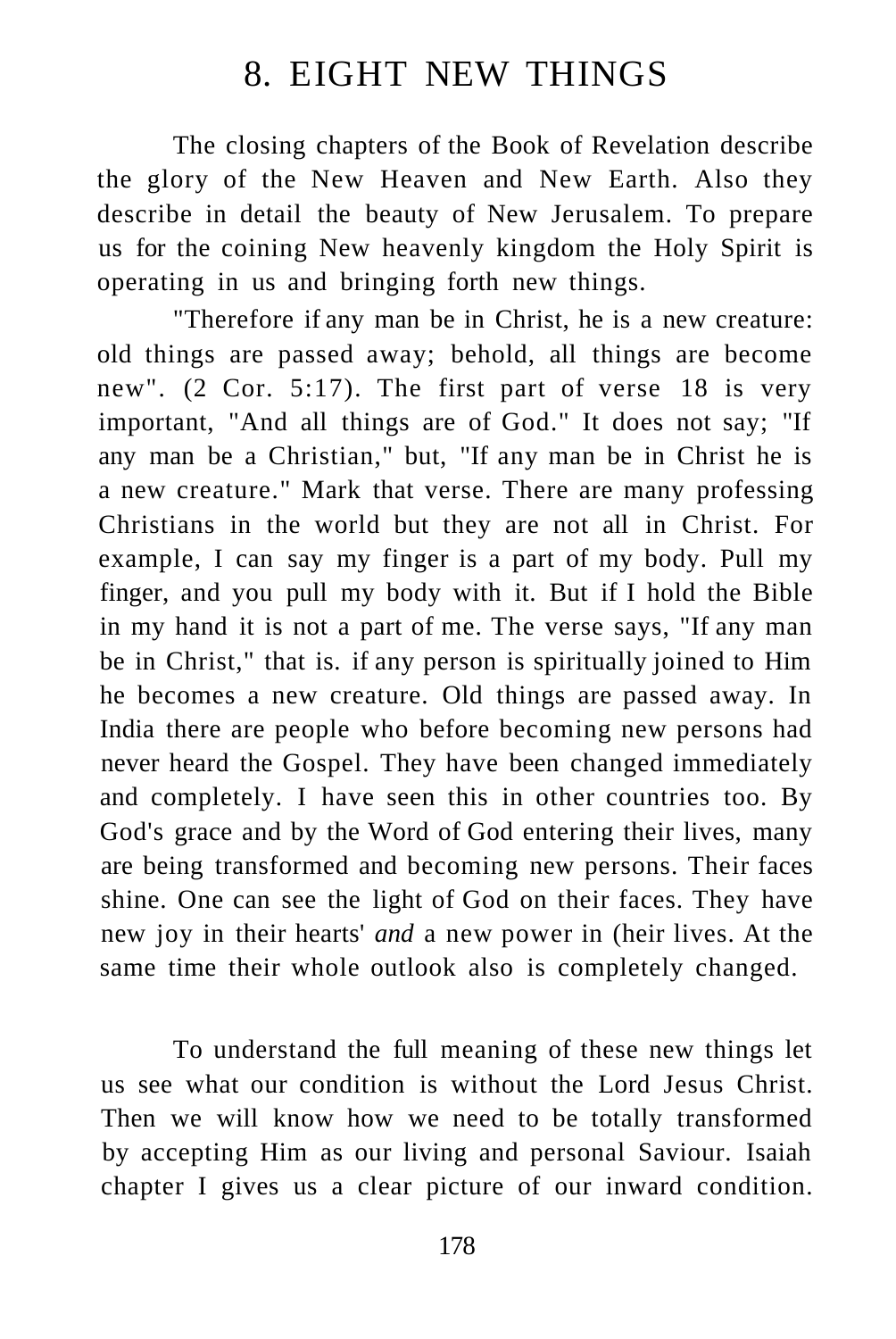# 8. EIGHT NEW THINGS

The closing chapters of the Book of Revelation describe the glory of the New Heaven and New Earth. Also they describe in detail the beauty of New Jerusalem. To prepare us for the coining New heavenly kingdom the Holy Spirit is operating in us and bringing forth new things.

"Therefore if any man be in Christ, he is a new creature: old things are passed away; behold, all things are become new". (2 Cor. 5:17). The first part of verse 18 is very important, "And all things are of God." It does not say; "If any man be a Christian," but, "If any man be in Christ he is a new creature." Mark that verse. There are many professing Christians in the world but they are not all in Christ. For example, I can say my finger is a part of my body. Pull my finger, and you pull my body with it. But if I hold the Bible in my hand it is not a part of me. The verse says, "If any man be in Christ," that is. if any person is spiritually joined to Him he becomes a new creature. Old things are passed away. In India there are people who before becoming new persons had never heard the Gospel. They have been changed immediately and completely. I have seen this in other countries too. By God's grace and by the Word of God entering their lives, many are being transformed and becoming new persons. Their faces shine. One can see the light of God on their faces. They have new joy in their hearts' *and* a new power in (heir lives. At the same time their whole outlook also is completely changed.

To understand the full meaning of these new things let us see what our condition is without the Lord Jesus Christ. Then we will know how we need to be totally transformed by accepting Him as our living and personal Saviour. Isaiah chapter I gives us a clear picture of our inward condition.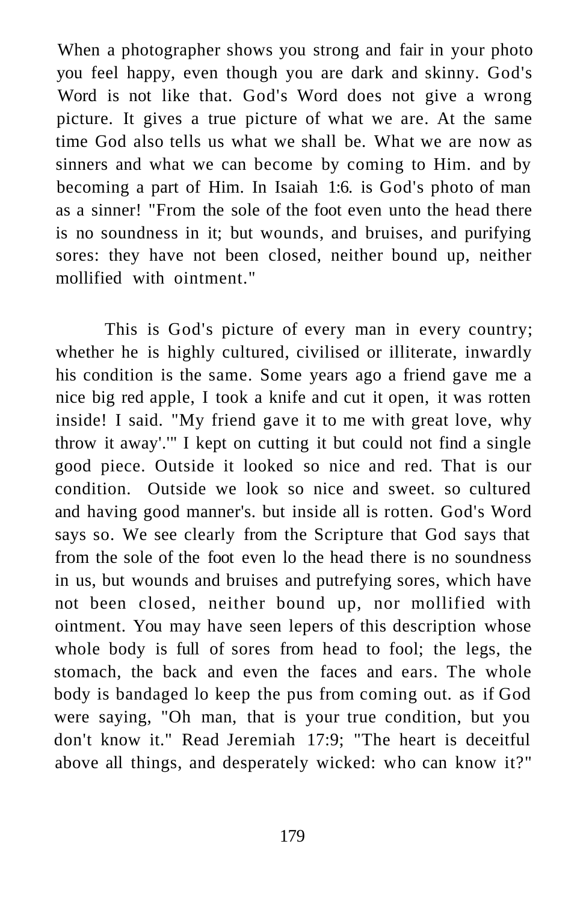When a photographer shows you strong and fair in your photo you feel happy, even though you are dark and skinny. God's Word is not like that. God's Word does not give a wrong picture. It gives a true picture of what we are. At the same time God also tells us what we shall be. What we are now as sinners and what we can become by coming to Him. and by becoming a part of Him. In Isaiah 1:6. is God's photo of man as a sinner! "From the sole of the foot even unto the head there is no soundness in it; but wounds, and bruises, and purifying sores: they have not been closed, neither bound up, neither mollified with ointment."

This is God's picture of every man in every country; whether he is highly cultured, civilised or illiterate, inwardly his condition is the same. Some years ago a friend gave me a nice big red apple, I took a knife and cut it open, it was rotten inside! I said. "My friend gave it to me with great love, why throw it away'.'" I kept on cutting it but could not find a single good piece. Outside it looked so nice and red. That is our condition. Outside we look so nice and sweet. so cultured and having good manner's. but inside all is rotten. God's Word says so. We see clearly from the Scripture that God says that from the sole of the foot even lo the head there is no soundness in us, but wounds and bruises and putrefying sores, which have not been closed, neither bound up, nor mollified with ointment. You may have seen lepers of this description whose whole body is full of sores from head to fool; the legs, the stomach, the back and even the faces and ears. The whole body is bandaged lo keep the pus from coming out. as if God were saying, "Oh man, that is your true condition, but you don't know it." Read Jeremiah 17:9; "The heart is deceitful above all things, and desperately wicked: who can know it?"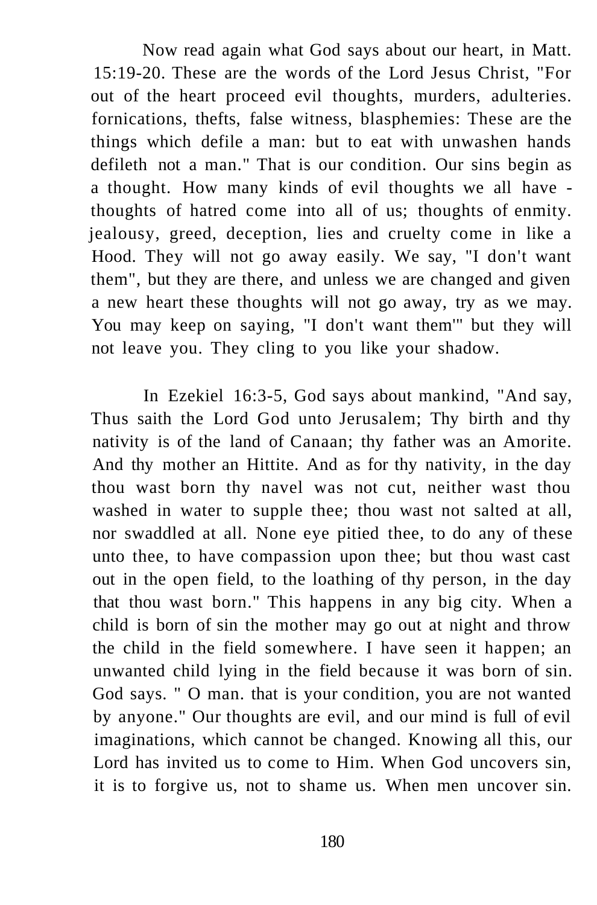Now read again what God says about our heart, in Matt. 15:19-20. These are the words of the Lord Jesus Christ, "For out of the heart proceed evil thoughts, murders, adulteries. fornications, thefts, false witness, blasphemies: These are the things which defile a man: but to eat with unwashen hands defileth not a man." That is our condition. Our sins begin as a thought. How many kinds of evil thoughts we all have - thoughts of hatred come into all of us; thoughts of enmity. jealousy, greed, deception, lies and cruelty come in like a Hood. They will not go away easily. We say, "I don't want them", but they are there, and unless we are changed and given a new heart these thoughts will not go away, try as we may. You may keep on saying, "I don't want them'" but they will not leave you. They cling to you like your shadow.

In Ezekiel 16:3-5, God says about mankind, "And say, Thus saith the Lord God unto Jerusalem; Thy birth and thy nativity is of the land of Canaan; thy father was an Amorite. And thy mother an Hittite. And as for thy nativity, in the day thou wast born thy navel was not cut, neither wast thou washed in water to supple thee; thou wast not salted at all, nor swaddled at all. None eye pitied thee, to do any of these unto thee, to have compassion upon thee; but thou wast cast out in the open field, to the loathing of thy person, in the day that thou wast born." This happens in any big city. When a child is born of sin the mother may go out at night and throw the child in the field somewhere. I have seen it happen; an unwanted child lying in the field because it was born of sin. God says. " O man. that is your condition, you are not wanted by anyone." Our thoughts are evil, and our mind is full of evil imaginations, which cannot be changed. Knowing all this, our Lord has invited us to come to Him. When God uncovers sin, it is to forgive us, not to shame us. When men uncover sin.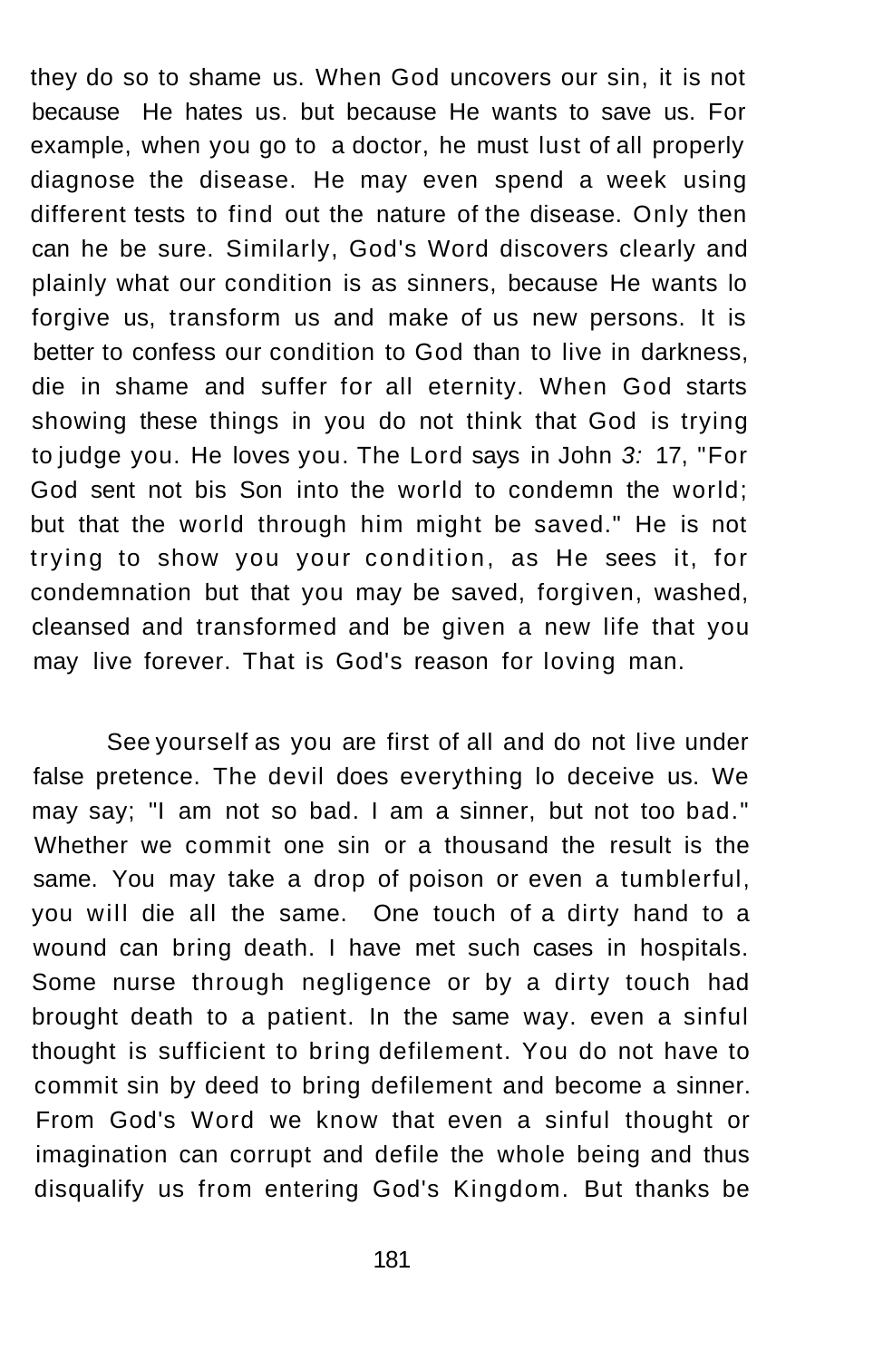they do so to shame us. When God uncovers our sin, it is not because He hates us. but because He wants to save us. For example, when you go to a doctor, he must lust of all properly diagnose the disease. He may even spend a week using different tests to find out the nature of the disease. Only then can he be sure. Similarly, God's Word discovers clearly and plainly what our condition is as sinners, because He wants lo forgive us, transform us and make of us new persons. It is better to confess our condition to God than to live in darkness, die in shame and suffer for all eternity. When God starts showing these things in you do not think that God is trying to judge you. He loves you. The Lord says in John *3:* 17, "For God sent not bis Son into the world to condemn the world; but that the world through him might be saved." He is not trying to show you your condition, as He sees it, for condemnation but that you may be saved, forgiven, washed, cleansed and transformed and be given a new life that you may live forever. That is God's reason for loving man.

See yourself as you are first of all and do not live under false pretence. The devil does everything lo deceive us. We may say; "I am not so bad. I am a sinner, but not too bad." Whether we commit one sin or a thousand the result is the same. You may take a drop of poison or even a tumblerful, you will die all the same. One touch of a dirty hand to a wound can bring death. I have met such cases in hospitals. Some nurse through negligence or by a dirty touch had brought death to a patient. In the same way. even a sinful thought is sufficient to bring defilement. You do not have to commit sin by deed to bring defilement and become a sinner. From God's Word we know that even a sinful thought or imagination can corrupt and defile the whole being and thus disqualify us from entering God's Kingdom. But thanks be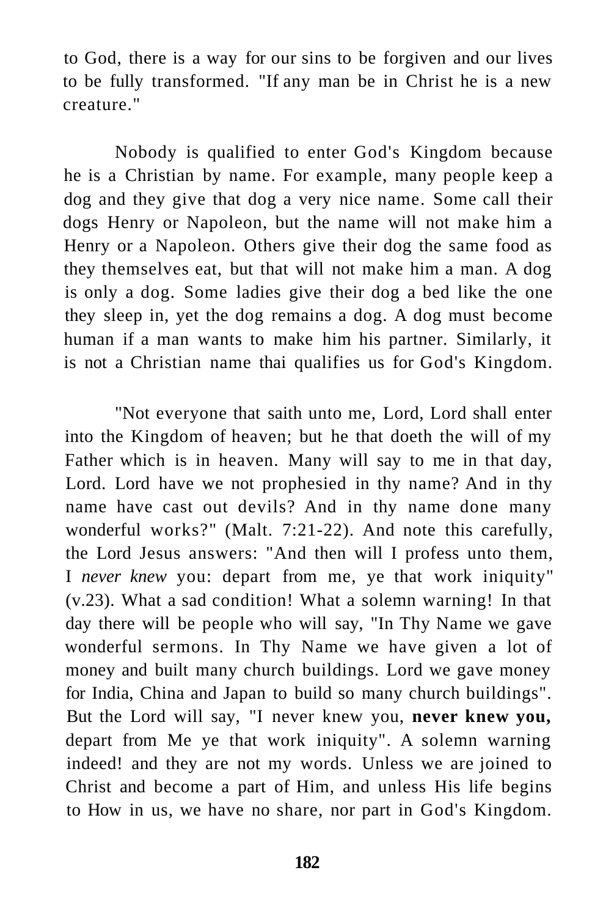to God, there is a way for our sins to be forgiven and our lives to be fully transformed. "If any man be in Christ he is a new creature."

Nobody is qualified to enter God's Kingdom because he is a Christian by name. For example, many people keep a dog and they give that dog a very nice name. Some call their dogs Henry or Napoleon, but the name will not make him a Henry or a Napoleon. Others give their dog the same food as they themselves eat, but that will not make him a man. A dog is only a dog. Some ladies give their dog a bed like the one they sleep in, yet the dog remains a dog. A dog must become human if a man wants to make him his partner. Similarly, it is not a Christian name thai qualifies us for God's Kingdom.

"Not everyone that saith unto me, Lord, Lord shall enter into the Kingdom of heaven; but he that doeth the will of my Father which is in heaven. Many will say to me in that day, Lord. Lord have we not prophesied in thy name? And in thy name have cast out devils? And in thy name done many wonderful works?" (Malt. 7:21-22). And note this carefully, the Lord Jesus answers: "And then will I profess unto them, I *never knew* you: depart from me, ye that work iniquity" (v.23). What a sad condition! What a solemn warning! In that day there will be people who will say, "In Thy Name we gave wonderful sermons. In Thy Name we have given a lot of money and built many church buildings. Lord we gave money for India, China and Japan to build so many church buildings". But the Lord will say, "I never knew you, **never knew you,** depart from Me ye that work iniquity". A solemn warning indeed! and they are not my words. Unless we are joined to Christ and become a part of Him, and unless His life begins to How in us, we have no share, nor part in God's Kingdom.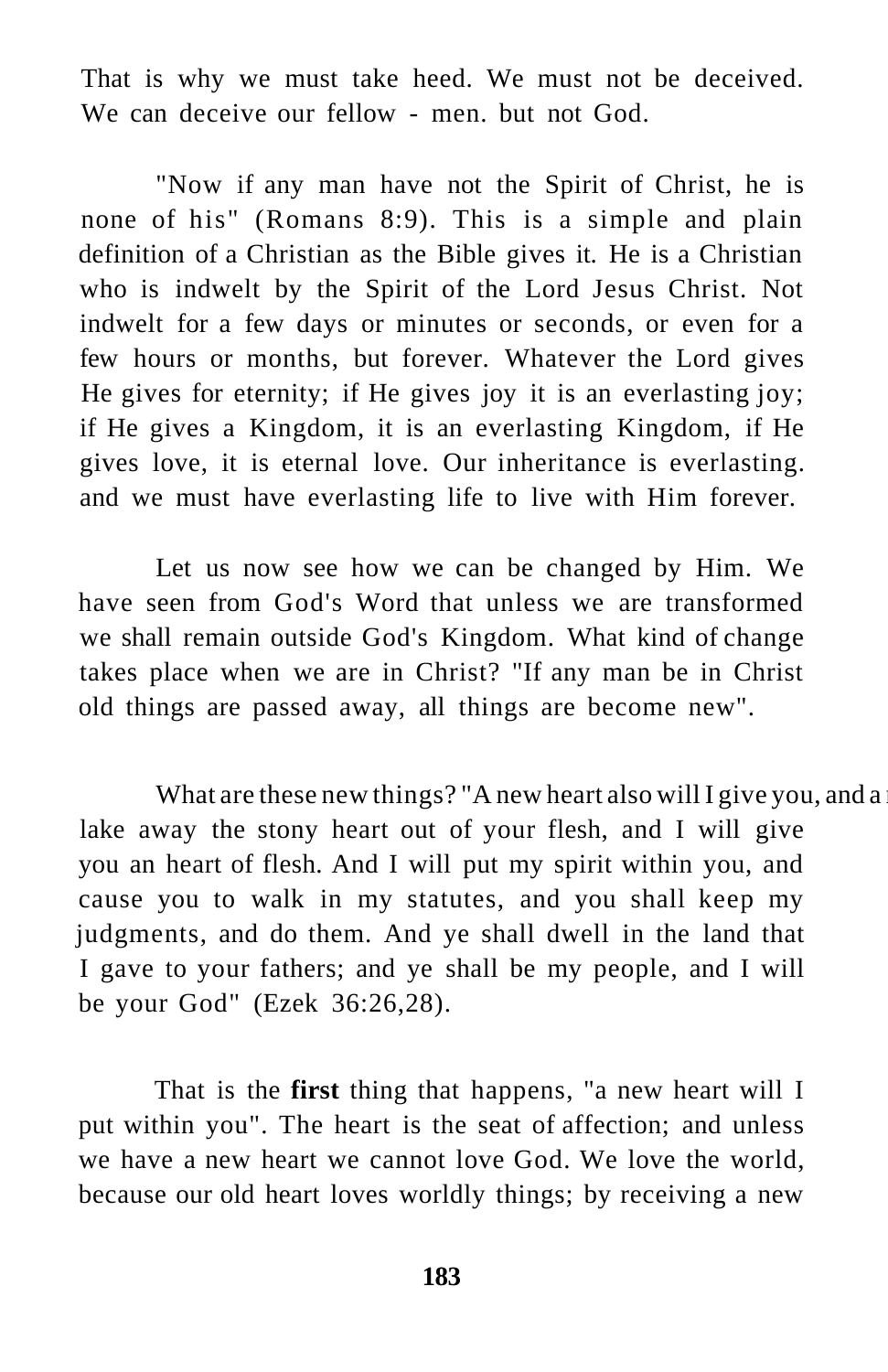That is why we must take heed. We must not be deceived. We can deceive our fellow - men. but not God.

"Now if any man have not the Spirit of Christ, he is none of his" (Romans 8:9). This is a simple and plain definition of a Christian as the Bible gives it. He is a Christian who is indwelt by the Spirit of the Lord Jesus Christ. Not indwelt for a few days or minutes or seconds, or even for a few hours or months, but forever. Whatever the Lord gives He gives for eternity; if He gives joy it is an everlasting joy; if He gives a Kingdom, it is an everlasting Kingdom, if He gives love, it is eternal love. Our inheritance is everlasting. and we must have everlasting life to live with Him forever.

Let us now see how we can be changed by Him. We have seen from God's Word that unless we are transformed we shall remain outside God's Kingdom. What kind of change takes place when we are in Christ? "If any man be in Christ old things are passed away, all things are become new".

What are these new things? "A new heart also will I give you, and a lake away the stony heart out of your flesh, and I will give you an heart of flesh. And I will put my spirit within you, and cause you to walk in my statutes, and you shall keep my judgments, and do them. And ye shall dwell in the land that I gave to your fathers; and ye shall be my people, and I will be your God" (Ezek 36:26,28).

That is the **first** thing that happens, "a new heart will I put within you". The heart is the seat of affection; and unless we have a new heart we cannot love God. We love the world, because our old heart loves worldly things; by receiving a new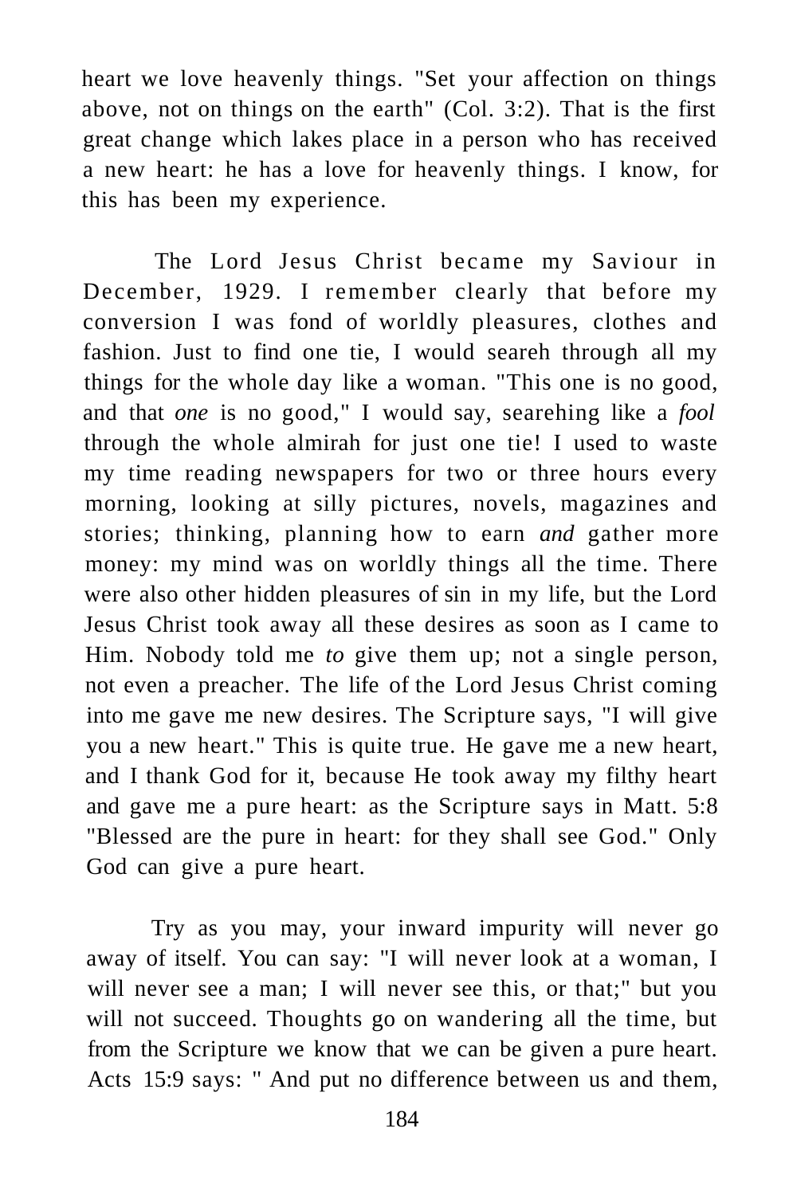heart we love heavenly things. "Set your affection on things above, not on things on the earth" (Col. 3:2). That is the first great change which lakes place in a person who has received a new heart: he has a love for heavenly things. I know, for this has been my experience.

The Lord Jesus Christ became my Saviour in December, 1929. I remember clearly that before my conversion I was fond of worldly pleasures, clothes and fashion. Just to find one tie, I would seareh through all my things for the whole day like a woman. "This one is no good, and that *one* is no good," I would say, searehing like a *fool* through the whole almirah for just one tie! I used to waste my time reading newspapers for two or three hours every morning, looking at silly pictures, novels, magazines and stories; thinking, planning how to earn *and* gather more money: my mind was on worldly things all the time. There were also other hidden pleasures of sin in my life, but the Lord Jesus Christ took away all these desires as soon as I came to Him. Nobody told me *to* give them up; not a single person, not even a preacher. The life of the Lord Jesus Christ coming into me gave me new desires. The Scripture says, "I will give you a new heart." This is quite true. He gave me a new heart, and I thank God for it, because He took away my filthy heart and gave me a pure heart: as the Scripture says in Matt. 5:8 "Blessed are the pure in heart: for they shall see God." Only God can give a pure heart.

Try as you may, your inward impurity will never go away of itself. You can say: "I will never look at a woman, I will never see a man; I will never see this, or that;" but you will not succeed. Thoughts go on wandering all the time, but from the Scripture we know that we can be given a pure heart. Acts 15:9 says: " And put no difference between us and them,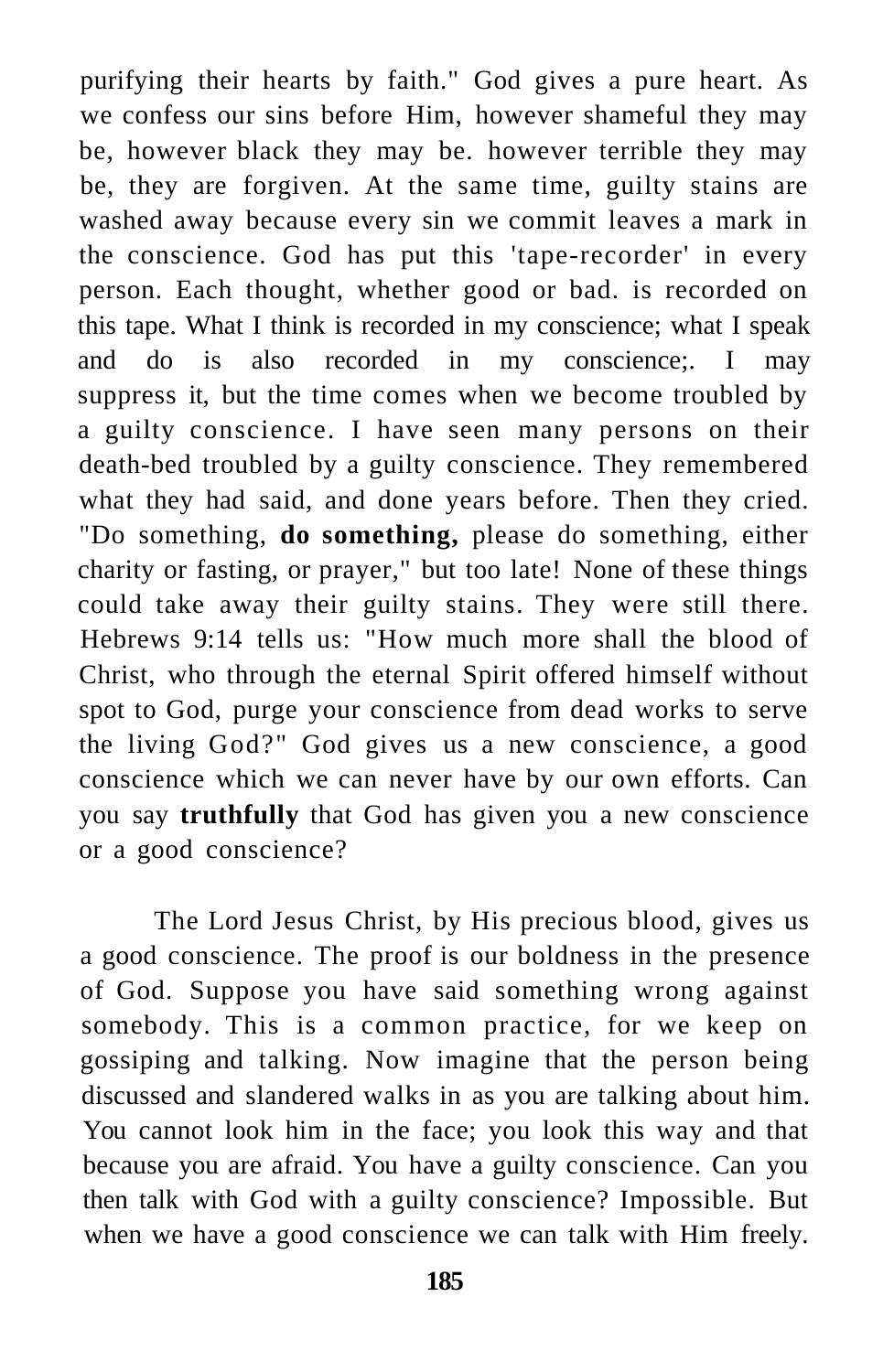purifying their hearts by faith." God gives a pure heart. As we confess our sins before Him, however shameful they may be, however black they may be. however terrible they may be, they are forgiven. At the same time, guilty stains are washed away because every sin we commit leaves a mark in the conscience. God has put this 'tape-recorder' in every person. Each thought, whether good or bad. is recorded on this tape. What I think is recorded in my conscience; what I speak and do is also recorded in my conscience;. I may suppress it, but the time comes when we become troubled by a guilty conscience. I have seen many persons on their death-bed troubled by a guilty conscience. They remembered what they had said, and done years before. Then they cried. "Do something, **do something,** please do something, either charity or fasting, or prayer," but too late! None of these things could take away their guilty stains. They were still there. Hebrews 9:14 tells us: "How much more shall the blood of Christ, who through the eternal Spirit offered himself without spot to God, purge your conscience from dead works to serve the living God?" God gives us a new conscience, a good conscience which we can never have by our own efforts. Can you say **truthfully** that God has given you a new conscience or a good conscience?

The Lord Jesus Christ, by His precious blood, gives us a good conscience. The proof is our boldness in the presence of God. Suppose you have said something wrong against somebody. This is a common practice, for we keep on gossiping and talking. Now imagine that the person being discussed and slandered walks in as you are talking about him. You cannot look him in the face; you look this way and that because you are afraid. You have a guilty conscience. Can you then talk with God with a guilty conscience? Impossible. But when we have a good conscience we can talk with Him freely.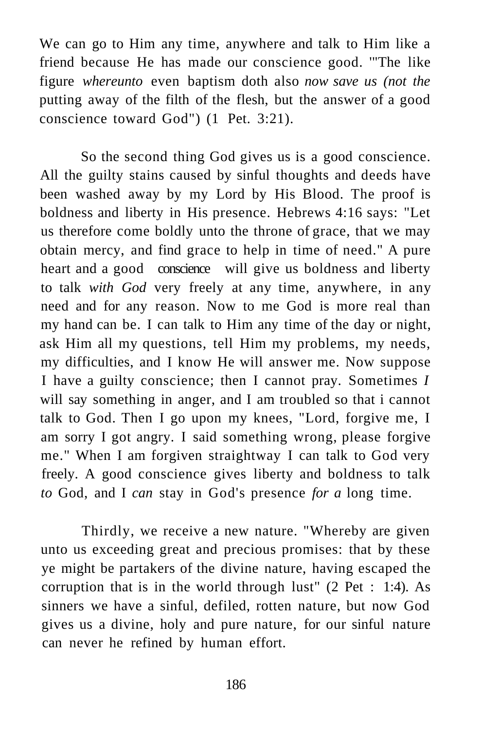We can go to Him any time, anywhere and talk to Him like a friend because He has made our conscience good. '"The like figure *whereunto* even baptism doth also *now save us (not the* putting away of the filth of the flesh, but the answer of a good conscience toward God") (1 Pet. 3:21).

So the second thing God gives us is a good conscience. All the guilty stains caused by sinful thoughts and deeds have been washed away by my Lord by His Blood. The proof is boldness and liberty in His presence. Hebrews 4:16 says: "Let us therefore come boldly unto the throne of grace, that we may obtain mercy, and find grace to help in time of need." A pure heart and a good conscience will give us boldness and liberty to talk *with God* very freely at any time, anywhere, in any need and for any reason. Now to me God is more real than my hand can be. I can talk to Him any time of the day or night, ask Him all my questions, tell Him my problems, my needs, my difficulties, and I know He will answer me. Now suppose I have a guilty conscience; then I cannot pray. Sometimes *I* will say something in anger, and I am troubled so that i cannot talk to God. Then I go upon my knees, "Lord, forgive me, I am sorry I got angry. I said something wrong, please forgive me." When I am forgiven straightway I can talk to God very freely. A good conscience gives liberty and boldness to talk *to* God, and I *can* stay in God's presence *for a* long time.

Thirdly, we receive a new nature. "Whereby are given unto us exceeding great and precious promises: that by these ye might be partakers of the divine nature, having escaped the corruption that is in the world through lust" (2 Pet : 1:4). As sinners we have a sinful, defiled, rotten nature, but now God gives us a divine, holy and pure nature, for our sinful nature can never he refined by human effort.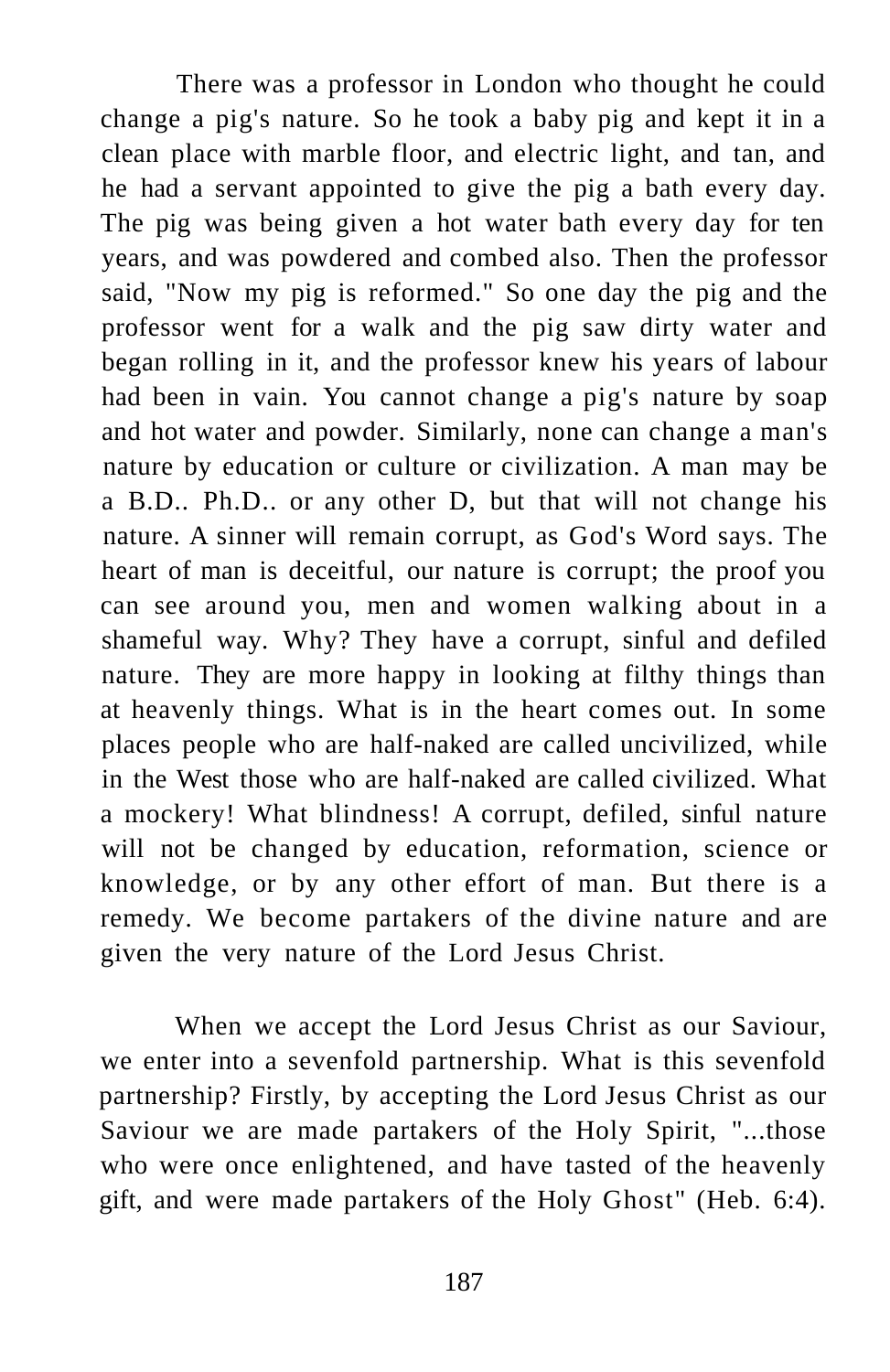There was a professor in London who thought he could change a pig's nature. So he took a baby pig and kept it in a clean place with marble floor, and electric light, and tan, and he had a servant appointed to give the pig a bath every day. The pig was being given a hot water bath every day for ten years, and was powdered and combed also. Then the professor said, "Now my pig is reformed." So one day the pig and the professor went for a walk and the pig saw dirty water and began rolling in it, and the professor knew his years of labour had been in vain. You cannot change a pig's nature by soap and hot water and powder. Similarly, none can change a man's nature by education or culture or civilization. A man may be a B.D.. Ph.D.. or any other D, but that will not change his nature. A sinner will remain corrupt, as God's Word says. The heart of man is deceitful, our nature is corrupt; the proof you can see around you, men and women walking about in a shameful way. Why? They have a corrupt, sinful and defiled nature. They are more happy in looking at filthy things than at heavenly things. What is in the heart comes out. In some places people who are half-naked are called uncivilized, while in the West those who are half-naked are called civilized. What a mockery! What blindness! A corrupt, defiled, sinful nature will not be changed by education, reformation, science or knowledge, or by any other effort of man. But there is a remedy. We become partakers of the divine nature and are given the very nature of the Lord Jesus Christ.

When we accept the Lord Jesus Christ as our Saviour, we enter into a sevenfold partnership. What is this sevenfold partnership? Firstly, by accepting the Lord Jesus Christ as our Saviour we are made partakers of the Holy Spirit, "...those who were once enlightened, and have tasted of the heavenly gift, and were made partakers of the Holy Ghost" (Heb. 6:4).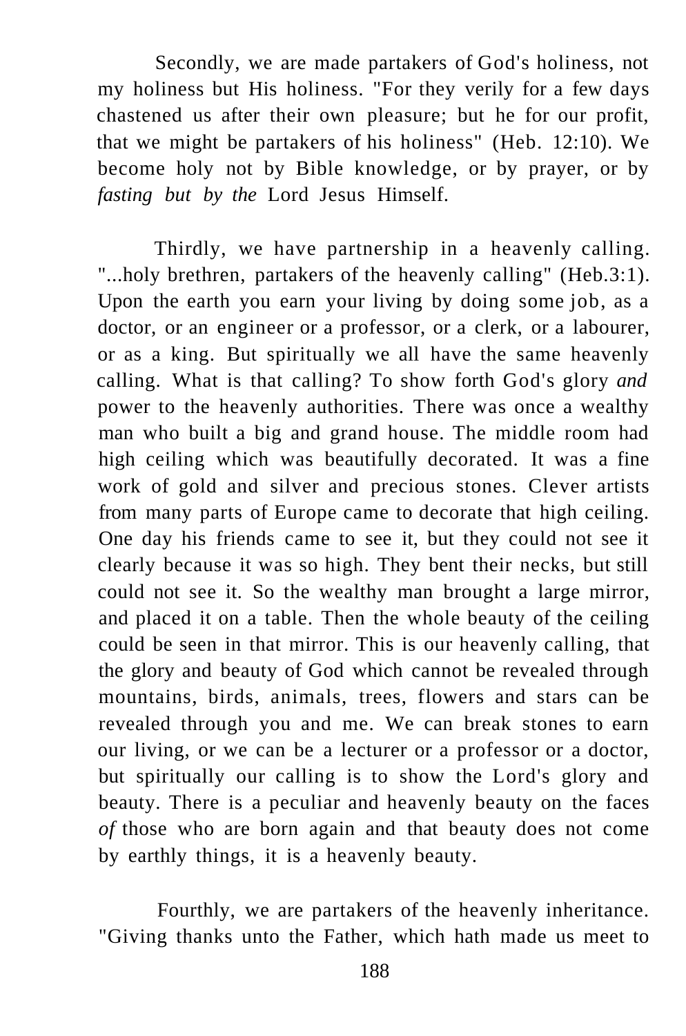Secondly, we are made partakers of God's holiness, not my holiness but His holiness. "For they verily for a few days chastened us after their own pleasure; but he for our profit, that we might be partakers of his holiness" (Heb. 12:10). We become holy not by Bible knowledge, or by prayer, or by *fasting but by the* Lord Jesus Himself.

Thirdly, we have partnership in a heavenly calling. "...holy brethren, partakers of the heavenly calling" (Heb.3:1). Upon the earth you earn your living by doing some job, as a doctor, or an engineer or a professor, or a clerk, or a labourer, or as a king. But spiritually we all have the same heavenly calling. What is that calling? To show forth God's glory *and* power to the heavenly authorities. There was once a wealthy man who built a big and grand house. The middle room had high ceiling which was beautifully decorated. It was a fine work of gold and silver and precious stones. Clever artists from many parts of Europe came to decorate that high ceiling. One day his friends came to see it, but they could not see it clearly because it was so high. They bent their necks, but still could not see it. So the wealthy man brought a large mirror, and placed it on a table. Then the whole beauty of the ceiling could be seen in that mirror. This is our heavenly calling, that the glory and beauty of God which cannot be revealed through mountains, birds, animals, trees, flowers and stars can be revealed through you and me. We can break stones to earn our living, or we can be a lecturer or a professor or a doctor, but spiritually our calling is to show the Lord's glory and beauty. There is a peculiar and heavenly beauty on the faces *of* those who are born again and that beauty does not come by earthly things, it is a heavenly beauty.

Fourthly, we are partakers of the heavenly inheritance. "Giving thanks unto the Father, which hath made us meet to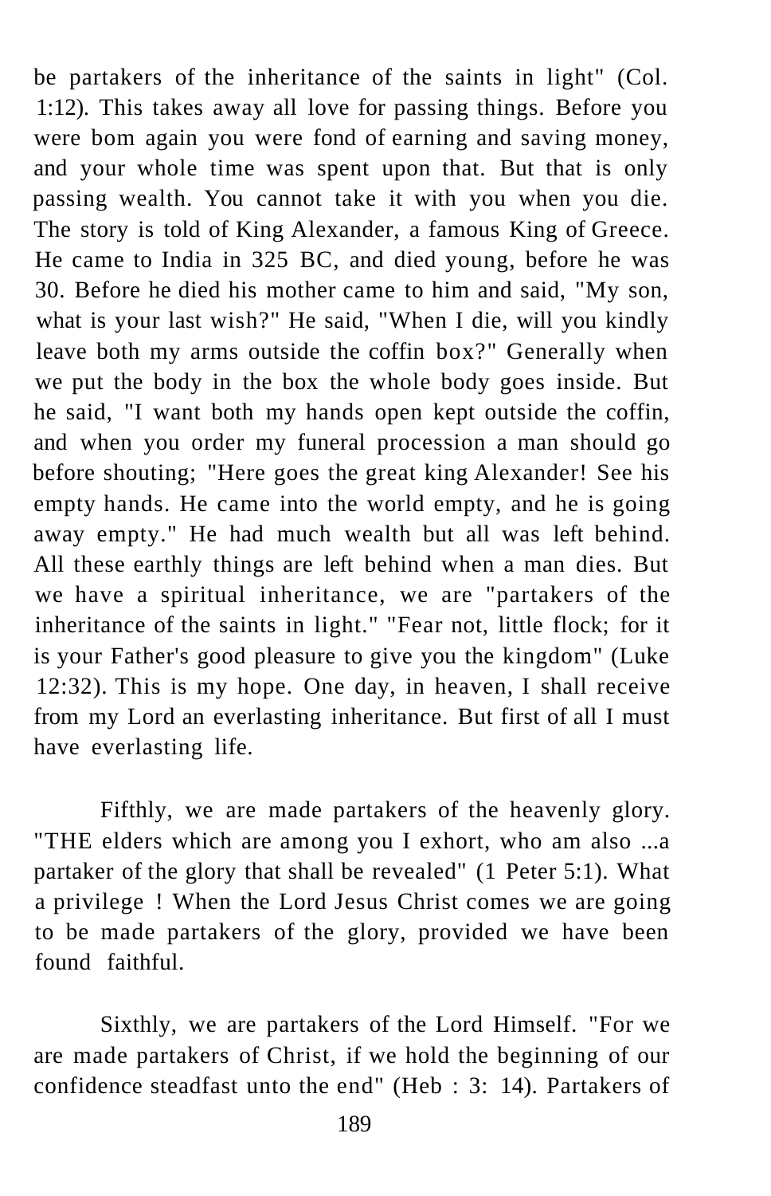be partakers of the inheritance of the saints in light" (Col. 1:12). This takes away all love for passing things. Before you were bom again you were fond of earning and saving money, and your whole time was spent upon that. But that is only passing wealth. You cannot take it with you when you die. The story is told of King Alexander, a famous King of Greece. He came to India in 325 BC, and died young, before he was 30. Before he died his mother came to him and said, "My son, what is your last wish?" He said, "When I die, will you kindly leave both my arms outside the coffin box?" Generally when we put the body in the box the whole body goes inside. But he said, "I want both my hands open kept outside the coffin, and when you order my funeral procession a man should go before shouting; "Here goes the great king Alexander! See his empty hands. He came into the world empty, and he is going away empty." He had much wealth but all was left behind. All these earthly things are left behind when a man dies. But we have a spiritual inheritance, we are "partakers of the inheritance of the saints in light." "Fear not, little flock; for it is your Father's good pleasure to give you the kingdom" (Luke 12:32). This is my hope. One day, in heaven, I shall receive from my Lord an everlasting inheritance. But first of all I must have everlasting life.

Fifthly, we are made partakers of the heavenly glory. "THE elders which are among you I exhort, who am also ...a partaker of the glory that shall be revealed" (1 Peter 5:1). What a privilege ! When the Lord Jesus Christ comes we are going to be made partakers of the glory, provided we have been found faithful.

Sixthly, we are partakers of the Lord Himself. "For we are made partakers of Christ, if we hold the beginning of our confidence steadfast unto the end" (Heb : 3: 14). Partakers of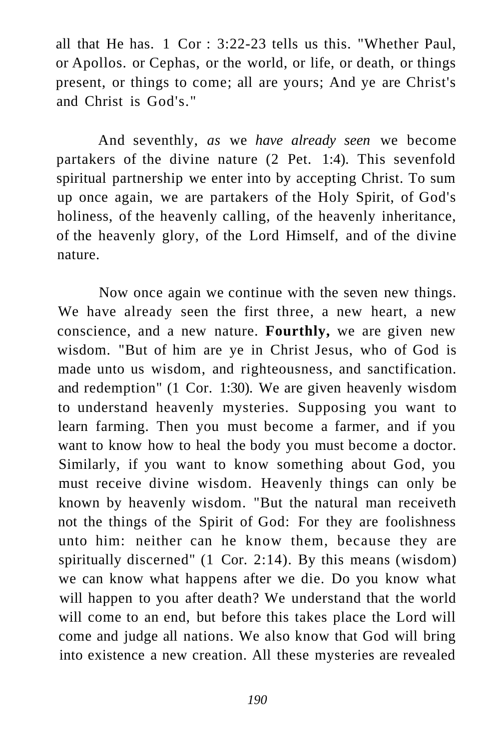all that He has. 1 Cor : 3:22-23 tells us this. "Whether Paul, or Apollos. or Cephas, or the world, or life, or death, or things present, or things to come; all are yours; And ye are Christ's and Christ is God's."

And seventhly, *as* we *have already seen* we become partakers of the divine nature (2 Pet. 1:4). This sevenfold spiritual partnership we enter into by accepting Christ. To sum up once again, we are partakers of the Holy Spirit, of God's holiness, of the heavenly calling, of the heavenly inheritance, of the heavenly glory, of the Lord Himself, and of the divine nature.

Now once again we continue with the seven new things. We have already seen the first three, a new heart, a new conscience, and a new nature. **Fourthly,** we are given new wisdom. "But of him are ye in Christ Jesus, who of God is made unto us wisdom, and righteousness, and sanctification. and redemption" (1 Cor. 1:30). We are given heavenly wisdom to understand heavenly mysteries. Supposing you want to learn farming. Then you must become a farmer, and if you want to know how to heal the body you must become a doctor. Similarly, if you want to know something about God, you must receive divine wisdom. Heavenly things can only be known by heavenly wisdom. "But the natural man receiveth not the things of the Spirit of God: For they are foolishness unto him: neither can he know them, because they are spiritually discerned" (1 Cor. 2:14). By this means (wisdom) we can know what happens after we die. Do you know what will happen to you after death? We understand that the world will come to an end, but before this takes place the Lord will come and judge all nations. We also know that God will bring into existence a new creation. All these mysteries are revealed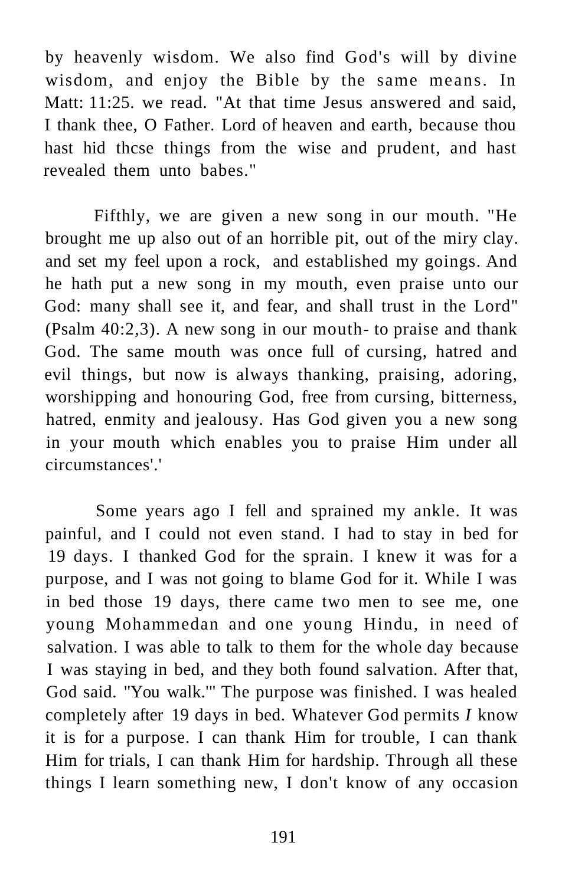by heavenly wisdom. We also find God's will by divine wisdom, and enjoy the Bible by the same means. In Matt: 11:25. we read. "At that time Jesus answered and said, I thank thee, O Father. Lord of heaven and earth, because thou hast hid thcse things from the wise and prudent, and hast revealed them unto babes."

Fifthly, we are given a new song in our mouth. "He brought me up also out of an horrible pit, out of the miry clay. and set my feel upon a rock, and established my goings. And he hath put a new song in my mouth, even praise unto our God: many shall see it, and fear, and shall trust in the Lord" (Psalm 40:2,3). A new song in our mouth- to praise and thank God. The same mouth was once full of cursing, hatred and evil things, but now is always thanking, praising, adoring, worshipping and honouring God, free from cursing, bitterness, hatred, enmity and jealousy. Has God given you a new song in your mouth which enables you to praise Him under all circumstances'.'

Some years ago I fell and sprained my ankle. It was painful, and I could not even stand. I had to stay in bed for 19 days. I thanked God for the sprain. I knew it was for a purpose, and I was not going to blame God for it. While I was in bed those 19 days, there came two men to see me, one young Mohammedan and one young Hindu, in need of salvation. I was able to talk to them for the whole day because I was staying in bed, and they both found salvation. After that, God said. "You walk.'" The purpose was finished. I was healed completely after 19 days in bed. Whatever God permits *I* know it is for a purpose. I can thank Him for trouble, I can thank Him for trials, I can thank Him for hardship. Through all these things I learn something new, I don't know of any occasion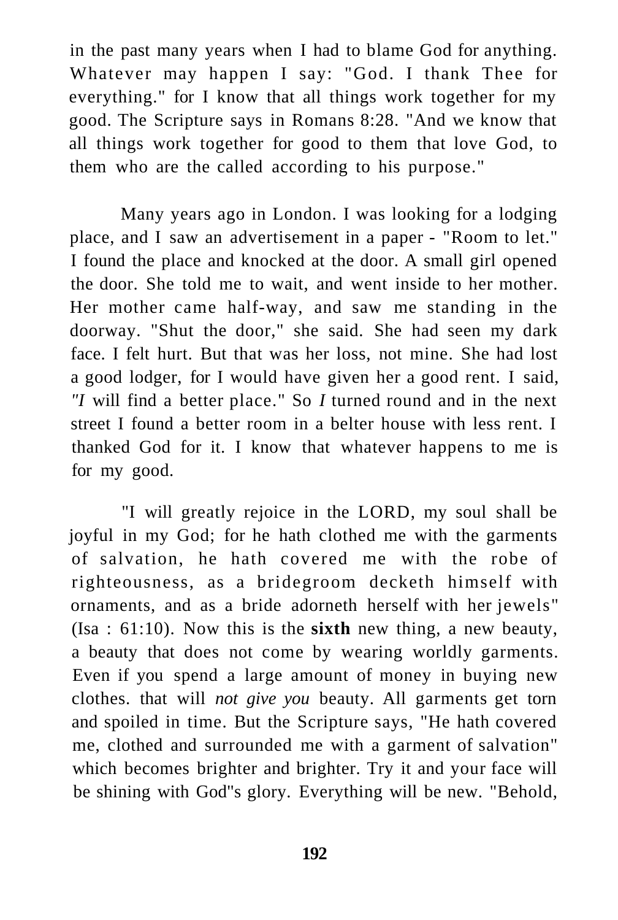in the past many years when I had to blame God for anything. Whatever may happen I say: "God. I thank Thee for everything." for I know that all things work together for my good. The Scripture says in Romans 8:28. "And we know that all things work together for good to them that love God, to them who are the called according to his purpose."

Many years ago in London. I was looking for a lodging place, and I saw an advertisement in a paper - "Room to let." I found the place and knocked at the door. A small girl opened the door. She told me to wait, and went inside to her mother. Her mother came half-way, and saw me standing in the doorway. "Shut the door," she said. She had seen my dark face. I felt hurt. But that was her loss, not mine. She had lost a good lodger, for I would have given her a good rent. I said, *"I* will find a better place." So *I* turned round and in the next street I found a better room in a belter house with less rent. I thanked God for it. I know that whatever happens to me is for my good.

"I will greatly rejoice in the LORD, my soul shall be joyful in my God; for he hath clothed me with the garments of salvation, he hath covered me with the robe of righteousness, as a bridegroom decketh himself with ornaments, and as a bride adorneth herself with her jewels" (Isa : 61:10). Now this is the **sixth** new thing, a new beauty, a beauty that does not come by wearing worldly garments. Even if you spend a large amount of money in buying new clothes. that will *not give you* beauty. All garments get torn and spoiled in time. But the Scripture says, "He hath covered me, clothed and surrounded me with a garment of salvation" which becomes brighter and brighter. Try it and your face will be shining with God"s glory. Everything will be new. "Behold,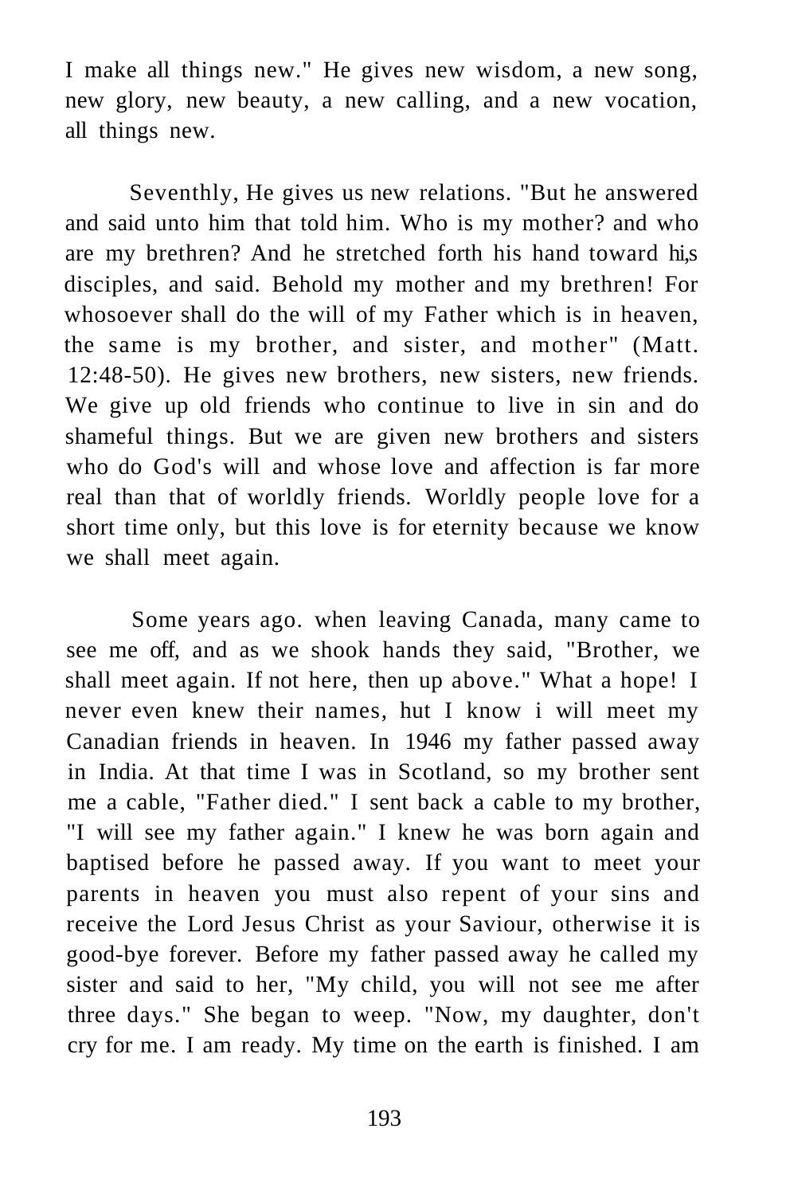I make all things new." He gives new wisdom, a new song, new glory, new beauty, a new calling, and a new vocation, all things new.

Seventhly, He gives us new relations. "But he answered and said unto him that told him. Who is my mother? and who are my brethren? And he stretched forth his hand toward hi,s disciples, and said. Behold my mother and my brethren! For whosoever shall do the will of my Father which is in heaven, the same is my brother, and sister, and mother" (Matt. 12:48-50). He gives new brothers, new sisters, new friends. We give up old friends who continue to live in sin and do shameful things. But we are given new brothers and sisters who do God's will and whose love and affection is far more real than that of worldly friends. Worldly people love for a short time only, but this love is for eternity because we know we shall meet again.

Some years ago. when leaving Canada, many came to see me off, and as we shook hands they said, "Brother, we shall meet again. If not here, then up above." What a hope! I never even knew their names, hut I know i will meet my Canadian friends in heaven. In 1946 my father passed away in India. At that time I was in Scotland, so my brother sent me a cable, "Father died." I sent back a cable to my brother, "I will see my father again." I knew he was born again and baptised before he passed away. If you want to meet your parents in heaven you must also repent of your sins and receive the Lord Jesus Christ as your Saviour, otherwise it is good-bye forever. Before my father passed away he called my sister and said to her, "My child, you will not see me after three days." She began to weep. "Now, my daughter, don't cry for me. I am ready. My time on the earth is finished. I am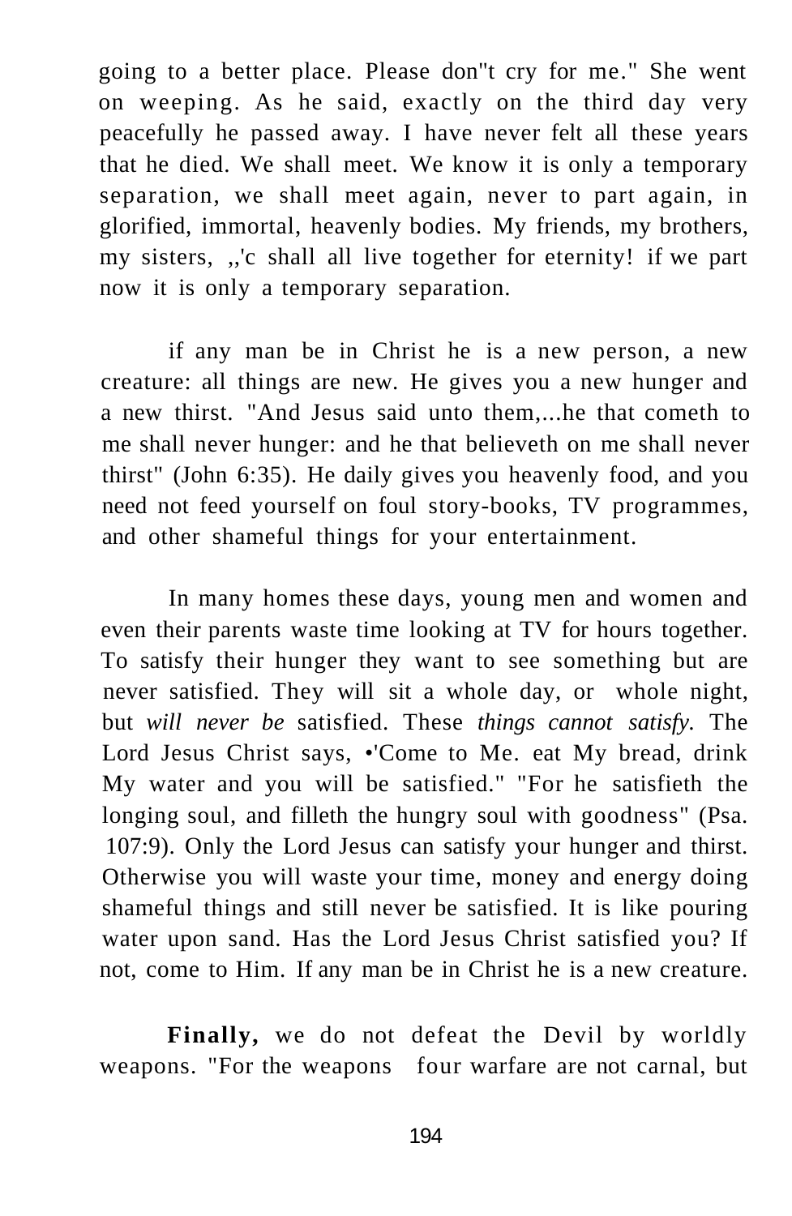going to a better place. Please don"t cry for me." She went on weeping. As he said, exactly on the third day very peacefully he passed away. I have never felt all these years that he died. We shall meet. We know it is only a temporary separation, we shall meet again, never to part again, in glorified, immortal, heavenly bodies. My friends, my brothers, my sisters, ,,'c shall all live together for eternity! if we part now it is only a temporary separation.

if any man be in Christ he is a new person, a new creature: all things are new. He gives you a new hunger and a new thirst. "And Jesus said unto them,...he that cometh to me shall never hunger: and he that believeth on me shall never thirst" (John 6:35). He daily gives you heavenly food, and you need not feed yourself on foul story-books, TV programmes, and other shameful things for your entertainment.

In many homes these days, young men and women and even their parents waste time looking at TV for hours together. To satisfy their hunger they want to see something but are never satisfied. They will sit a whole day, or whole night, but *will never be* satisfied. These *things cannot satisfy.* The Lord Jesus Christ says, •'Come to Me. eat My bread, drink My water and you will be satisfied." "For he satisfieth the longing soul, and filleth the hungry soul with goodness" (Psa. 107:9). Only the Lord Jesus can satisfy your hunger and thirst. Otherwise you will waste your time, money and energy doing shameful things and still never be satisfied. It is like pouring water upon sand. Has the Lord Jesus Christ satisfied you? If not, come to Him. If any man be in Christ he is a new creature.

**Finally,** we do not defeat the Devil by worldly weapons. "For the weapons four warfare are not carnal, but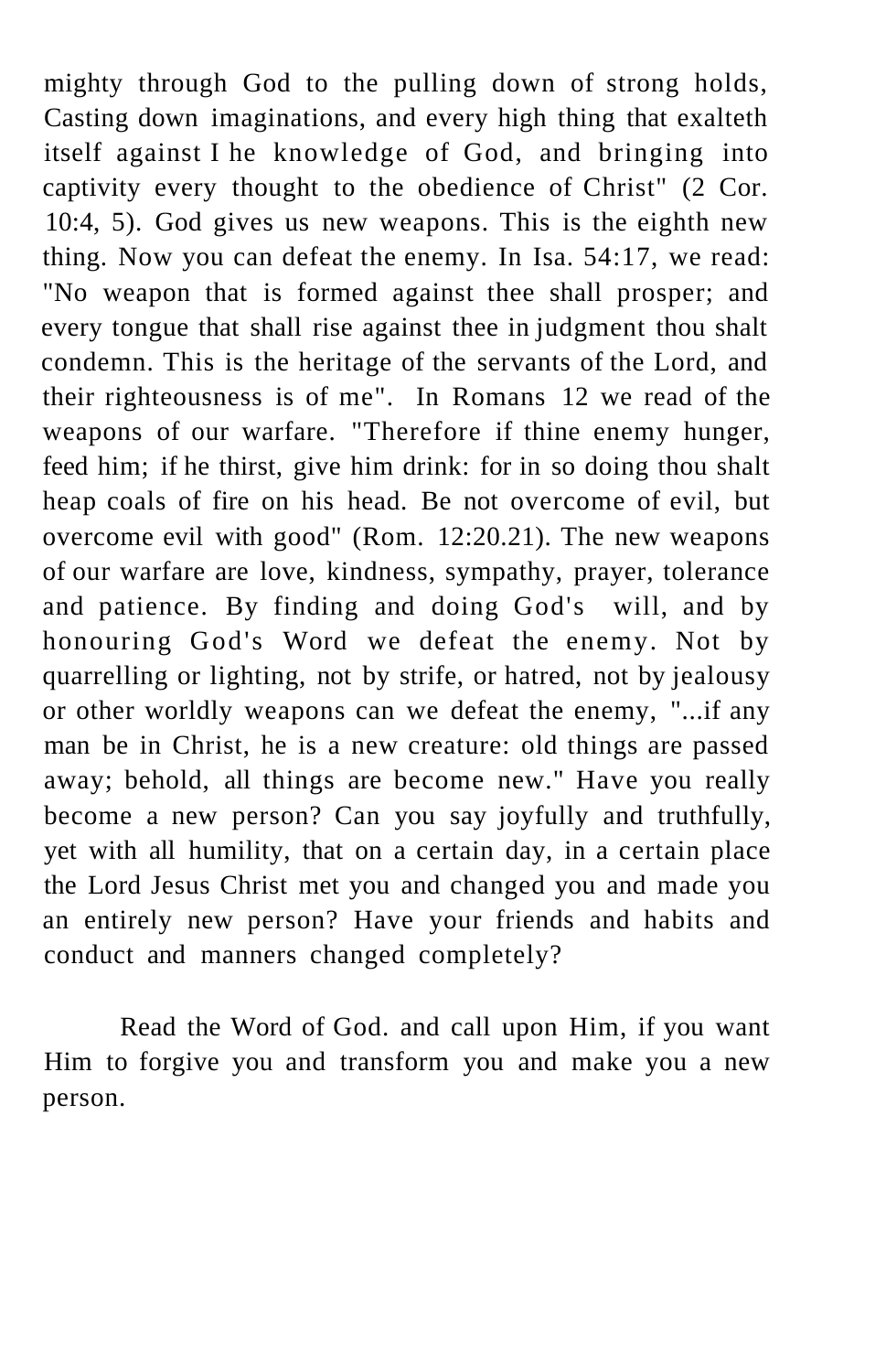mighty through God to the pulling down of strong holds, Casting down imaginations, and every high thing that exalteth itself against I he knowledge of God, and bringing into captivity every thought to the obedience of Christ" (2 Cor. 10:4, 5). God gives us new weapons. This is the eighth new thing. Now you can defeat the enemy. In Isa. 54:17, we read: "No weapon that is formed against thee shall prosper; and every tongue that shall rise against thee in judgment thou shalt condemn. This is the heritage of the servants of the Lord, and their righteousness is of me". In Romans 12 we read of the weapons of our warfare. "Therefore if thine enemy hunger, feed him; if he thirst, give him drink: for in so doing thou shalt heap coals of fire on his head. Be not overcome of evil, but overcome evil with good" (Rom. 12:20.21). The new weapons of our warfare are love, kindness, sympathy, prayer, tolerance and patience. By finding and doing God's will, and by honouring God's Word we defeat the enemy. Not by quarrelling or lighting, not by strife, or hatred, not by jealousy or other worldly weapons can we defeat the enemy, "...if any man be in Christ, he is a new creature: old things are passed away; behold, all things are become new." Have you really become a new person? Can you say joyfully and truthfully, yet with all humility, that on a certain day, in a certain place the Lord Jesus Christ met you and changed you and made you an entirely new person? Have your friends and habits and conduct and manners changed completely?

Read the Word of God. and call upon Him, if you want Him to forgive you and transform you and make you a new person.